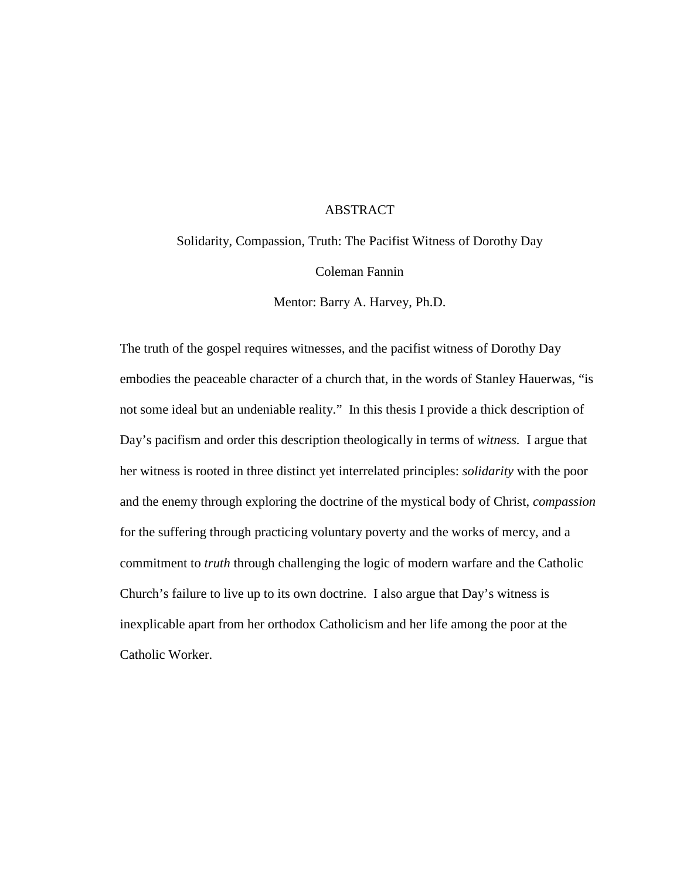# ABSTRACT

Solidarity, Compassion, Truth: The Pacifist Witness of Dorothy Day

Coleman Fannin

Mentor: Barry A. Harvey, Ph.D.

The truth of the gospel requires witnesses, and the pacifist witness of Dorothy Day embodies the peaceable character of a church that, in the words of Stanley Hauerwas, "is not some ideal but an undeniable reality." In this thesis I provide a thick description of Day's pacifism and order this description theologically in terms of *witness*. I argue that her witness is rooted in three distinct yet interrelated principles: *solidarity* with the poor and the enemy through exploring the doctrine of the mystical body of Christ, *compassion* for the suffering through practicing voluntary poverty and the works of mercy, and a commitment to *truth* through challenging the logic of modern warfare and the Catholic Church's failure to live up to its own doctrine. I also argue that Day's witness is inexplicable apart from her orthodox Catholicism and her life among the poor at the Catholic Worker.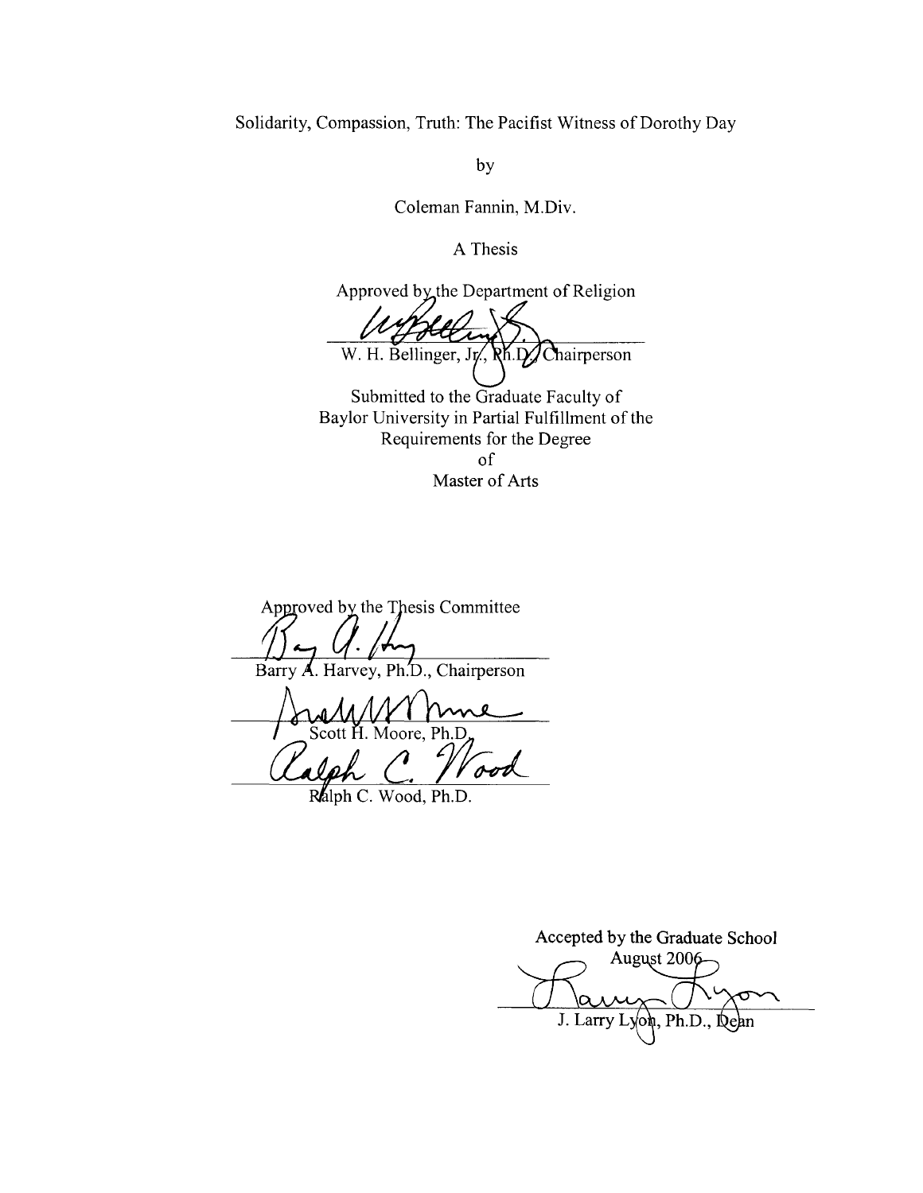Solidarity, Compassion, Truth: The Pacifist Witness of Dorothy Day

by

Coleman Fannin, M.Div.

A Thesis

Approved by the Department of Religion

W. H. Bellinger, Jr., Ph.D., Chairperson

Submitted to the Graduate Faculty of
Baylor University in Partial Fulfillment of the
Requirements for the Degree
of
Master of Arts

Approved by the Thesis Committee

Barry A. Harvey, Ph.D., Chairperson

Scott H. Moore, Ph.D.

Ralph C. Wood, Ph.D.

Accepted by the Graduate School
August 2006

J. Larry Lyon, Ph.D., Dean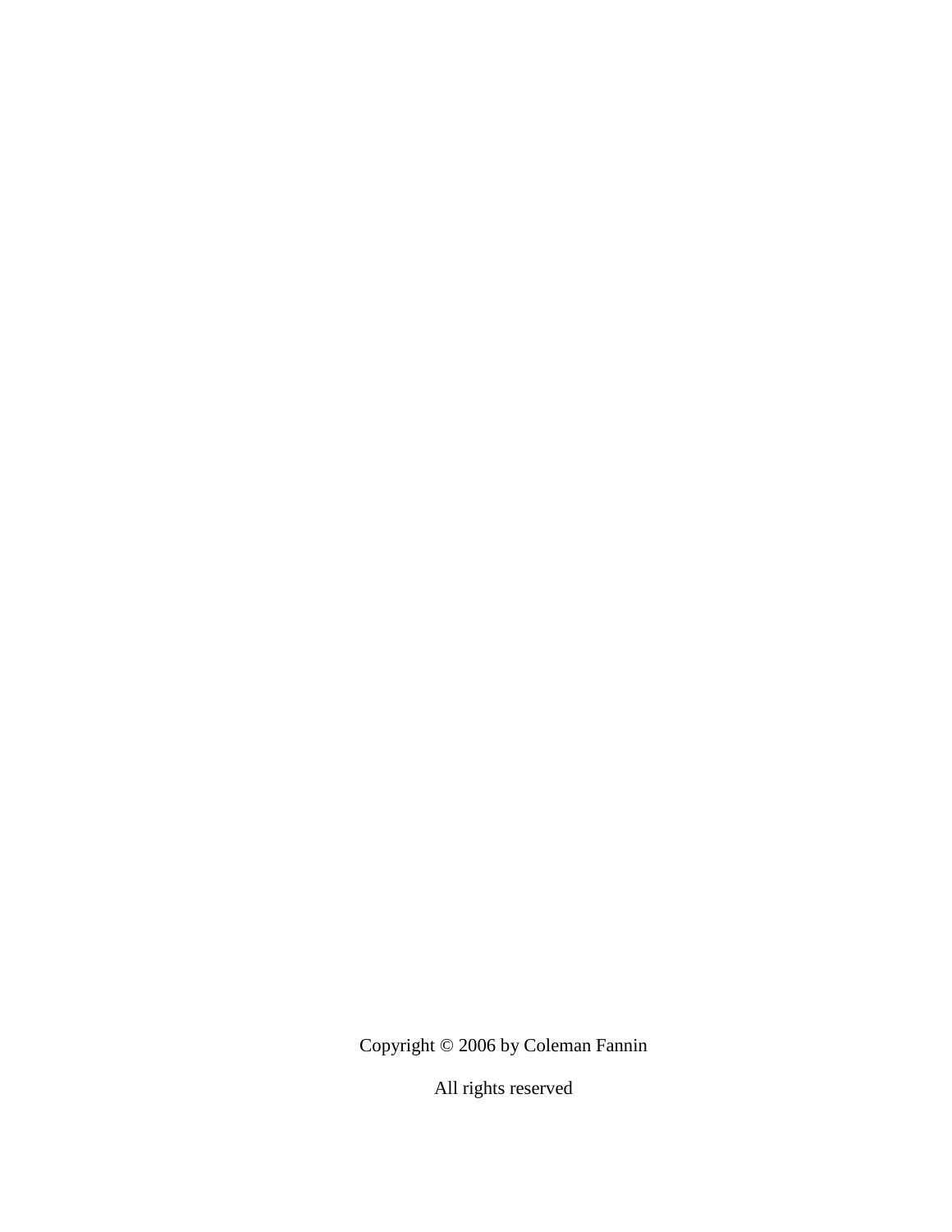Copyright © 2006 by Coleman Fannin

All rights reserved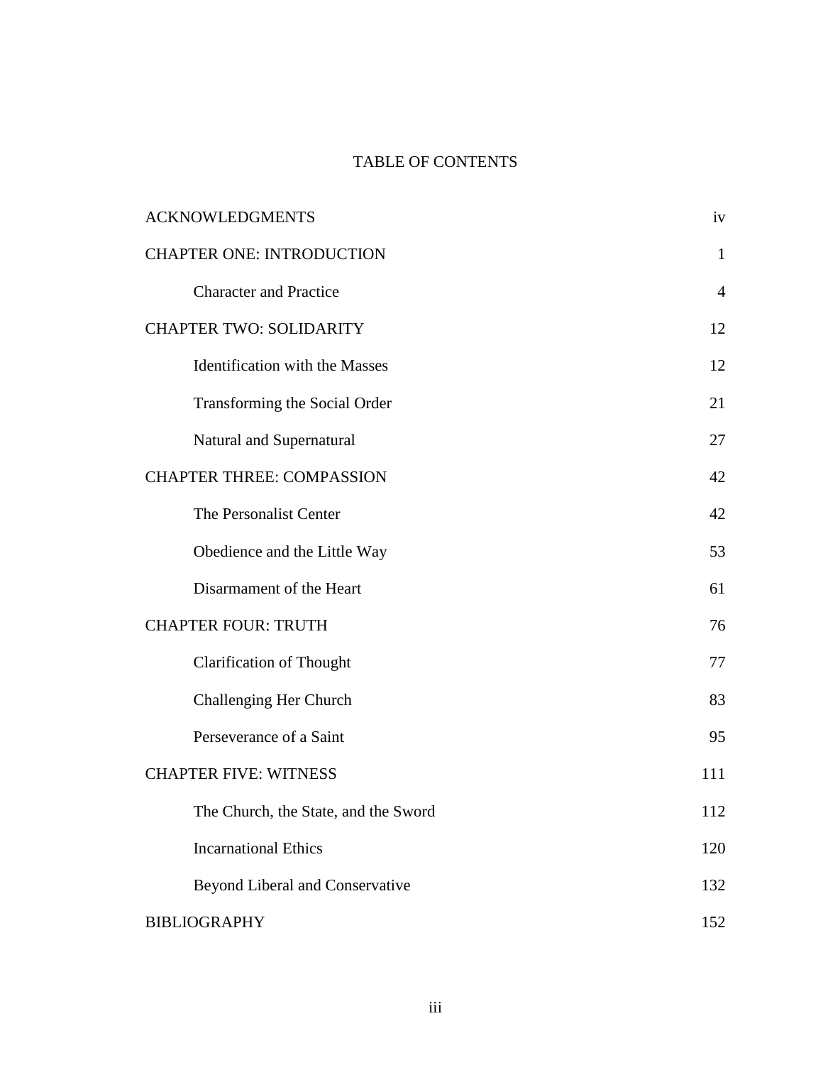# TABLE OF CONTENTS

| | |
|---|---|
| ACKNOWLEDGMENTS | iv |
| CHAPTER ONE: INTRODUCTION | 1 |
| Character and Practice | 4 |
| CHAPTER TWO: SOLIDARITY | 12 |
| Identification with the Masses | 12 |
| Transforming the Social Order | 21 |
| Natural and Supernatural | 27 |
| CHAPTER THREE: COMPASSION | 42 |
| The Personalist Center | 42 |
| Obedience and the Little Way | 53 |
| Disarmament of the Heart | 61 |
| CHAPTER FOUR: TRUTH | 76 |
| Clarification of Thought | 77 |
| Challenging Her Church | 83 |
| Perseverance of a Saint | 95 |
| CHAPTER FIVE: WITNESS | 111 |
| The Church, the State, and the Sword | 112 |
| Incarnational Ethics | 120 |
| Beyond Liberal and Conservative | 132 |
| BIBLIOGRAPHY | 152 |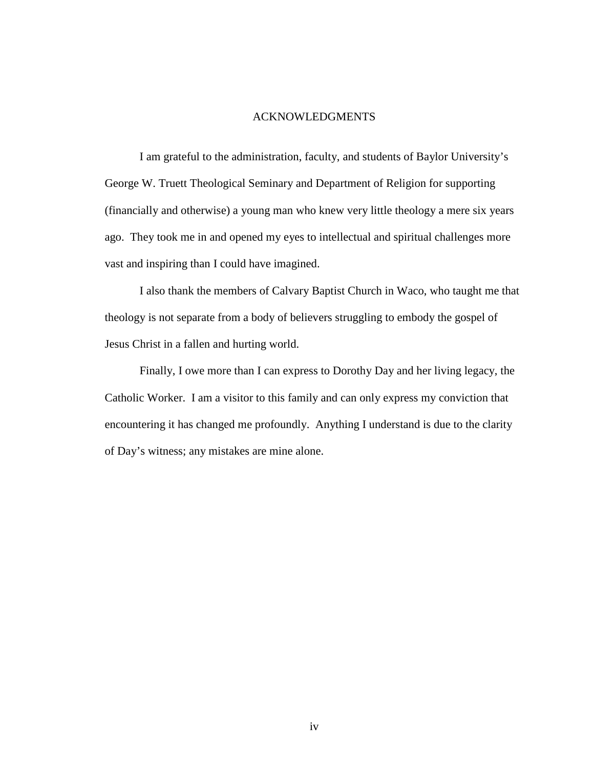# ACKNOWLEDGMENTS

I am grateful to the administration, faculty, and students of Baylor University's George W. Truett Theological Seminary and Department of Religion for supporting (financially and otherwise) a young man who knew very little theology a mere six years ago. They took me in and opened my eyes to intellectual and spiritual challenges more vast and inspiring than I could have imagined.

I also thank the members of Calvary Baptist Church in Waco, who taught me that theology is not separate from a body of believers struggling to embody the gospel of Jesus Christ in a fallen and hurting world.

Finally, I owe more than I can express to Dorothy Day and her living legacy, the Catholic Worker. I am a visitor to this family and can only express my conviction that encountering it has changed me profoundly. Anything I understand is due to the clarity of Day's witness; any mistakes are mine alone.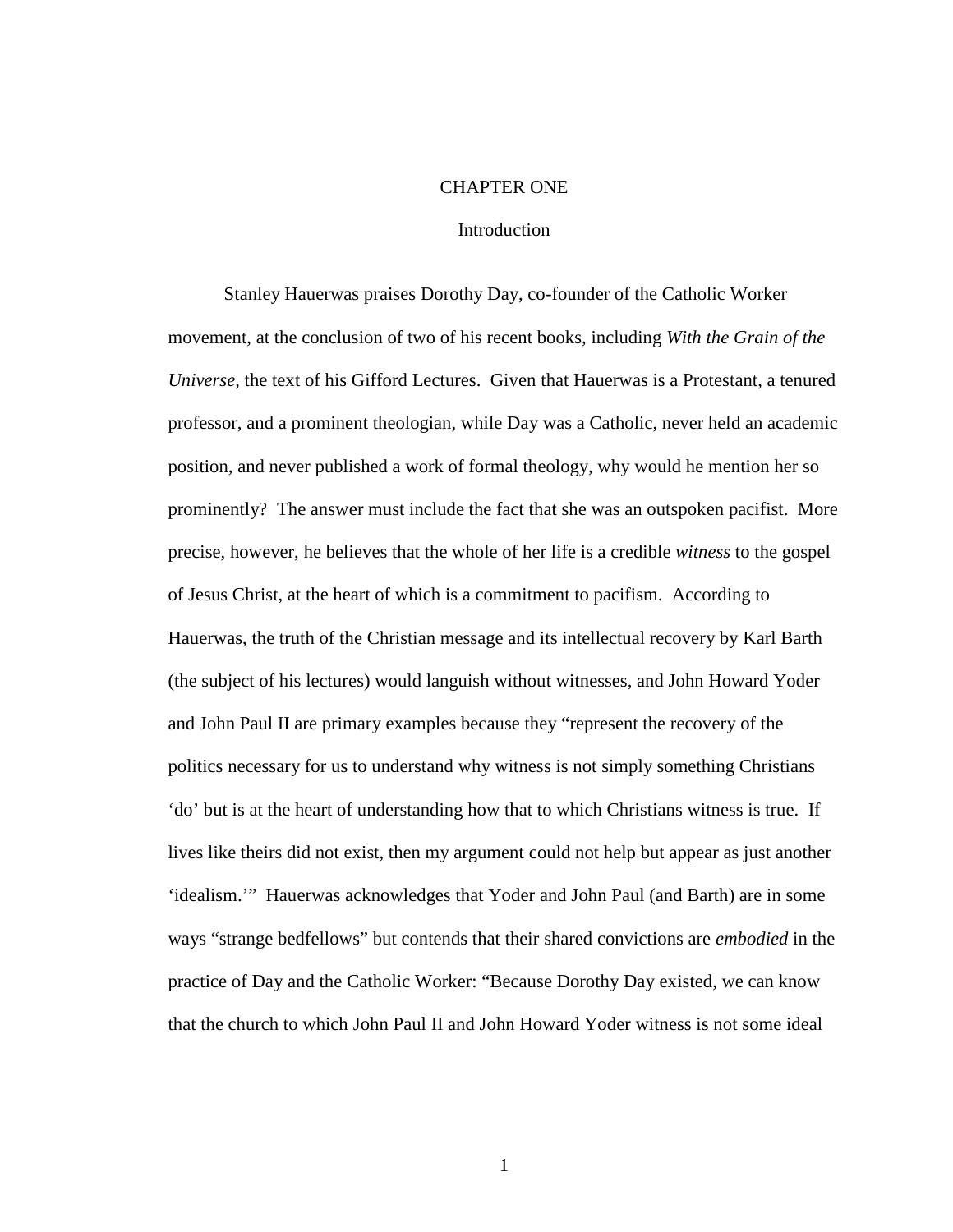# CHAPTER ONE

## Introduction

Stanley Hauerwas praises Dorothy Day, co-founder of the Catholic Worker movement, at the conclusion of two of his recent books, including *With the Grain of the Universe,* the text of his Gifford Lectures. Given that Hauerwas is a Protestant, a tenured professor, and a prominent theologian, while Day was a Catholic, never held an academic position, and never published a work of formal theology, why would he mention her so prominently? The answer must include the fact that she was an outspoken pacifist. More precise, however, he believes that the whole of her life is a credible *witness* to the gospel of Jesus Christ, at the heart of which is a commitment to pacifism. According to Hauerwas, the truth of the Christian message and its intellectual recovery by Karl Barth (the subject of his lectures) would languish without witnesses, and John Howard Yoder and John Paul II are primary examples because they "represent the recovery of the politics necessary for us to understand why witness is not simply something Christians 'do' but is at the heart of understanding how that to which Christians witness is true. If lives like theirs did not exist, then my argument could not help but appear as just another 'idealism.'" Hauerwas acknowledges that Yoder and John Paul (and Barth) are in some ways "strange bedfellows" but contends that their shared convictions are *embodied* in the practice of Day and the Catholic Worker: "Because Dorothy Day existed, we can know that the church to which John Paul II and John Howard Yoder witness is not some ideal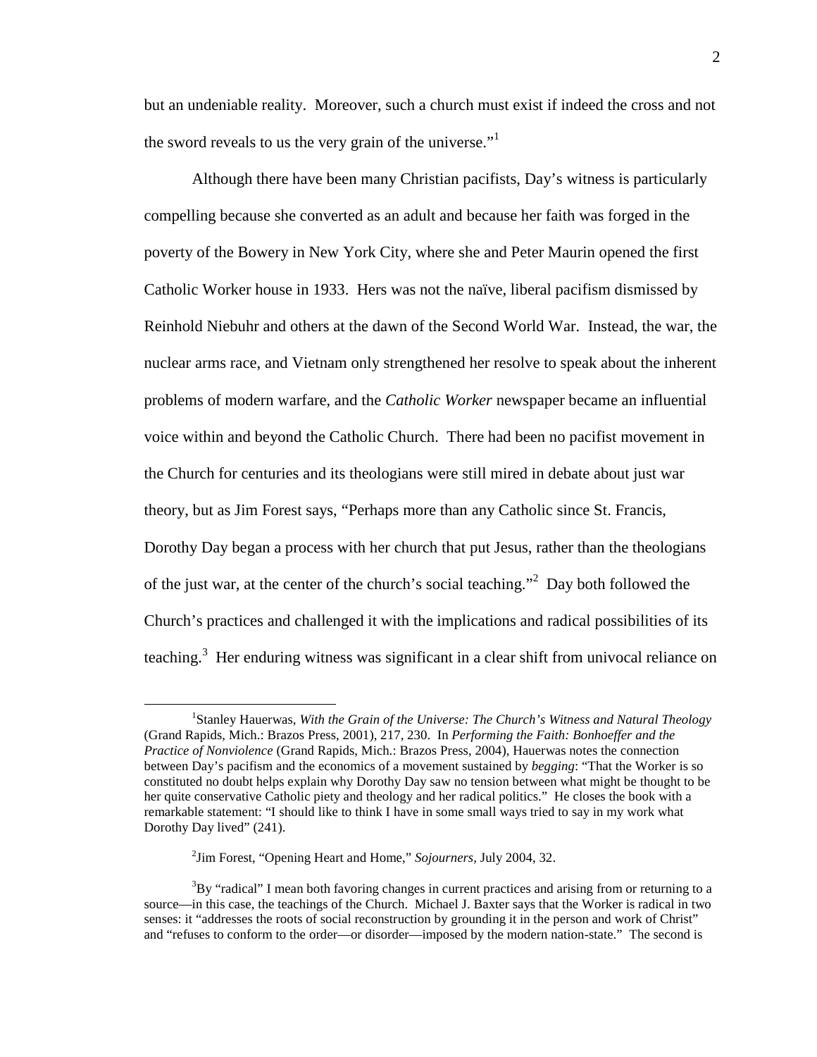but an undeniable reality. Moreover, such a church must exist if indeed the cross and not the sword reveals to us the very grain of the universe."[1]

Although there have been many Christian pacifists, Day's witness is particularly compelling because she converted as an adult and because her faith was forged in the poverty of the Bowery in New York City, where she and Peter Maurin opened the first Catholic Worker house in 1933. Hers was not the naïve, liberal pacifism dismissed by Reinhold Niebuhr and others at the dawn of the Second World War. Instead, the war, the nuclear arms race, and Vietnam only strengthened her resolve to speak about the inherent problems of modern warfare, and the *Catholic Worker* newspaper became an influential voice within and beyond the Catholic Church. There had been no pacifist movement in the Church for centuries and its theologians were still mired in debate about just war theory, but as Jim Forest says, "Perhaps more than any Catholic since St. Francis, Dorothy Day began a process with her church that put Jesus, rather than the theologians of the just war, at the center of the church's social teaching."[2] Day both followed the Church's practices and challenged it with the implications and radical possibilities of its teaching.[3] Her enduring witness was significant in a clear shift from univocal reliance on

---

[1] Stanley Hauerwas, *With the Grain of the Universe: The Church's Witness and Natural Theology* (Grand Rapids, Mich.: Brazos Press, 2001), 217, 230. In *Performing the Faith: Bonhoeffer and the Practice of Nonviolence* (Grand Rapids, Mich.: Brazos Press, 2004), Hauerwas notes the connection between Day's pacifism and the economics of a movement sustained by *begging*: "That the Worker is so constituted no doubt helps explain why Dorothy Day saw no tension between what might be thought to be her quite conservative Catholic piety and theology and her radical politics." He closes the book with a remarkable statement: "I should like to think I have in some small ways tried to say in my work what Dorothy Day lived" (241).

[2] Jim Forest, "Opening Heart and Home," *Sojourners,* July 2004, 32.

[3] By "radical" I mean both favoring changes in current practices and arising from or returning to a source—in this case, the teachings of the Church. Michael J. Baxter says that the Worker is radical in two senses: it "addresses the roots of social reconstruction by grounding it in the person and work of Christ" and "refuses to conform to the order—or disorder—imposed by the modern nation-state." The second is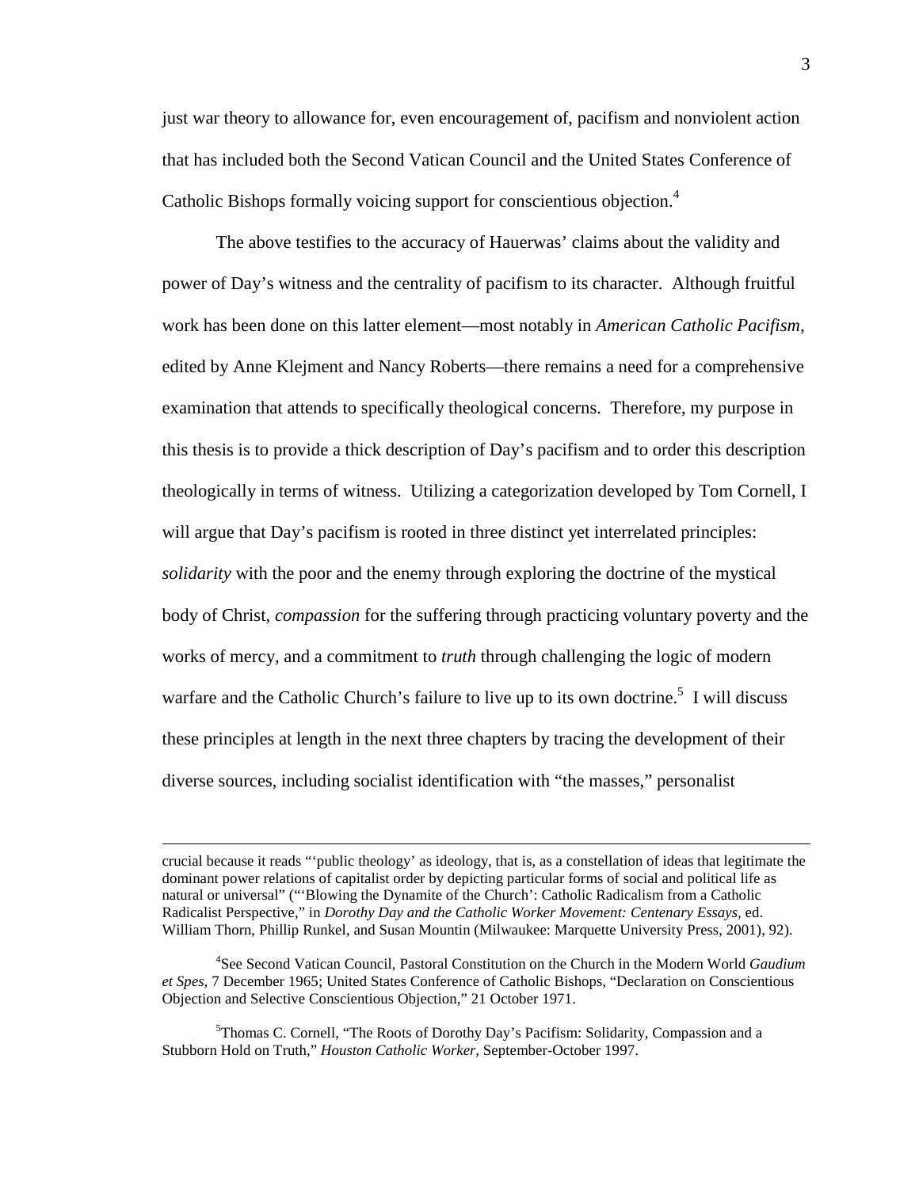just war theory to allowance for, even encouragement of, pacifism and nonviolent action that has included both the Second Vatican Council and the United States Conference of Catholic Bishops formally voicing support for conscientious objection.[4]

The above testifies to the accuracy of Hauerwas' claims about the validity and power of Day's witness and the centrality of pacifism to its character. Although fruitful work has been done on this latter element—most notably in *American Catholic Pacifism*, edited by Anne Klejment and Nancy Roberts—there remains a need for a comprehensive examination that attends to specifically theological concerns. Therefore, my purpose in this thesis is to provide a thick description of Day's pacifism and to order this description theologically in terms of witness. Utilizing a categorization developed by Tom Cornell, I will argue that Day's pacifism is rooted in three distinct yet interrelated principles: *solidarity* with the poor and the enemy through exploring the doctrine of the mystical body of Christ, *compassion* for the suffering through practicing voluntary poverty and the works of mercy, and a commitment to *truth* through challenging the logic of modern warfare and the Catholic Church's failure to live up to its own doctrine.[5] I will discuss these principles at length in the next three chapters by tracing the development of their diverse sources, including socialist identification with "the masses," personalist

---

crucial because it reads "'public theology' as ideology, that is, as a constellation of ideas that legitimate the dominant power relations of capitalist order by depicting particular forms of social and political life as natural or universal" ("'Blowing the Dynamite of the Church': Catholic Radicalism from a Catholic Radicalist Perspective," in *Dorothy Day and the Catholic Worker Movement: Centenary Essays*, ed. William Thorn, Phillip Runkel, and Susan Mountin (Milwaukee: Marquette University Press, 2001), 92).

[4]See Second Vatican Council, Pastoral Constitution on the Church in the Modern World *Gaudium et Spes*, 7 December 1965; United States Conference of Catholic Bishops, "Declaration on Conscientious Objection and Selective Conscientious Objection," 21 October 1971.

[5]Thomas C. Cornell, "The Roots of Dorothy Day's Pacifism: Solidarity, Compassion and a Stubborn Hold on Truth," *Houston Catholic Worker*, September-October 1997.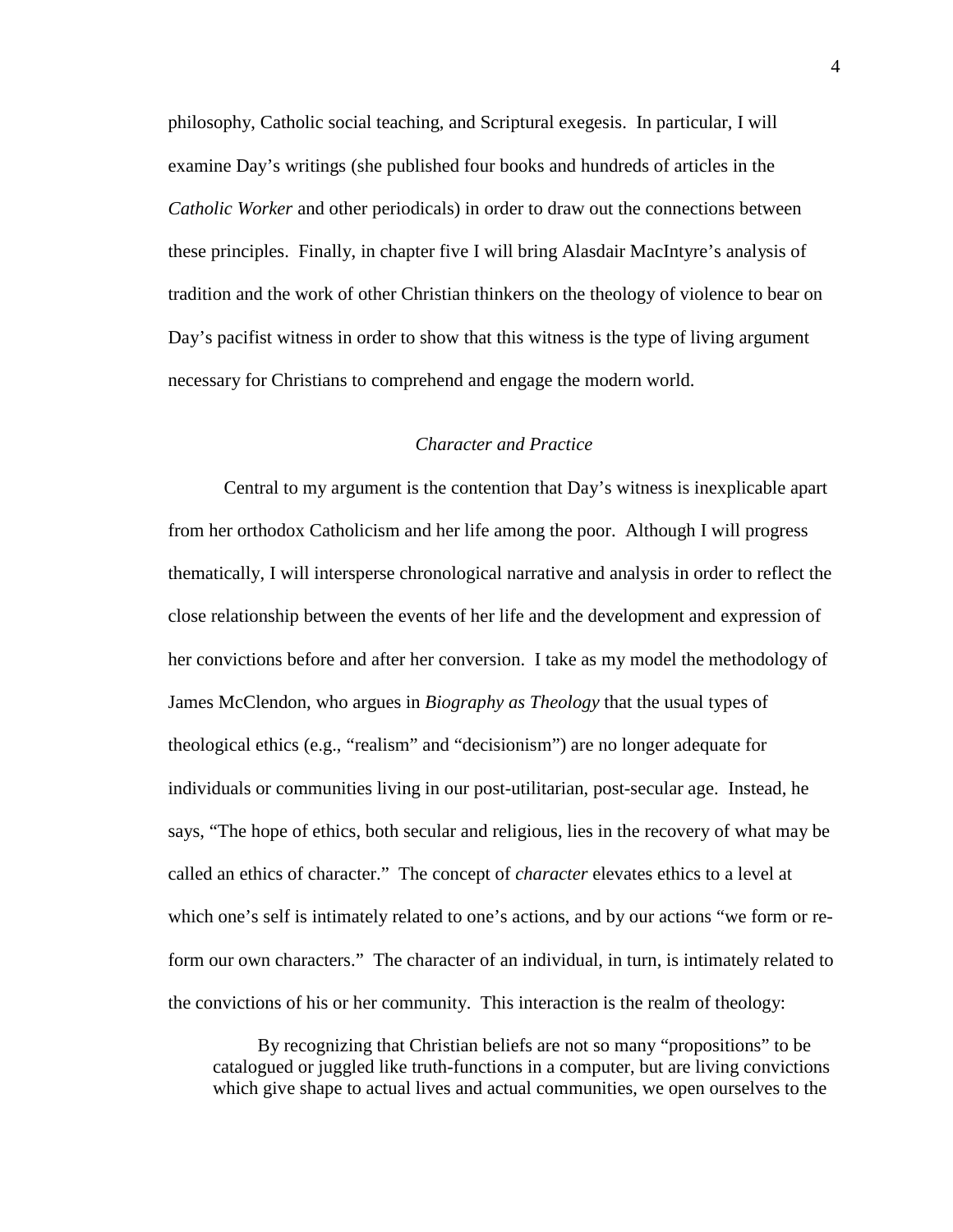philosophy, Catholic social teaching, and Scriptural exegesis. In particular, I will examine Day's writings (she published four books and hundreds of articles in the *Catholic Worker* and other periodicals) in order to draw out the connections between these principles. Finally, in chapter five I will bring Alasdair MacIntyre's analysis of tradition and the work of other Christian thinkers on the theology of violence to bear on Day's pacifist witness in order to show that this witness is the type of living argument necessary for Christians to comprehend and engage the modern world.

### *Character and Practice*

Central to my argument is the contention that Day's witness is inexplicable apart from her orthodox Catholicism and her life among the poor. Although I will progress thematically, I will intersperse chronological narrative and analysis in order to reflect the close relationship between the events of her life and the development and expression of her convictions before and after her conversion. I take as my model the methodology of James McClendon, who argues in *Biography as Theology* that the usual types of theological ethics (e.g., "realism" and "decisionism") are no longer adequate for individuals or communities living in our post-utilitarian, post-secular age. Instead, he says, "The hope of ethics, both secular and religious, lies in the recovery of what may be called an ethics of character." The concept of *character* elevates ethics to a level at which one's self is intimately related to one's actions, and by our actions "we form or re-form our own characters." The character of an individual, in turn, is intimately related to the convictions of his or her community. This interaction is the realm of theology:

> By recognizing that Christian beliefs are not so many "propositions" to be catalogued or juggled like truth-functions in a computer, but are living convictions which give shape to actual lives and actual communities, we open ourselves to the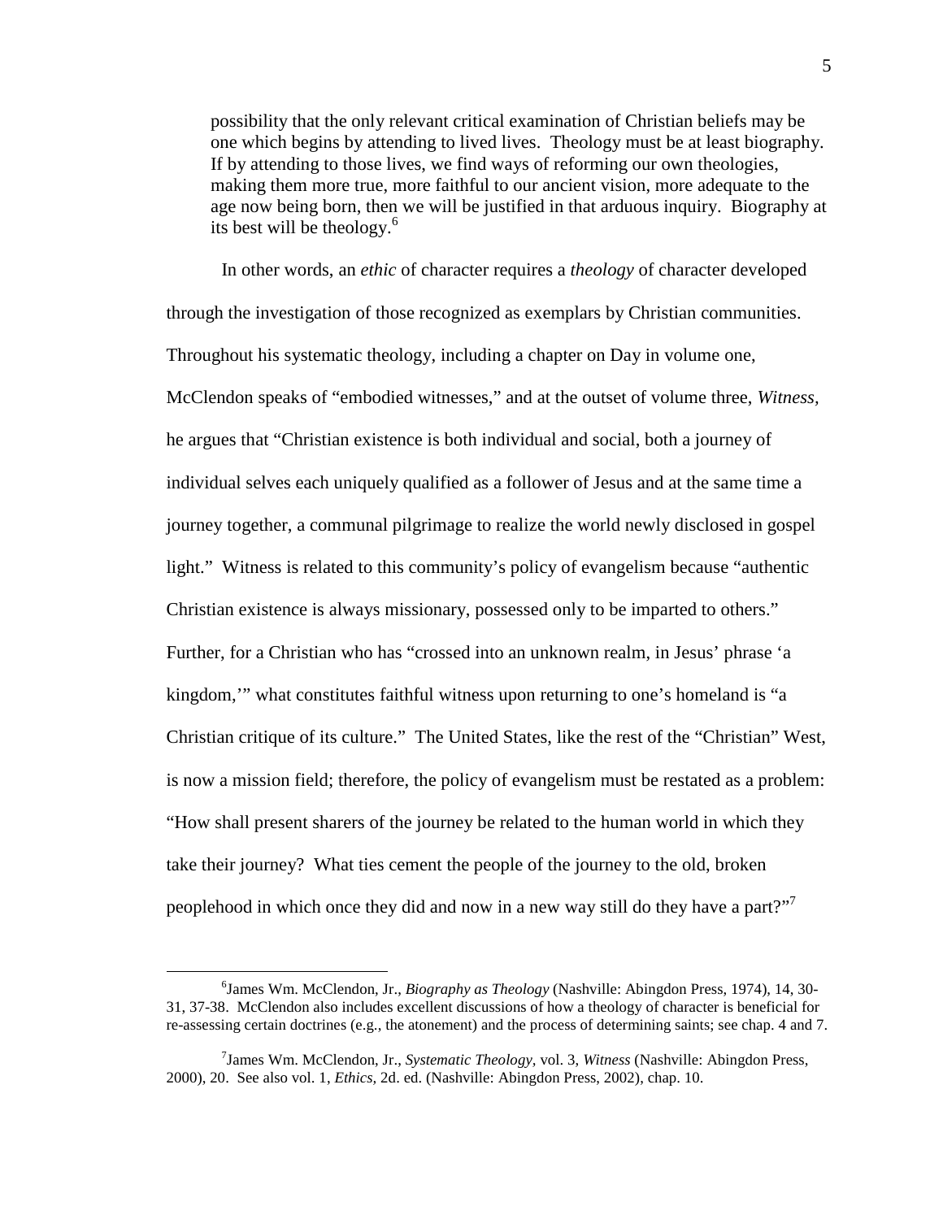> possibility that the only relevant critical examination of Christian beliefs may be one which begins by attending to lived lives. Theology must be at least biography. If by attending to those lives, we find ways of reforming our own theologies, making them more true, more faithful to our ancient vision, more adequate to the age now being born, then we will be justified in that arduous inquiry. Biography at its best will be theology.[6]

In other words, an *ethic* of character requires a *theology* of character developed through the investigation of those recognized as exemplars by Christian communities. Throughout his systematic theology, including a chapter on Day in volume one, McClendon speaks of "embodied witnesses," and at the outset of volume three, *Witness,* he argues that "Christian existence is both individual and social, both a journey of individual selves each uniquely qualified as a follower of Jesus and at the same time a journey together, a communal pilgrimage to realize the world newly disclosed in gospel light." Witness is related to this community's policy of evangelism because "authentic Christian existence is always missionary, possessed only to be imparted to others." Further, for a Christian who has "crossed into an unknown realm, in Jesus' phrase 'a kingdom,'" what constitutes faithful witness upon returning to one's homeland is "a Christian critique of its culture." The United States, like the rest of the "Christian" West, is now a mission field; therefore, the policy of evangelism must be restated as a problem: "How shall present sharers of the journey be related to the human world in which they take their journey? What ties cement the people of the journey to the old, broken peoplehood in which once they did and now in a new way still do they have a part?"[7]

---

[6] James Wm. McClendon, Jr., *Biography as Theology* (Nashville: Abingdon Press, 1974), 14, 30-31, 37-38. McClendon also includes excellent discussions of how a theology of character is beneficial for re-assessing certain doctrines (e.g., the atonement) and the process of determining saints; see chap. 4 and 7.

[7] James Wm. McClendon, Jr., *Systematic Theology,* vol. 3, *Witness* (Nashville: Abingdon Press, 2000), 20. See also vol. 1, *Ethics,* 2d. ed. (Nashville: Abingdon Press, 2002), chap. 10.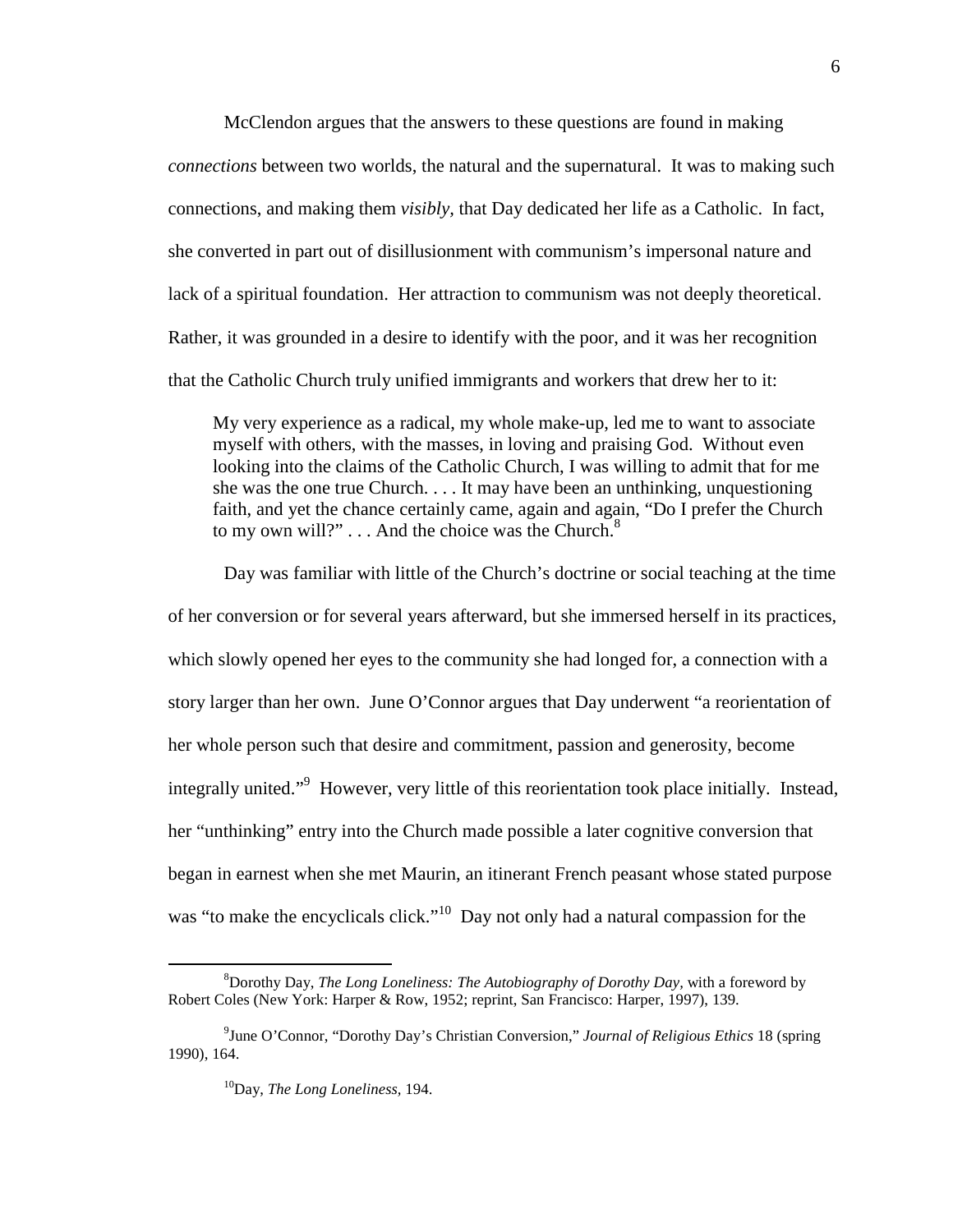McClendon argues that the answers to these questions are found in making *connections* between two worlds, the natural and the supernatural. It was to making such connections, and making them *visibly*, that Day dedicated her life as a Catholic. In fact, she converted in part out of disillusionment with communism's impersonal nature and lack of a spiritual foundation. Her attraction to communism was not deeply theoretical. Rather, it was grounded in a desire to identify with the poor, and it was her recognition that the Catholic Church truly unified immigrants and workers that drew her to it:

> My very experience as a radical, my whole make-up, led me to want to associate myself with others, with the masses, in loving and praising God. Without even looking into the claims of the Catholic Church, I was willing to admit that for me she was the one true Church. . . . It may have been an unthinking, unquestioning faith, and yet the chance certainly came, again and again, "Do I prefer the Church to my own will?" . . . And the choice was the Church.[8]

Day was familiar with little of the Church's doctrine or social teaching at the time of her conversion or for several years afterward, but she immersed herself in its practices, which slowly opened her eyes to the community she had longed for, a connection with a story larger than her own. June O'Connor argues that Day underwent "a reorientation of her whole person such that desire and commitment, passion and generosity, become integrally united."[9] However, very little of this reorientation took place initially. Instead, her "unthinking" entry into the Church made possible a later cognitive conversion that began in earnest when she met Maurin, an itinerant French peasant whose stated purpose was "to make the encyclicals click."[10] Day not only had a natural compassion for the

---

[8]Dorothy Day, *The Long Loneliness: The Autobiography of Dorothy Day*, with a foreword by Robert Coles (New York: Harper & Row, 1952; reprint, San Francisco: Harper, 1997), 139.

[9]June O'Connor, "Dorothy Day's Christian Conversion," *Journal of Religious Ethics* 18 (spring 1990), 164.

[10]Day, *The Long Loneliness*, 194.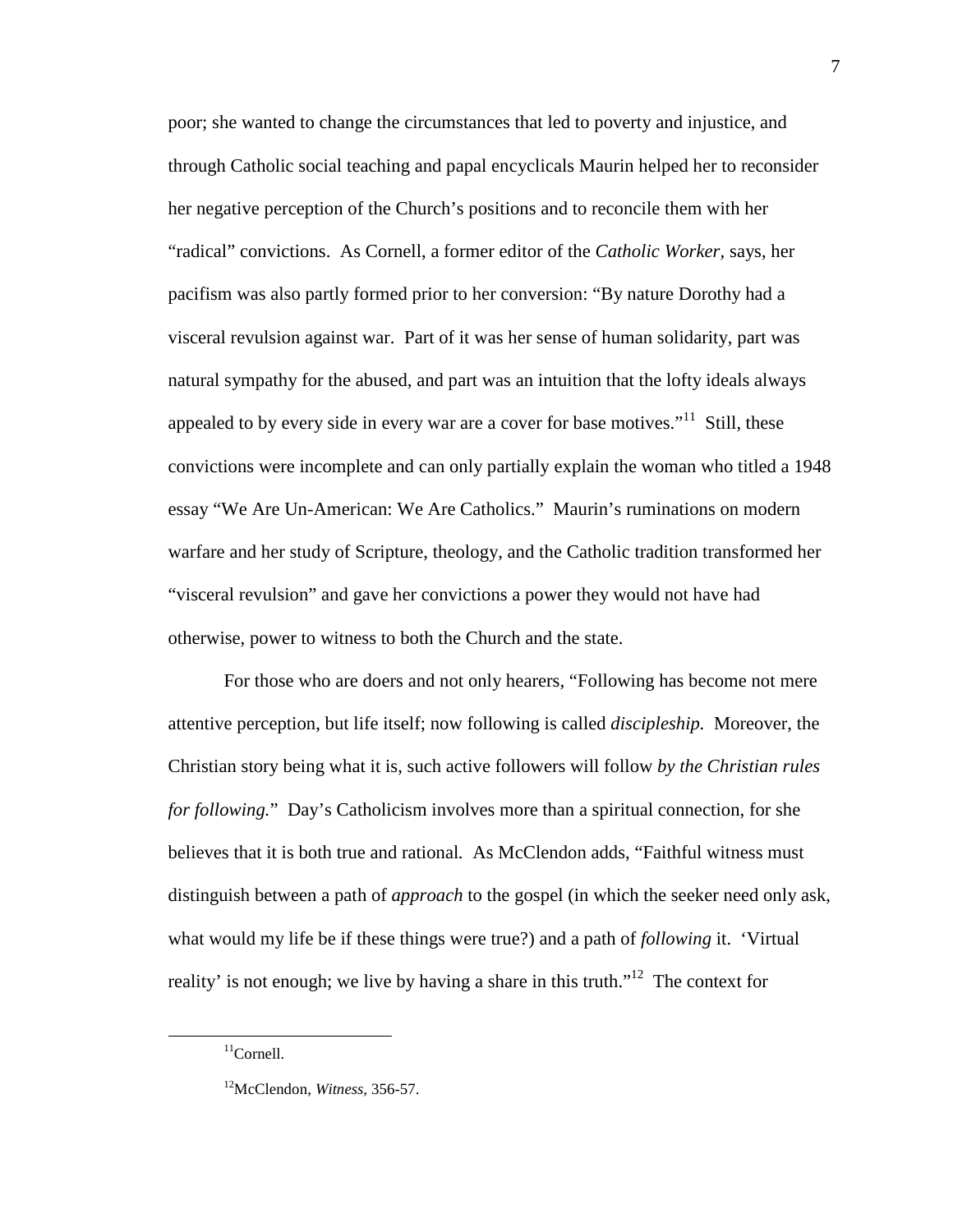poor; she wanted to change the circumstances that led to poverty and injustice, and through Catholic social teaching and papal encyclicals Maurin helped her to reconsider her negative perception of the Church's positions and to reconcile them with her "radical" convictions. As Cornell, a former editor of the *Catholic Worker,* says, her pacifism was also partly formed prior to her conversion: "By nature Dorothy had a visceral revulsion against war. Part of it was her sense of human solidarity, part was natural sympathy for the abused, and part was an intuition that the lofty ideals always appealed to by every side in every war are a cover for base motives."[11] Still, these convictions were incomplete and can only partially explain the woman who titled a 1948 essay "We Are Un-American: We Are Catholics." Maurin's ruminations on modern warfare and her study of Scripture, theology, and the Catholic tradition transformed her "visceral revulsion" and gave her convictions a power they would not have had otherwise, power to witness to both the Church and the state.

For those who are doers and not only hearers, "Following has become not mere attentive perception, but life itself; now following is called *discipleship.* Moreover, the Christian story being what it is, such active followers will follow *by the Christian rules for following.*" Day's Catholicism involves more than a spiritual connection, for she believes that it is both true and rational. As McClendon adds, "Faithful witness must distinguish between a path of *approach* to the gospel (in which the seeker need only ask, what would my life be if these things were true?) and a path of *following* it. 'Virtual reality' is not enough; we live by having a share in this truth."[12] The context for

[11]Cornell.

[12]McClendon, *Witness*, 356-57.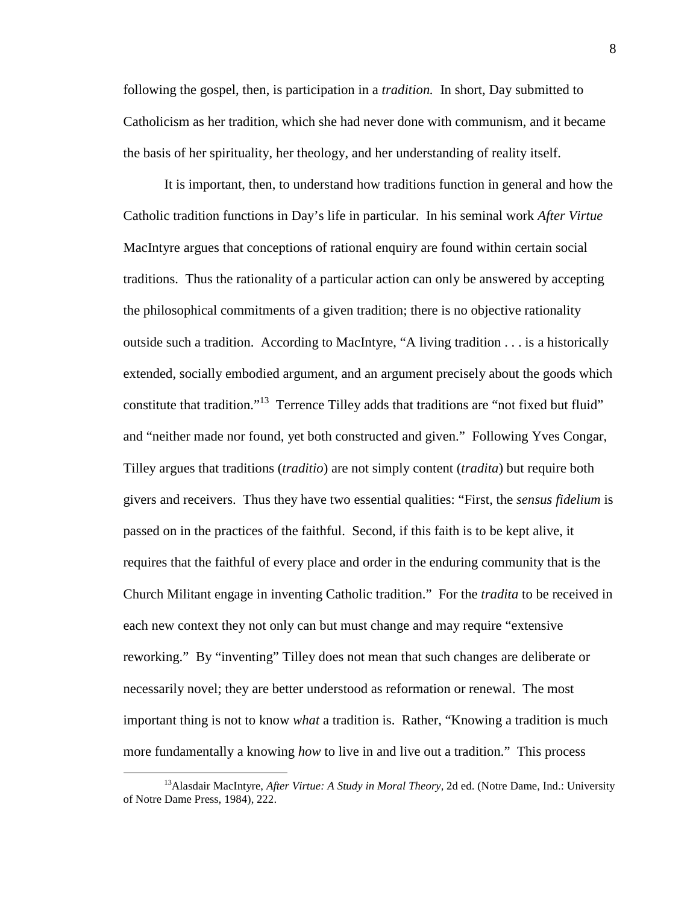following the gospel, then, is participation in a *tradition.* In short, Day submitted to Catholicism as her tradition, which she had never done with communism, and it became the basis of her spirituality, her theology, and her understanding of reality itself.

It is important, then, to understand how traditions function in general and how the Catholic tradition functions in Day's life in particular. In his seminal work *After Virtue* MacIntyre argues that conceptions of rational enquiry are found within certain social traditions. Thus the rationality of a particular action can only be answered by accepting the philosophical commitments of a given tradition; there is no objective rationality outside such a tradition. According to MacIntyre, "A living tradition . . . is a historically extended, socially embodied argument, and an argument precisely about the goods which constitute that tradition."[13] Terrence Tilley adds that traditions are "not fixed but fluid" and "neither made nor found, yet both constructed and given." Following Yves Congar, Tilley argues that traditions (*traditio*) are not simply content (*tradita*) but require both givers and receivers. Thus they have two essential qualities: "First, the *sensus fidelium* is passed on in the practices of the faithful. Second, if this faith is to be kept alive, it requires that the faithful of every place and order in the enduring community that is the Church Militant engage in inventing Catholic tradition." For the *tradita* to be received in each new context they not only can but must change and may require "extensive reworking." By "inventing" Tilley does not mean that such changes are deliberate or necessarily novel; they are better understood as reformation or renewal. The most important thing is not to know *what* a tradition is. Rather, "Knowing a tradition is much more fundamentally a knowing *how* to live in and live out a tradition." This process

[13]Alasdair MacIntyre, *After Virtue: A Study in Moral Theory*, 2d ed. (Notre Dame, Ind.: University of Notre Dame Press, 1984), 222.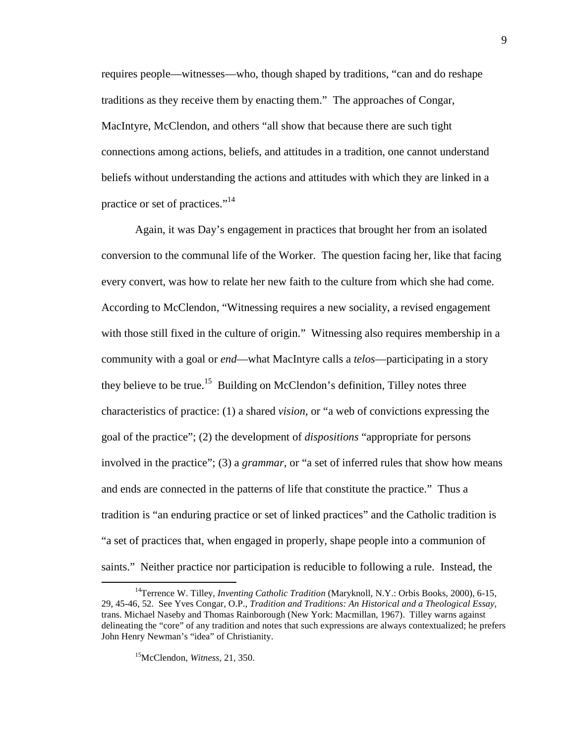requires people—witnesses—who, though shaped by traditions, "can and do reshape traditions as they receive them by enacting them." The approaches of Congar, MacIntyre, McClendon, and others "all show that because there are such tight connections among actions, beliefs, and attitudes in a tradition, one cannot understand beliefs without understanding the actions and attitudes with which they are linked in a practice or set of practices."[14]

Again, it was Day's engagement in practices that brought her from an isolated conversion to the communal life of the Worker. The question facing her, like that facing every convert, was how to relate her new faith to the culture from which she had come. According to McClendon, "Witnessing requires a new sociality, a revised engagement with those still fixed in the culture of origin." Witnessing also requires membership in a community with a goal or *end*—what MacIntyre calls a *telos*—participating in a story they believe to be true.[15] Building on McClendon's definition, Tilley notes three characteristics of practice: (1) a shared *vision*, or "a web of convictions expressing the goal of the practice"; (2) the development of *dispositions* "appropriate for persons involved in the practice"; (3) a *grammar*, or "a set of inferred rules that show how means and ends are connected in the patterns of life that constitute the practice." Thus a tradition is "an enduring practice or set of linked practices" and the Catholic tradition is "a set of practices that, when engaged in properly, shape people into a communion of saints." Neither practice nor participation is reducible to following a rule. Instead, the

---

[14] Terrence W. Tilley, *Inventing Catholic Tradition* (Maryknoll, N.Y.: Orbis Books, 2000), 6-15, 29, 45-46, 52. See Yves Congar, O.P., *Tradition and Traditions: An Historical and a Theological Essay*, trans. Michael Naseby and Thomas Rainborough (New York: Macmillan, 1967). Tilley warns against delineating the "core" of any tradition and notes that such expressions are always contextualized; he prefers John Henry Newman's "idea" of Christianity.

[15] McClendon, *Witness*, 21, 350.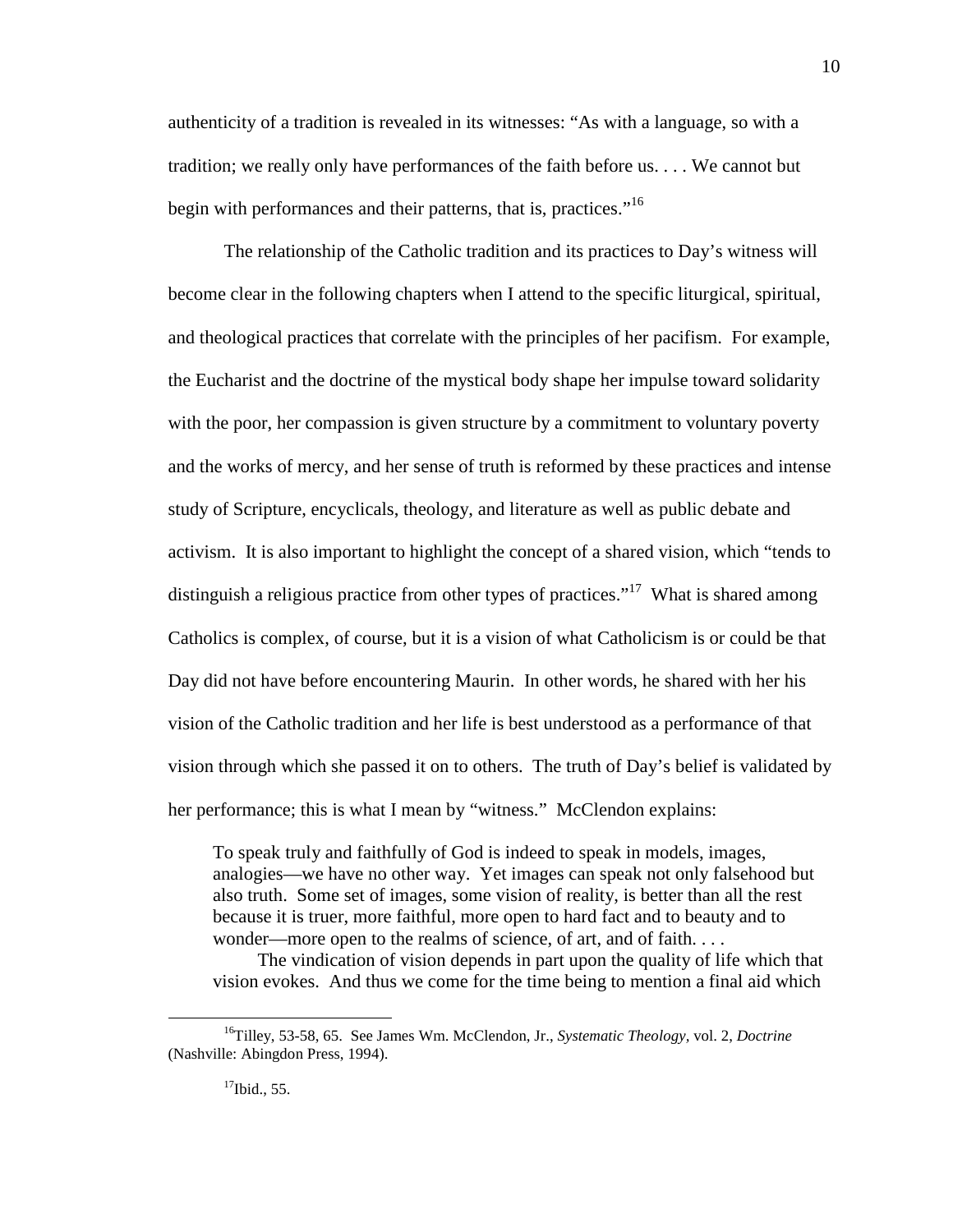authenticity of a tradition is revealed in its witnesses: "As with a language, so with a tradition; we really only have performances of the faith before us. . . . We cannot but begin with performances and their patterns, that is, practices."[16]

The relationship of the Catholic tradition and its practices to Day's witness will become clear in the following chapters when I attend to the specific liturgical, spiritual, and theological practices that correlate with the principles of her pacifism. For example, the Eucharist and the doctrine of the mystical body shape her impulse toward solidarity with the poor, her compassion is given structure by a commitment to voluntary poverty and the works of mercy, and her sense of truth is reformed by these practices and intense study of Scripture, encyclicals, theology, and literature as well as public debate and activism. It is also important to highlight the concept of a shared vision, which "tends to distinguish a religious practice from other types of practices."[17] What is shared among Catholics is complex, of course, but it is a vision of what Catholicism is or could be that Day did not have before encountering Maurin. In other words, he shared with her his vision of the Catholic tradition and her life is best understood as a performance of that vision through which she passed it on to others. The truth of Day's belief is validated by her performance; this is what I mean by "witness." McClendon explains:

> To speak truly and faithfully of God is indeed to speak in models, images, analogies—we have no other way. Yet images can speak not only falsehood but also truth. Some set of images, some vision of reality, is better than all the rest because it is truer, more faithful, more open to hard fact and to beauty and to wonder—more open to the realms of science, of art, and of faith. . . .
>
> The vindication of vision depends in part upon the quality of life which that vision evokes. And thus we come for the time being to mention a final aid which

---

[16]Tilley, 53-58, 65. See James Wm. McClendon, Jr., *Systematic Theology,* vol. 2, *Doctrine* (Nashville: Abingdon Press, 1994).

[17]Ibid., 55.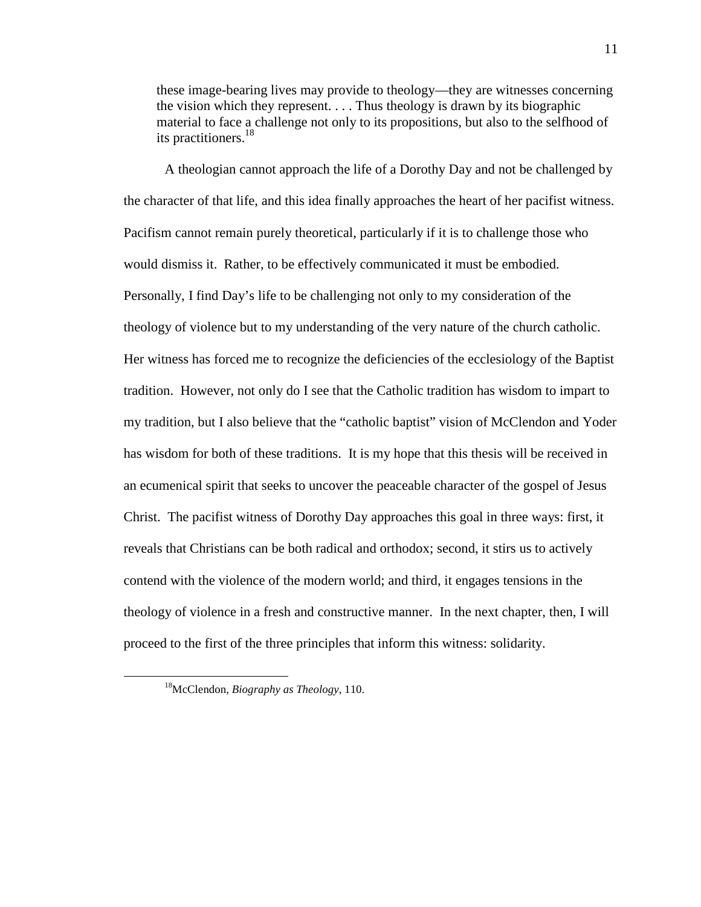> these image-bearing lives may provide to theology—they are witnesses concerning the vision which they represent. . . . Thus theology is drawn by its biographic material to face a challenge not only to its propositions, but also to the selfhood of its practitioners.[18]

A theologian cannot approach the life of a Dorothy Day and not be challenged by the character of that life, and this idea finally approaches the heart of her pacifist witness. Pacifism cannot remain purely theoretical, particularly if it is to challenge those who would dismiss it. Rather, to be effectively communicated it must be embodied. Personally, I find Day's life to be challenging not only to my consideration of the theology of violence but to my understanding of the very nature of the church catholic. Her witness has forced me to recognize the deficiencies of the ecclesiology of the Baptist tradition. However, not only do I see that the Catholic tradition has wisdom to impart to my tradition, but I also believe that the "catholic baptist" vision of McClendon and Yoder has wisdom for both of these traditions. It is my hope that this thesis will be received in an ecumenical spirit that seeks to uncover the peaceable character of the gospel of Jesus Christ. The pacifist witness of Dorothy Day approaches this goal in three ways: first, it reveals that Christians can be both radical and orthodox; second, it stirs us to actively contend with the violence of the modern world; and third, it engages tensions in the theology of violence in a fresh and constructive manner. In the next chapter, then, I will proceed to the first of the three principles that inform this witness: solidarity.

---

[18] McClendon, *Biography as Theology*, 110.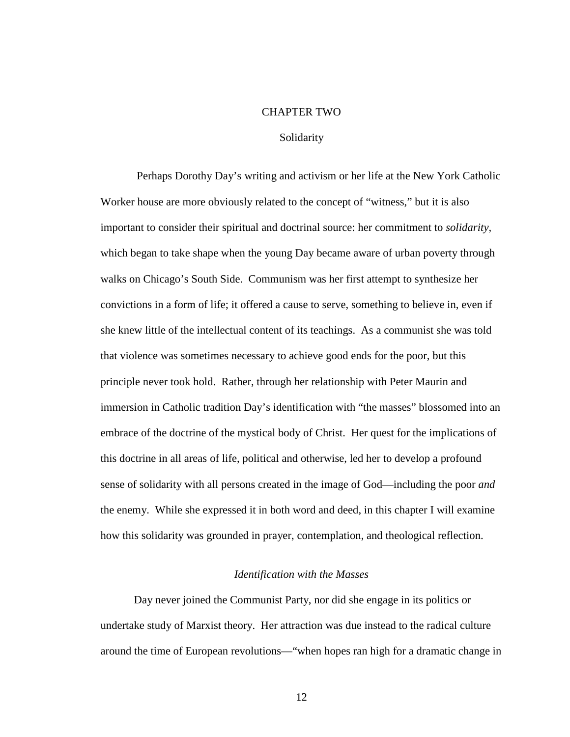# CHAPTER TWO

## Solidarity

Perhaps Dorothy Day's writing and activism or her life at the New York Catholic Worker house are more obviously related to the concept of "witness," but it is also important to consider their spiritual and doctrinal source: her commitment to *solidarity*, which began to take shape when the young Day became aware of urban poverty through walks on Chicago's South Side. Communism was her first attempt to synthesize her convictions in a form of life; it offered a cause to serve, something to believe in, even if she knew little of the intellectual content of its teachings. As a communist she was told that violence was sometimes necessary to achieve good ends for the poor, but this principle never took hold. Rather, through her relationship with Peter Maurin and immersion in Catholic tradition Day's identification with "the masses" blossomed into an embrace of the doctrine of the mystical body of Christ. Her quest for the implications of this doctrine in all areas of life, political and otherwise, led her to develop a profound sense of solidarity with all persons created in the image of God—including the poor *and* the enemy. While she expressed it in both word and deed, in this chapter I will examine how this solidarity was grounded in prayer, contemplation, and theological reflection.

### *Identification with the Masses*

Day never joined the Communist Party, nor did she engage in its politics or undertake study of Marxist theory. Her attraction was due instead to the radical culture around the time of European revolutions—"when hopes ran high for a dramatic change in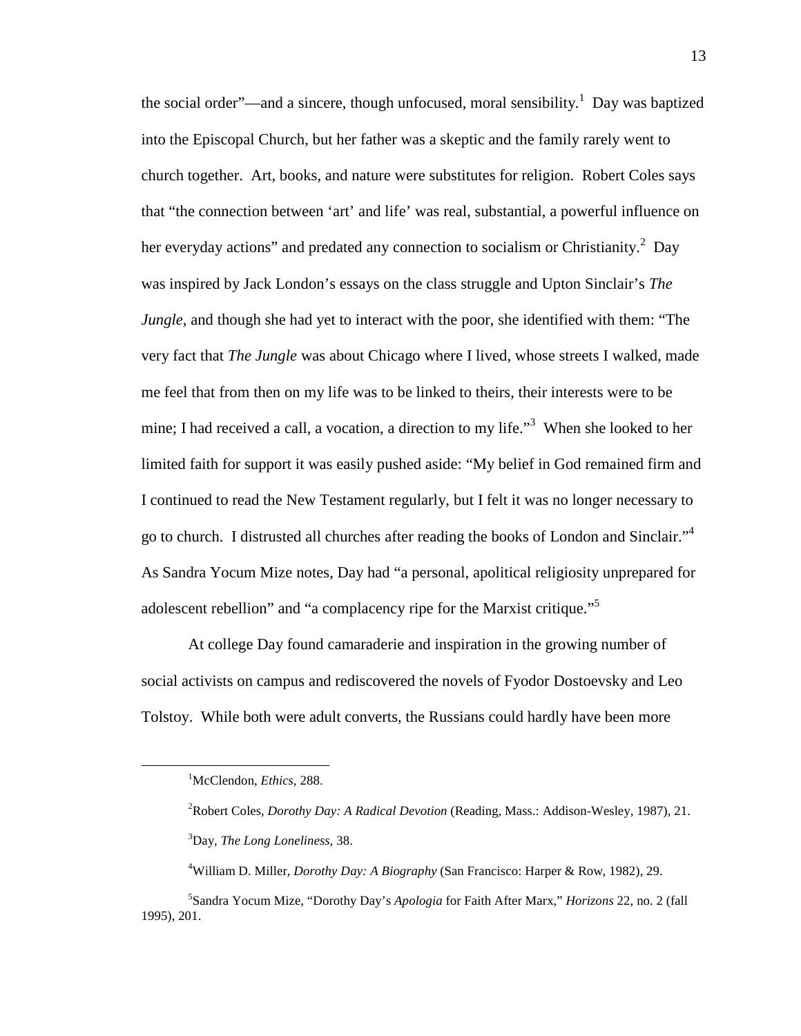the social order"—and a sincere, though unfocused, moral sensibility.[1] Day was baptized into the Episcopal Church, but her father was a skeptic and the family rarely went to church together. Art, books, and nature were substitutes for religion. Robert Coles says that "the connection between 'art' and life' was real, substantial, a powerful influence on her everyday actions" and predated any connection to socialism or Christianity.[2] Day was inspired by Jack London's essays on the class struggle and Upton Sinclair's *The Jungle*, and though she had yet to interact with the poor, she identified with them: "The very fact that *The Jungle* was about Chicago where I lived, whose streets I walked, made me feel that from then on my life was to be linked to theirs, their interests were to be mine; I had received a call, a vocation, a direction to my life."[3] When she looked to her limited faith for support it was easily pushed aside: "My belief in God remained firm and I continued to read the New Testament regularly, but I felt it was no longer necessary to go to church. I distrusted all churches after reading the books of London and Sinclair."[4] As Sandra Yocum Mize notes, Day had "a personal, apolitical religiosity unprepared for adolescent rebellion" and "a complacency ripe for the Marxist critique."[5]

At college Day found camaraderie and inspiration in the growing number of social activists on campus and rediscovered the novels of Fyodor Dostoevsky and Leo Tolstoy. While both were adult converts, the Russians could hardly have been more

---

[1] McClendon, *Ethics*, 288.

[2] Robert Coles, *Dorothy Day: A Radical Devotion* (Reading, Mass.: Addison-Wesley, 1987), 21.

[3] Day, *The Long Loneliness*, 38.

[4] William D. Miller, *Dorothy Day: A Biography* (San Francisco: Harper & Row, 1982), 29.

[5] Sandra Yocum Mize, "Dorothy Day's *Apologia* for Faith After Marx," *Horizons* 22, no. 2 (fall 1995), 201.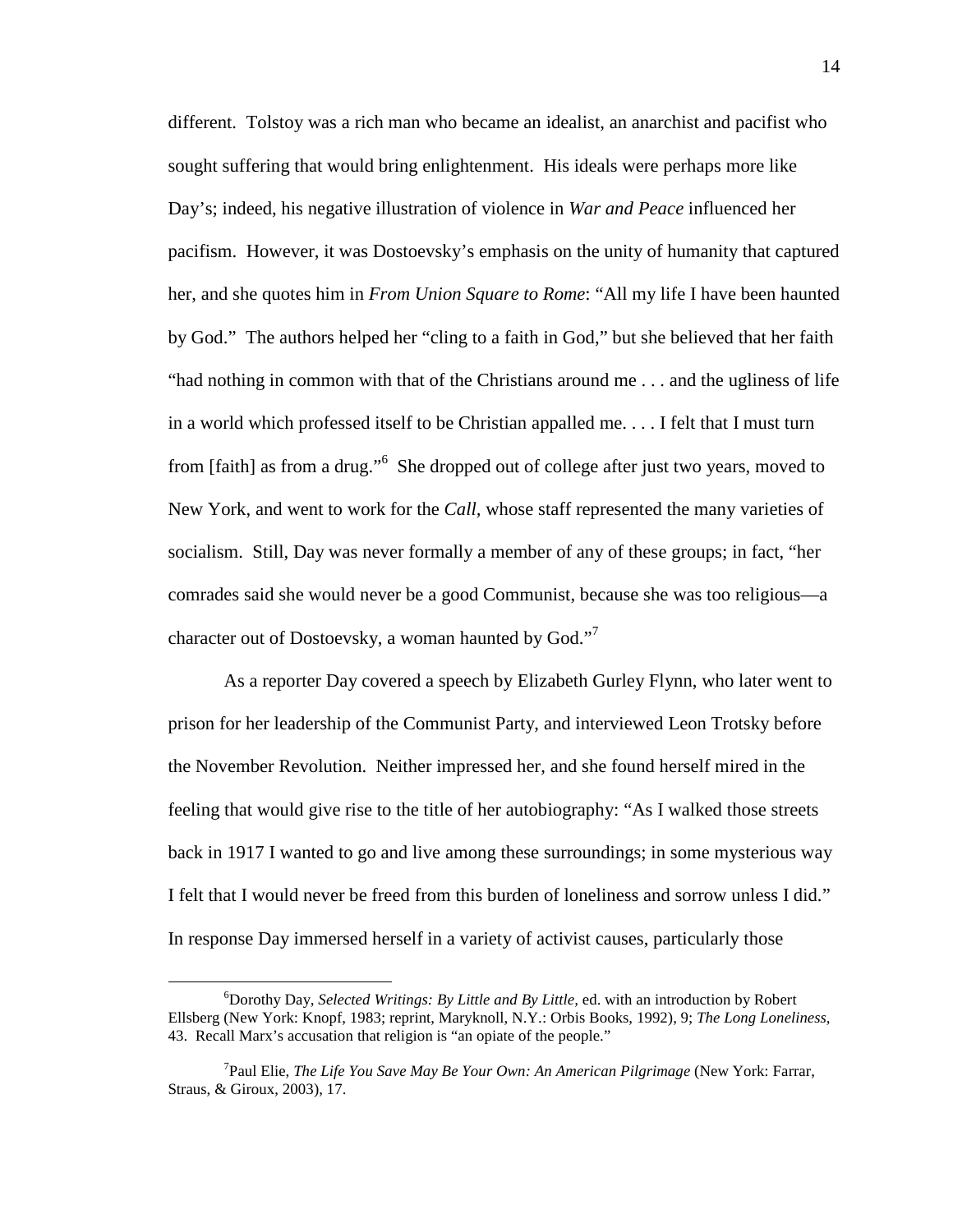different. Tolstoy was a rich man who became an idealist, an anarchist and pacifist who sought suffering that would bring enlightenment. His ideals were perhaps more like Day's; indeed, his negative illustration of violence in *War and Peace* influenced her pacifism. However, it was Dostoevsky's emphasis on the unity of humanity that captured her, and she quotes him in *From Union Square to Rome*: "All my life I have been haunted by God." The authors helped her "cling to a faith in God," but she believed that her faith "had nothing in common with that of the Christians around me . . . and the ugliness of life in a world which professed itself to be Christian appalled me. . . . I felt that I must turn from [faith] as from a drug."[6] She dropped out of college after just two years, moved to New York, and went to work for the *Call*, whose staff represented the many varieties of socialism. Still, Day was never formally a member of any of these groups; in fact, "her comrades said she would never be a good Communist, because she was too religious—a character out of Dostoevsky, a woman haunted by God."[7]

As a reporter Day covered a speech by Elizabeth Gurley Flynn, who later went to prison for her leadership of the Communist Party, and interviewed Leon Trotsky before the November Revolution. Neither impressed her, and she found herself mired in the feeling that would give rise to the title of her autobiography: "As I walked those streets back in 1917 I wanted to go and live among these surroundings; in some mysterious way I felt that I would never be freed from this burden of loneliness and sorrow unless I did." In response Day immersed herself in a variety of activist causes, particularly those

---

[6]Dorothy Day, *Selected Writings: By Little and By Little*, ed. with an introduction by Robert Ellsberg (New York: Knopf, 1983; reprint, Maryknoll, N.Y.: Orbis Books, 1992), 9; *The Long Loneliness*, 43. Recall Marx's accusation that religion is "an opiate of the people."

[7]Paul Elie, *The Life You Save May Be Your Own: An American Pilgrimage* (New York: Farrar, Straus, & Giroux, 2003), 17.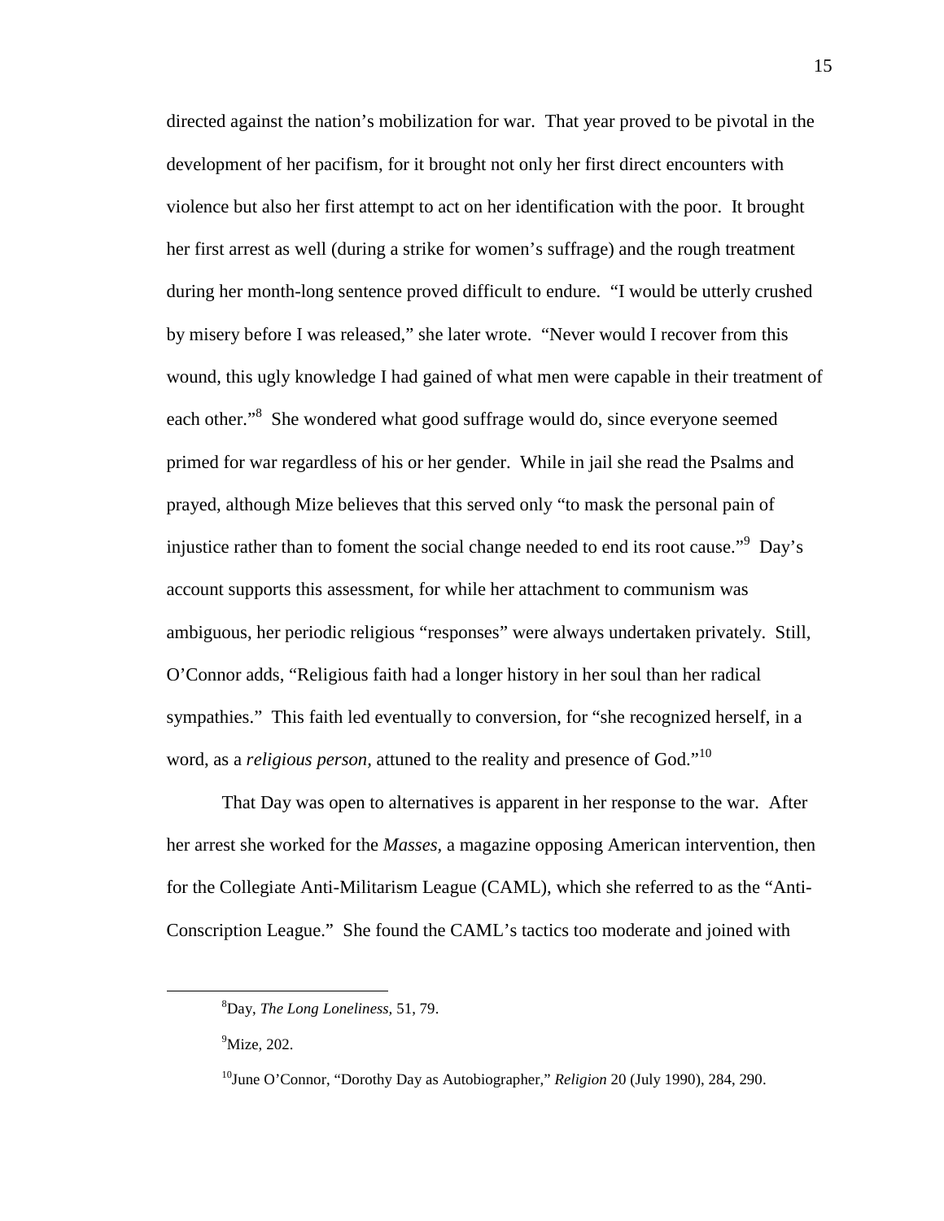directed against the nation's mobilization for war. That year proved to be pivotal in the development of her pacifism, for it brought not only her first direct encounters with violence but also her first attempt to act on her identification with the poor. It brought her first arrest as well (during a strike for women's suffrage) and the rough treatment during her month-long sentence proved difficult to endure. "I would be utterly crushed by misery before I was released," she later wrote. "Never would I recover from this wound, this ugly knowledge I had gained of what men were capable in their treatment of each other."[8] She wondered what good suffrage would do, since everyone seemed primed for war regardless of his or her gender. While in jail she read the Psalms and prayed, although Mize believes that this served only "to mask the personal pain of injustice rather than to foment the social change needed to end its root cause."[9] Day's account supports this assessment, for while her attachment to communism was ambiguous, her periodic religious "responses" were always undertaken privately. Still, O'Connor adds, "Religious faith had a longer history in her soul than her radical sympathies." This faith led eventually to conversion, for "she recognized herself, in a word, as a *religious person*, attuned to the reality and presence of God."[10]

That Day was open to alternatives is apparent in her response to the war. After her arrest she worked for the *Masses*, a magazine opposing American intervention, then for the Collegiate Anti-Militarism League (CAML), which she referred to as the "Anti-Conscription League." She found the CAML's tactics too moderate and joined with

---

[8]Day, *The Long Loneliness*, 51, 79.

[9]Mize, 202.

[10]June O'Connor, "Dorothy Day as Autobiographer," *Religion* 20 (July 1990), 284, 290.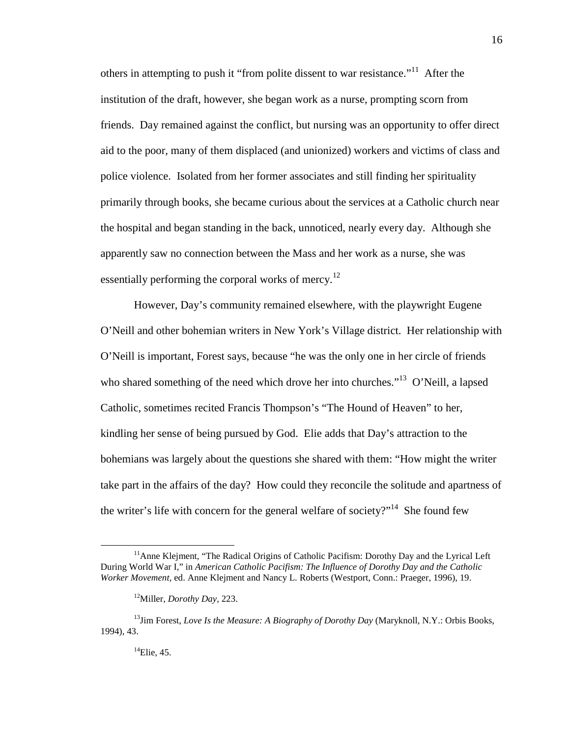others in attempting to push it "from polite dissent to war resistance."[11] After the institution of the draft, however, she began work as a nurse, prompting scorn from friends. Day remained against the conflict, but nursing was an opportunity to offer direct aid to the poor, many of them displaced (and unionized) workers and victims of class and police violence. Isolated from her former associates and still finding her spirituality primarily through books, she became curious about the services at a Catholic church near the hospital and began standing in the back, unnoticed, nearly every day. Although she apparently saw no connection between the Mass and her work as a nurse, she was essentially performing the corporal works of mercy.[12]

However, Day's community remained elsewhere, with the playwright Eugene O'Neill and other bohemian writers in New York's Village district. Her relationship with O'Neill is important, Forest says, because "he was the only one in her circle of friends who shared something of the need which drove her into churches."[13] O'Neill, a lapsed Catholic, sometimes recited Francis Thompson's "The Hound of Heaven" to her, kindling her sense of being pursued by God. Elie adds that Day's attraction to the bohemians was largely about the questions she shared with them: "How might the writer take part in the affairs of the day? How could they reconcile the solitude and apartness of the writer's life with concern for the general welfare of society?"[14] She found few

[11]Anne Klejment, "The Radical Origins of Catholic Pacifism: Dorothy Day and the Lyrical Left During World War I," in *American Catholic Pacifism: The Influence of Dorothy Day and the Catholic Worker Movement*, ed. Anne Klejment and Nancy L. Roberts (Westport, Conn.: Praeger, 1996), 19.

[12]Miller, *Dorothy Day*, 223.

[13]Jim Forest, *Love Is the Measure: A Biography of Dorothy Day* (Maryknoll, N.Y.: Orbis Books, 1994), 43.

[14]Elie, 45.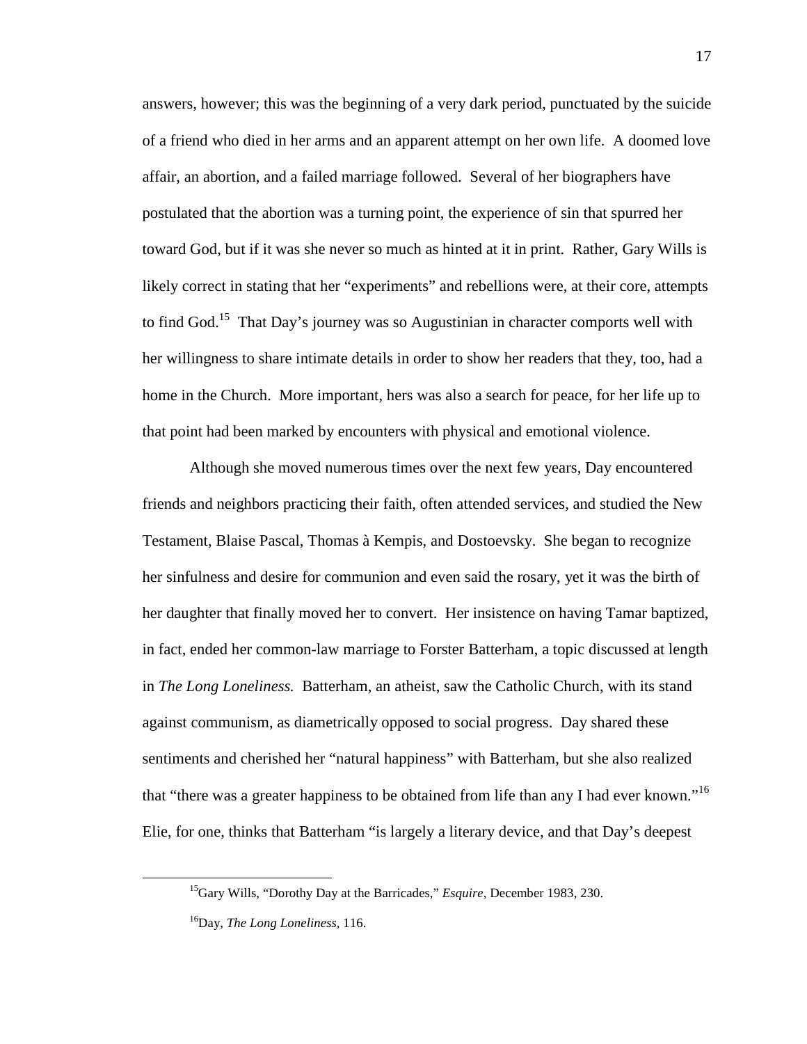answers, however; this was the beginning of a very dark period, punctuated by the suicide of a friend who died in her arms and an apparent attempt on her own life. A doomed love affair, an abortion, and a failed marriage followed. Several of her biographers have postulated that the abortion was a turning point, the experience of sin that spurred her toward God, but if it was she never so much as hinted at it in print. Rather, Gary Wills is likely correct in stating that her "experiments" and rebellions were, at their core, attempts to find God.[15] That Day's journey was so Augustinian in character comports well with her willingness to share intimate details in order to show her readers that they, too, had a home in the Church. More important, hers was also a search for peace, for her life up to that point had been marked by encounters with physical and emotional violence.

Although she moved numerous times over the next few years, Day encountered friends and neighbors practicing their faith, often attended services, and studied the New Testament, Blaise Pascal, Thomas à Kempis, and Dostoevsky. She began to recognize her sinfulness and desire for communion and even said the rosary, yet it was the birth of her daughter that finally moved her to convert. Her insistence on having Tamar baptized, in fact, ended her common-law marriage to Forster Batterham, a topic discussed at length in *The Long Loneliness.* Batterham, an atheist, saw the Catholic Church, with its stand against communism, as diametrically opposed to social progress. Day shared these sentiments and cherished her "natural happiness" with Batterham, but she also realized that "there was a greater happiness to be obtained from life than any I had ever known."[16] Elie, for one, thinks that Batterham "is largely a literary device, and that Day's deepest

[15]Gary Wills, "Dorothy Day at the Barricades," *Esquire,* December 1983, 230.

[16]Day, *The Long Loneliness,* 116.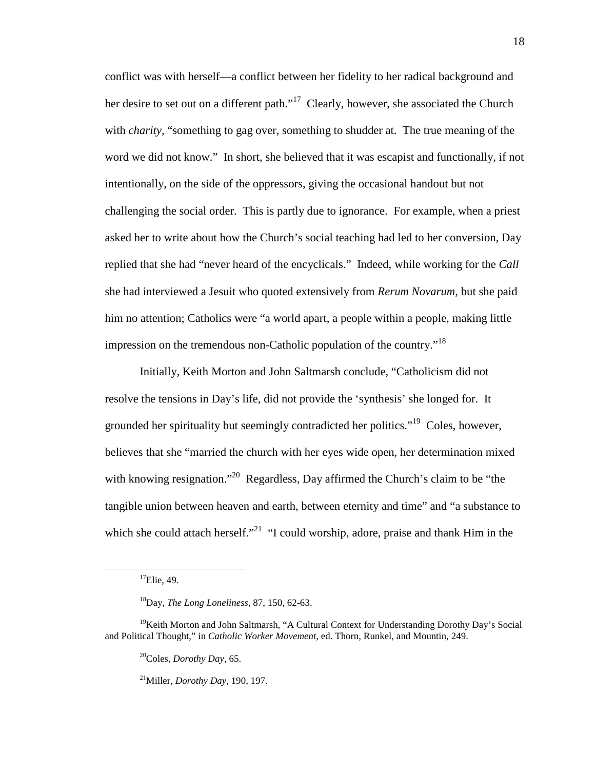conflict was with herself—a conflict between her fidelity to her radical background and her desire to set out on a different path."[17] Clearly, however, she associated the Church with *charity*, "something to gag over, something to shudder at. The true meaning of the word we did not know." In short, she believed that it was escapist and functionally, if not intentionally, on the side of the oppressors, giving the occasional handout but not challenging the social order. This is partly due to ignorance. For example, when a priest asked her to write about how the Church's social teaching had led to her conversion, Day replied that she had "never heard of the encyclicals." Indeed, while working for the *Call* she had interviewed a Jesuit who quoted extensively from *Rerum Novarum*, but she paid him no attention; Catholics were "a world apart, a people within a people, making little impression on the tremendous non-Catholic population of the country."[18]

Initially, Keith Morton and John Saltmarsh conclude, "Catholicism did not resolve the tensions in Day's life, did not provide the 'synthesis' she longed for. It grounded her spirituality but seemingly contradicted her politics."[19] Coles, however, believes that she "married the church with her eyes wide open, her determination mixed with knowing resignation."[20] Regardless, Day affirmed the Church's claim to be "the tangible union between heaven and earth, between eternity and time" and "a substance to which she could attach herself."[21] "I could worship, adore, praise and thank Him in the

---

[17] Elie, 49.

[18] Day, *The Long Loneliness,* 87, 150, 62-63.

[19] Keith Morton and John Saltmarsh, "A Cultural Context for Understanding Dorothy Day's Social and Political Thought," in *Catholic Worker Movement,* ed. Thorn, Runkel, and Mountin, 249.

[20] Coles, *Dorothy Day,* 65.

[21] Miller, *Dorothy Day,* 190, 197.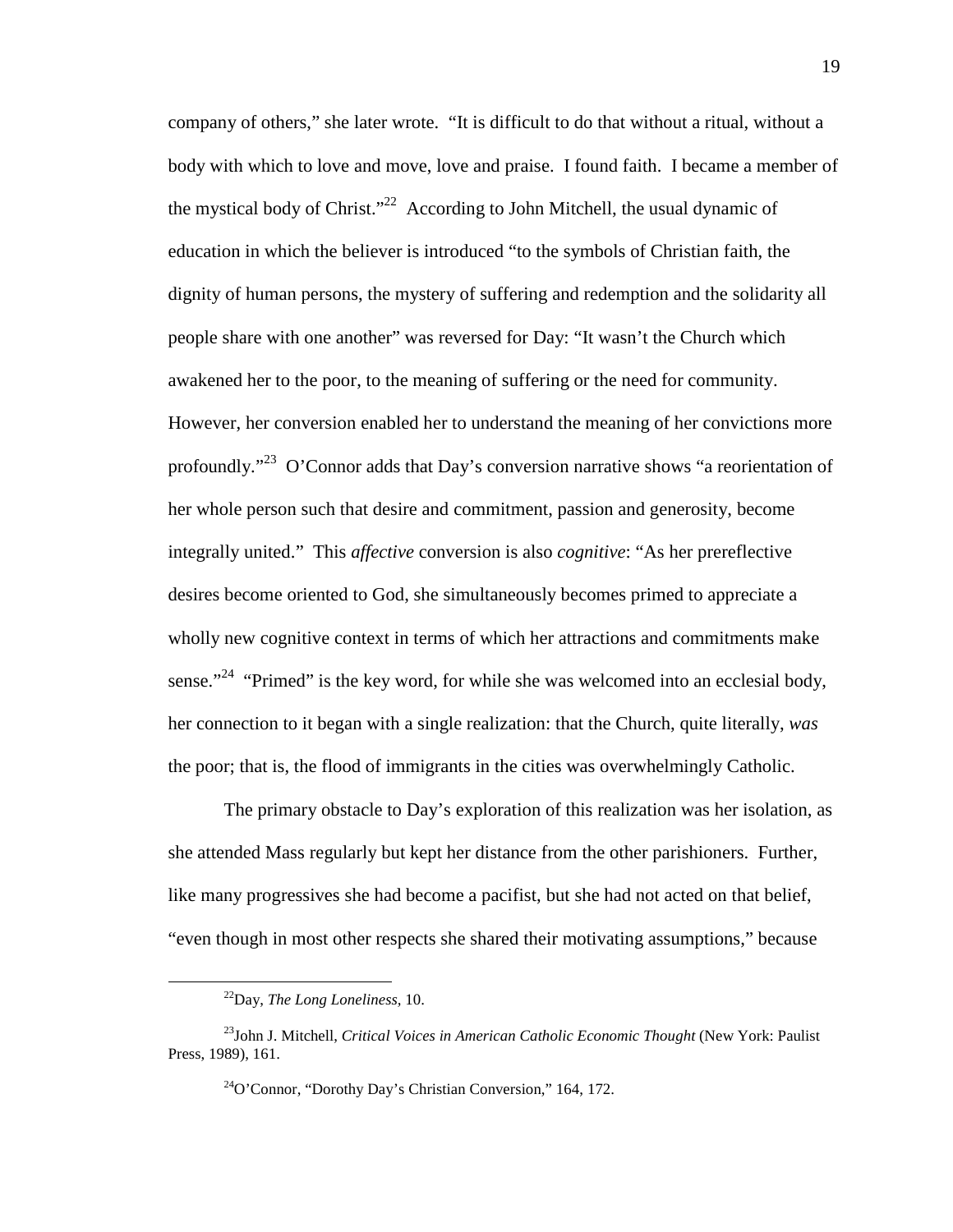company of others," she later wrote. "It is difficult to do that without a ritual, without a body with which to love and move, love and praise. I found faith. I became a member of the mystical body of Christ."[22] According to John Mitchell, the usual dynamic of education in which the believer is introduced "to the symbols of Christian faith, the dignity of human persons, the mystery of suffering and redemption and the solidarity all people share with one another" was reversed for Day: "It wasn't the Church which awakened her to the poor, to the meaning of suffering or the need for community. However, her conversion enabled her to understand the meaning of her convictions more profoundly."[23] O'Connor adds that Day's conversion narrative shows "a reorientation of her whole person such that desire and commitment, passion and generosity, become integrally united." This *affective* conversion is also *cognitive*: "As her prereflective desires become oriented to God, she simultaneously becomes primed to appreciate a wholly new cognitive context in terms of which her attractions and commitments make sense."[24] "Primed" is the key word, for while she was welcomed into an ecclesial body, her connection to it began with a single realization: that the Church, quite literally, *was* the poor; that is, the flood of immigrants in the cities was overwhelmingly Catholic.

The primary obstacle to Day's exploration of this realization was her isolation, as she attended Mass regularly but kept her distance from the other parishioners. Further, like many progressives she had become a pacifist, but she had not acted on that belief, "even though in most other respects she shared their motivating assumptions," because

---

[22]Day, *The Long Loneliness,* 10.

[23]John J. Mitchell, *Critical Voices in American Catholic Economic Thought* (New York: Paulist Press, 1989), 161.

[24]O'Connor, "Dorothy Day's Christian Conversion," 164, 172.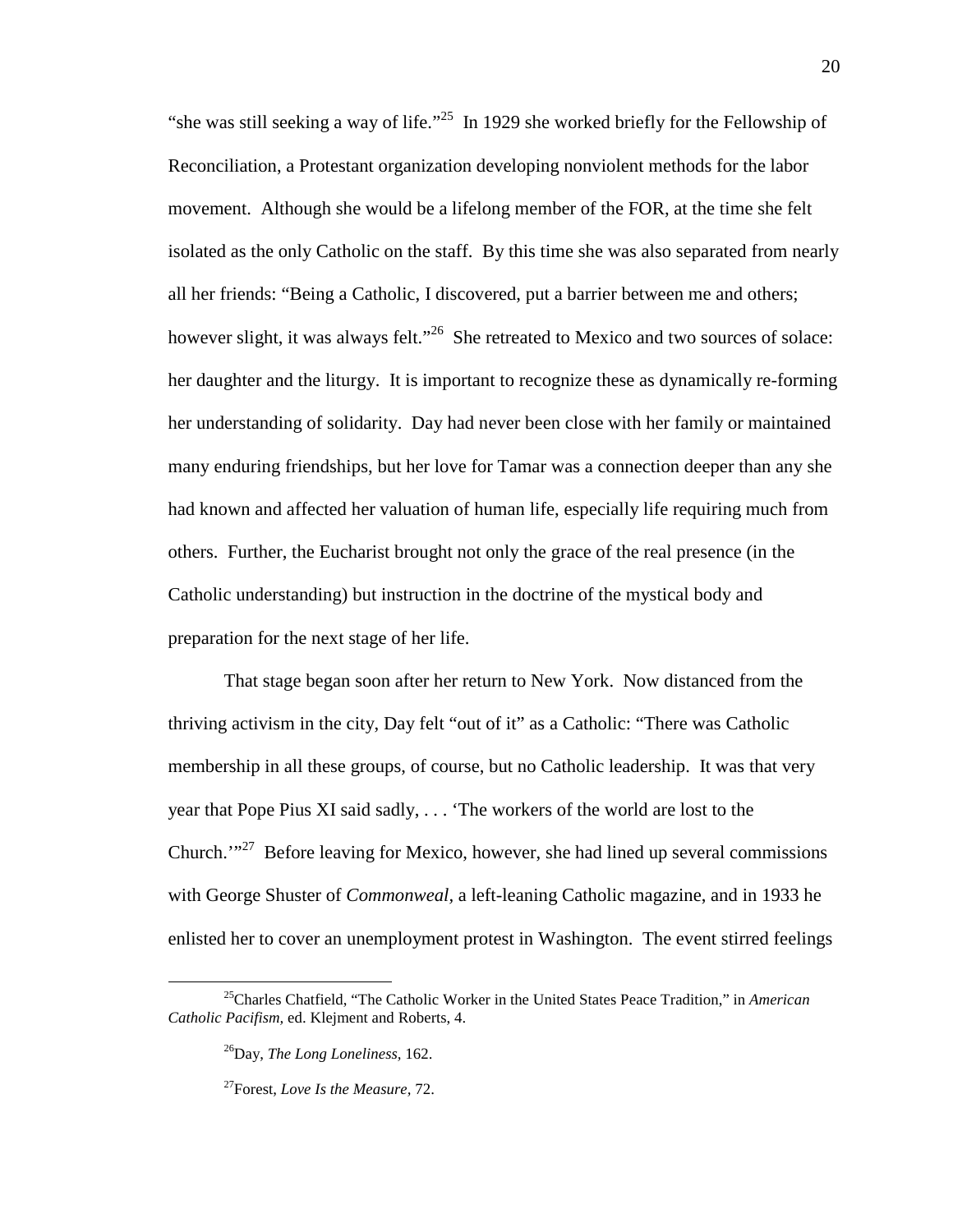"she was still seeking a way of life."[25] In 1929 she worked briefly for the Fellowship of Reconciliation, a Protestant organization developing nonviolent methods for the labor movement. Although she would be a lifelong member of the FOR, at the time she felt isolated as the only Catholic on the staff. By this time she was also separated from nearly all her friends: "Being a Catholic, I discovered, put a barrier between me and others; however slight, it was always felt."[26] She retreated to Mexico and two sources of solace: her daughter and the liturgy. It is important to recognize these as dynamically re-forming her understanding of solidarity. Day had never been close with her family or maintained many enduring friendships, but her love for Tamar was a connection deeper than any she had known and affected her valuation of human life, especially life requiring much from others. Further, the Eucharist brought not only the grace of the real presence (in the Catholic understanding) but instruction in the doctrine of the mystical body and preparation for the next stage of her life.

That stage began soon after her return to New York. Now distanced from the thriving activism in the city, Day felt "out of it" as a Catholic: "There was Catholic membership in all these groups, of course, but no Catholic leadership. It was that very year that Pope Pius XI said sadly, . . . 'The workers of the world are lost to the Church.'"[27] Before leaving for Mexico, however, she had lined up several commissions with George Shuster of *Commonweal*, a left-leaning Catholic magazine, and in 1933 he enlisted her to cover an unemployment protest in Washington. The event stirred feelings

[25] Charles Chatfield, "The Catholic Worker in the United States Peace Tradition," in *American Catholic Pacifism*, ed. Klejment and Roberts, 4.

[26] Day, *The Long Loneliness*, 162.

[27] Forest, *Love Is the Measure*, 72.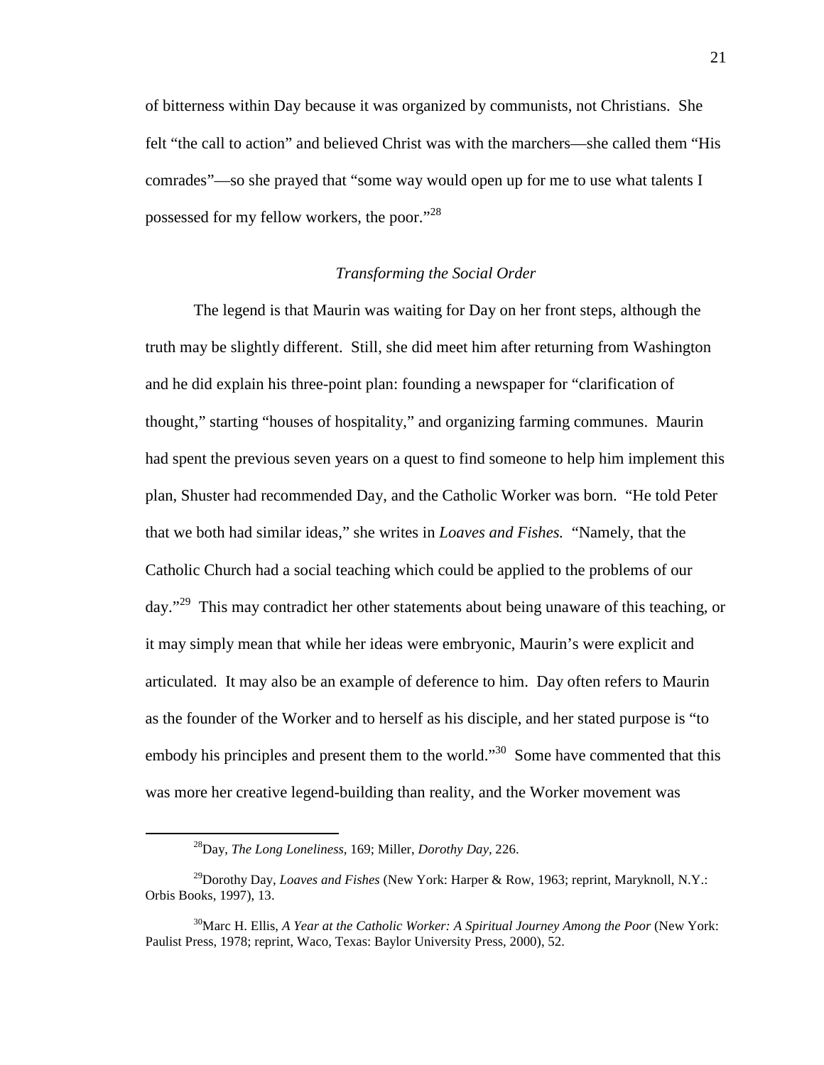of bitterness within Day because it was organized by communists, not Christians. She felt "the call to action" and believed Christ was with the marchers—she called them "His comrades"—so she prayed that "some way would open up for me to use what talents I possessed for my fellow workers, the poor."[28]

### *Transforming the Social Order*

The legend is that Maurin was waiting for Day on her front steps, although the truth may be slightly different. Still, she did meet him after returning from Washington and he did explain his three-point plan: founding a newspaper for "clarification of thought," starting "houses of hospitality," and organizing farming communes. Maurin had spent the previous seven years on a quest to find someone to help him implement this plan, Shuster had recommended Day, and the Catholic Worker was born. "He told Peter that we both had similar ideas," she writes in *Loaves and Fishes.* "Namely, that the Catholic Church had a social teaching which could be applied to the problems of our day."[29] This may contradict her other statements about being unaware of this teaching, or it may simply mean that while her ideas were embryonic, Maurin's were explicit and articulated. It may also be an example of deference to him. Day often refers to Maurin as the founder of the Worker and to herself as his disciple, and her stated purpose is "to embody his principles and present them to the world."[30] Some have commented that this was more her creative legend-building than reality, and the Worker movement was

---

[28]Day, *The Long Loneliness,* 169; Miller, *Dorothy Day,* 226.

[29]Dorothy Day, *Loaves and Fishes* (New York: Harper & Row, 1963; reprint, Maryknoll, N.Y.: Orbis Books, 1997), 13.

[30]Marc H. Ellis, *A Year at the Catholic Worker: A Spiritual Journey Among the Poor* (New York: Paulist Press, 1978; reprint, Waco, Texas: Baylor University Press, 2000), 52.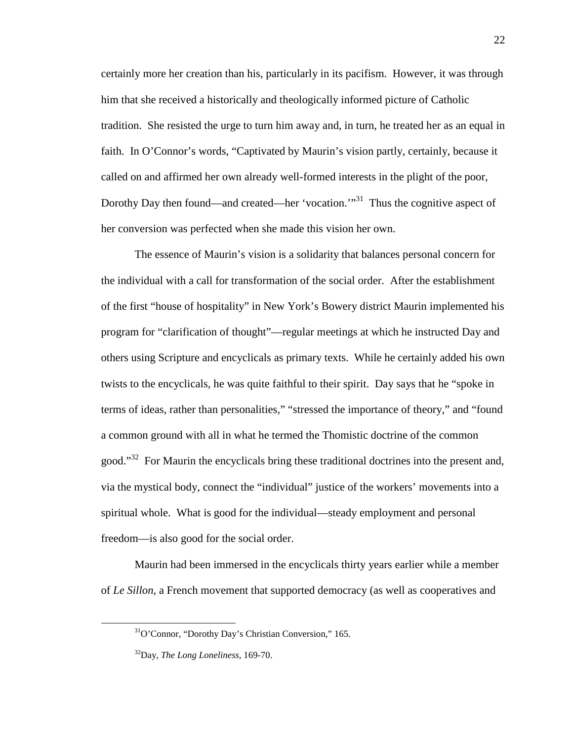certainly more her creation than his, particularly in its pacifism. However, it was through him that she received a historically and theologically informed picture of Catholic tradition. She resisted the urge to turn him away and, in turn, he treated her as an equal in faith. In O'Connor's words, "Captivated by Maurin's vision partly, certainly, because it called on and affirmed her own already well-formed interests in the plight of the poor, Dorothy Day then found—and created—her 'vocation.'"[31] Thus the cognitive aspect of her conversion was perfected when she made this vision her own.

The essence of Maurin's vision is a solidarity that balances personal concern for the individual with a call for transformation of the social order. After the establishment of the first "house of hospitality" in New York's Bowery district Maurin implemented his program for "clarification of thought"—regular meetings at which he instructed Day and others using Scripture and encyclicals as primary texts. While he certainly added his own twists to the encyclicals, he was quite faithful to their spirit. Day says that he "spoke in terms of ideas, rather than personalities," "stressed the importance of theory," and "found a common ground with all in what he termed the Thomistic doctrine of the common good."[32] For Maurin the encyclicals bring these traditional doctrines into the present and, via the mystical body, connect the "individual" justice of the workers' movements into a spiritual whole. What is good for the individual—steady employment and personal freedom—is also good for the social order.

Maurin had been immersed in the encyclicals thirty years earlier while a member of *Le Sillon*, a French movement that supported democracy (as well as cooperatives and

[31]O'Connor, "Dorothy Day's Christian Conversion," 165.

[32]Day, *The Long Loneliness*, 169-70.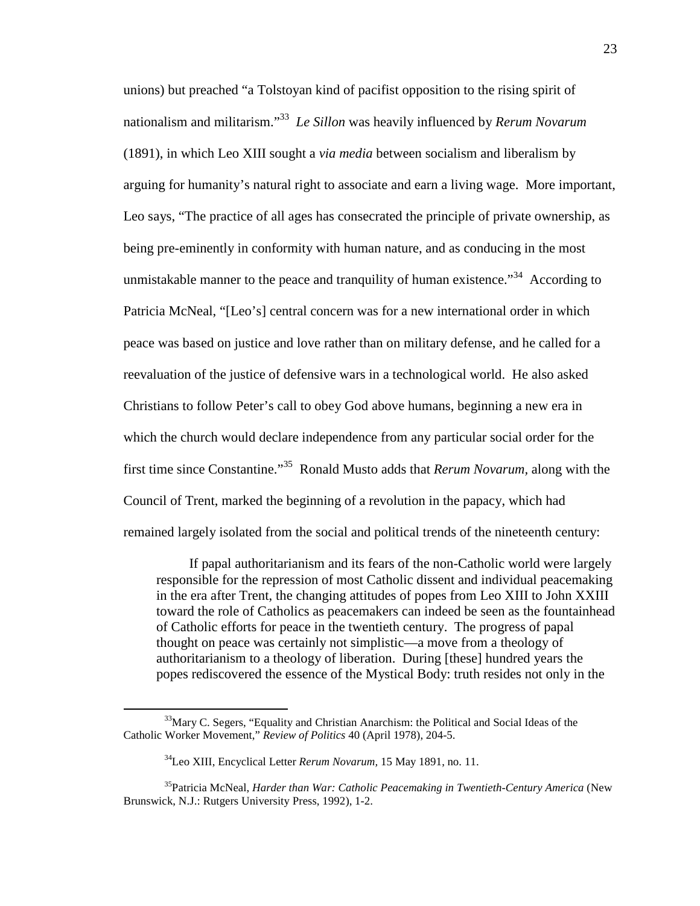unions) but preached "a Tolstoyan kind of pacifist opposition to the rising spirit of nationalism and militarism."[33] *Le Sillon* was heavily influenced by *Rerum Novarum* (1891), in which Leo XIII sought a *via media* between socialism and liberalism by arguing for humanity's natural right to associate and earn a living wage. More important, Leo says, "The practice of all ages has consecrated the principle of private ownership, as being pre-eminently in conformity with human nature, and as conducing in the most unmistakable manner to the peace and tranquility of human existence."[34] According to Patricia McNeal, "[Leo's] central concern was for a new international order in which peace was based on justice and love rather than on military defense, and he called for a reevaluation of the justice of defensive wars in a technological world. He also asked Christians to follow Peter's call to obey God above humans, beginning a new era in which the church would declare independence from any particular social order for the first time since Constantine."[35] Ronald Musto adds that *Rerum Novarum*, along with the Council of Trent, marked the beginning of a revolution in the papacy, which had remained largely isolated from the social and political trends of the nineteenth century:

> If papal authoritarianism and its fears of the non-Catholic world were largely responsible for the repression of most Catholic dissent and individual peacemaking in the era after Trent, the changing attitudes of popes from Leo XIII to John XXIII toward the role of Catholics as peacemakers can indeed be seen as the fountainhead of Catholic efforts for peace in the twentieth century. The progress of papal thought on peace was certainly not simplistic—a move from a theology of authoritarianism to a theology of liberation. During [these] hundred years the popes rediscovered the essence of the Mystical Body: truth resides not only in the

---

[33] Mary C. Segers, "Equality and Christian Anarchism: the Political and Social Ideas of the Catholic Worker Movement," *Review of Politics* 40 (April 1978), 204-5.

[34] Leo XIII, Encyclical Letter *Rerum Novarum*, 15 May 1891, no. 11.

[35] Patricia McNeal, *Harder than War: Catholic Peacemaking in Twentieth-Century America* (New Brunswick, N.J.: Rutgers University Press, 1992), 1-2.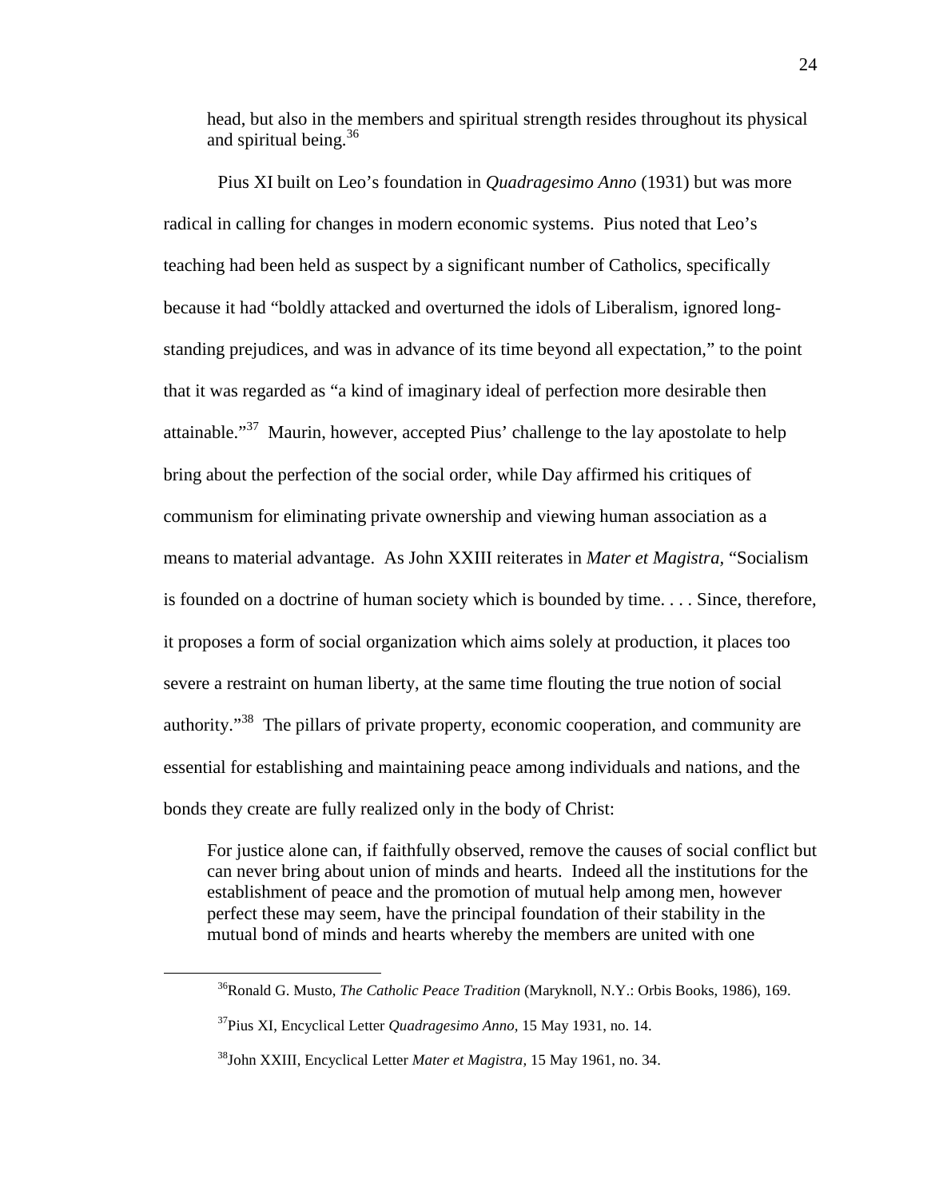head, but also in the members and spiritual strength resides throughout its physical and spiritual being.[36]

Pius XI built on Leo's foundation in *Quadragesimo Anno* (1931) but was more radical in calling for changes in modern economic systems. Pius noted that Leo's teaching had been held as suspect by a significant number of Catholics, specifically because it had "boldly attacked and overturned the idols of Liberalism, ignored long-standing prejudices, and was in advance of its time beyond all expectation," to the point that it was regarded as "a kind of imaginary ideal of perfection more desirable then attainable."[37] Maurin, however, accepted Pius' challenge to the lay apostolate to help bring about the perfection of the social order, while Day affirmed his critiques of communism for eliminating private ownership and viewing human association as a means to material advantage. As John XXIII reiterates in *Mater et Magistra,* "Socialism is founded on a doctrine of human society which is bounded by time. . . . Since, therefore, it proposes a form of social organization which aims solely at production, it places too severe a restraint on human liberty, at the same time flouting the true notion of social authority."[38] The pillars of private property, economic cooperation, and community are essential for establishing and maintaining peace among individuals and nations, and the bonds they create are fully realized only in the body of Christ:

> For justice alone can, if faithfully observed, remove the causes of social conflict but can never bring about union of minds and hearts. Indeed all the institutions for the establishment of peace and the promotion of mutual help among men, however perfect these may seem, have the principal foundation of their stability in the mutual bond of minds and hearts whereby the members are united with one

[36] Ronald G. Musto, *The Catholic Peace Tradition* (Maryknoll, N.Y.: Orbis Books, 1986), 169.

[37] Pius XI, Encyclical Letter *Quadragesimo Anno*, 15 May 1931, no. 14.

[38] John XXIII, Encyclical Letter *Mater et Magistra,* 15 May 1961, no. 34.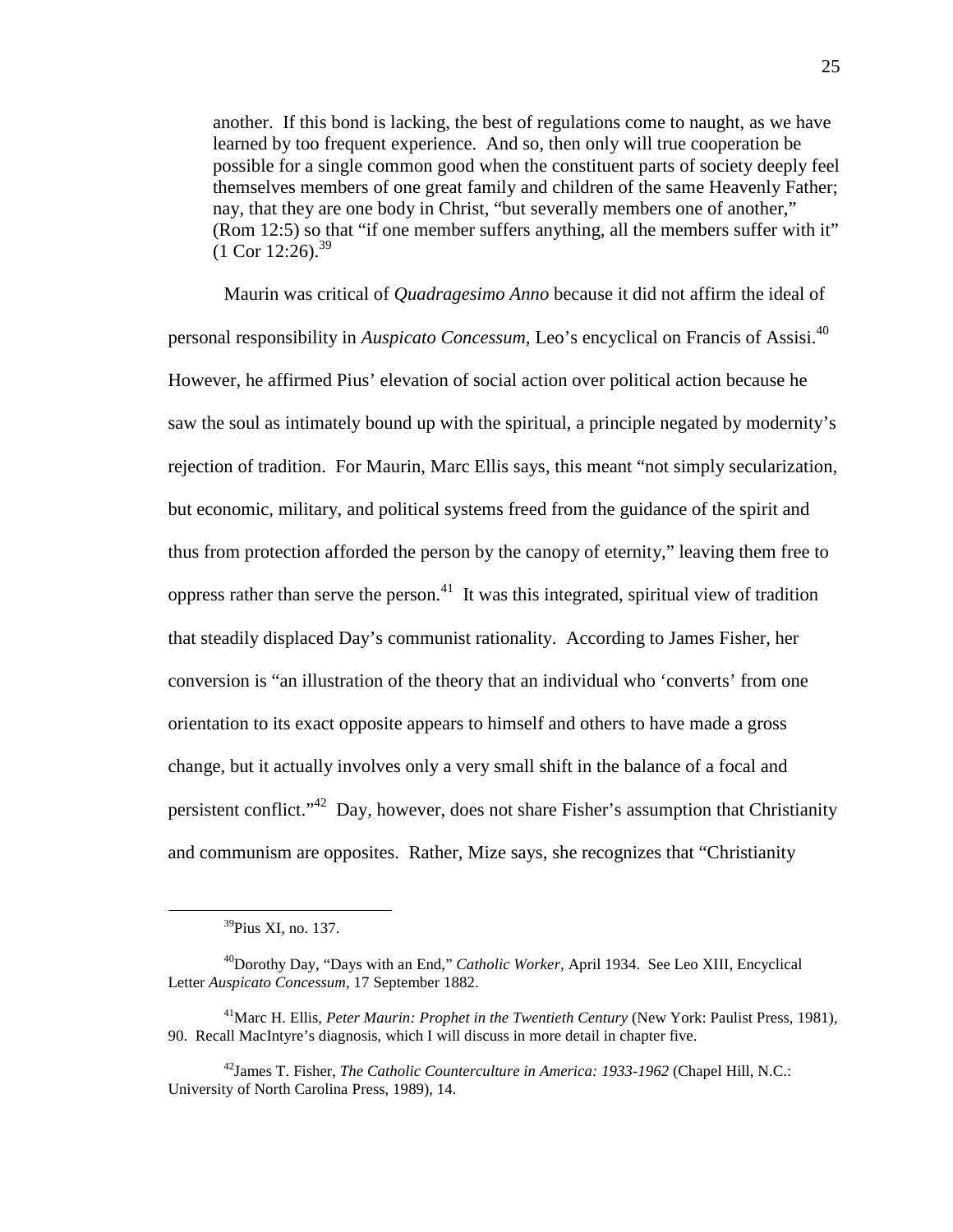> another. If this bond is lacking, the best of regulations come to naught, as we have learned by too frequent experience. And so, then only will true cooperation be possible for a single common good when the constituent parts of society deeply feel themselves members of one great family and children of the same Heavenly Father; nay, that they are one body in Christ, "but severally members one of another," (Rom 12:5) so that "if one member suffers anything, all the members suffer with it" (1 Cor 12:26).[39]

Maurin was critical of *Quadragesimo Anno* because it did not affirm the ideal of personal responsibility in *Auspicato Concessum*, Leo's encyclical on Francis of Assisi.[40] However, he affirmed Pius' elevation of social action over political action because he saw the soul as intimately bound up with the spiritual, a principle negated by modernity's rejection of tradition. For Maurin, Marc Ellis says, this meant "not simply secularization, but economic, military, and political systems freed from the guidance of the spirit and thus from protection afforded the person by the canopy of eternity," leaving them free to oppress rather than serve the person.[41] It was this integrated, spiritual view of tradition that steadily displaced Day's communist rationality. According to James Fisher, her conversion is "an illustration of the theory that an individual who 'converts' from one orientation to its exact opposite appears to himself and others to have made a gross change, but it actually involves only a very small shift in the balance of a focal and persistent conflict."[42] Day, however, does not share Fisher's assumption that Christianity and communism are opposites. Rather, Mize says, she recognizes that "Christianity

---

[39] Pius XI, no. 137.

[40] Dorothy Day, "Days with an End," *Catholic Worker*, April 1934. See Leo XIII, Encyclical Letter *Auspicato Concessum*, 17 September 1882.

[41] Marc H. Ellis, *Peter Maurin: Prophet in the Twentieth Century* (New York: Paulist Press, 1981), 90. Recall MacIntyre's diagnosis, which I will discuss in more detail in chapter five.

[42] James T. Fisher, *The Catholic Counterculture in America: 1933-1962* (Chapel Hill, N.C.: University of North Carolina Press, 1989), 14.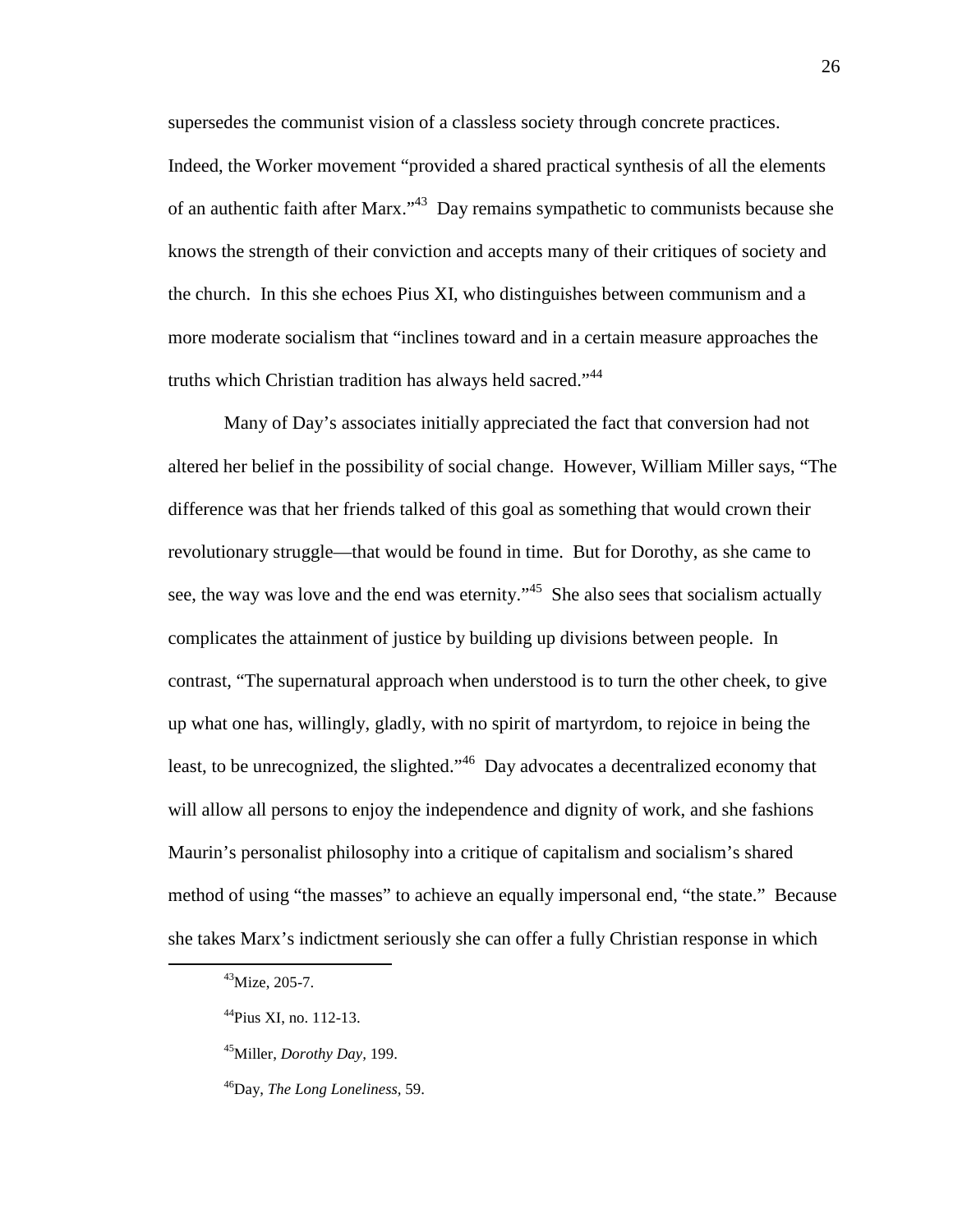supersedes the communist vision of a classless society through concrete practices. Indeed, the Worker movement "provided a shared practical synthesis of all the elements of an authentic faith after Marx."[43] Day remains sympathetic to communists because she knows the strength of their conviction and accepts many of their critiques of society and the church. In this she echoes Pius XI, who distinguishes between communism and a more moderate socialism that "inclines toward and in a certain measure approaches the truths which Christian tradition has always held sacred."[44]

Many of Day's associates initially appreciated the fact that conversion had not altered her belief in the possibility of social change. However, William Miller says, "The difference was that her friends talked of this goal as something that would crown their revolutionary struggle—that would be found in time. But for Dorothy, as she came to see, the way was love and the end was eternity."[45] She also sees that socialism actually complicates the attainment of justice by building up divisions between people. In contrast, "The supernatural approach when understood is to turn the other cheek, to give up what one has, willingly, gladly, with no spirit of martyrdom, to rejoice in being the least, to be unrecognized, the slighted."[46] Day advocates a decentralized economy that will allow all persons to enjoy the independence and dignity of work, and she fashions Maurin's personalist philosophy into a critique of capitalism and socialism's shared method of using "the masses" to achieve an equally impersonal end, "the state." Because she takes Marx's indictment seriously she can offer a fully Christian response in which

---

[43]Mize, 205-7.

[44]Pius XI, no. 112-13.

[45]Miller, *Dorothy Day*, 199.

[46]Day, *The Long Loneliness*, 59.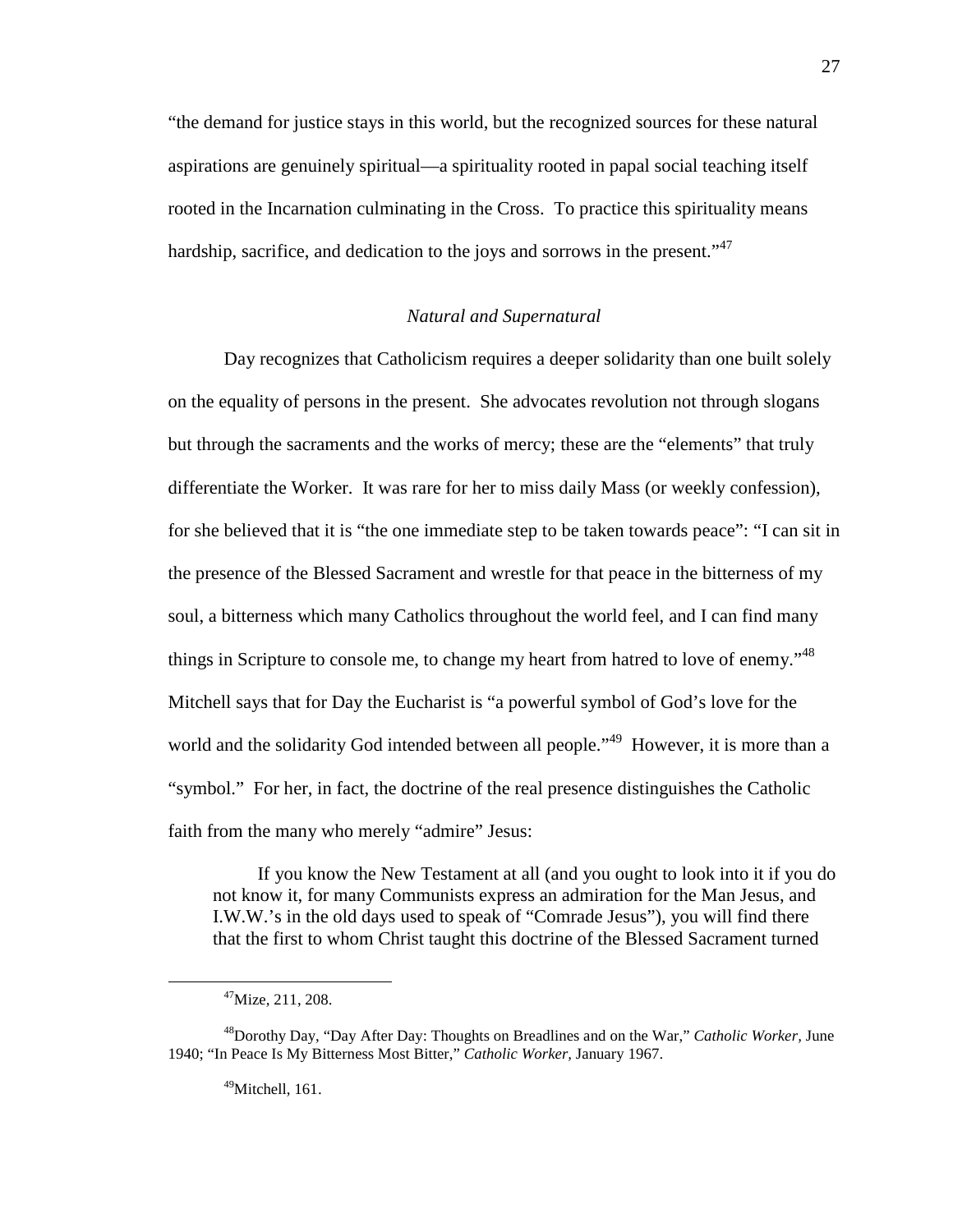"the demand for justice stays in this world, but the recognized sources for these natural aspirations are genuinely spiritual—a spirituality rooted in papal social teaching itself rooted in the Incarnation culminating in the Cross. To practice this spirituality means hardship, sacrifice, and dedication to the joys and sorrows in the present."[47]

### *Natural and Supernatural*

Day recognizes that Catholicism requires a deeper solidarity than one built solely on the equality of persons in the present. She advocates revolution not through slogans but through the sacraments and the works of mercy; these are the "elements" that truly differentiate the Worker. It was rare for her to miss daily Mass (or weekly confession), for she believed that it is "the one immediate step to be taken towards peace": "I can sit in the presence of the Blessed Sacrament and wrestle for that peace in the bitterness of my soul, a bitterness which many Catholics throughout the world feel, and I can find many things in Scripture to console me, to change my heart from hatred to love of enemy."[48] Mitchell says that for Day the Eucharist is "a powerful symbol of God's love for the world and the solidarity God intended between all people."[49] However, it is more than a "symbol." For her, in fact, the doctrine of the real presence distinguishes the Catholic faith from the many who merely "admire" Jesus:

> If you know the New Testament at all (and you ought to look into it if you do not know it, for many Communists express an admiration for the Man Jesus, and I.W.W.'s in the old days used to speak of "Comrade Jesus"), you will find there that the first to whom Christ taught this doctrine of the Blessed Sacrament turned

---

[47]Mize, 211, 208.

[48]Dorothy Day, "Day After Day: Thoughts on Breadlines and on the War," *Catholic Worker,* June 1940; "In Peace Is My Bitterness Most Bitter," *Catholic Worker,* January 1967.

[49]Mitchell, 161.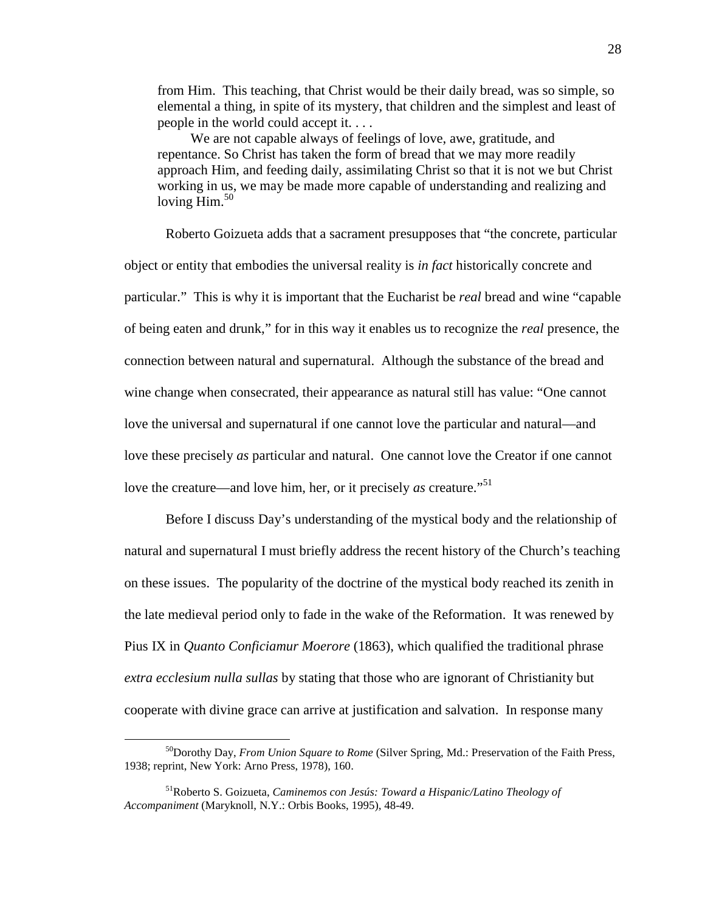> from Him. This teaching, that Christ would be their daily bread, was so simple, so elemental a thing, in spite of its mystery, that children and the simplest and least of people in the world could accept it. . . .
>
> We are not capable always of feelings of love, awe, gratitude, and repentance. So Christ has taken the form of bread that we may more readily approach Him, and feeding daily, assimilating Christ so that it is not we but Christ working in us, we may be made more capable of understanding and realizing and loving Him.[50]

Roberto Goizueta adds that a sacrament presupposes that "the concrete, particular object or entity that embodies the universal reality is *in fact* historically concrete and particular." This is why it is important that the Eucharist be *real* bread and wine "capable of being eaten and drunk," for in this way it enables us to recognize the *real* presence, the connection between natural and supernatural. Although the substance of the bread and wine change when consecrated, their appearance as natural still has value: "One cannot love the universal and supernatural if one cannot love the particular and natural—and love these precisely *as* particular and natural. One cannot love the Creator if one cannot love the creature—and love him, her, or it precisely *as* creature."[51]

Before I discuss Day's understanding of the mystical body and the relationship of natural and supernatural I must briefly address the recent history of the Church's teaching on these issues. The popularity of the doctrine of the mystical body reached its zenith in the late medieval period only to fade in the wake of the Reformation. It was renewed by Pius IX in *Quanto Conficiamur Moerore* (1863), which qualified the traditional phrase *extra ecclesium nulla sullas* by stating that those who are ignorant of Christianity but cooperate with divine grace can arrive at justification and salvation. In response many

---

[50]Dorothy Day, *From Union Square to Rome* (Silver Spring, Md.: Preservation of the Faith Press, 1938; reprint, New York: Arno Press, 1978), 160.

[51]Roberto S. Goizueta, *Caminemos con Jesús: Toward a Hispanic/Latino Theology of Accompaniment* (Maryknoll, N.Y.: Orbis Books, 1995), 48-49.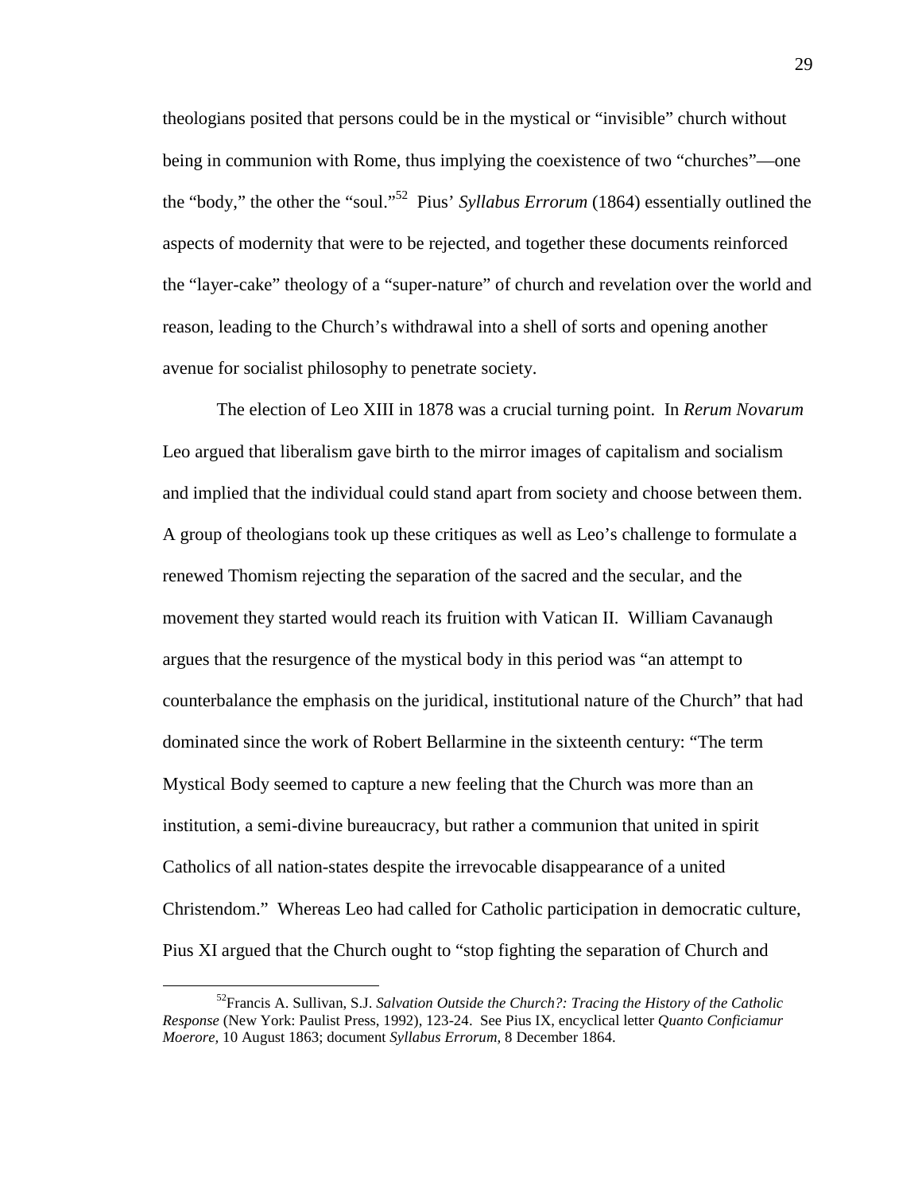theologians posited that persons could be in the mystical or "invisible" church without being in communion with Rome, thus implying the coexistence of two "churches"—one the "body," the other the "soul."[52] Pius' *Syllabus Errorum* (1864) essentially outlined the aspects of modernity that were to be rejected, and together these documents reinforced the "layer-cake" theology of a "super-nature" of church and revelation over the world and reason, leading to the Church's withdrawal into a shell of sorts and opening another avenue for socialist philosophy to penetrate society.

The election of Leo XIII in 1878 was a crucial turning point. In *Rerum Novarum* Leo argued that liberalism gave birth to the mirror images of capitalism and socialism and implied that the individual could stand apart from society and choose between them. A group of theologians took up these critiques as well as Leo's challenge to formulate a renewed Thomism rejecting the separation of the sacred and the secular, and the movement they started would reach its fruition with Vatican II. William Cavanaugh argues that the resurgence of the mystical body in this period was "an attempt to counterbalance the emphasis on the juridical, institutional nature of the Church" that had dominated since the work of Robert Bellarmine in the sixteenth century: "The term Mystical Body seemed to capture a new feeling that the Church was more than an institution, a semi-divine bureaucracy, but rather a communion that united in spirit Catholics of all nation-states despite the irrevocable disappearance of a united Christendom." Whereas Leo had called for Catholic participation in democratic culture, Pius XI argued that the Church ought to "stop fighting the separation of Church and

---

[52] Francis A. Sullivan, S.J. *Salvation Outside the Church?: Tracing the History of the Catholic Response* (New York: Paulist Press, 1992), 123-24. See Pius IX, encyclical letter *Quanto Conficiamur Moerore,* 10 August 1863; document *Syllabus Errorum,* 8 December 1864.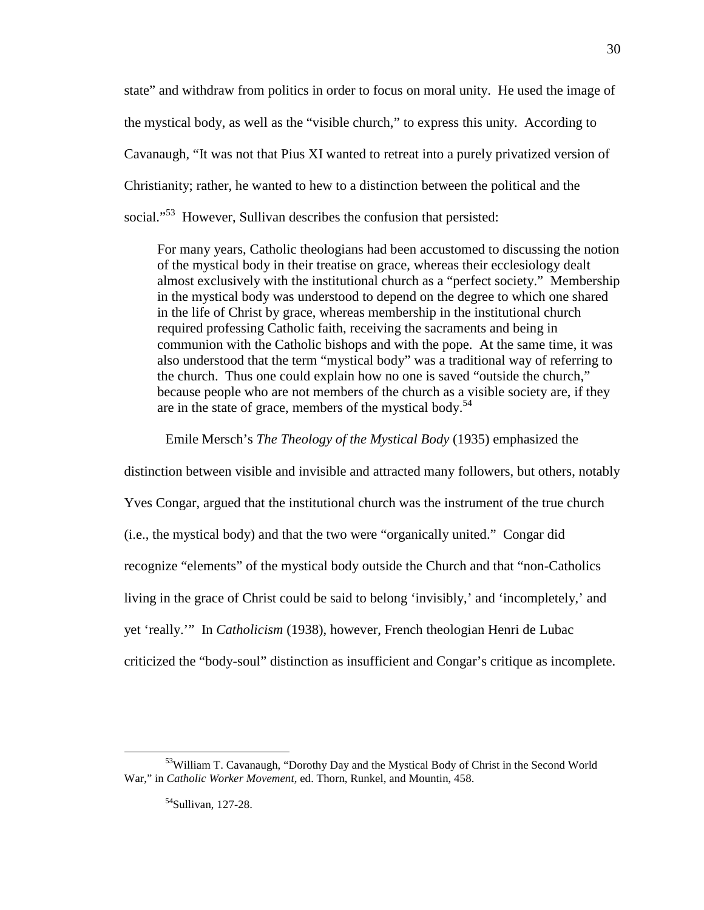state" and withdraw from politics in order to focus on moral unity. He used the image of the mystical body, as well as the "visible church," to express this unity. According to Cavanaugh, "It was not that Pius XI wanted to retreat into a purely privatized version of Christianity; rather, he wanted to hew to a distinction between the political and the social."[53] However, Sullivan describes the confusion that persisted:

> For many years, Catholic theologians had been accustomed to discussing the notion of the mystical body in their treatise on grace, whereas their ecclesiology dealt almost exclusively with the institutional church as a "perfect society." Membership in the mystical body was understood to depend on the degree to which one shared in the life of Christ by grace, whereas membership in the institutional church required professing Catholic faith, receiving the sacraments and being in communion with the Catholic bishops and with the pope. At the same time, it was also understood that the term "mystical body" was a traditional way of referring to the church. Thus one could explain how no one is saved "outside the church," because people who are not members of the church as a visible society are, if they are in the state of grace, members of the mystical body.[54]

Emile Mersch's *The Theology of the Mystical Body* (1935) emphasized the distinction between visible and invisible and attracted many followers, but others, notably Yves Congar, argued that the institutional church was the instrument of the true church (i.e., the mystical body) and that the two were "organically united." Congar did recognize "elements" of the mystical body outside the Church and that "non-Catholics living in the grace of Christ could be said to belong 'invisibly,' and 'incompletely,' and yet 'really.'" In *Catholicism* (1938), however, French theologian Henri de Lubac criticized the "body-soul" distinction as insufficient and Congar's critique as incomplete.

---

[53] William T. Cavanaugh, "Dorothy Day and the Mystical Body of Christ in the Second World War," in *Catholic Worker Movement*, ed. Thorn, Runkel, and Mountin, 458.

[54] Sullivan, 127-28.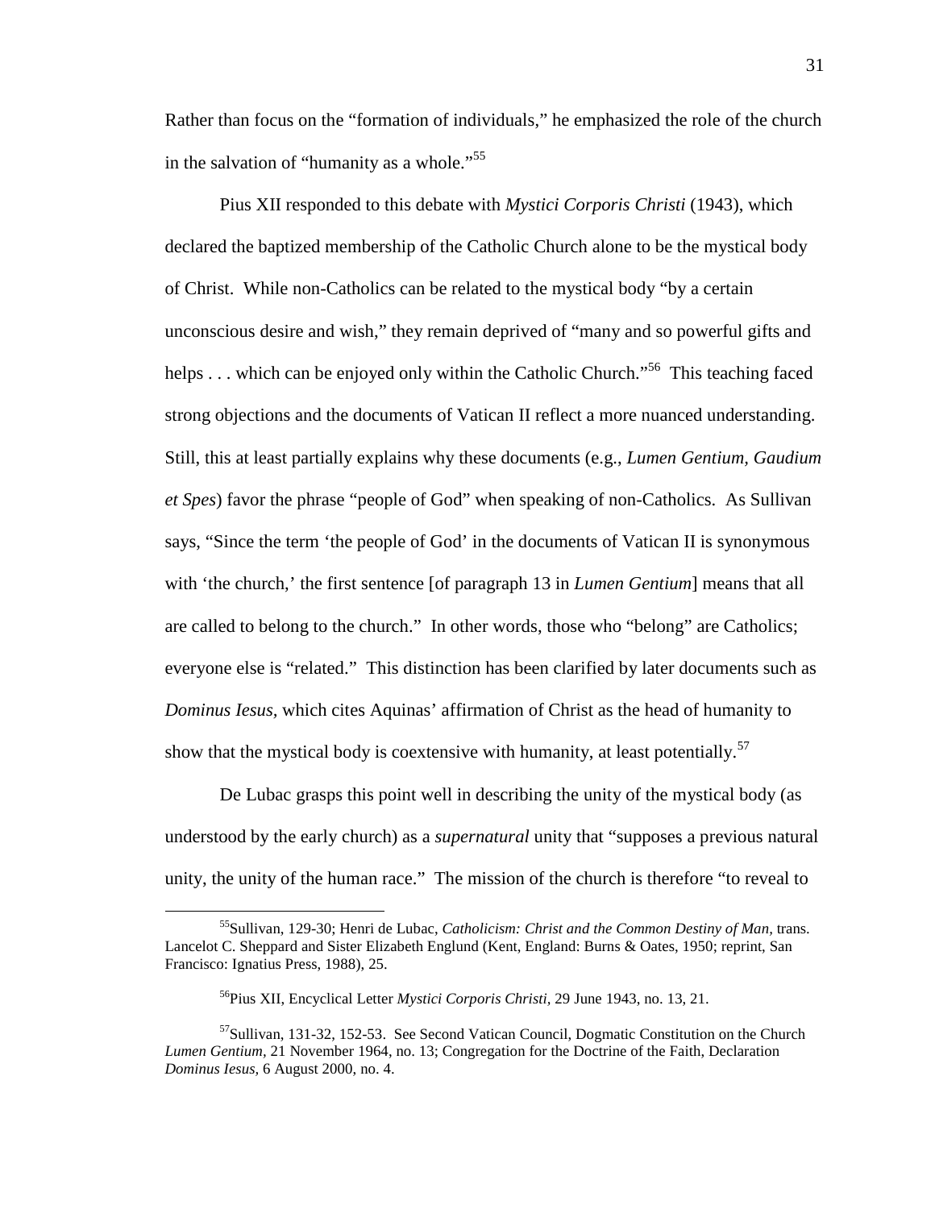Rather than focus on the "formation of individuals," he emphasized the role of the church in the salvation of "humanity as a whole."[55]

Pius XII responded to this debate with *Mystici Corporis Christi* (1943), which declared the baptized membership of the Catholic Church alone to be the mystical body of Christ. While non-Catholics can be related to the mystical body "by a certain unconscious desire and wish," they remain deprived of "many and so powerful gifts and helps . . . which can be enjoyed only within the Catholic Church."[56] This teaching faced strong objections and the documents of Vatican II reflect a more nuanced understanding. Still, this at least partially explains why these documents (e.g., *Lumen Gentium, Gaudium et Spes*) favor the phrase "people of God" when speaking of non-Catholics. As Sullivan says, "Since the term 'the people of God' in the documents of Vatican II is synonymous with 'the church,' the first sentence [of paragraph 13 in *Lumen Gentium*] means that all are called to belong to the church." In other words, those who "belong" are Catholics; everyone else is "related." This distinction has been clarified by later documents such as *Dominus Iesus,* which cites Aquinas' affirmation of Christ as the head of humanity to show that the mystical body is coextensive with humanity, at least potentially.[57]

De Lubac grasps this point well in describing the unity of the mystical body (as understood by the early church) as a *supernatural* unity that "supposes a previous natural unity, the unity of the human race." The mission of the church is therefore "to reveal to

---

[55]Sullivan, 129-30; Henri de Lubac, *Catholicism: Christ and the Common Destiny of Man,* trans. Lancelot C. Sheppard and Sister Elizabeth Englund (Kent, England: Burns & Oates, 1950; reprint, San Francisco: Ignatius Press, 1988), 25.

[56]Pius XII, Encyclical Letter *Mystici Corporis Christi,* 29 June 1943, no. 13, 21.

[57]Sullivan, 131-32, 152-53. See Second Vatican Council, Dogmatic Constitution on the Church *Lumen Gentium,* 21 November 1964, no. 13; Congregation for the Doctrine of the Faith, Declaration *Dominus Iesus,* 6 August 2000, no. 4.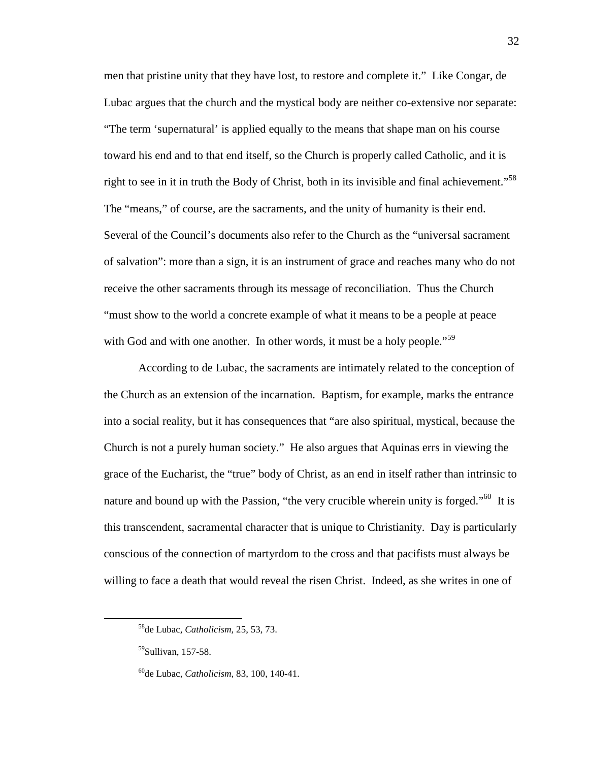men that pristine unity that they have lost, to restore and complete it." Like Congar, de Lubac argues that the church and the mystical body are neither co-extensive nor separate: "The term 'supernatural' is applied equally to the means that shape man on his course toward his end and to that end itself, so the Church is properly called Catholic, and it is right to see in it in truth the Body of Christ, both in its invisible and final achievement."[58] The "means," of course, are the sacraments, and the unity of humanity is their end. Several of the Council's documents also refer to the Church as the "universal sacrament of salvation": more than a sign, it is an instrument of grace and reaches many who do not receive the other sacraments through its message of reconciliation. Thus the Church "must show to the world a concrete example of what it means to be a people at peace with God and with one another. In other words, it must be a holy people."[59]

According to de Lubac, the sacraments are intimately related to the conception of the Church as an extension of the incarnation. Baptism, for example, marks the entrance into a social reality, but it has consequences that "are also spiritual, mystical, because the Church is not a purely human society." He also argues that Aquinas errs in viewing the grace of the Eucharist, the "true" body of Christ, as an end in itself rather than intrinsic to nature and bound up with the Passion, "the very crucible wherein unity is forged."[60] It is this transcendent, sacramental character that is unique to Christianity. Day is particularly conscious of the connection of martyrdom to the cross and that pacifists must always be willing to face a death that would reveal the risen Christ. Indeed, as she writes in one of

[58] de Lubac, *Catholicism*, 25, 53, 73.

[59] Sullivan, 157-58.

[60] de Lubac, *Catholicism*, 83, 100, 140-41.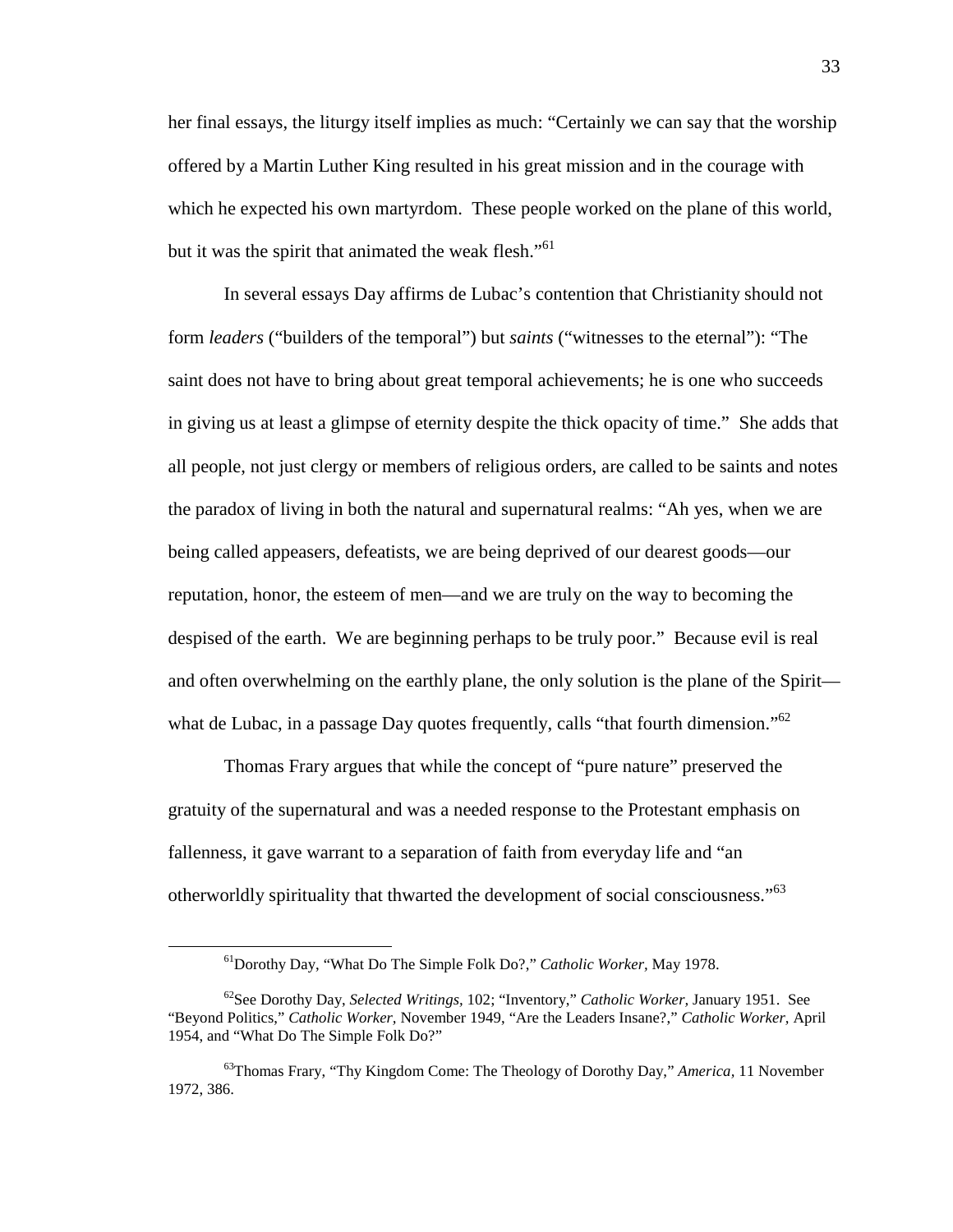her final essays, the liturgy itself implies as much: "Certainly we can say that the worship offered by a Martin Luther King resulted in his great mission and in the courage with which he expected his own martyrdom. These people worked on the plane of this world, but it was the spirit that animated the weak flesh."[61]

In several essays Day affirms de Lubac's contention that Christianity should not form *leaders* ("builders of the temporal") but *saints* ("witnesses to the eternal"): "The saint does not have to bring about great temporal achievements; he is one who succeeds in giving us at least a glimpse of eternity despite the thick opacity of time." She adds that all people, not just clergy or members of religious orders, are called to be saints and notes the paradox of living in both the natural and supernatural realms: "Ah yes, when we are being called appeasers, defeatists, we are being deprived of our dearest goods—our reputation, honor, the esteem of men—and we are truly on the way to becoming the despised of the earth. We are beginning perhaps to be truly poor." Because evil is real and often overwhelming on the earthly plane, the only solution is the plane of the Spirit—what de Lubac, in a passage Day quotes frequently, calls "that fourth dimension."[62]

Thomas Frary argues that while the concept of "pure nature" preserved the gratuity of the supernatural and was a needed response to the Protestant emphasis on fallenness, it gave warrant to a separation of faith from everyday life and "an otherworldly spirituality that thwarted the development of social consciousness."[63]

---

[61] Dorothy Day, "What Do The Simple Folk Do?," *Catholic Worker,* May 1978.

[62] See Dorothy Day, *Selected Writings,* 102; "Inventory," *Catholic Worker,* January 1951. See "Beyond Politics," *Catholic Worker,* November 1949, "Are the Leaders Insane?," *Catholic Worker,* April 1954, and "What Do The Simple Folk Do?"

[63] Thomas Frary, "Thy Kingdom Come: The Theology of Dorothy Day," *America,* 11 November 1972, 386.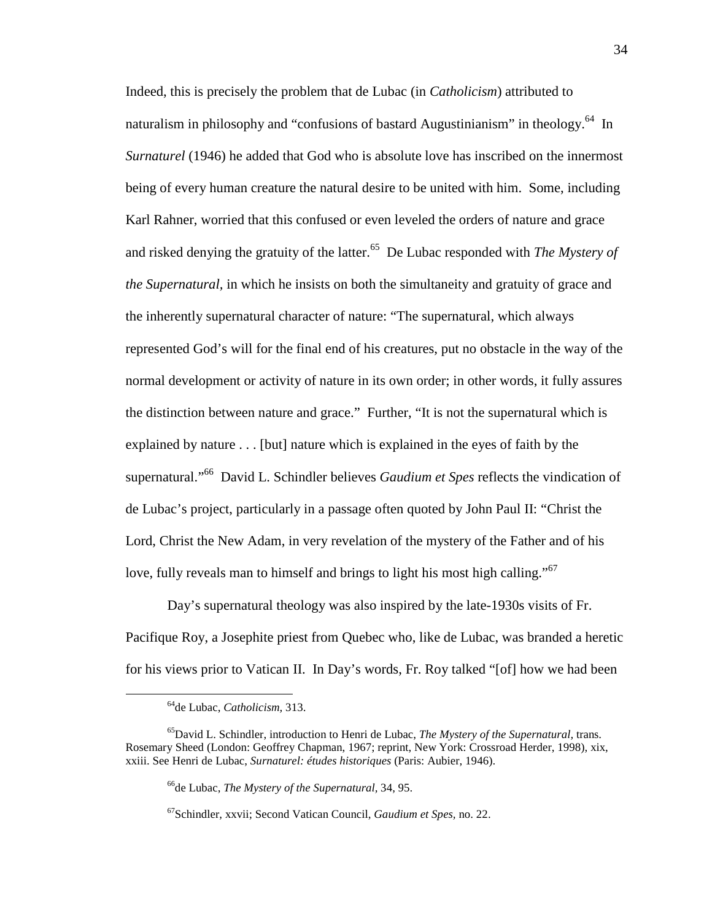Indeed, this is precisely the problem that de Lubac (in *Catholicism*) attributed to naturalism in philosophy and "confusions of bastard Augustinianism" in theology.[64] In *Surnaturel* (1946) he added that God who is absolute love has inscribed on the innermost being of every human creature the natural desire to be united with him. Some, including Karl Rahner, worried that this confused or even leveled the orders of nature and grace and risked denying the gratuity of the latter.[65] De Lubac responded with *The Mystery of the Supernatural*, in which he insists on both the simultaneity and gratuity of grace and the inherently supernatural character of nature: "The supernatural, which always represented God's will for the final end of his creatures, put no obstacle in the way of the normal development or activity of nature in its own order; in other words, it fully assures the distinction between nature and grace." Further, "It is not the supernatural which is explained by nature . . . [but] nature which is explained in the eyes of faith by the supernatural."[66] David L. Schindler believes *Gaudium et Spes* reflects the vindication of de Lubac's project, particularly in a passage often quoted by John Paul II: "Christ the Lord, Christ the New Adam, in very revelation of the mystery of the Father and of his love, fully reveals man to himself and brings to light his most high calling."[67]

Day's supernatural theology was also inspired by the late-1930s visits of Fr. Pacifique Roy, a Josephite priest from Quebec who, like de Lubac, was branded a heretic for his views prior to Vatican II. In Day's words, Fr. Roy talked "[of] how we had been

---

[64] de Lubac, *Catholicism*, 313.

[65] David L. Schindler, introduction to Henri de Lubac, *The Mystery of the Supernatural*, trans. Rosemary Sheed (London: Geoffrey Chapman, 1967; reprint, New York: Crossroad Herder, 1998), xix, xxiii. See Henri de Lubac, *Surnaturel: études historiques* (Paris: Aubier, 1946).

[66] de Lubac, *The Mystery of the Supernatural*, 34, 95.

[67] Schindler, xxvii; Second Vatican Council, *Gaudium et Spes*, no. 22.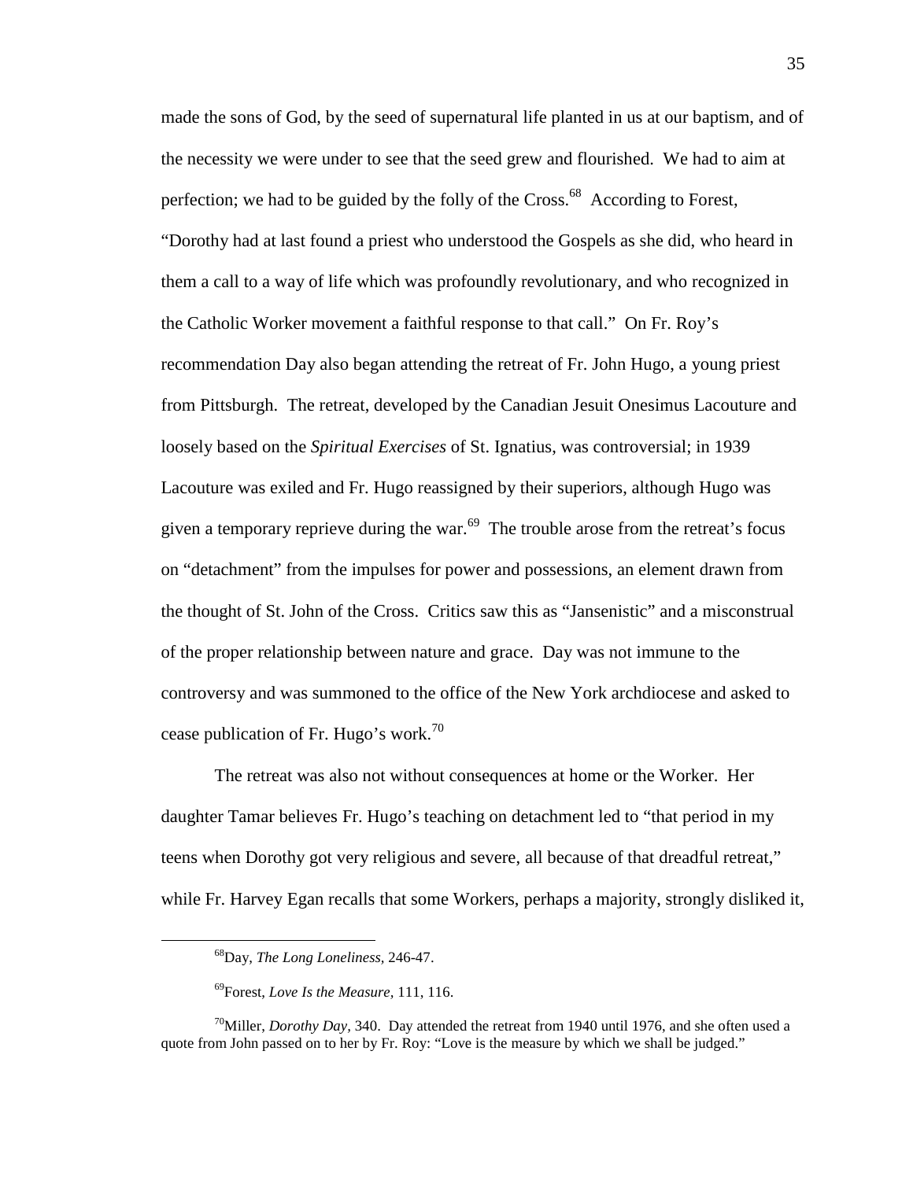made the sons of God, by the seed of supernatural life planted in us at our baptism, and of the necessity we were under to see that the seed grew and flourished. We had to aim at perfection; we had to be guided by the folly of the Cross.[68] According to Forest, "Dorothy had at last found a priest who understood the Gospels as she did, who heard in them a call to a way of life which was profoundly revolutionary, and who recognized in the Catholic Worker movement a faithful response to that call." On Fr. Roy's recommendation Day also began attending the retreat of Fr. John Hugo, a young priest from Pittsburgh. The retreat, developed by the Canadian Jesuit Onesimus Lacouture and loosely based on the *Spiritual Exercises* of St. Ignatius, was controversial; in 1939 Lacouture was exiled and Fr. Hugo reassigned by their superiors, although Hugo was given a temporary reprieve during the war.[69] The trouble arose from the retreat's focus on "detachment" from the impulses for power and possessions, an element drawn from the thought of St. John of the Cross. Critics saw this as "Jansenistic" and a misconstrual of the proper relationship between nature and grace. Day was not immune to the controversy and was summoned to the office of the New York archdiocese and asked to cease publication of Fr. Hugo's work.[70]

The retreat was also not without consequences at home or the Worker. Her daughter Tamar believes Fr. Hugo's teaching on detachment led to "that period in my teens when Dorothy got very religious and severe, all because of that dreadful retreat," while Fr. Harvey Egan recalls that some Workers, perhaps a majority, strongly disliked it,

---

[68] Day, *The Long Loneliness,* 246-47.

[69] Forest, *Love Is the Measure,* 111, 116.

[70] Miller, *Dorothy Day,* 340. Day attended the retreat from 1940 until 1976, and she often used a quote from John passed on to her by Fr. Roy: "Love is the measure by which we shall be judged."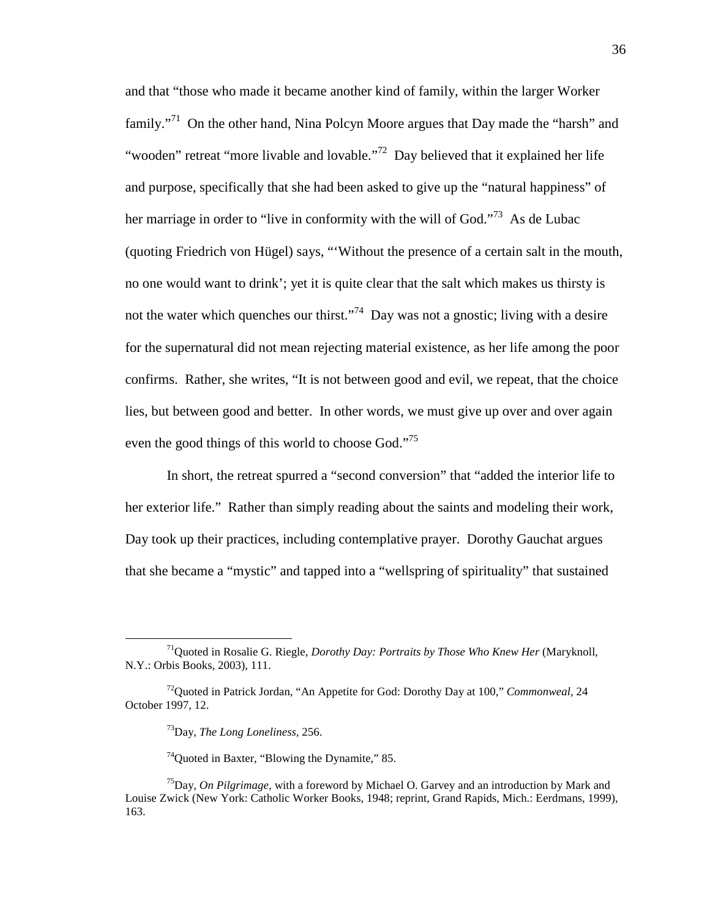and that "those who made it became another kind of family, within the larger Worker family."[71] On the other hand, Nina Polcyn Moore argues that Day made the "harsh" and "wooden" retreat "more livable and lovable."[72] Day believed that it explained her life and purpose, specifically that she had been asked to give up the "natural happiness" of her marriage in order to "live in conformity with the will of God."[73] As de Lubac (quoting Friedrich von Hügel) says, "'Without the presence of a certain salt in the mouth, no one would want to drink'; yet it is quite clear that the salt which makes us thirsty is not the water which quenches our thirst."[74] Day was not a gnostic; living with a desire for the supernatural did not mean rejecting material existence, as her life among the poor confirms. Rather, she writes, "It is not between good and evil, we repeat, that the choice lies, but between good and better. In other words, we must give up over and over again even the good things of this world to choose God."[75]

In short, the retreat spurred a "second conversion" that "added the interior life to her exterior life." Rather than simply reading about the saints and modeling their work, Day took up their practices, including contemplative prayer. Dorothy Gauchat argues that she became a "mystic" and tapped into a "wellspring of spirituality" that sustained

---

[71] Quoted in Rosalie G. Riegle, *Dorothy Day: Portraits by Those Who Knew Her* (Maryknoll, N.Y.: Orbis Books, 2003), 111.

[72] Quoted in Patrick Jordan, "An Appetite for God: Dorothy Day at 100," *Commonweal,* 24 October 1997, 12.

[73] Day, *The Long Loneliness,* 256.

[74] Quoted in Baxter, "Blowing the Dynamite," 85.

[75] Day, *On Pilgrimage,* with a foreword by Michael O. Garvey and an introduction by Mark and Louise Zwick (New York: Catholic Worker Books, 1948; reprint, Grand Rapids, Mich.: Eerdmans, 1999), 163.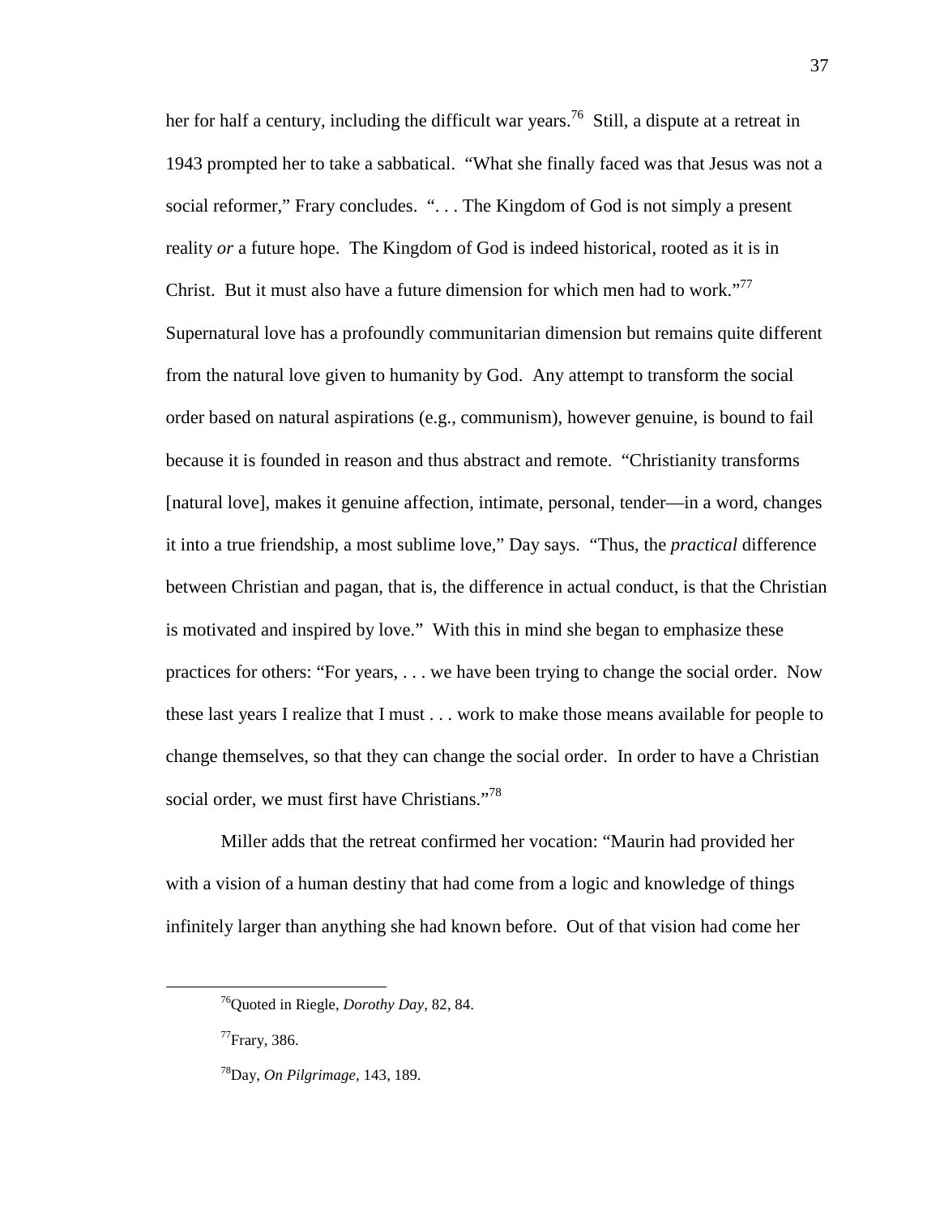her for half a century, including the difficult war years.[76] Still, a dispute at a retreat in 1943 prompted her to take a sabbatical. "What she finally faced was that Jesus was not a social reformer," Frary concludes. ". . . The Kingdom of God is not simply a present reality *or* a future hope. The Kingdom of God is indeed historical, rooted as it is in Christ. But it must also have a future dimension for which men had to work."[77] Supernatural love has a profoundly communitarian dimension but remains quite different from the natural love given to humanity by God. Any attempt to transform the social order based on natural aspirations (e.g., communism), however genuine, is bound to fail because it is founded in reason and thus abstract and remote. "Christianity transforms [natural love], makes it genuine affection, intimate, personal, tender—in a word, changes it into a true friendship, a most sublime love," Day says. "Thus, the *practical* difference between Christian and pagan, that is, the difference in actual conduct, is that the Christian is motivated and inspired by love." With this in mind she began to emphasize these practices for others: "For years, . . . we have been trying to change the social order. Now these last years I realize that I must . . . work to make those means available for people to change themselves, so that they can change the social order. In order to have a Christian social order, we must first have Christians."[78]

Miller adds that the retreat confirmed her vocation: "Maurin had provided her with a vision of a human destiny that had come from a logic and knowledge of things infinitely larger than anything she had known before. Out of that vision had come her

---

[76]Quoted in Riegle, *Dorothy Day,* 82, 84.

[77]Frary, 386.

[78]Day, *On Pilgrimage,* 143, 189.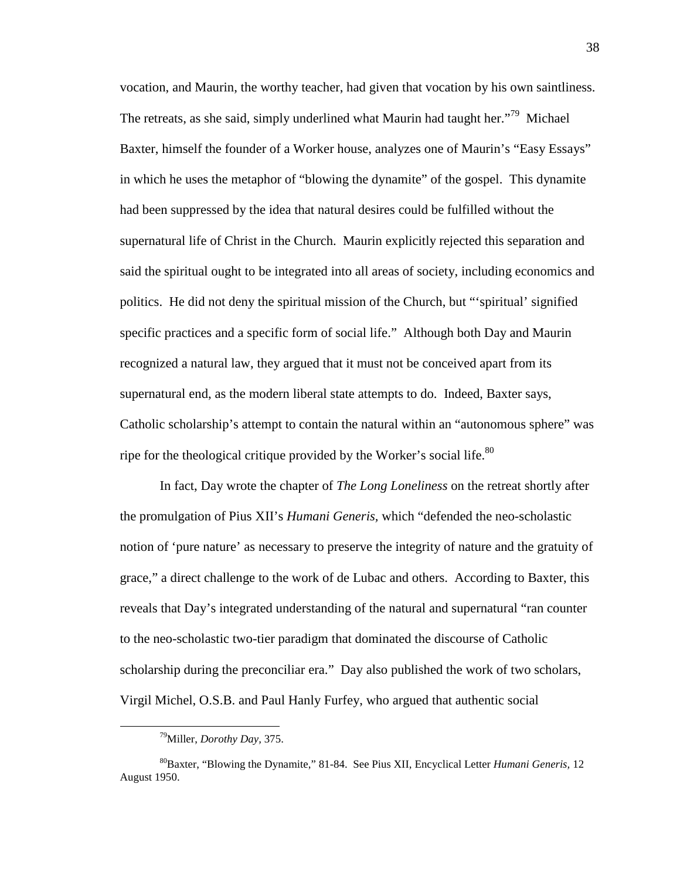vocation, and Maurin, the worthy teacher, had given that vocation by his own saintliness. The retreats, as she said, simply underlined what Maurin had taught her."[79] Michael Baxter, himself the founder of a Worker house, analyzes one of Maurin's "Easy Essays" in which he uses the metaphor of "blowing the dynamite" of the gospel. This dynamite had been suppressed by the idea that natural desires could be fulfilled without the supernatural life of Christ in the Church. Maurin explicitly rejected this separation and said the spiritual ought to be integrated into all areas of society, including economics and politics. He did not deny the spiritual mission of the Church, but "'spiritual' signified specific practices and a specific form of social life." Although both Day and Maurin recognized a natural law, they argued that it must not be conceived apart from its supernatural end, as the modern liberal state attempts to do. Indeed, Baxter says, Catholic scholarship's attempt to contain the natural within an "autonomous sphere" was ripe for the theological critique provided by the Worker's social life.[80]

In fact, Day wrote the chapter of *The Long Loneliness* on the retreat shortly after the promulgation of Pius XII's *Humani Generis*, which "defended the neo-scholastic notion of 'pure nature' as necessary to preserve the integrity of nature and the gratuity of grace," a direct challenge to the work of de Lubac and others. According to Baxter, this reveals that Day's integrated understanding of the natural and supernatural "ran counter to the neo-scholastic two-tier paradigm that dominated the discourse of Catholic scholarship during the preconciliar era." Day also published the work of two scholars, Virgil Michel, O.S.B. and Paul Hanly Furfey, who argued that authentic social

[79] Miller, *Dorothy Day*, 375.

[80] Baxter, "Blowing the Dynamite," 81-84. See Pius XII, Encyclical Letter *Humani Generis*, 12 August 1950.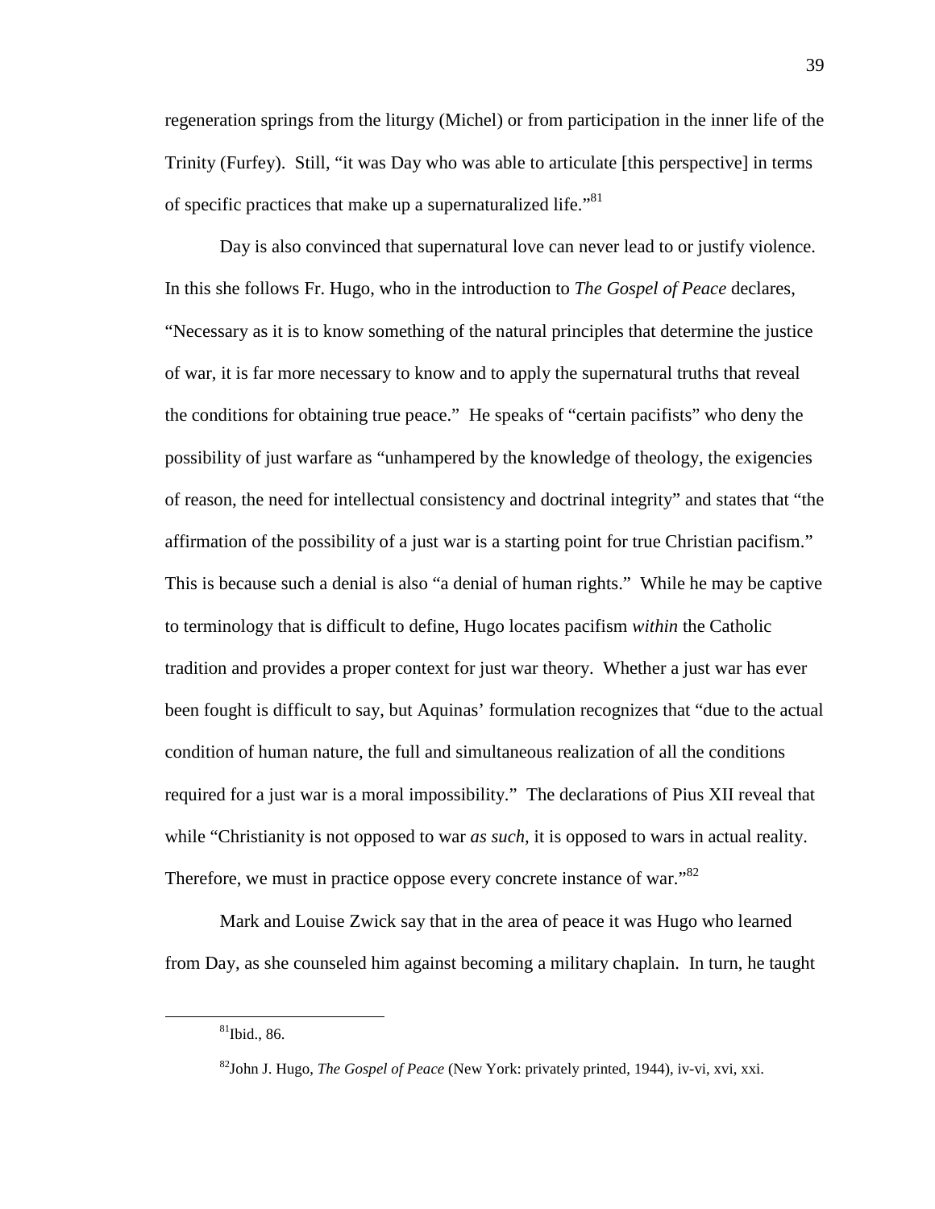regeneration springs from the liturgy (Michel) or from participation in the inner life of the Trinity (Furfey). Still, "it was Day who was able to articulate [this perspective] in terms of specific practices that make up a supernaturalized life."[81]

Day is also convinced that supernatural love can never lead to or justify violence. In this she follows Fr. Hugo, who in the introduction to *The Gospel of Peace* declares, "Necessary as it is to know something of the natural principles that determine the justice of war, it is far more necessary to know and to apply the supernatural truths that reveal the conditions for obtaining true peace." He speaks of "certain pacifists" who deny the possibility of just warfare as "unhampered by the knowledge of theology, the exigencies of reason, the need for intellectual consistency and doctrinal integrity" and states that "the affirmation of the possibility of a just war is a starting point for true Christian pacifism." This is because such a denial is also "a denial of human rights." While he may be captive to terminology that is difficult to define, Hugo locates pacifism *within* the Catholic tradition and provides a proper context for just war theory. Whether a just war has ever been fought is difficult to say, but Aquinas' formulation recognizes that "due to the actual condition of human nature, the full and simultaneous realization of all the conditions required for a just war is a moral impossibility." The declarations of Pius XII reveal that while "Christianity is not opposed to war *as such*, it is opposed to wars in actual reality. Therefore, we must in practice oppose every concrete instance of war."[82]

Mark and Louise Zwick say that in the area of peace it was Hugo who learned from Day, as she counseled him against becoming a military chaplain. In turn, he taught

---

[81] Ibid., 86.

[82] John J. Hugo, *The Gospel of Peace* (New York: privately printed, 1944), iv-vi, xvi, xxi.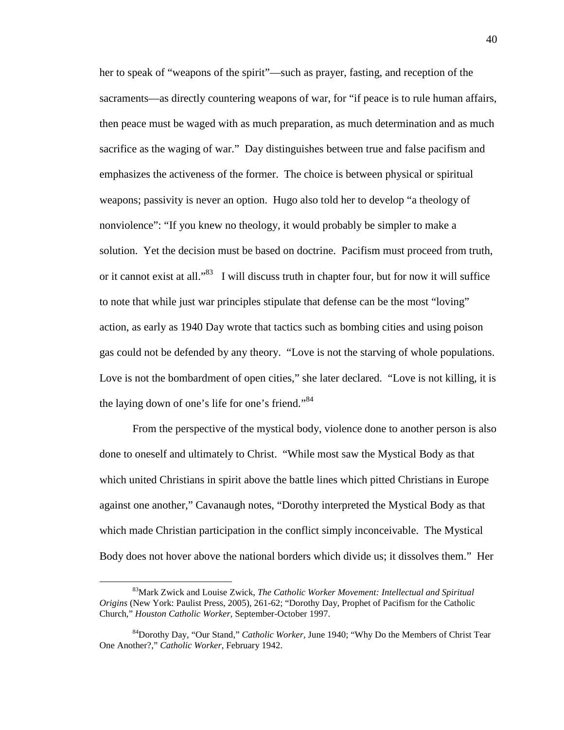her to speak of "weapons of the spirit"—such as prayer, fasting, and reception of the sacraments—as directly countering weapons of war, for "if peace is to rule human affairs, then peace must be waged with as much preparation, as much determination and as much sacrifice as the waging of war." Day distinguishes between true and false pacifism and emphasizes the activeness of the former. The choice is between physical or spiritual weapons; passivity is never an option. Hugo also told her to develop "a theology of nonviolence": "If you knew no theology, it would probably be simpler to make a solution. Yet the decision must be based on doctrine. Pacifism must proceed from truth, or it cannot exist at all."[83] I will discuss truth in chapter four, but for now it will suffice to note that while just war principles stipulate that defense can be the most "loving" action, as early as 1940 Day wrote that tactics such as bombing cities and using poison gas could not be defended by any theory. "Love is not the starving of whole populations. Love is not the bombardment of open cities," she later declared. "Love is not killing, it is the laying down of one's life for one's friend."[84]

From the perspective of the mystical body, violence done to another person is also done to oneself and ultimately to Christ. "While most saw the Mystical Body as that which united Christians in spirit above the battle lines which pitted Christians in Europe against one another," Cavanaugh notes, "Dorothy interpreted the Mystical Body as that which made Christian participation in the conflict simply inconceivable. The Mystical Body does not hover above the national borders which divide us; it dissolves them." Her

---

[83] Mark Zwick and Louise Zwick, *The Catholic Worker Movement: Intellectual and Spiritual Origins* (New York: Paulist Press, 2005), 261-62; "Dorothy Day, Prophet of Pacifism for the Catholic Church," *Houston Catholic Worker*, September-October 1997.

[84] Dorothy Day, "Our Stand," *Catholic Worker*, June 1940; "Why Do the Members of Christ Tear One Another?," *Catholic Worker*, February 1942.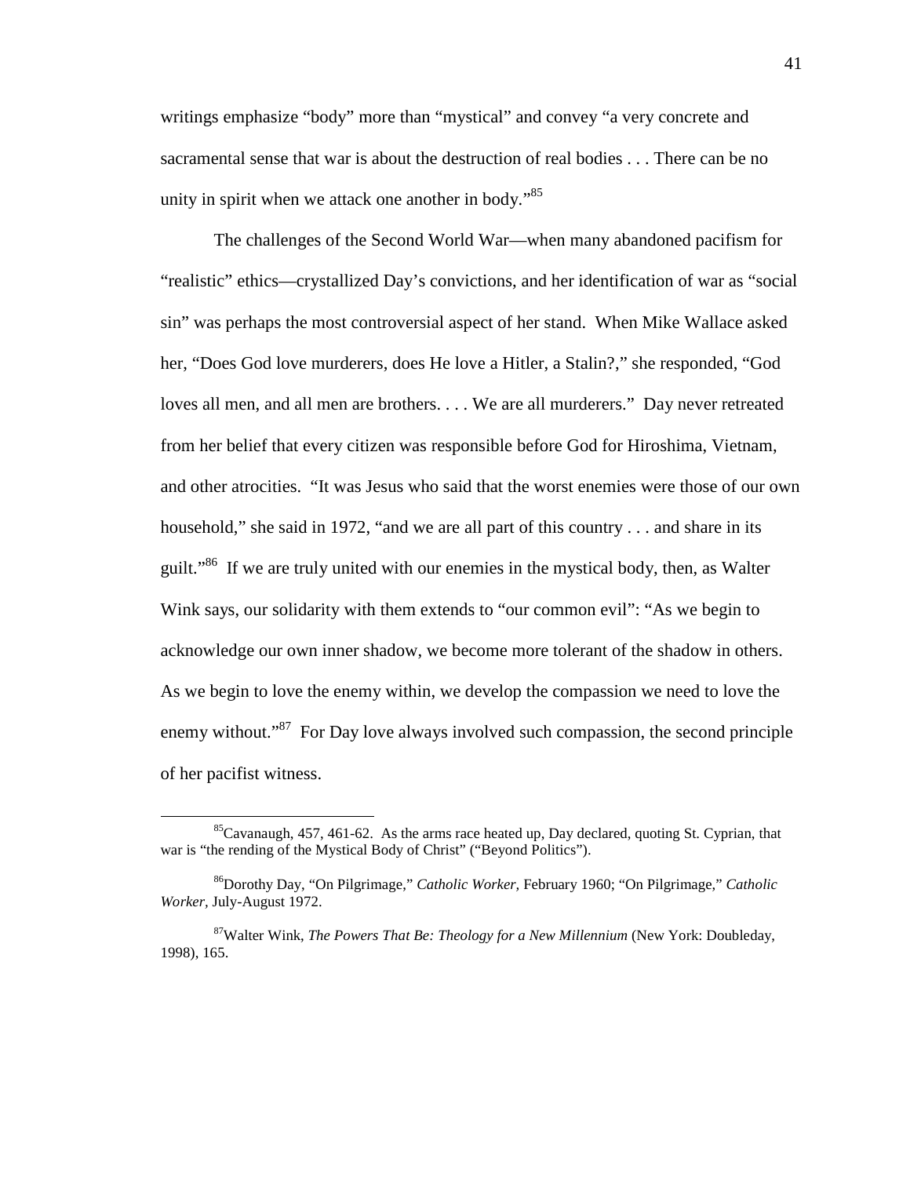writings emphasize "body" more than "mystical" and convey "a very concrete and sacramental sense that war is about the destruction of real bodies . . . There can be no unity in spirit when we attack one another in body."[85]

The challenges of the Second World War—when many abandoned pacifism for "realistic" ethics—crystallized Day's convictions, and her identification of war as "social sin" was perhaps the most controversial aspect of her stand. When Mike Wallace asked her, "Does God love murderers, does He love a Hitler, a Stalin?," she responded, "God loves all men, and all men are brothers. . . . We are all murderers." Day never retreated from her belief that every citizen was responsible before God for Hiroshima, Vietnam, and other atrocities. "It was Jesus who said that the worst enemies were those of our own household," she said in 1972, "and we are all part of this country . . . and share in its guilt."[86] If we are truly united with our enemies in the mystical body, then, as Walter Wink says, our solidarity with them extends to "our common evil": "As we begin to acknowledge our own inner shadow, we become more tolerant of the shadow in others. As we begin to love the enemy within, we develop the compassion we need to love the enemy without."[87] For Day love always involved such compassion, the second principle of her pacifist witness.

---

[85]Cavanaugh, 457, 461-62. As the arms race heated up, Day declared, quoting St. Cyprian, that war is "the rending of the Mystical Body of Christ" ("Beyond Politics").

[86]Dorothy Day, "On Pilgrimage," *Catholic Worker*, February 1960; "On Pilgrimage," *Catholic Worker*, July-August 1972.

[87]Walter Wink, *The Powers That Be: Theology for a New Millennium* (New York: Doubleday, 1998), 165.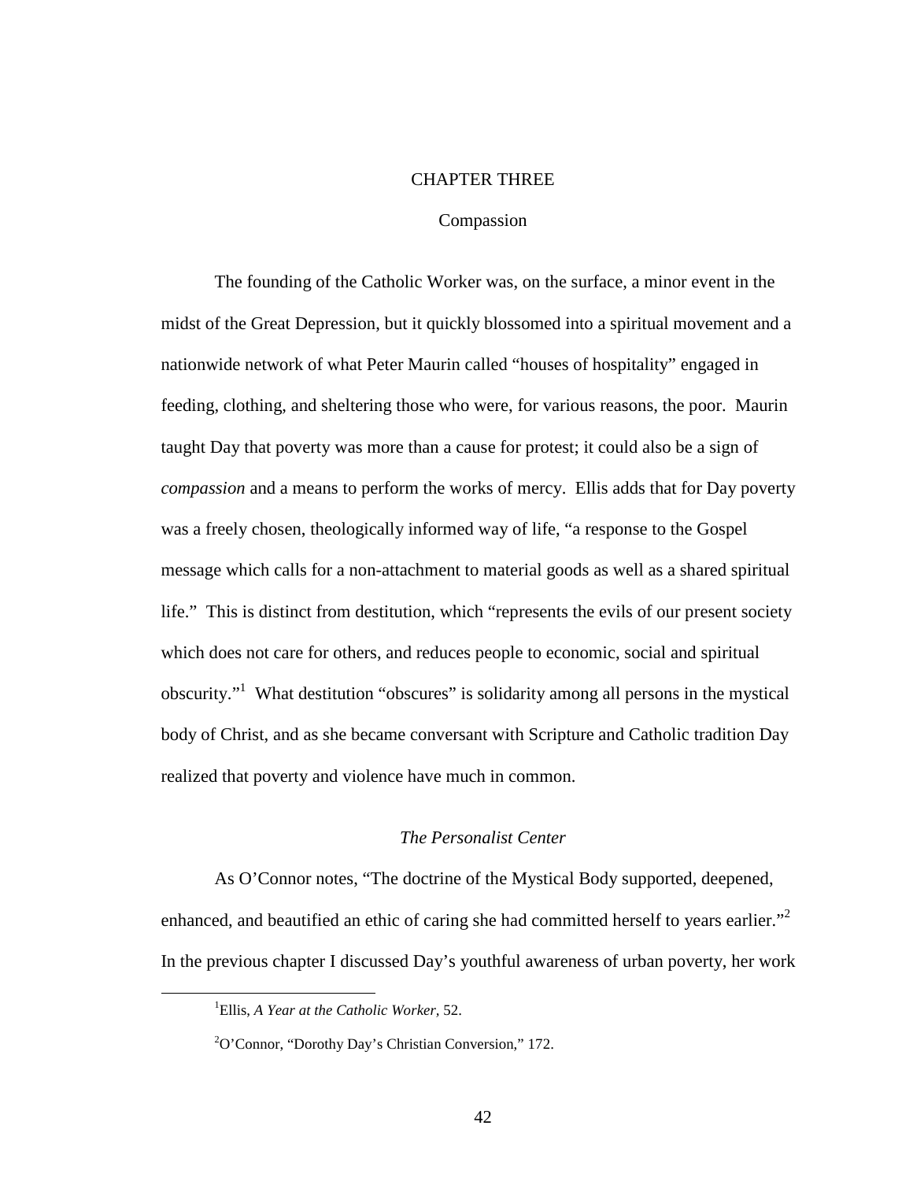# CHAPTER THREE

## Compassion

The founding of the Catholic Worker was, on the surface, a minor event in the midst of the Great Depression, but it quickly blossomed into a spiritual movement and a nationwide network of what Peter Maurin called "houses of hospitality" engaged in feeding, clothing, and sheltering those who were, for various reasons, the poor. Maurin taught Day that poverty was more than a cause for protest; it could also be a sign of *compassion* and a means to perform the works of mercy. Ellis adds that for Day poverty was a freely chosen, theologically informed way of life, "a response to the Gospel message which calls for a non-attachment to material goods as well as a shared spiritual life." This is distinct from destitution, which "represents the evils of our present society which does not care for others, and reduces people to economic, social and spiritual obscurity."[1] What destitution "obscures" is solidarity among all persons in the mystical body of Christ, and as she became conversant with Scripture and Catholic tradition Day realized that poverty and violence have much in common.

### *The Personalist Center*

As O'Connor notes, "The doctrine of the Mystical Body supported, deepened, enhanced, and beautified an ethic of caring she had committed herself to years earlier."[2] In the previous chapter I discussed Day's youthful awareness of urban poverty, her work

---

[1]Ellis, *A Year at the Catholic Worker*, 52.

[2]O'Connor, "Dorothy Day's Christian Conversion," 172.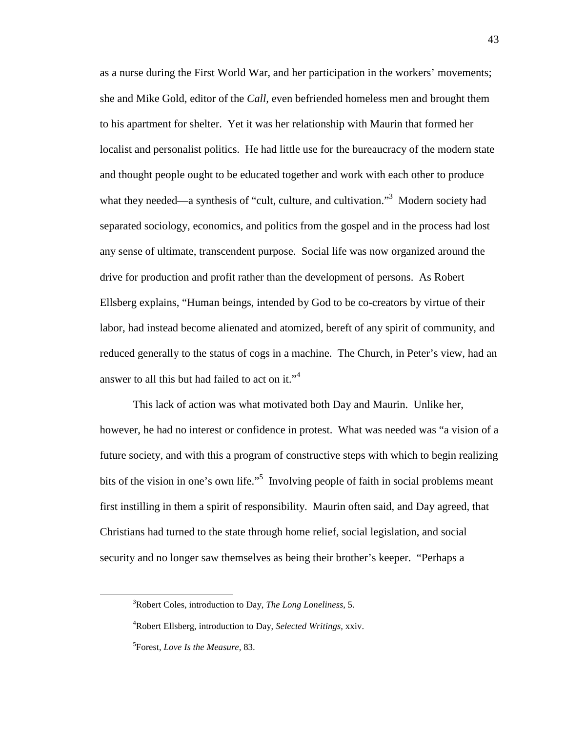as a nurse during the First World War, and her participation in the workers' movements; she and Mike Gold, editor of the *Call*, even befriended homeless men and brought them to his apartment for shelter. Yet it was her relationship with Maurin that formed her localist and personalist politics. He had little use for the bureaucracy of the modern state and thought people ought to be educated together and work with each other to produce what they needed—a synthesis of "cult, culture, and cultivation."[3] Modern society had separated sociology, economics, and politics from the gospel and in the process had lost any sense of ultimate, transcendent purpose. Social life was now organized around the drive for production and profit rather than the development of persons. As Robert Ellsberg explains, "Human beings, intended by God to be co-creators by virtue of their labor, had instead become alienated and atomized, bereft of any spirit of community, and reduced generally to the status of cogs in a machine. The Church, in Peter's view, had an answer to all this but had failed to act on it."[4]

This lack of action was what motivated both Day and Maurin. Unlike her, however, he had no interest or confidence in protest. What was needed was "a vision of a future society, and with this a program of constructive steps with which to begin realizing bits of the vision in one's own life."[5] Involving people of faith in social problems meant first instilling in them a spirit of responsibility. Maurin often said, and Day agreed, that Christians had turned to the state through home relief, social legislation, and social security and no longer saw themselves as being their brother's keeper. "Perhaps a

---

[3] Robert Coles, introduction to Day, *The Long Loneliness*, 5.

[4] Robert Ellsberg, introduction to Day, *Selected Writings*, xxiv.

[5] Forest, *Love Is the Measure*, 83.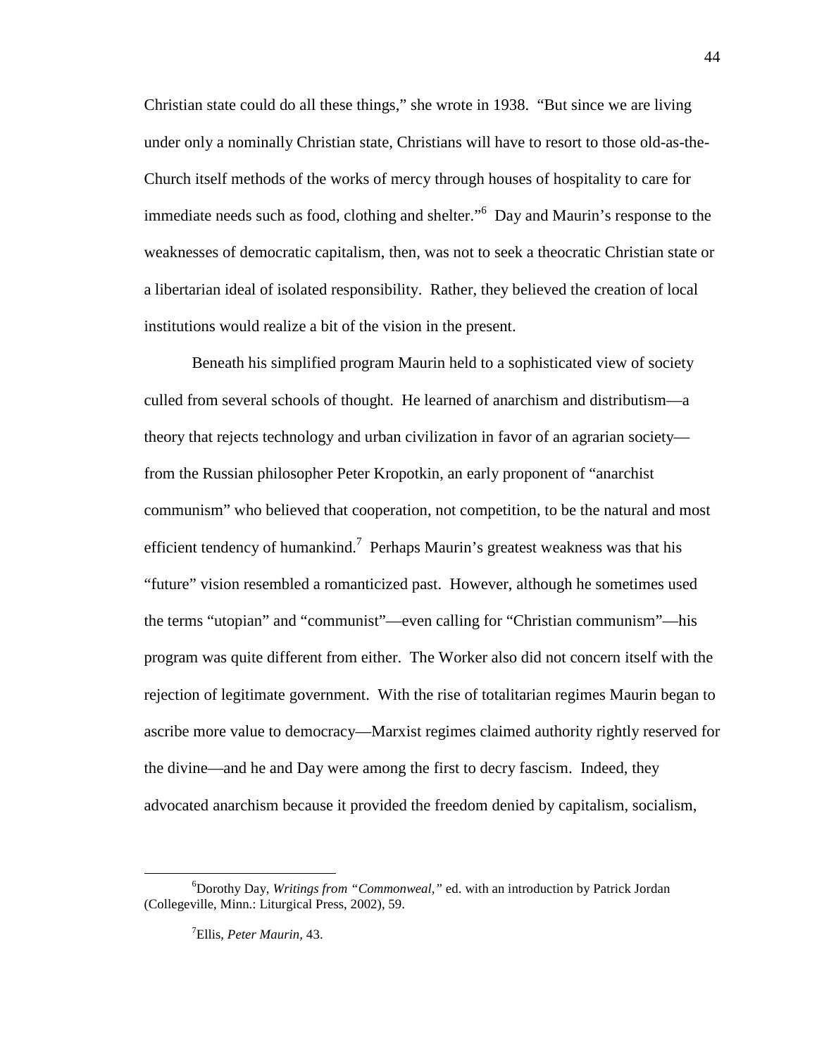Christian state could do all these things," she wrote in 1938. "But since we are living under only a nominally Christian state, Christians will have to resort to those old-as-the-Church itself methods of the works of mercy through houses of hospitality to care for immediate needs such as food, clothing and shelter."[6] Day and Maurin's response to the weaknesses of democratic capitalism, then, was not to seek a theocratic Christian state or a libertarian ideal of isolated responsibility. Rather, they believed the creation of local institutions would realize a bit of the vision in the present.

Beneath his simplified program Maurin held to a sophisticated view of society culled from several schools of thought. He learned of anarchism and distributism—a theory that rejects technology and urban civilization in favor of an agrarian society—from the Russian philosopher Peter Kropotkin, an early proponent of "anarchist communism" who believed that cooperation, not competition, to be the natural and most efficient tendency of humankind.[7] Perhaps Maurin's greatest weakness was that his "future" vision resembled a romanticized past. However, although he sometimes used the terms "utopian" and "communist"—even calling for "Christian communism"—his program was quite different from either. The Worker also did not concern itself with the rejection of legitimate government. With the rise of totalitarian regimes Maurin began to ascribe more value to democracy—Marxist regimes claimed authority rightly reserved for the divine—and he and Day were among the first to decry fascism. Indeed, they advocated anarchism because it provided the freedom denied by capitalism, socialism,

---

[6]Dorothy Day, *Writings from "Commonweal,"* ed. with an introduction by Patrick Jordan (Collegeville, Minn.: Liturgical Press, 2002), 59.

[7]Ellis, *Peter Maurin,* 43.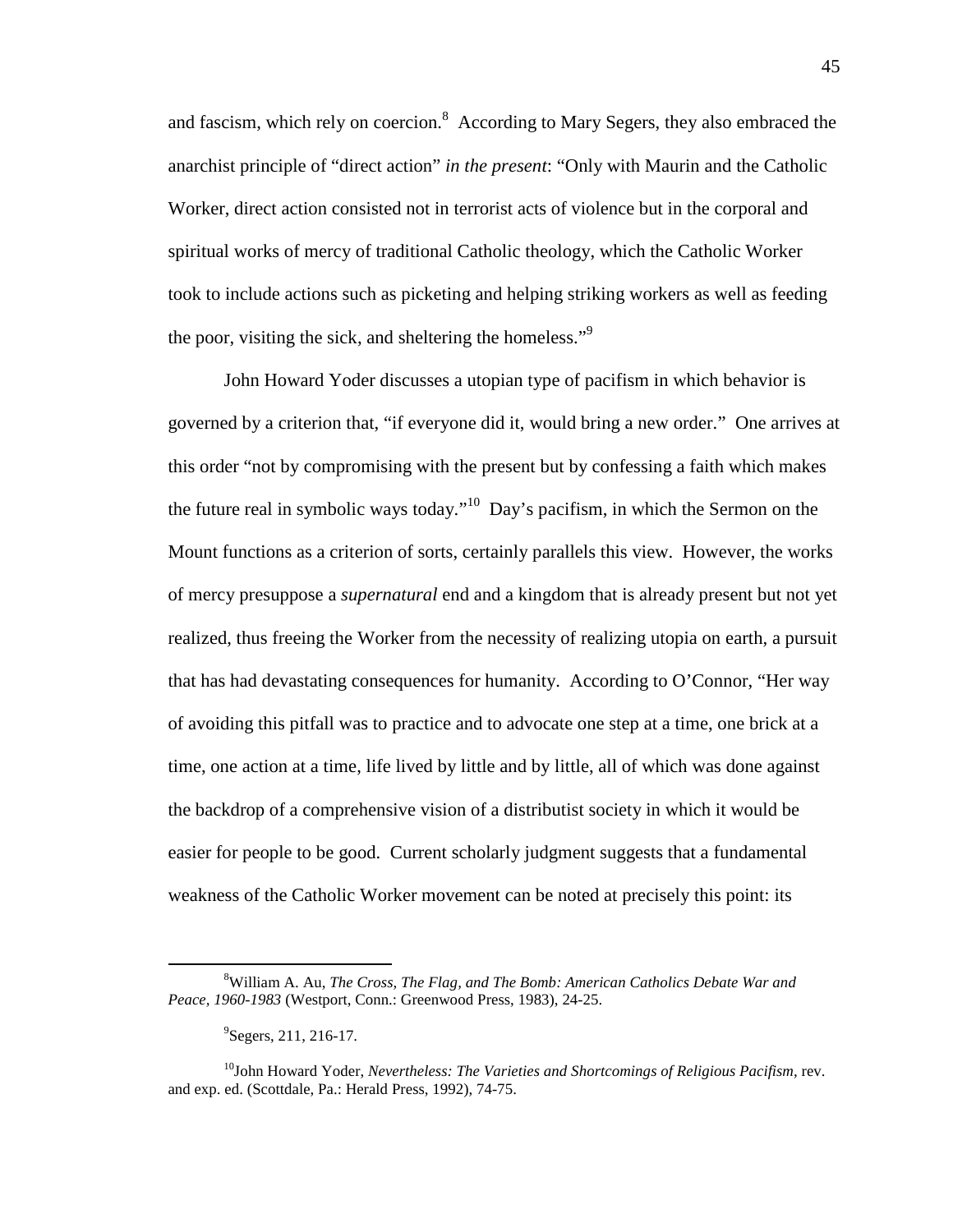and fascism, which rely on coercion.[8] According to Mary Segers, they also embraced the anarchist principle of "direct action" *in the present*: "Only with Maurin and the Catholic Worker, direct action consisted not in terrorist acts of violence but in the corporal and spiritual works of mercy of traditional Catholic theology, which the Catholic Worker took to include actions such as picketing and helping striking workers as well as feeding the poor, visiting the sick, and sheltering the homeless."[9]

John Howard Yoder discusses a utopian type of pacifism in which behavior is governed by a criterion that, "if everyone did it, would bring a new order." One arrives at this order "not by compromising with the present but by confessing a faith which makes the future real in symbolic ways today."[10] Day's pacifism, in which the Sermon on the Mount functions as a criterion of sorts, certainly parallels this view. However, the works of mercy presuppose a *supernatural* end and a kingdom that is already present but not yet realized, thus freeing the Worker from the necessity of realizing utopia on earth, a pursuit that has had devastating consequences for humanity. According to O'Connor, "Her way of avoiding this pitfall was to practice and to advocate one step at a time, one brick at a time, one action at a time, life lived by little and by little, all of which was done against the backdrop of a comprehensive vision of a distributist society in which it would be easier for people to be good. Current scholarly judgment suggests that a fundamental weakness of the Catholic Worker movement can be noted at precisely this point: its

---

[8]William A. Au, *The Cross, The Flag, and The Bomb: American Catholics Debate War and Peace, 1960-1983* (Westport, Conn.: Greenwood Press, 1983), 24-25.

[9]Segers, 211, 216-17.

[10]John Howard Yoder, *Nevertheless: The Varieties and Shortcomings of Religious Pacifism*, rev. and exp. ed. (Scottdale, Pa.: Herald Press, 1992), 74-75.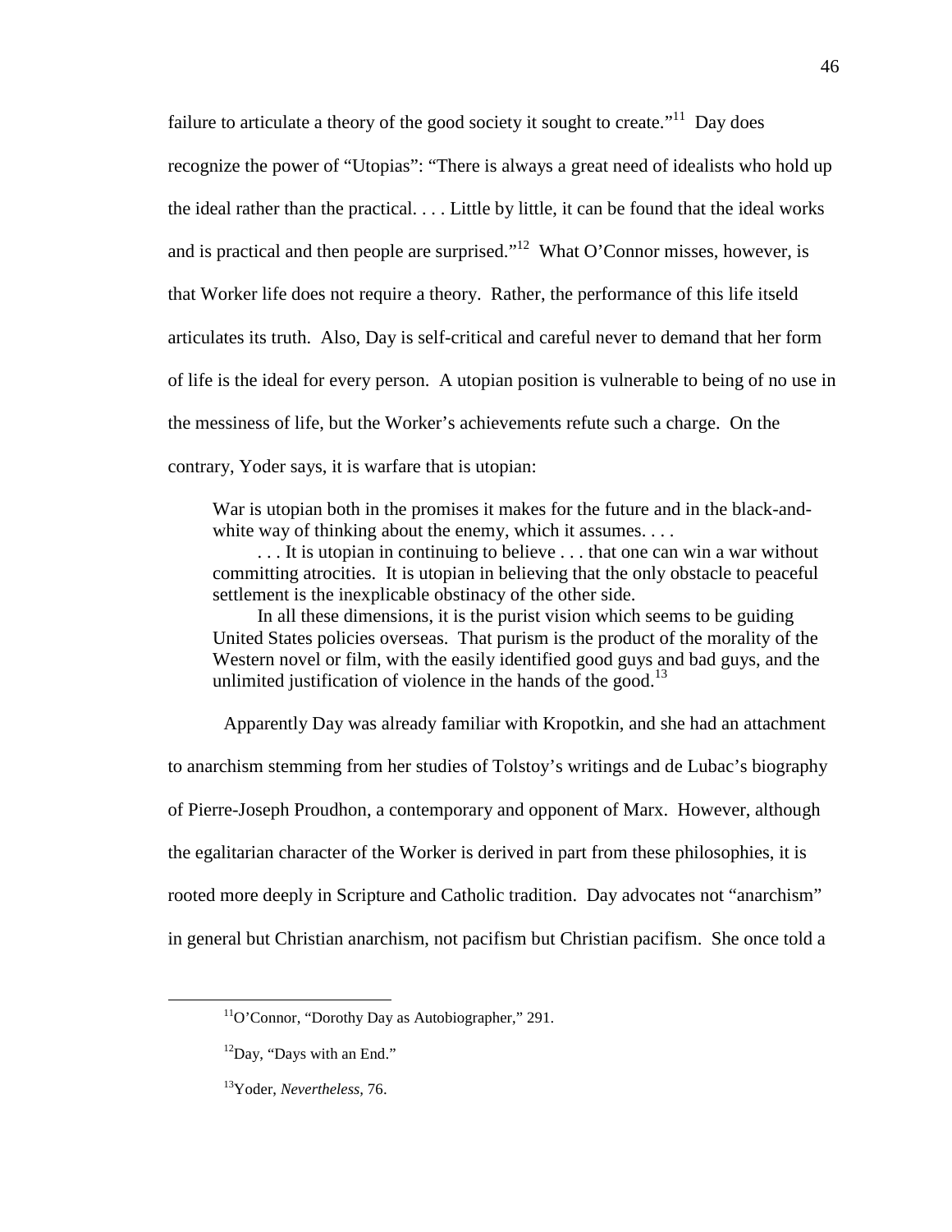failure to articulate a theory of the good society it sought to create."[11] Day does recognize the power of "Utopias": "There is always a great need of idealists who hold up the ideal rather than the practical. . . . Little by little, it can be found that the ideal works and is practical and then people are surprised."[12] What O'Connor misses, however, is that Worker life does not require a theory. Rather, the performance of this life itseld articulates its truth. Also, Day is self-critical and careful never to demand that her form of life is the ideal for every person. A utopian position is vulnerable to being of no use in the messiness of life, but the Worker's achievements refute such a charge. On the contrary, Yoder says, it is warfare that is utopian:

> War is utopian both in the promises it makes for the future and in the black-and-white way of thinking about the enemy, which it assumes. . . .
>
> . . . It is utopian in continuing to believe . . . that one can win a war without committing atrocities. It is utopian in believing that the only obstacle to peaceful settlement is the inexplicable obstinacy of the other side.
>
> In all these dimensions, it is the purist vision which seems to be guiding United States policies overseas. That purism is the product of the morality of the Western novel or film, with the easily identified good guys and bad guys, and the unlimited justification of violence in the hands of the good.[13]

Apparently Day was already familiar with Kropotkin, and she had an attachment to anarchism stemming from her studies of Tolstoy's writings and de Lubac's biography of Pierre-Joseph Proudhon, a contemporary and opponent of Marx. However, although the egalitarian character of the Worker is derived in part from these philosophies, it is rooted more deeply in Scripture and Catholic tradition. Day advocates not "anarchism" in general but Christian anarchism, not pacifism but Christian pacifism. She once told a

---

[11] O'Connor, "Dorothy Day as Autobiographer," 291.

[12] Day, "Days with an End."

[13] Yoder, *Nevertheless,* 76.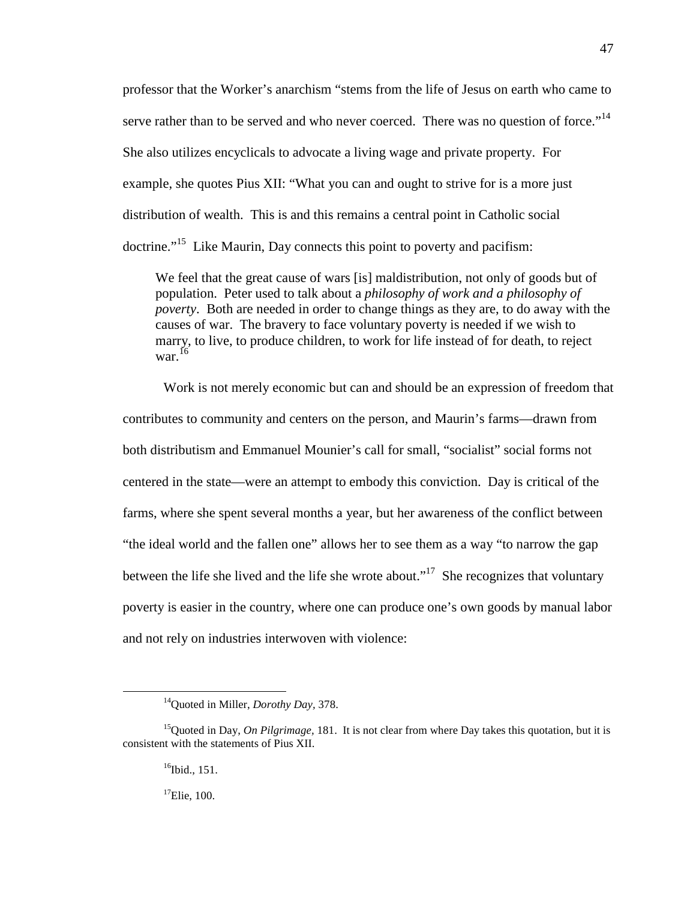professor that the Worker's anarchism "stems from the life of Jesus on earth who came to serve rather than to be served and who never coerced. There was no question of force."[14] She also utilizes encyclicals to advocate a living wage and private property. For example, she quotes Pius XII: "What you can and ought to strive for is a more just distribution of wealth. This is and this remains a central point in Catholic social doctrine."[15] Like Maurin, Day connects this point to poverty and pacifism:

> We feel that the great cause of wars [is] maldistribution, not only of goods but of population. Peter used to talk about a *philosophy of work and a philosophy of poverty*. Both are needed in order to change things as they are, to do away with the causes of war. The bravery to face voluntary poverty is needed if we wish to marry, to live, to produce children, to work for life instead of for death, to reject war.[16]

Work is not merely economic but can and should be an expression of freedom that contributes to community and centers on the person, and Maurin's farms—drawn from both distributism and Emmanuel Mounier's call for small, "socialist" social forms not centered in the state—were an attempt to embody this conviction. Day is critical of the farms, where she spent several months a year, but her awareness of the conflict between "the ideal world and the fallen one" allows her to see them as a way "to narrow the gap between the life she lived and the life she wrote about."[17] She recognizes that voluntary poverty is easier in the country, where one can produce one's own goods by manual labor and not rely on industries interwoven with violence:

---

[14] Quoted in Miller, *Dorothy Day*, 378.

[15] Quoted in Day, *On Pilgrimage*, 181. It is not clear from where Day takes this quotation, but it is consistent with the statements of Pius XII.

[16] Ibid., 151.

[17] Elie, 100.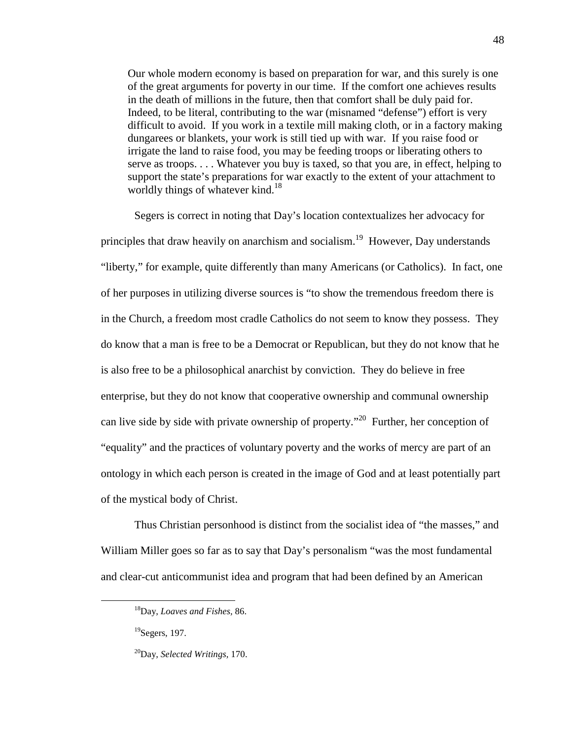> Our whole modern economy is based on preparation for war, and this surely is one of the great arguments for poverty in our time. If the comfort one achieves results in the death of millions in the future, then that comfort shall be duly paid for. Indeed, to be literal, contributing to the war (misnamed "defense") effort is very difficult to avoid. If you work in a textile mill making cloth, or in a factory making dungarees or blankets, your work is still tied up with war. If you raise food or irrigate the land to raise food, you may be feeding troops or liberating others to serve as troops. . . . Whatever you buy is taxed, so that you are, in effect, helping to support the state's preparations for war exactly to the extent of your attachment to worldly things of whatever kind.[18]

Segers is correct in noting that Day's location contextualizes her advocacy for principles that draw heavily on anarchism and socialism.[19] However, Day understands "liberty," for example, quite differently than many Americans (or Catholics). In fact, one of her purposes in utilizing diverse sources is "to show the tremendous freedom there is in the Church, a freedom most cradle Catholics do not seem to know they possess. They do know that a man is free to be a Democrat or Republican, but they do not know that he is also free to be a philosophical anarchist by conviction. They do believe in free enterprise, but they do not know that cooperative ownership and communal ownership can live side by side with private ownership of property."[20] Further, her conception of "equality" and the practices of voluntary poverty and the works of mercy are part of an ontology in which each person is created in the image of God and at least potentially part of the mystical body of Christ.

Thus Christian personhood is distinct from the socialist idea of "the masses," and William Miller goes so far as to say that Day's personalism "was the most fundamental and clear-cut anticommunist idea and program that had been defined by an American

---

[18] Day, *Loaves and Fishes,* 86.

[19] Segers, 197.

[20] Day, *Selected Writings,* 170.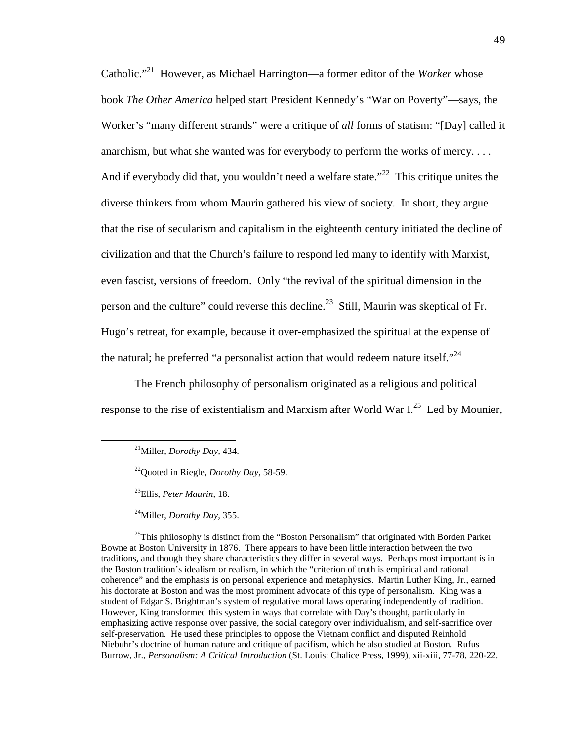Catholic."[21] However, as Michael Harrington—a former editor of the *Worker* whose book *The Other America* helped start President Kennedy's "War on Poverty"—says, the Worker's "many different strands" were a critique of *all* forms of statism: "[Day] called it anarchism, but what she wanted was for everybody to perform the works of mercy. . . . And if everybody did that, you wouldn't need a welfare state."[22] This critique unites the diverse thinkers from whom Maurin gathered his view of society. In short, they argue that the rise of secularism and capitalism in the eighteenth century initiated the decline of civilization and that the Church's failure to respond led many to identify with Marxist, even fascist, versions of freedom. Only "the revival of the spiritual dimension in the person and the culture" could reverse this decline.[23] Still, Maurin was skeptical of Fr. Hugo's retreat, for example, because it over-emphasized the spiritual at the expense of the natural; he preferred "a personalist action that would redeem nature itself."[24]

The French philosophy of personalism originated as a religious and political response to the rise of existentialism and Marxism after World War I.[25] Led by Mounier,

---

[21]Miller, *Dorothy Day*, 434.

[22]Quoted in Riegle, *Dorothy Day*, 58-59.

[23]Ellis, *Peter Maurin*, 18.

[24]Miller, *Dorothy Day*, 355.

[25]This philosophy is distinct from the "Boston Personalism" that originated with Borden Parker Bowne at Boston University in 1876. There appears to have been little interaction between the two traditions, and though they share characteristics they differ in several ways. Perhaps most important is in the Boston tradition's idealism or realism, in which the "criterion of truth is empirical and rational coherence" and the emphasis is on personal experience and metaphysics. Martin Luther King, Jr., earned his doctorate at Boston and was the most prominent advocate of this type of personalism. King was a student of Edgar S. Brightman's system of regulative moral laws operating independently of tradition. However, King transformed this system in ways that correlate with Day's thought, particularly in emphasizing active response over passive, the social category over individualism, and self-sacrifice over self-preservation. He used these principles to oppose the Vietnam conflict and disputed Reinhold Niebuhr's doctrine of human nature and critique of pacifism, which he also studied at Boston. Rufus Burrow, Jr., *Personalism: A Critical Introduction* (St. Louis: Chalice Press, 1999), xii-xiii, 77-78, 220-22.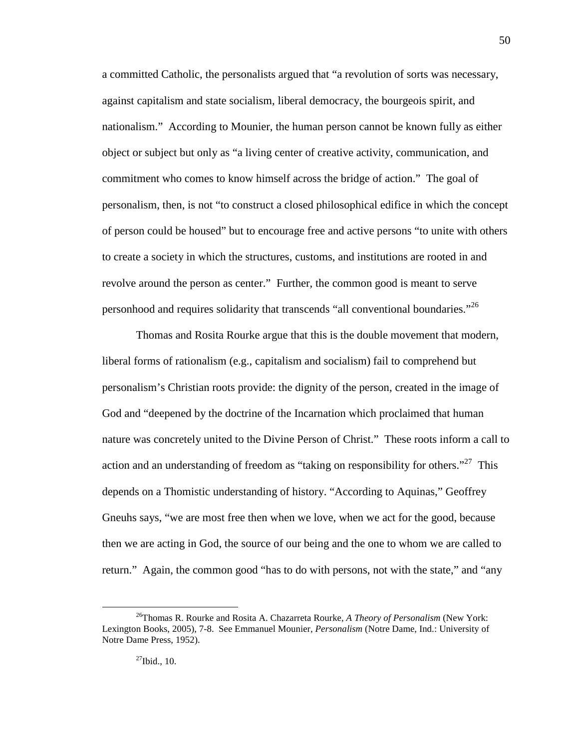a committed Catholic, the personalists argued that "a revolution of sorts was necessary, against capitalism and state socialism, liberal democracy, the bourgeois spirit, and nationalism." According to Mounier, the human person cannot be known fully as either object or subject but only as "a living center of creative activity, communication, and commitment who comes to know himself across the bridge of action." The goal of personalism, then, is not "to construct a closed philosophical edifice in which the concept of person could be housed" but to encourage free and active persons "to unite with others to create a society in which the structures, customs, and institutions are rooted in and revolve around the person as center." Further, the common good is meant to serve personhood and requires solidarity that transcends "all conventional boundaries."[26]

Thomas and Rosita Rourke argue that this is the double movement that modern, liberal forms of rationalism (e.g., capitalism and socialism) fail to comprehend but personalism's Christian roots provide: the dignity of the person, created in the image of God and "deepened by the doctrine of the Incarnation which proclaimed that human nature was concretely united to the Divine Person of Christ." These roots inform a call to action and an understanding of freedom as "taking on responsibility for others."[27] This depends on a Thomistic understanding of history. "According to Aquinas," Geoffrey Gneuhs says, "we are most free then when we love, when we act for the good, because then we are acting in God, the source of our being and the one to whom we are called to return." Again, the common good "has to do with persons, not with the state," and "any

---

[26]Thomas R. Rourke and Rosita A. Chazarreta Rourke, *A Theory of Personalism* (New York: Lexington Books, 2005), 7-8. See Emmanuel Mounier, *Personalism* (Notre Dame, Ind.: University of Notre Dame Press, 1952).

[27]Ibid., 10.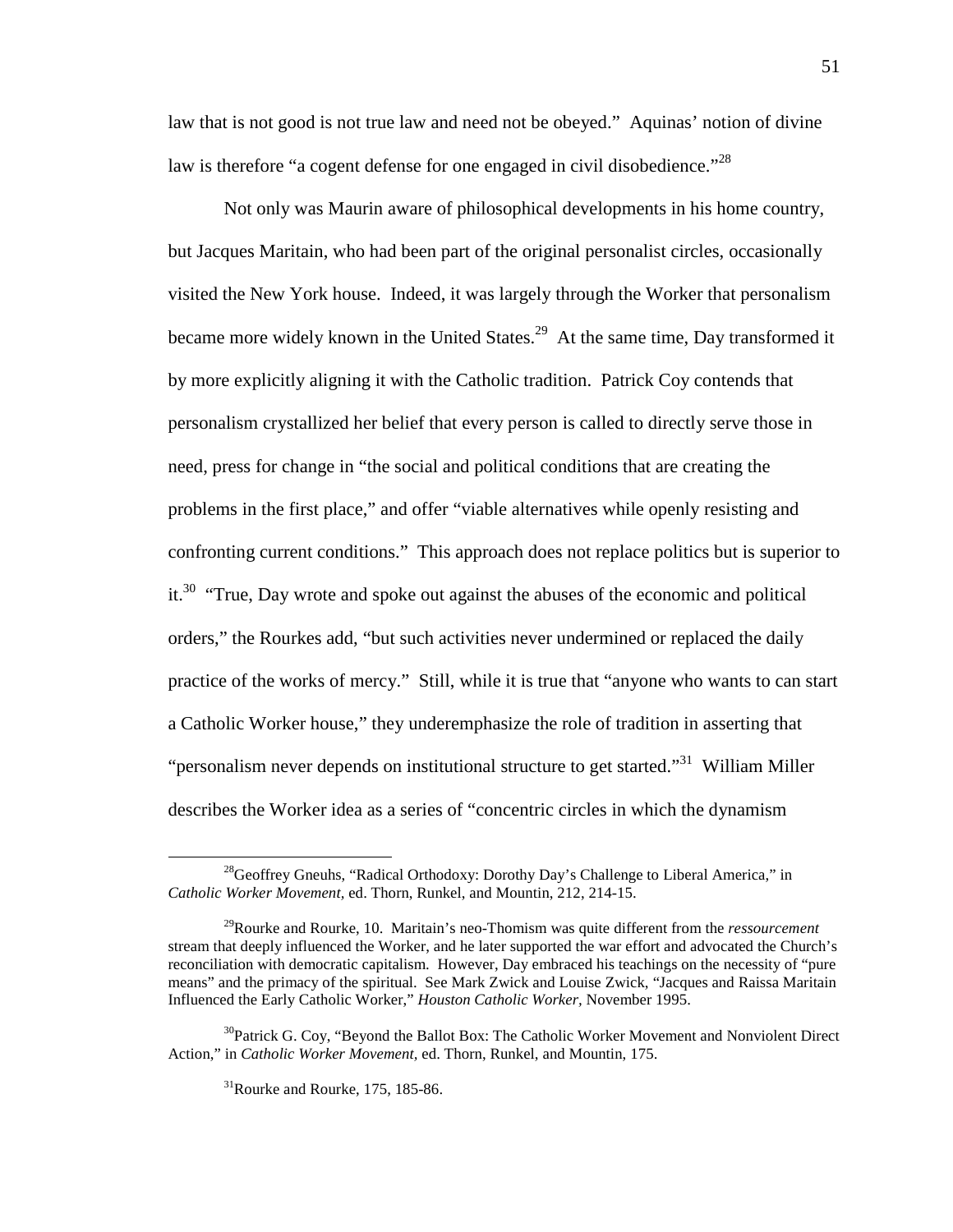law that is not good is not true law and need not be obeyed." Aquinas' notion of divine law is therefore "a cogent defense for one engaged in civil disobedience."[28]

Not only was Maurin aware of philosophical developments in his home country, but Jacques Maritain, who had been part of the original personalist circles, occasionally visited the New York house. Indeed, it was largely through the Worker that personalism became more widely known in the United States.[29] At the same time, Day transformed it by more explicitly aligning it with the Catholic tradition. Patrick Coy contends that personalism crystallized her belief that every person is called to directly serve those in need, press for change in "the social and political conditions that are creating the problems in the first place," and offer "viable alternatives while openly resisting and confronting current conditions." This approach does not replace politics but is superior to it.[30] "True, Day wrote and spoke out against the abuses of the economic and political orders," the Rourkes add, "but such activities never undermined or replaced the daily practice of the works of mercy." Still, while it is true that "anyone who wants to can start a Catholic Worker house," they underemphasize the role of tradition in asserting that "personalism never depends on institutional structure to get started."[31] William Miller describes the Worker idea as a series of "concentric circles in which the dynamism

---

[28]Geoffrey Gneuhs, "Radical Orthodoxy: Dorothy Day's Challenge to Liberal America," in *Catholic Worker Movement*, ed. Thorn, Runkel, and Mountin, 212, 214-15.

[29]Rourke and Rourke, 10. Maritain's neo-Thomism was quite different from the *ressourcement* stream that deeply influenced the Worker, and he later supported the war effort and advocated the Church's reconciliation with democratic capitalism. However, Day embraced his teachings on the necessity of "pure means" and the primacy of the spiritual. See Mark Zwick and Louise Zwick, "Jacques and Raissa Maritain Influenced the Early Catholic Worker," *Houston Catholic Worker*, November 1995.

[30]Patrick G. Coy, "Beyond the Ballot Box: The Catholic Worker Movement and Nonviolent Direct Action," in *Catholic Worker Movement*, ed. Thorn, Runkel, and Mountin, 175.

[31]Rourke and Rourke, 175, 185-86.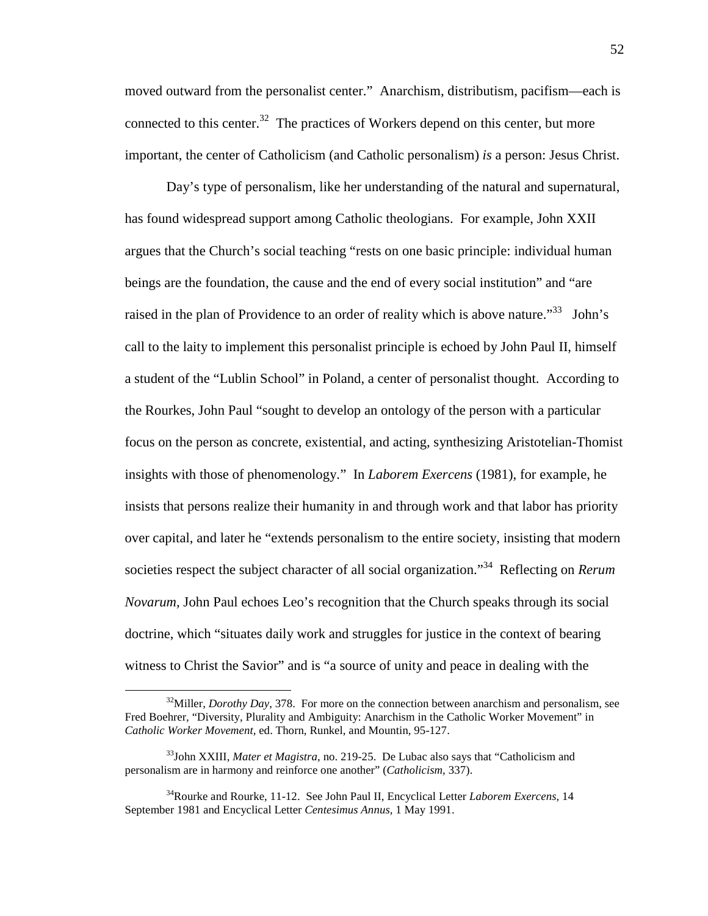moved outward from the personalist center." Anarchism, distributism, pacifism—each is connected to this center.[32] The practices of Workers depend on this center, but more important, the center of Catholicism (and Catholic personalism) *is* a person: Jesus Christ.

Day's type of personalism, like her understanding of the natural and supernatural, has found widespread support among Catholic theologians. For example, John XXII argues that the Church's social teaching "rests on one basic principle: individual human beings are the foundation, the cause and the end of every social institution" and "are raised in the plan of Providence to an order of reality which is above nature."[33] John's call to the laity to implement this personalist principle is echoed by John Paul II, himself a student of the "Lublin School" in Poland, a center of personalist thought. According to the Rourkes, John Paul "sought to develop an ontology of the person with a particular focus on the person as concrete, existential, and acting, synthesizing Aristotelian-Thomist insights with those of phenomenology." In *Laborem Exercens* (1981), for example, he insists that persons realize their humanity in and through work and that labor has priority over capital, and later he "extends personalism to the entire society, insisting that modern societies respect the subject character of all social organization."[34] Reflecting on *Rerum Novarum*, John Paul echoes Leo's recognition that the Church speaks through its social doctrine, which "situates daily work and struggles for justice in the context of bearing witness to Christ the Savior" and is "a source of unity and peace in dealing with the

---

[32] Miller, *Dorothy Day*, 378. For more on the connection between anarchism and personalism, see Fred Boehrer, "Diversity, Plurality and Ambiguity: Anarchism in the Catholic Worker Movement" in *Catholic Worker Movement*, ed. Thorn, Runkel, and Mountin, 95-127.

[33] John XXIII, *Mater et Magistra*, no. 219-25. De Lubac also says that "Catholicism and personalism are in harmony and reinforce one another" (*Catholicism*, 337).

[34] Rourke and Rourke, 11-12. See John Paul II, Encyclical Letter *Laborem Exercens*, 14 September 1981 and Encyclical Letter *Centesimus Annus*, 1 May 1991.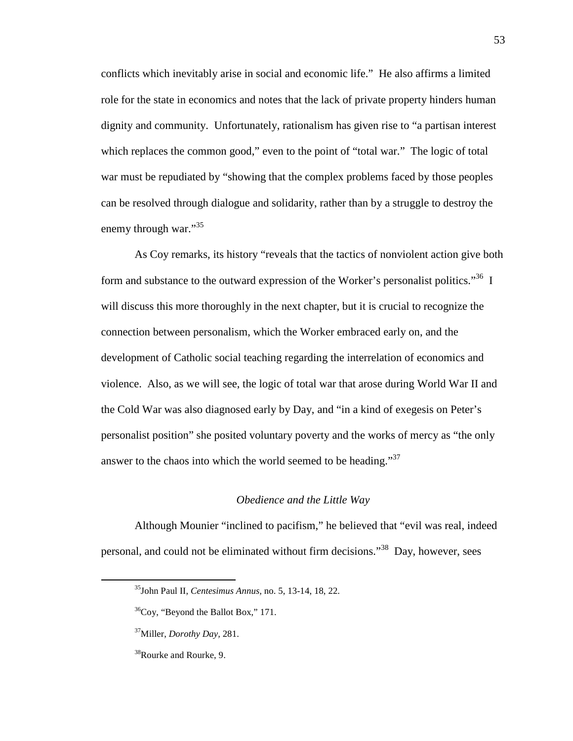conflicts which inevitably arise in social and economic life." He also affirms a limited role for the state in economics and notes that the lack of private property hinders human dignity and community. Unfortunately, rationalism has given rise to "a partisan interest which replaces the common good," even to the point of "total war." The logic of total war must be repudiated by "showing that the complex problems faced by those peoples can be resolved through dialogue and solidarity, rather than by a struggle to destroy the enemy through war."[35]

As Coy remarks, its history "reveals that the tactics of nonviolent action give both form and substance to the outward expression of the Worker's personalist politics."[36] I will discuss this more thoroughly in the next chapter, but it is crucial to recognize the connection between personalism, which the Worker embraced early on, and the development of Catholic social teaching regarding the interrelation of economics and violence. Also, as we will see, the logic of total war that arose during World War II and the Cold War was also diagnosed early by Day, and "in a kind of exegesis on Peter's personalist position" she posited voluntary poverty and the works of mercy as "the only answer to the chaos into which the world seemed to be heading."[37]

### *Obedience and the Little Way*

Although Mounier "inclined to pacifism," he believed that "evil was real, indeed personal, and could not be eliminated without firm decisions."[38] Day, however, sees

---

[35]John Paul II, *Centesimus Annus*, no. 5, 13-14, 18, 22.

[36]Coy, "Beyond the Ballot Box," 171.

[37]Miller, *Dorothy Day*, 281.

[38]Rourke and Rourke, 9.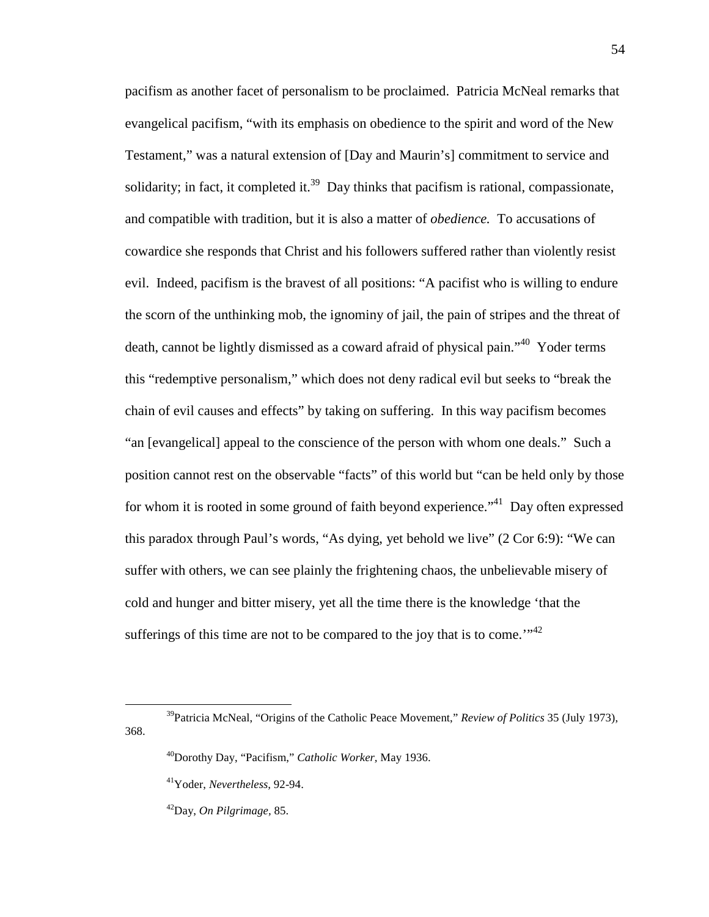pacifism as another facet of personalism to be proclaimed. Patricia McNeal remarks that evangelical pacifism, "with its emphasis on obedience to the spirit and word of the New Testament," was a natural extension of [Day and Maurin's] commitment to service and solidarity; in fact, it completed it.[39] Day thinks that pacifism is rational, compassionate, and compatible with tradition, but it is also a matter of *obedience.* To accusations of cowardice she responds that Christ and his followers suffered rather than violently resist evil. Indeed, pacifism is the bravest of all positions: "A pacifist who is willing to endure the scorn of the unthinking mob, the ignominy of jail, the pain of stripes and the threat of death, cannot be lightly dismissed as a coward afraid of physical pain."[40] Yoder terms this "redemptive personalism," which does not deny radical evil but seeks to "break the chain of evil causes and effects" by taking on suffering. In this way pacifism becomes "an [evangelical] appeal to the conscience of the person with whom one deals." Such a position cannot rest on the observable "facts" of this world but "can be held only by those for whom it is rooted in some ground of faith beyond experience."[41] Day often expressed this paradox through Paul's words, "As dying, yet behold we live" (2 Cor 6:9): "We can suffer with others, we can see plainly the frightening chaos, the unbelievable misery of cold and hunger and bitter misery, yet all the time there is the knowledge 'that the sufferings of this time are not to be compared to the joy that is to come.'"[42]

---

[39] Patricia McNeal, "Origins of the Catholic Peace Movement," *Review of Politics* 35 (July 1973), 368.

[40] Dorothy Day, "Pacifism," *Catholic Worker*, May 1936.

[41] Yoder, *Nevertheless,* 92-94.

[42] Day, *On Pilgrimage,* 85.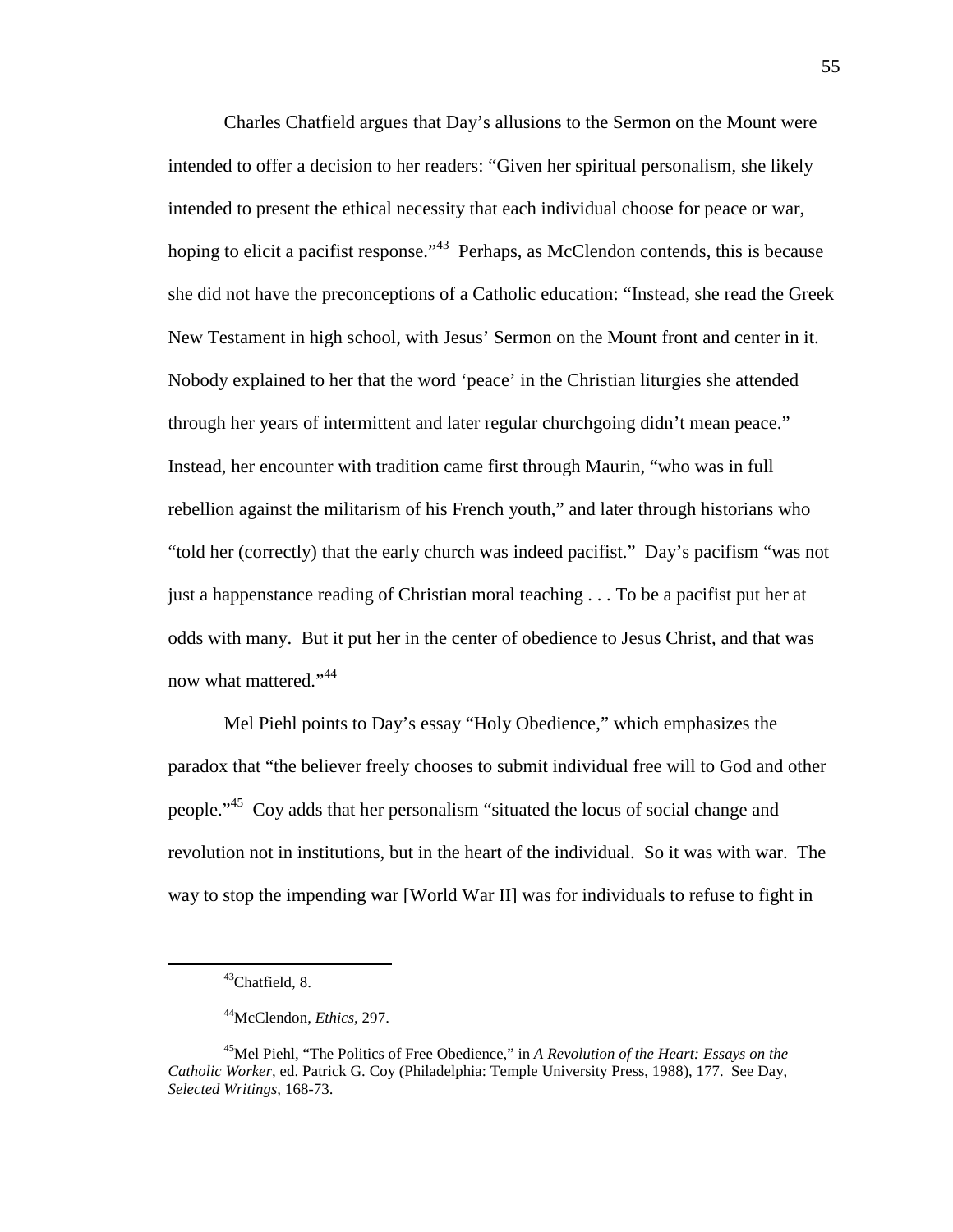Charles Chatfield argues that Day's allusions to the Sermon on the Mount were intended to offer a decision to her readers: "Given her spiritual personalism, she likely intended to present the ethical necessity that each individual choose for peace or war, hoping to elicit a pacifist response."[43] Perhaps, as McClendon contends, this is because she did not have the preconceptions of a Catholic education: "Instead, she read the Greek New Testament in high school, with Jesus' Sermon on the Mount front and center in it. Nobody explained to her that the word 'peace' in the Christian liturgies she attended through her years of intermittent and later regular churchgoing didn't mean peace." Instead, her encounter with tradition came first through Maurin, "who was in full rebellion against the militarism of his French youth," and later through historians who "told her (correctly) that the early church was indeed pacifist." Day's pacifism "was not just a happenstance reading of Christian moral teaching . . . To be a pacifist put her at odds with many. But it put her in the center of obedience to Jesus Christ, and that was now what mattered."[44]

Mel Piehl points to Day's essay "Holy Obedience," which emphasizes the paradox that "the believer freely chooses to submit individual free will to God and other people."[45] Coy adds that her personalism "situated the locus of social change and revolution not in institutions, but in the heart of the individual. So it was with war. The way to stop the impending war [World War II] was for individuals to refuse to fight in

---

[43] Chatfield, 8.

[44] McClendon, *Ethics*, 297.

[45] Mel Piehl, "The Politics of Free Obedience," in *A Revolution of the Heart: Essays on the Catholic Worker*, ed. Patrick G. Coy (Philadelphia: Temple University Press, 1988), 177. See Day, *Selected Writings*, 168-73.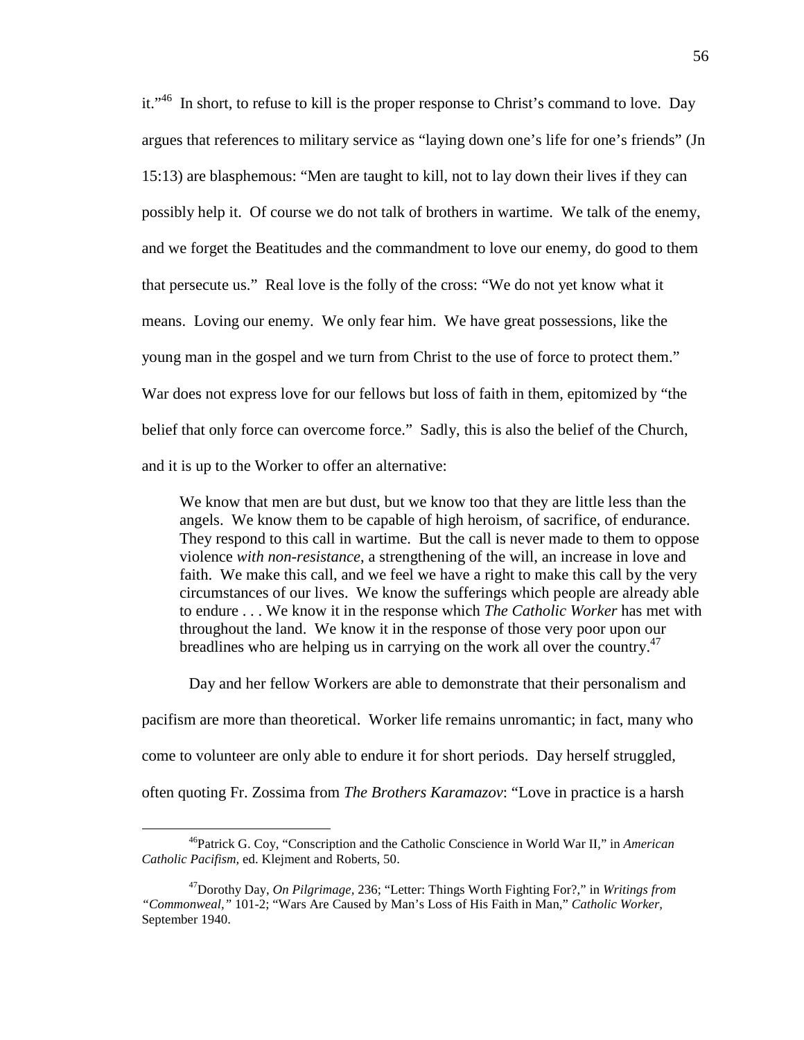it."[46] In short, to refuse to kill is the proper response to Christ's command to love. Day argues that references to military service as "laying down one's life for one's friends" (Jn 15:13) are blasphemous: "Men are taught to kill, not to lay down their lives if they can possibly help it. Of course we do not talk of brothers in wartime. We talk of the enemy, and we forget the Beatitudes and the commandment to love our enemy, do good to them that persecute us." Real love is the folly of the cross: "We do not yet know what it means. Loving our enemy. We only fear him. We have great possessions, like the young man in the gospel and we turn from Christ to the use of force to protect them." War does not express love for our fellows but loss of faith in them, epitomized by "the belief that only force can overcome force." Sadly, this is also the belief of the Church, and it is up to the Worker to offer an alternative:

> We know that men are but dust, but we know too that they are little less than the angels. We know them to be capable of high heroism, of sacrifice, of endurance. They respond to this call in wartime. But the call is never made to them to oppose violence *with non-resistance*, a strengthening of the will, an increase in love and faith. We make this call, and we feel we have a right to make this call by the very circumstances of our lives. We know the sufferings which people are already able to endure . . . We know it in the response which *The Catholic Worker* has met with throughout the land. We know it in the response of those very poor upon our breadlines who are helping us in carrying on the work all over the country.[47]

Day and her fellow Workers are able to demonstrate that their personalism and pacifism are more than theoretical. Worker life remains unromantic; in fact, many who come to volunteer are only able to endure it for short periods. Day herself struggled, often quoting Fr. Zossima from *The Brothers Karamazov*: "Love in practice is a harsh

---

[46] Patrick G. Coy, "Conscription and the Catholic Conscience in World War II," in *American Catholic Pacifism,* ed. Klejment and Roberts, 50.

[47] Dorothy Day, *On Pilgrimage,* 236; "Letter: Things Worth Fighting For?," in *Writings from "Commonweal,"* 101-2; "Wars Are Caused by Man's Loss of His Faith in Man," *Catholic Worker,* September 1940.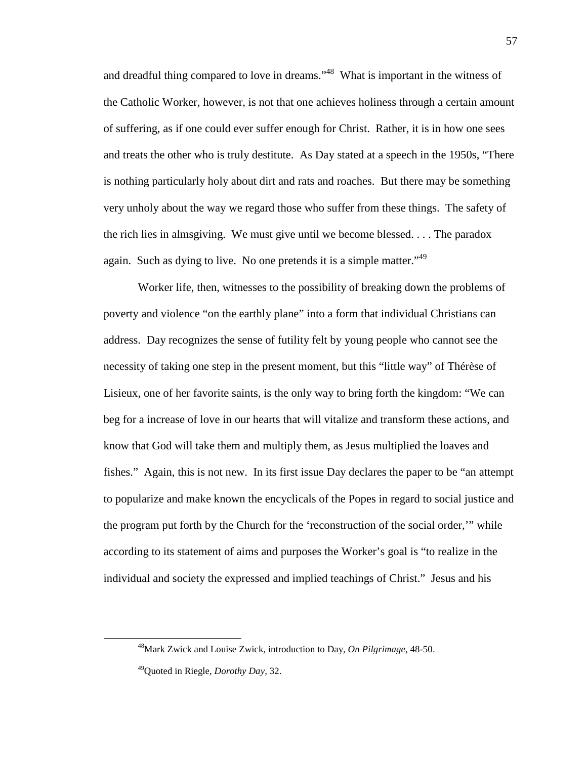and dreadful thing compared to love in dreams."[48] What is important in the witness of the Catholic Worker, however, is not that one achieves holiness through a certain amount of suffering, as if one could ever suffer enough for Christ. Rather, it is in how one sees and treats the other who is truly destitute. As Day stated at a speech in the 1950s, "There is nothing particularly holy about dirt and rats and roaches. But there may be something very unholy about the way we regard those who suffer from these things. The safety of the rich lies in almsgiving. We must give until we become blessed. . . . The paradox again. Such as dying to live. No one pretends it is a simple matter."[49]

Worker life, then, witnesses to the possibility of breaking down the problems of poverty and violence "on the earthly plane" into a form that individual Christians can address. Day recognizes the sense of futility felt by young people who cannot see the necessity of taking one step in the present moment, but this "little way" of Thérèse of Lisieux, one of her favorite saints, is the only way to bring forth the kingdom: "We can beg for a increase of love in our hearts that will vitalize and transform these actions, and know that God will take them and multiply them, as Jesus multiplied the loaves and fishes." Again, this is not new. In its first issue Day declares the paper to be "an attempt to popularize and make known the encyclicals of the Popes in regard to social justice and the program put forth by the Church for the 'reconstruction of the social order,'" while according to its statement of aims and purposes the Worker's goal is "to realize in the individual and society the expressed and implied teachings of Christ." Jesus and his

[48] Mark Zwick and Louise Zwick, introduction to Day, *On Pilgrimage*, 48-50.

[49] Quoted in Riegle, *Dorothy Day*, 32.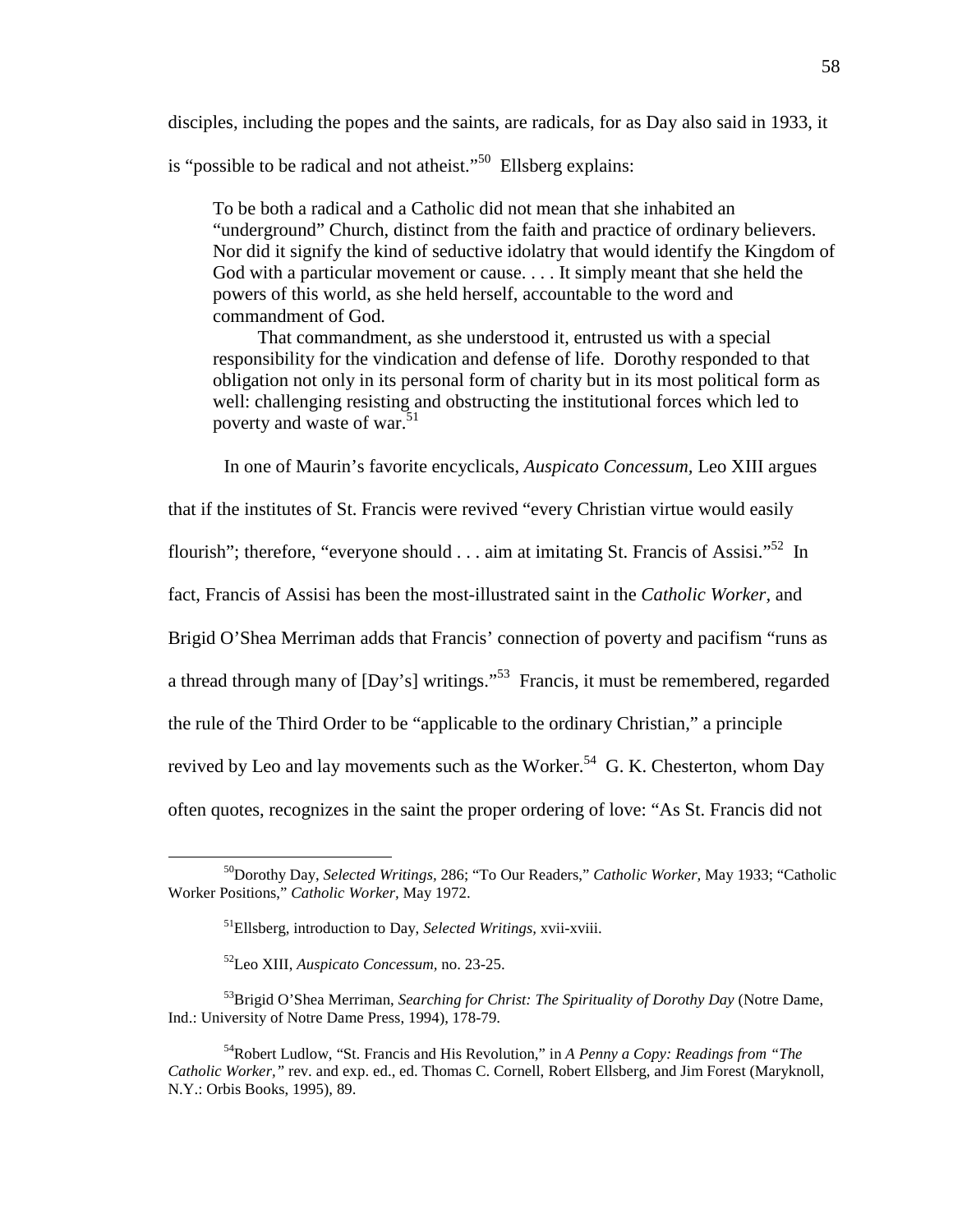disciples, including the popes and the saints, are radicals, for as Day also said in 1933, it is "possible to be radical and not atheist."[50] Ellsberg explains:

> To be both a radical and a Catholic did not mean that she inhabited an "underground" Church, distinct from the faith and practice of ordinary believers. Nor did it signify the kind of seductive idolatry that would identify the Kingdom of God with a particular movement or cause. . . . It simply meant that she held the powers of this world, as she held herself, accountable to the word and commandment of God.
>
> That commandment, as she understood it, entrusted us with a special responsibility for the vindication and defense of life. Dorothy responded to that obligation not only in its personal form of charity but in its most political form as well: challenging resisting and obstructing the institutional forces which led to poverty and waste of war.[51]

In one of Maurin's favorite encyclicals, *Auspicato Concessum*, Leo XIII argues that if the institutes of St. Francis were revived "every Christian virtue would easily flourish"; therefore, "everyone should . . . aim at imitating St. Francis of Assisi."[52] In fact, Francis of Assisi has been the most-illustrated saint in the *Catholic Worker*, and Brigid O'Shea Merriman adds that Francis' connection of poverty and pacifism "runs as a thread through many of [Day's] writings."[53] Francis, it must be remembered, regarded the rule of the Third Order to be "applicable to the ordinary Christian," a principle revived by Leo and lay movements such as the Worker.[54] G. K. Chesterton, whom Day often quotes, recognizes in the saint the proper ordering of love: "As St. Francis did not

---

[50]Dorothy Day, *Selected Writings*, 286; "To Our Readers," *Catholic Worker*, May 1933; "Catholic Worker Positions," *Catholic Worker*, May 1972.

[51]Ellsberg, introduction to Day, *Selected Writings*, xvii-xviii.

[52]Leo XIII, *Auspicato Concessum*, no. 23-25.

[53]Brigid O'Shea Merriman, *Searching for Christ: The Spirituality of Dorothy Day* (Notre Dame, Ind.: University of Notre Dame Press, 1994), 178-79.

[54]Robert Ludlow, "St. Francis and His Revolution," in *A Penny a Copy: Readings from "The Catholic Worker,"* rev. and exp. ed., ed. Thomas C. Cornell, Robert Ellsberg, and Jim Forest (Maryknoll, N.Y.: Orbis Books, 1995), 89.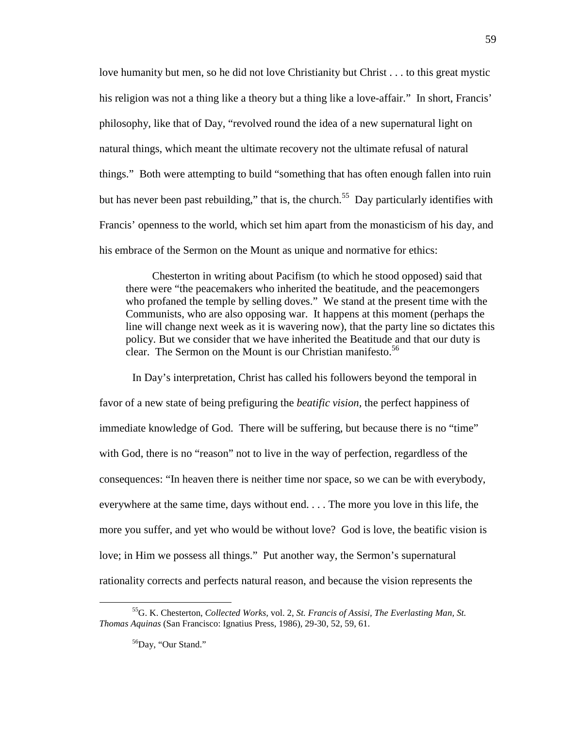love humanity but men, so he did not love Christianity but Christ . . . to this great mystic his religion was not a thing like a theory but a thing like a love-affair." In short, Francis' philosophy, like that of Day, "revolved round the idea of a new supernatural light on natural things, which meant the ultimate recovery not the ultimate refusal of natural things." Both were attempting to build "something that has often enough fallen into ruin but has never been past rebuilding," that is, the church.[55] Day particularly identifies with Francis' openness to the world, which set him apart from the monasticism of his day, and his embrace of the Sermon on the Mount as unique and normative for ethics:

> Chesterton in writing about Pacifism (to which he stood opposed) said that there were "the peacemakers who inherited the beatitude, and the peacemongers who profaned the temple by selling doves." We stand at the present time with the Communists, who are also opposing war. It happens at this moment (perhaps the line will change next week as it is wavering now), that the party line so dictates this policy. But we consider that we have inherited the Beatitude and that our duty is clear. The Sermon on the Mount is our Christian manifesto.[56]

In Day's interpretation, Christ has called his followers beyond the temporal in favor of a new state of being prefiguring the *beatific vision,* the perfect happiness of immediate knowledge of God. There will be suffering, but because there is no "time" with God, there is no "reason" not to live in the way of perfection, regardless of the consequences: "In heaven there is neither time nor space, so we can be with everybody, everywhere at the same time, days without end. . . . The more you love in this life, the more you suffer, and yet who would be without love? God is love, the beatific vision is love; in Him we possess all things." Put another way, the Sermon's supernatural rationality corrects and perfects natural reason, and because the vision represents the

---

[55] G. K. Chesterton, *Collected Works,* vol. 2, *St. Francis of Assisi, The Everlasting Man, St. Thomas Aquinas* (San Francisco: Ignatius Press, 1986), 29-30, 52, 59, 61.

[56] Day, "Our Stand."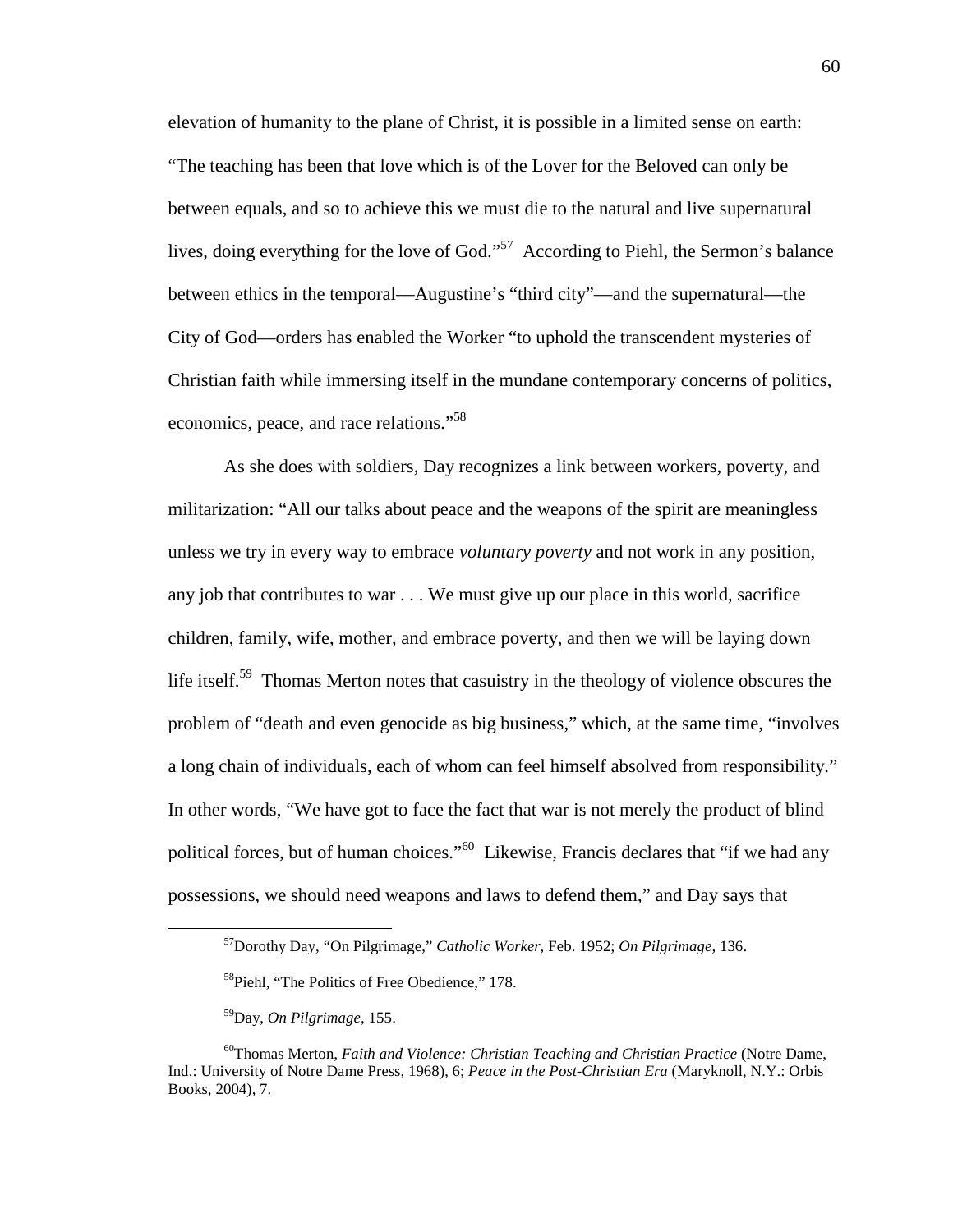elevation of humanity to the plane of Christ, it is possible in a limited sense on earth: "The teaching has been that love which is of the Lover for the Beloved can only be between equals, and so to achieve this we must die to the natural and live supernatural lives, doing everything for the love of God."[57] According to Piehl, the Sermon's balance between ethics in the temporal—Augustine's "third city"—and the supernatural—the City of God—orders has enabled the Worker "to uphold the transcendent mysteries of Christian faith while immersing itself in the mundane contemporary concerns of politics, economics, peace, and race relations."[58]

As she does with soldiers, Day recognizes a link between workers, poverty, and militarization: "All our talks about peace and the weapons of the spirit are meaningless unless we try in every way to embrace *voluntary poverty* and not work in any position, any job that contributes to war . . . We must give up our place in this world, sacrifice children, family, wife, mother, and embrace poverty, and then we will be laying down life itself.[59] Thomas Merton notes that casuistry in the theology of violence obscures the problem of "death and even genocide as big business," which, at the same time, "involves a long chain of individuals, each of whom can feel himself absolved from responsibility." In other words, "We have got to face the fact that war is not merely the product of blind political forces, but of human choices."[60] Likewise, Francis declares that "if we had any possessions, we should need weapons and laws to defend them," and Day says that

[57]Dorothy Day, "On Pilgrimage," *Catholic Worker,* Feb. 1952; *On Pilgrimage,* 136.

[58]Piehl, "The Politics of Free Obedience," 178.

[59]Day, *On Pilgrimage,* 155.

[60]Thomas Merton, *Faith and Violence: Christian Teaching and Christian Practice* (Notre Dame, Ind.: University of Notre Dame Press, 1968), 6; *Peace in the Post-Christian Era* (Maryknoll, N.Y.: Orbis Books, 2004), 7.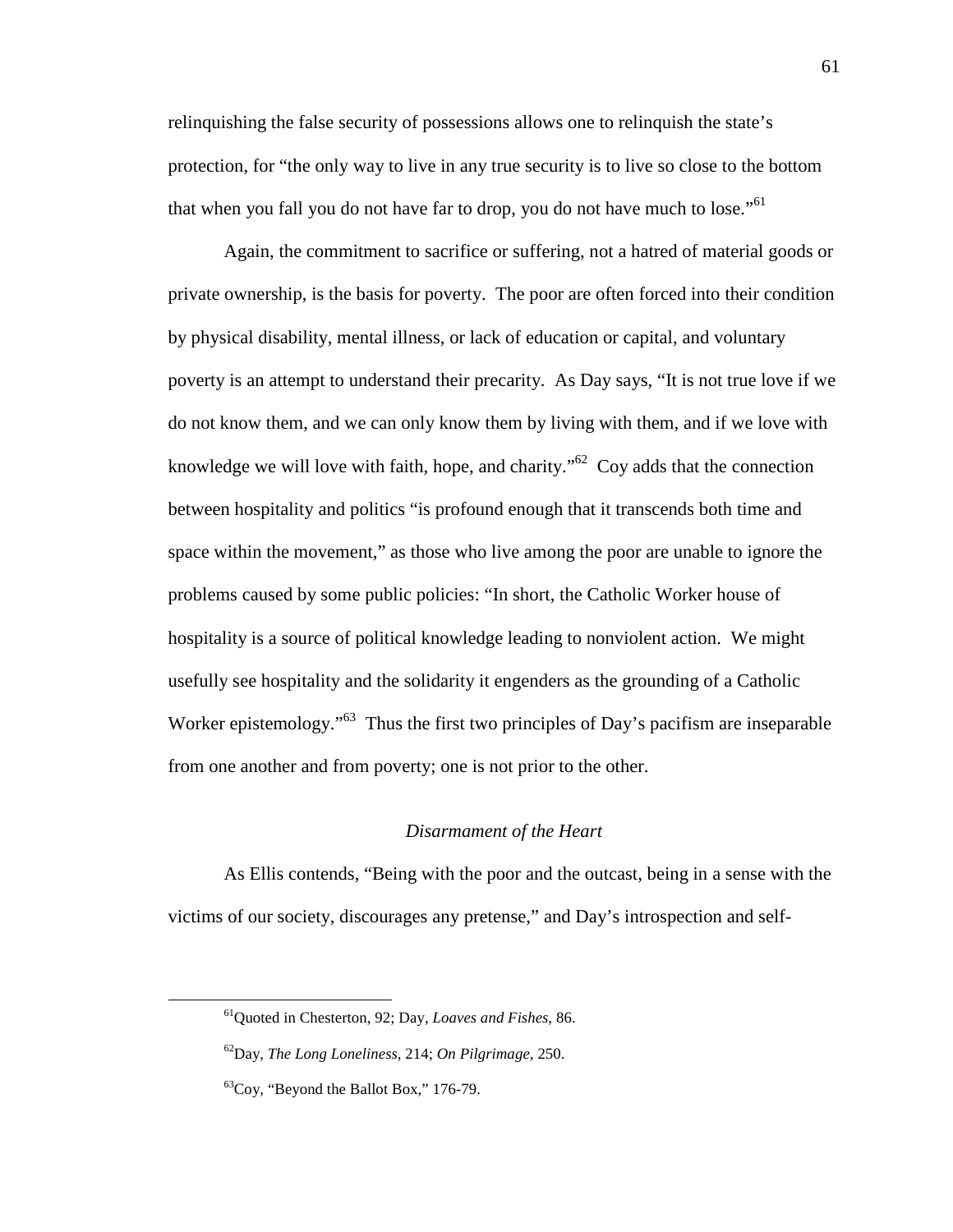relinquishing the false security of possessions allows one to relinquish the state's protection, for "the only way to live in any true security is to live so close to the bottom that when you fall you do not have far to drop, you do not have much to lose."[61]

Again, the commitment to sacrifice or suffering, not a hatred of material goods or private ownership, is the basis for poverty. The poor are often forced into their condition by physical disability, mental illness, or lack of education or capital, and voluntary poverty is an attempt to understand their precarity. As Day says, "It is not true love if we do not know them, and we can only know them by living with them, and if we love with knowledge we will love with faith, hope, and charity."[62] Coy adds that the connection between hospitality and politics "is profound enough that it transcends both time and space within the movement," as those who live among the poor are unable to ignore the problems caused by some public policies: "In short, the Catholic Worker house of hospitality is a source of political knowledge leading to nonviolent action. We might usefully see hospitality and the solidarity it engenders as the grounding of a Catholic Worker epistemology."[63] Thus the first two principles of Day's pacifism are inseparable from one another and from poverty; one is not prior to the other.

### *Disarmament of the Heart*

As Ellis contends, "Being with the poor and the outcast, being in a sense with the victims of our society, discourages any pretense," and Day's introspection and self-

---

[61]Quoted in Chesterton, 92; Day, *Loaves and Fishes*, 86.

[62]Day, *The Long Loneliness*, 214; *On Pilgrimage*, 250.

[63]Coy, "Beyond the Ballot Box," 176-79.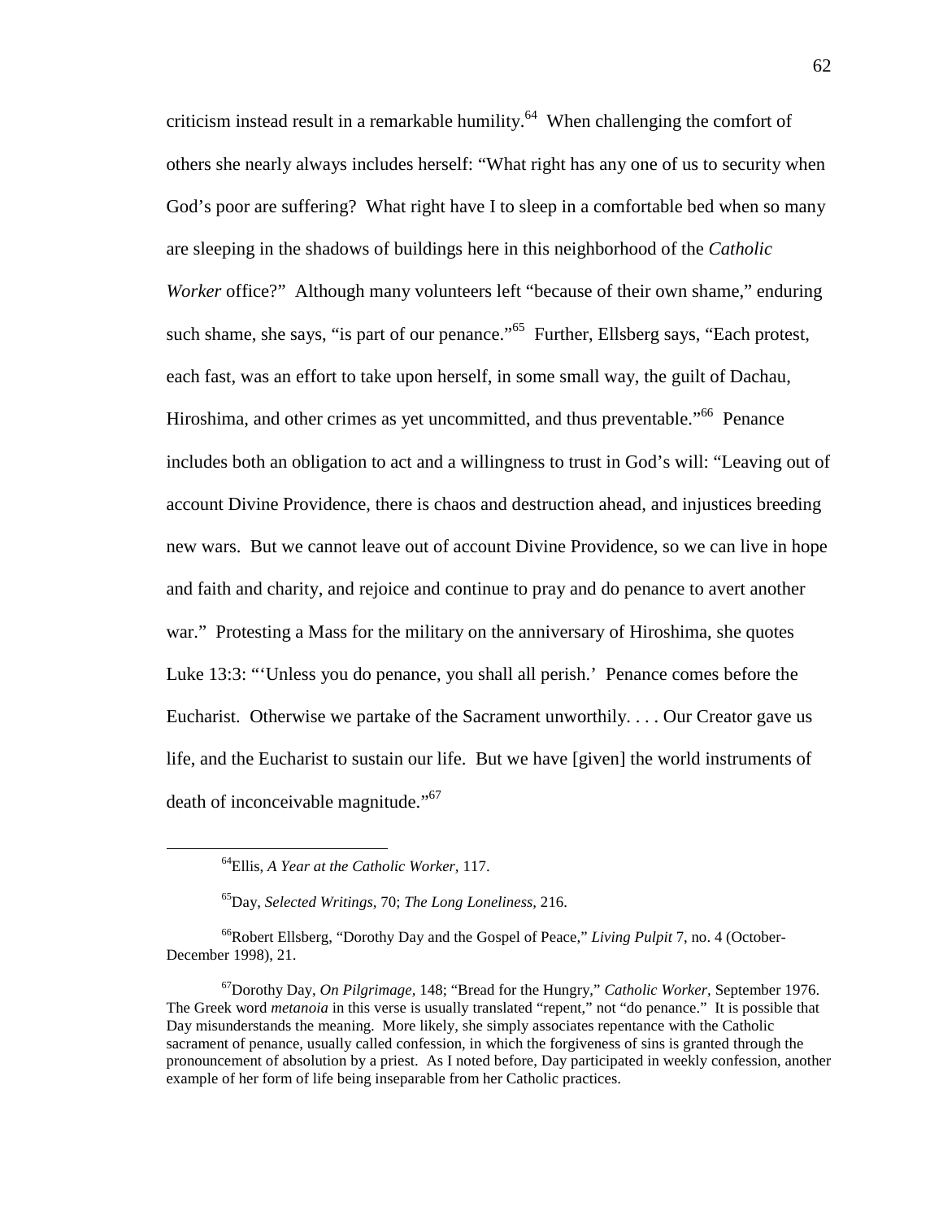criticism instead result in a remarkable humility.[64] When challenging the comfort of others she nearly always includes herself: "What right has any one of us to security when God's poor are suffering? What right have I to sleep in a comfortable bed when so many are sleeping in the shadows of buildings here in this neighborhood of the *Catholic Worker* office?" Although many volunteers left "because of their own shame," enduring such shame, she says, "is part of our penance."[65] Further, Ellsberg says, "Each protest, each fast, was an effort to take upon herself, in some small way, the guilt of Dachau, Hiroshima, and other crimes as yet uncommitted, and thus preventable."[66] Penance includes both an obligation to act and a willingness to trust in God's will: "Leaving out of account Divine Providence, there is chaos and destruction ahead, and injustices breeding new wars. But we cannot leave out of account Divine Providence, so we can live in hope and faith and charity, and rejoice and continue to pray and do penance to avert another war." Protesting a Mass for the military on the anniversary of Hiroshima, she quotes Luke 13:3: "'Unless you do penance, you shall all perish.' Penance comes before the Eucharist. Otherwise we partake of the Sacrament unworthily. . . . Our Creator gave us life, and the Eucharist to sustain our life. But we have [given] the world instruments of death of inconceivable magnitude."[67]

---

[64]Ellis, *A Year at the Catholic Worker,* 117.

[65]Day, *Selected Writings,* 70; *The Long Loneliness,* 216.

[66]Robert Ellsberg, "Dorothy Day and the Gospel of Peace," *Living Pulpit* 7, no. 4 (October-December 1998), 21.

[67]Dorothy Day, *On Pilgrimage,* 148; "Bread for the Hungry," *Catholic Worker,* September 1976. The Greek word *metanoia* in this verse is usually translated "repent," not "do penance." It is possible that Day misunderstands the meaning. More likely, she simply associates repentance with the Catholic sacrament of penance, usually called confession, in which the forgiveness of sins is granted through the pronouncement of absolution by a priest. As I noted before, Day participated in weekly confession, another example of her form of life being inseparable from her Catholic practices.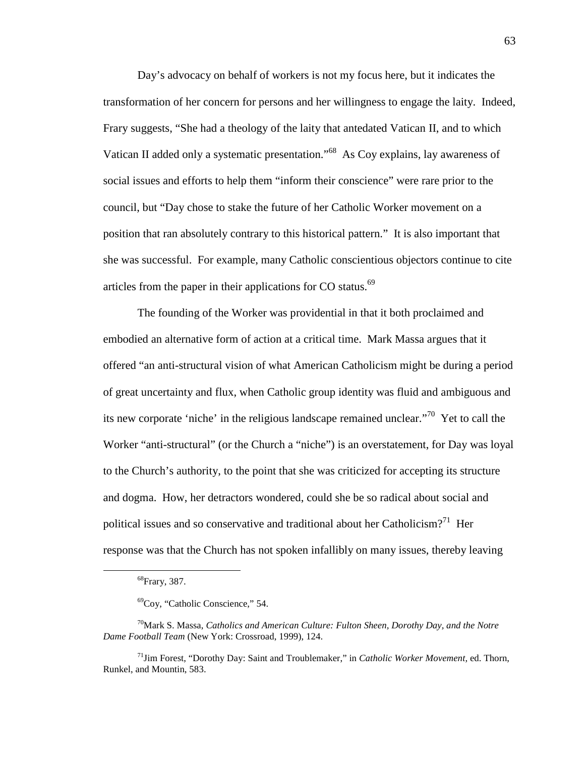Day's advocacy on behalf of workers is not my focus here, but it indicates the transformation of her concern for persons and her willingness to engage the laity. Indeed, Frary suggests, "She had a theology of the laity that antedated Vatican II, and to which Vatican II added only a systematic presentation."[68] As Coy explains, lay awareness of social issues and efforts to help them "inform their conscience" were rare prior to the council, but "Day chose to stake the future of her Catholic Worker movement on a position that ran absolutely contrary to this historical pattern." It is also important that she was successful. For example, many Catholic conscientious objectors continue to cite articles from the paper in their applications for CO status.[69]

The founding of the Worker was providential in that it both proclaimed and embodied an alternative form of action at a critical time. Mark Massa argues that it offered "an anti-structural vision of what American Catholicism might be during a period of great uncertainty and flux, when Catholic group identity was fluid and ambiguous and its new corporate 'niche' in the religious landscape remained unclear."[70] Yet to call the Worker "anti-structural" (or the Church a "niche") is an overstatement, for Day was loyal to the Church's authority, to the point that she was criticized for accepting its structure and dogma. How, her detractors wondered, could she be so radical about social and political issues and so conservative and traditional about her Catholicism?[71] Her response was that the Church has not spoken infallibly on many issues, thereby leaving

---

[68] Frary, 387.

[69] Coy, "Catholic Conscience," 54.

[70] Mark S. Massa, *Catholics and American Culture: Fulton Sheen, Dorothy Day, and the Notre Dame Football Team* (New York: Crossroad, 1999), 124.

[71] Jim Forest, "Dorothy Day: Saint and Troublemaker," in *Catholic Worker Movement*, ed. Thorn, Runkel, and Mountin, 583.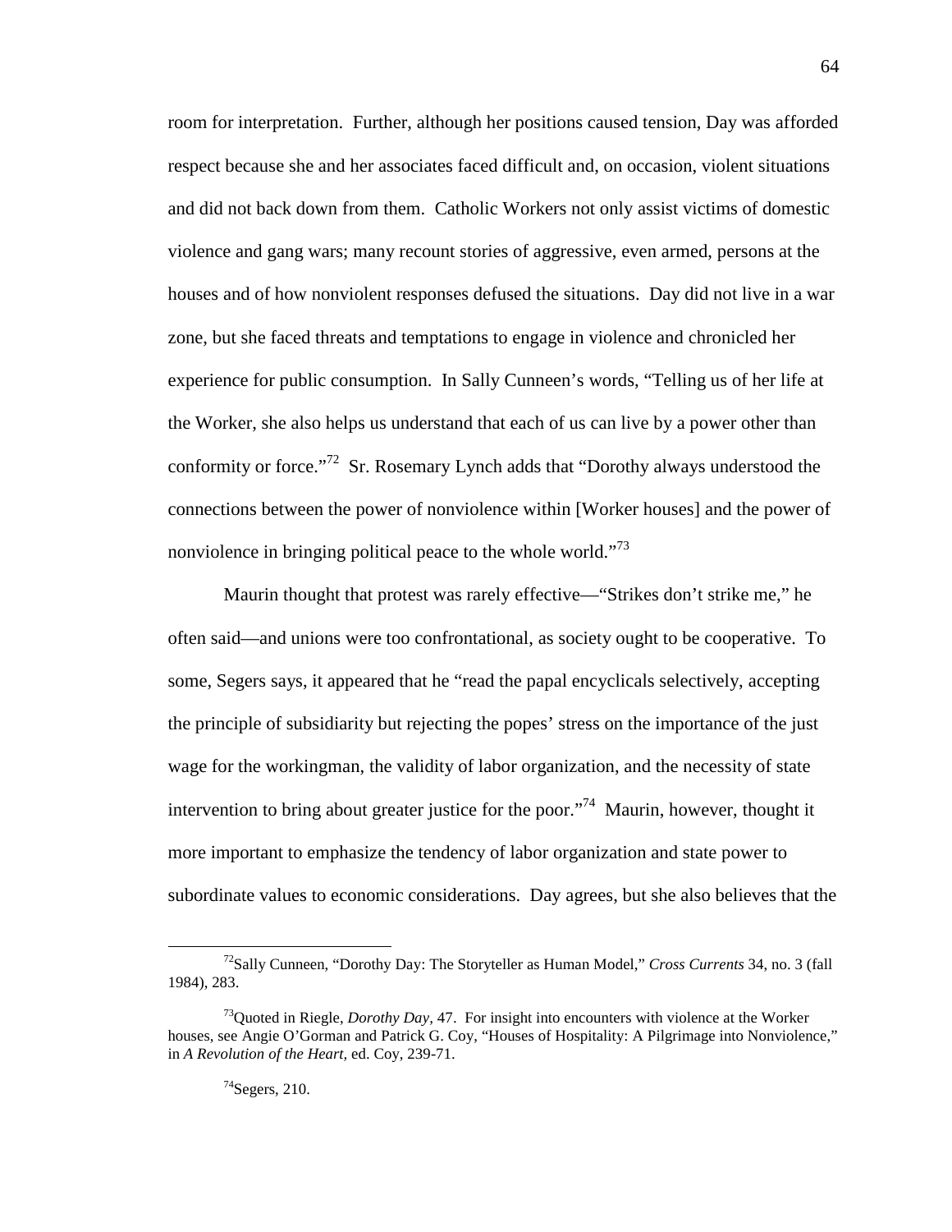room for interpretation. Further, although her positions caused tension, Day was afforded respect because she and her associates faced difficult and, on occasion, violent situations and did not back down from them. Catholic Workers not only assist victims of domestic violence and gang wars; many recount stories of aggressive, even armed, persons at the houses and of how nonviolent responses defused the situations. Day did not live in a war zone, but she faced threats and temptations to engage in violence and chronicled her experience for public consumption. In Sally Cunneen's words, "Telling us of her life at the Worker, she also helps us understand that each of us can live by a power other than conformity or force."[72] Sr. Rosemary Lynch adds that "Dorothy always understood the connections between the power of nonviolence within [Worker houses] and the power of nonviolence in bringing political peace to the whole world."[73]

Maurin thought that protest was rarely effective—"Strikes don't strike me," he often said—and unions were too confrontational, as society ought to be cooperative. To some, Segers says, it appeared that he "read the papal encyclicals selectively, accepting the principle of subsidiarity but rejecting the popes' stress on the importance of the just wage for the workingman, the validity of labor organization, and the necessity of state intervention to bring about greater justice for the poor."[74] Maurin, however, thought it more important to emphasize the tendency of labor organization and state power to subordinate values to economic considerations. Day agrees, but she also believes that the

---

[72] Sally Cunneen, "Dorothy Day: The Storyteller as Human Model," *Cross Currents* 34, no. 3 (fall 1984), 283.

[73] Quoted in Riegle, *Dorothy Day,* 47. For insight into encounters with violence at the Worker houses, see Angie O'Gorman and Patrick G. Coy, "Houses of Hospitality: A Pilgrimage into Nonviolence," in *A Revolution of the Heart,* ed. Coy, 239-71.

[74] Segers, 210.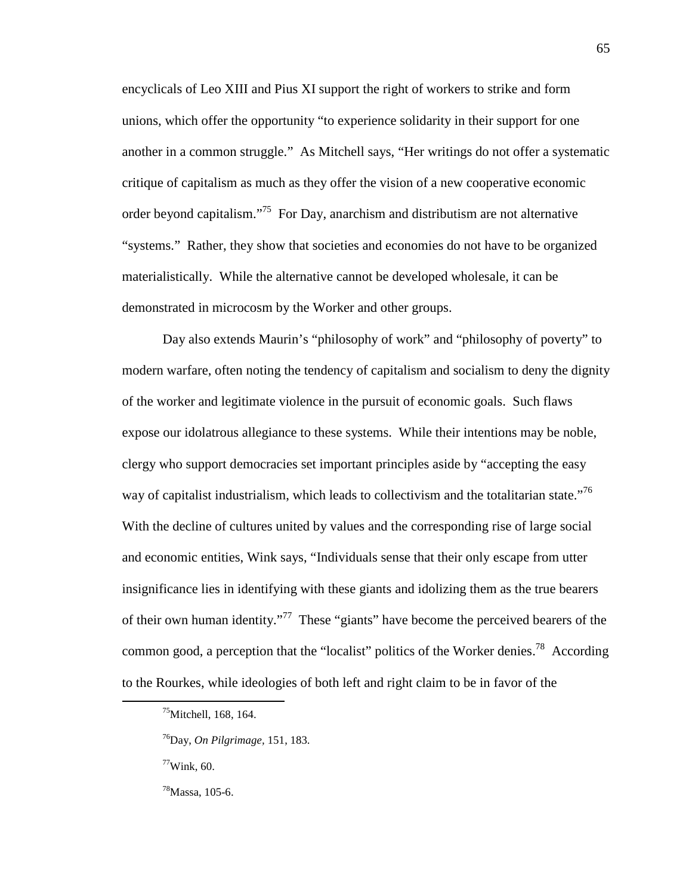encyclicals of Leo XIII and Pius XI support the right of workers to strike and form unions, which offer the opportunity "to experience solidarity in their support for one another in a common struggle." As Mitchell says, "Her writings do not offer a systematic critique of capitalism as much as they offer the vision of a new cooperative economic order beyond capitalism."[75] For Day, anarchism and distributism are not alternative "systems." Rather, they show that societies and economies do not have to be organized materialistically. While the alternative cannot be developed wholesale, it can be demonstrated in microcosm by the Worker and other groups.

Day also extends Maurin's "philosophy of work" and "philosophy of poverty" to modern warfare, often noting the tendency of capitalism and socialism to deny the dignity of the worker and legitimate violence in the pursuit of economic goals. Such flaws expose our idolatrous allegiance to these systems. While their intentions may be noble, clergy who support democracies set important principles aside by "accepting the easy way of capitalist industrialism, which leads to collectivism and the totalitarian state."[76] With the decline of cultures united by values and the corresponding rise of large social and economic entities, Wink says, "Individuals sense that their only escape from utter insignificance lies in identifying with these giants and idolizing them as the true bearers of their own human identity."[77] These "giants" have become the perceived bearers of the common good, a perception that the "localist" politics of the Worker denies.[78] According to the Rourkes, while ideologies of both left and right claim to be in favor of the

---

[75]Mitchell, 168, 164.

[76]Day, *On Pilgrimage,* 151, 183.

[77]Wink, 60.

[78]Massa, 105-6.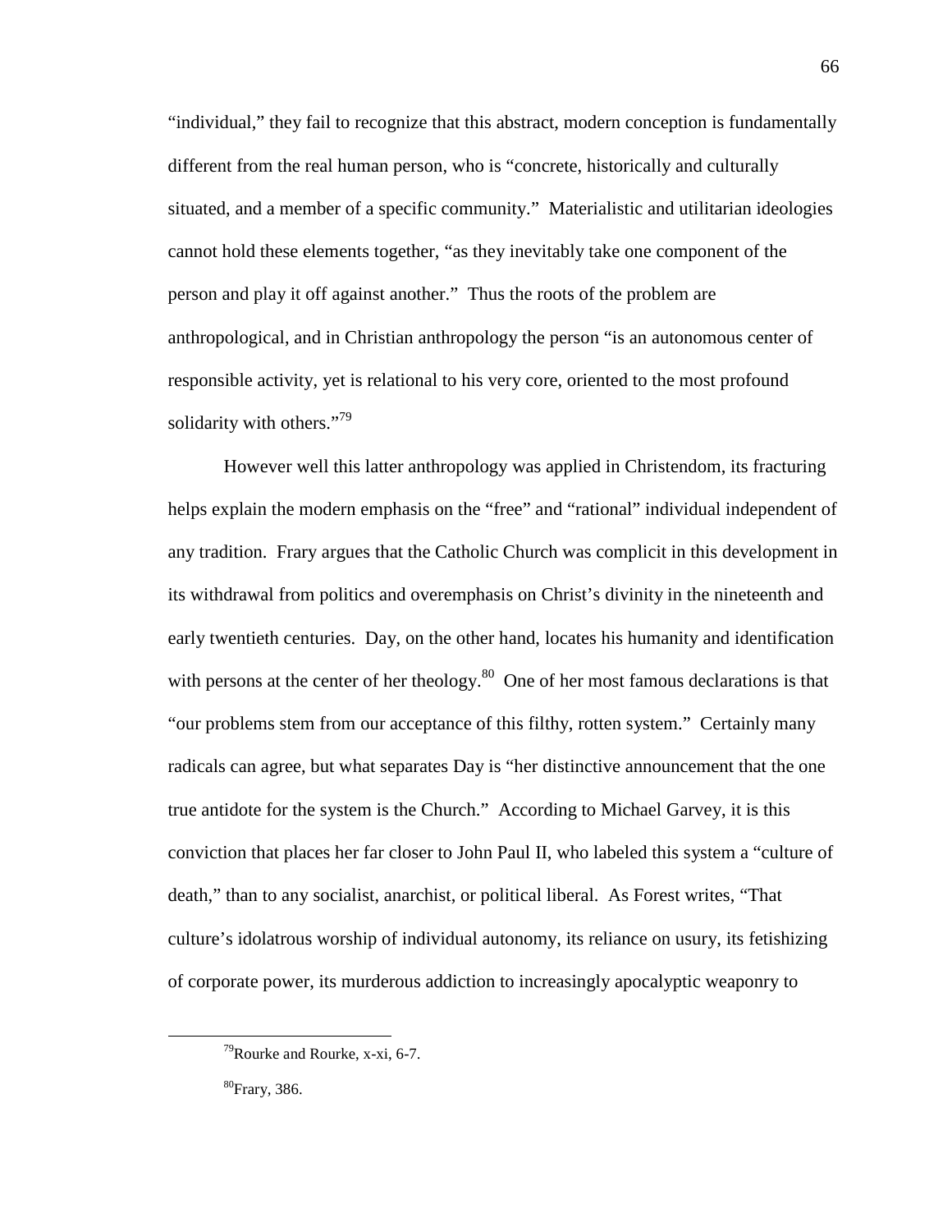"individual," they fail to recognize that this abstract, modern conception is fundamentally different from the real human person, who is "concrete, historically and culturally situated, and a member of a specific community." Materialistic and utilitarian ideologies cannot hold these elements together, "as they inevitably take one component of the person and play it off against another." Thus the roots of the problem are anthropological, and in Christian anthropology the person "is an autonomous center of responsible activity, yet is relational to his very core, oriented to the most profound solidarity with others."[79]

However well this latter anthropology was applied in Christendom, its fracturing helps explain the modern emphasis on the "free" and "rational" individual independent of any tradition. Frary argues that the Catholic Church was complicit in this development in its withdrawal from politics and overemphasis on Christ's divinity in the nineteenth and early twentieth centuries. Day, on the other hand, locates his humanity and identification with persons at the center of her theology.[80] One of her most famous declarations is that "our problems stem from our acceptance of this filthy, rotten system." Certainly many radicals can agree, but what separates Day is "her distinctive announcement that the one true antidote for the system is the Church." According to Michael Garvey, it is this conviction that places her far closer to John Paul II, who labeled this system a "culture of death," than to any socialist, anarchist, or political liberal. As Forest writes, "That culture's idolatrous worship of individual autonomy, its reliance on usury, its fetishizing of corporate power, its murderous addiction to increasingly apocalyptic weaponry to

---

[79]Rourke and Rourke, x-xi, 6-7.

[80]Frary, 386.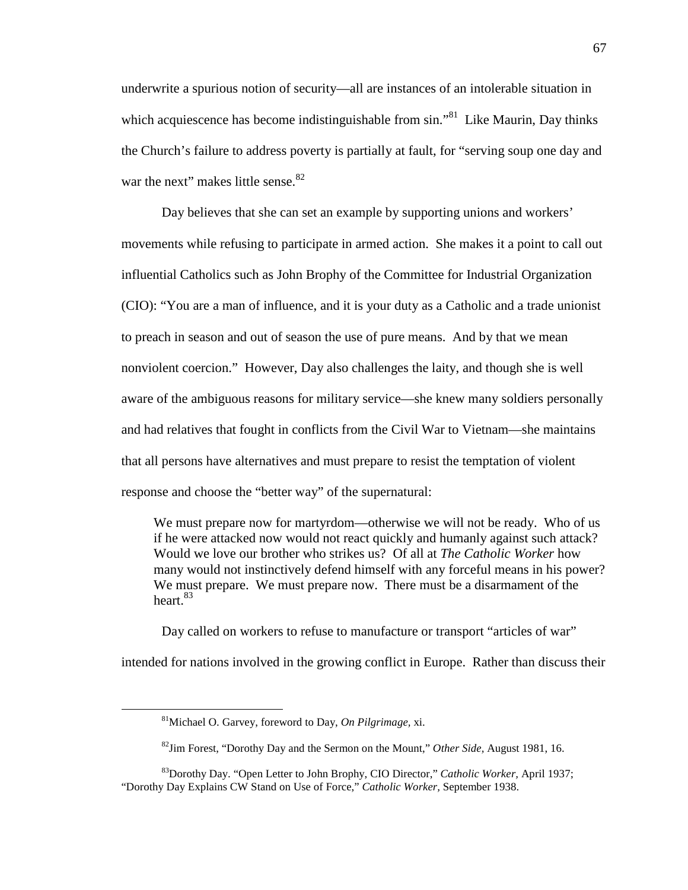underwrite a spurious notion of security—all are instances of an intolerable situation in which acquiescence has become indistinguishable from sin."[81] Like Maurin, Day thinks the Church's failure to address poverty is partially at fault, for "serving soup one day and war the next" makes little sense.[82]

Day believes that she can set an example by supporting unions and workers' movements while refusing to participate in armed action. She makes it a point to call out influential Catholics such as John Brophy of the Committee for Industrial Organization (CIO): "You are a man of influence, and it is your duty as a Catholic and a trade unionist to preach in season and out of season the use of pure means. And by that we mean nonviolent coercion." However, Day also challenges the laity, and though she is well aware of the ambiguous reasons for military service—she knew many soldiers personally and had relatives that fought in conflicts from the Civil War to Vietnam—she maintains that all persons have alternatives and must prepare to resist the temptation of violent response and choose the "better way" of the supernatural:

> We must prepare now for martyrdom—otherwise we will not be ready. Who of us if he were attacked now would not react quickly and humanly against such attack? Would we love our brother who strikes us? Of all at *The Catholic Worker* how many would not instinctively defend himself with any forceful means in his power? We must prepare. We must prepare now. There must be a disarmament of the heart.[83]

Day called on workers to refuse to manufacture or transport "articles of war" intended for nations involved in the growing conflict in Europe. Rather than discuss their

---

[81]Michael O. Garvey, foreword to Day, *On Pilgrimage,* xi.

[82]Jim Forest, "Dorothy Day and the Sermon on the Mount," *Other Side,* August 1981, 16.

[83]Dorothy Day. "Open Letter to John Brophy, CIO Director," *Catholic Worker,* April 1937; "Dorothy Day Explains CW Stand on Use of Force," *Catholic Worker*, September 1938.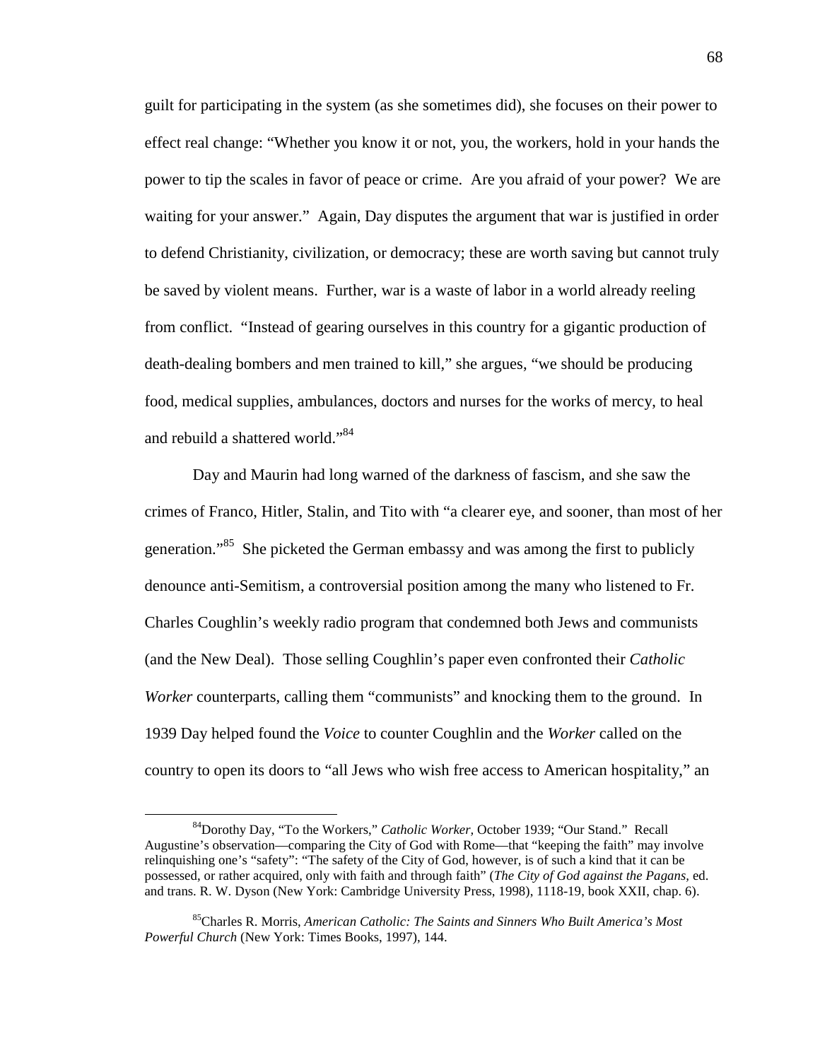guilt for participating in the system (as she sometimes did), she focuses on their power to effect real change: "Whether you know it or not, you, the workers, hold in your hands the power to tip the scales in favor of peace or crime. Are you afraid of your power? We are waiting for your answer." Again, Day disputes the argument that war is justified in order to defend Christianity, civilization, or democracy; these are worth saving but cannot truly be saved by violent means. Further, war is a waste of labor in a world already reeling from conflict. "Instead of gearing ourselves in this country for a gigantic production of death-dealing bombers and men trained to kill," she argues, "we should be producing food, medical supplies, ambulances, doctors and nurses for the works of mercy, to heal and rebuild a shattered world."[84]

Day and Maurin had long warned of the darkness of fascism, and she saw the crimes of Franco, Hitler, Stalin, and Tito with "a clearer eye, and sooner, than most of her generation."[85] She picketed the German embassy and was among the first to publicly denounce anti-Semitism, a controversial position among the many who listened to Fr. Charles Coughlin's weekly radio program that condemned both Jews and communists (and the New Deal). Those selling Coughlin's paper even confronted their *Catholic Worker* counterparts, calling them "communists" and knocking them to the ground. In 1939 Day helped found the *Voice* to counter Coughlin and the *Worker* called on the country to open its doors to "all Jews who wish free access to American hospitality," an

---

[84]Dorothy Day, "To the Workers," *Catholic Worker,* October 1939; "Our Stand." Recall Augustine's observation—comparing the City of God with Rome—that "keeping the faith" may involve relinquishing one's "safety": "The safety of the City of God, however, is of such a kind that it can be possessed, or rather acquired, only with faith and through faith" (*The City of God against the Pagans,* ed. and trans. R. W. Dyson (New York: Cambridge University Press, 1998), 1118-19, book XXII, chap. 6).

[85]Charles R. Morris, *American Catholic: The Saints and Sinners Who Built America's Most Powerful Church* (New York: Times Books, 1997), 144.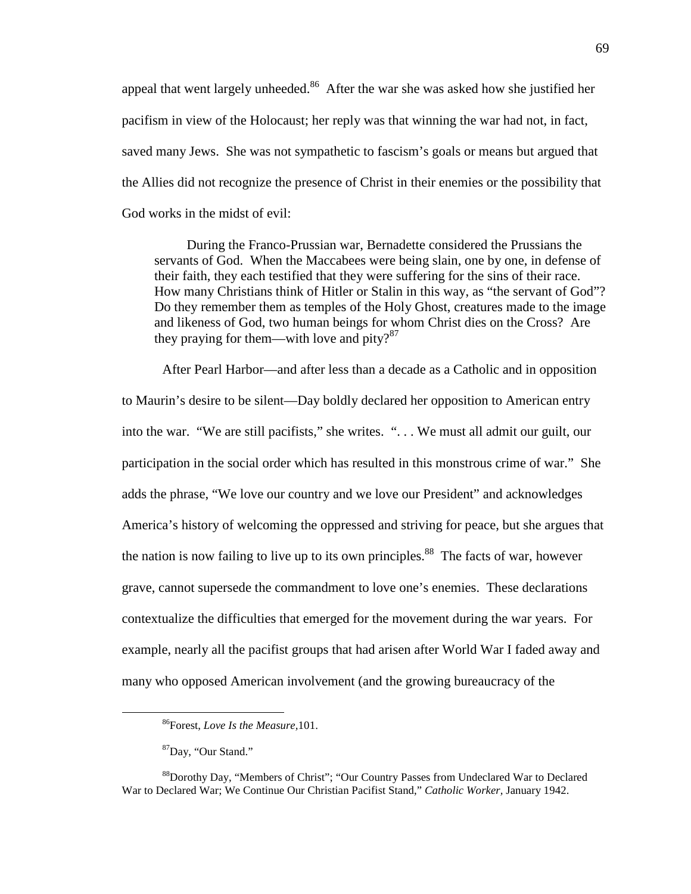appeal that went largely unheeded.[86] After the war she was asked how she justified her pacifism in view of the Holocaust; her reply was that winning the war had not, in fact, saved many Jews. She was not sympathetic to fascism's goals or means but argued that the Allies did not recognize the presence of Christ in their enemies or the possibility that God works in the midst of evil:

> During the Franco-Prussian war, Bernadette considered the Prussians the servants of God. When the Maccabees were being slain, one by one, in defense of their faith, they each testified that they were suffering for the sins of their race. How many Christians think of Hitler or Stalin in this way, as "the servant of God"? Do they remember them as temples of the Holy Ghost, creatures made to the image and likeness of God, two human beings for whom Christ dies on the Cross? Are they praying for them—with love and pity?[87]

After Pearl Harbor—and after less than a decade as a Catholic and in opposition to Maurin's desire to be silent—Day boldly declared her opposition to American entry into the war. "We are still pacifists," she writes. ". . . We must all admit our guilt, our participation in the social order which has resulted in this monstrous crime of war." She adds the phrase, "We love our country and we love our President" and acknowledges America's history of welcoming the oppressed and striving for peace, but she argues that the nation is now failing to live up to its own principles.[88] The facts of war, however grave, cannot supersede the commandment to love one's enemies. These declarations contextualize the difficulties that emerged for the movement during the war years. For example, nearly all the pacifist groups that had arisen after World War I faded away and many who opposed American involvement (and the growing bureaucracy of the

---

[86] Forest, *Love Is the Measure*, 101.

[87] Day, "Our Stand."

[88] Dorothy Day, "Members of Christ"; "Our Country Passes from Undeclared War to Declared War to Declared War; We Continue Our Christian Pacifist Stand," *Catholic Worker*, January 1942.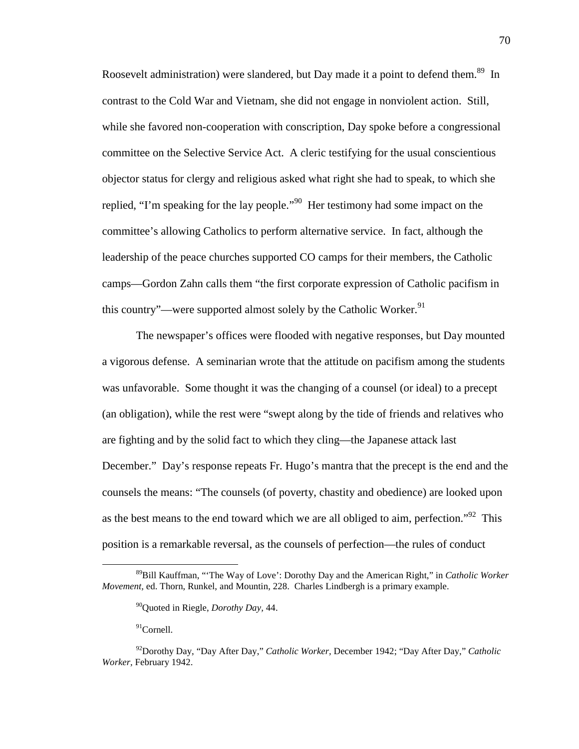Roosevelt administration) were slandered, but Day made it a point to defend them.[89] In contrast to the Cold War and Vietnam, she did not engage in nonviolent action. Still, while she favored non-cooperation with conscription, Day spoke before a congressional committee on the Selective Service Act. A cleric testifying for the usual conscientious objector status for clergy and religious asked what right she had to speak, to which she replied, "I'm speaking for the lay people."[90] Her testimony had some impact on the committee's allowing Catholics to perform alternative service. In fact, although the leadership of the peace churches supported CO camps for their members, the Catholic camps—Gordon Zahn calls them "the first corporate expression of Catholic pacifism in this country"—were supported almost solely by the Catholic Worker.[91]

The newspaper's offices were flooded with negative responses, but Day mounted a vigorous defense. A seminarian wrote that the attitude on pacifism among the students was unfavorable. Some thought it was the changing of a counsel (or ideal) to a precept (an obligation), while the rest were "swept along by the tide of friends and relatives who are fighting and by the solid fact to which they cling—the Japanese attack last December." Day's response repeats Fr. Hugo's mantra that the precept is the end and the counsels the means: "The counsels (of poverty, chastity and obedience) are looked upon as the best means to the end toward which we are all obliged to aim, perfection."[92] This position is a remarkable reversal, as the counsels of perfection—the rules of conduct

[89] Bill Kauffman, "'The Way of Love': Dorothy Day and the American Right," in *Catholic Worker Movement,* ed. Thorn, Runkel, and Mountin, 228. Charles Lindbergh is a primary example.

[90] Quoted in Riegle, *Dorothy Day,* 44.

[91] Cornell.

[92] Dorothy Day, "Day After Day," *Catholic Worker,* December 1942; "Day After Day," *Catholic Worker,* February 1942.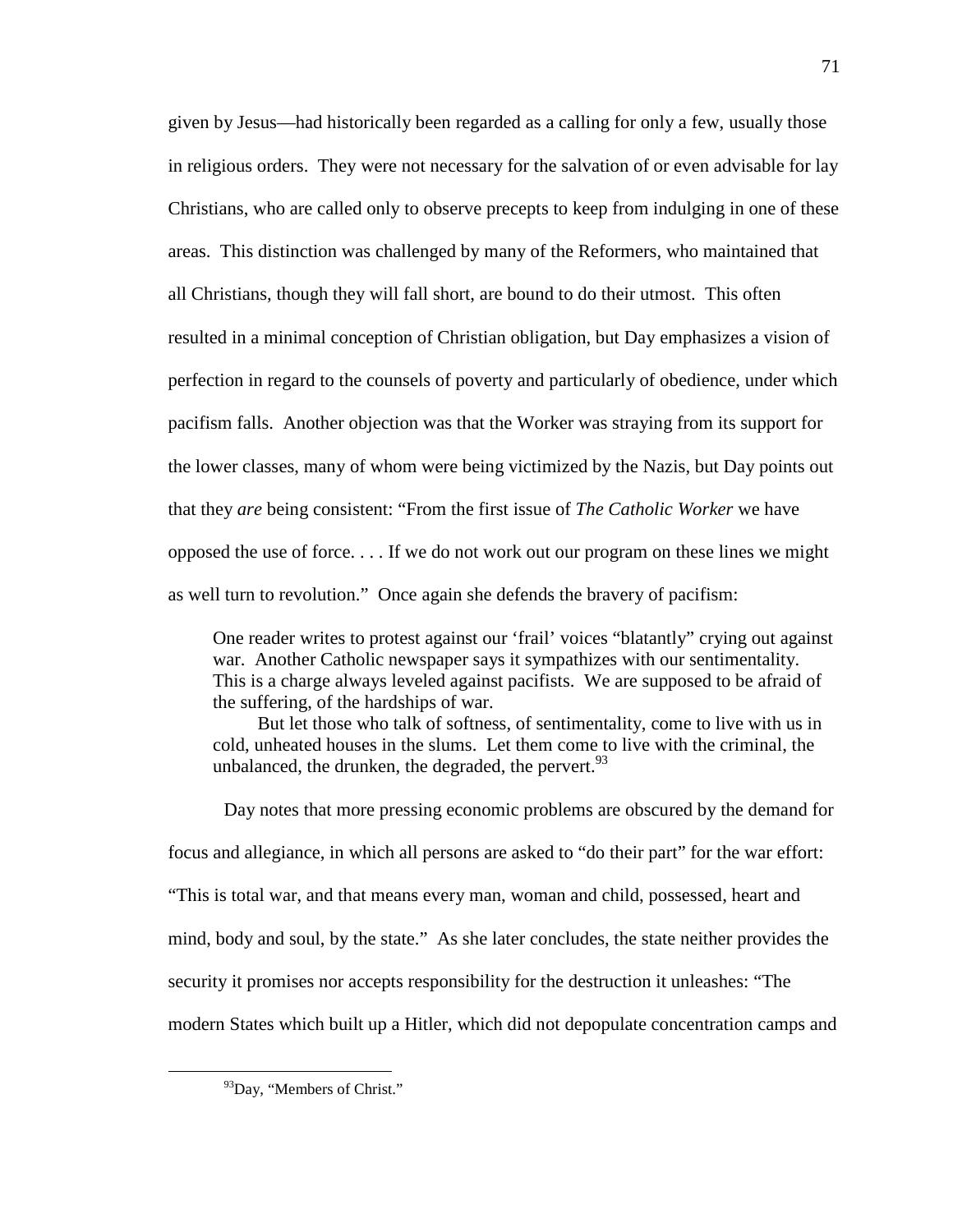given by Jesus—had historically been regarded as a calling for only a few, usually those in religious orders. They were not necessary for the salvation of or even advisable for lay Christians, who are called only to observe precepts to keep from indulging in one of these areas. This distinction was challenged by many of the Reformers, who maintained that all Christians, though they will fall short, are bound to do their utmost. This often resulted in a minimal conception of Christian obligation, but Day emphasizes a vision of perfection in regard to the counsels of poverty and particularly of obedience, under which pacifism falls. Another objection was that the Worker was straying from its support for the lower classes, many of whom were being victimized by the Nazis, but Day points out that they *are* being consistent: "From the first issue of *The Catholic Worker* we have opposed the use of force. . . . If we do not work out our program on these lines we might as well turn to revolution." Once again she defends the bravery of pacifism:

> One reader writes to protest against our 'frail' voices "blatantly" crying out against war. Another Catholic newspaper says it sympathizes with our sentimentality. This is a charge always leveled against pacifists. We are supposed to be afraid of the suffering, of the hardships of war.
>
> But let those who talk of softness, of sentimentality, come to live with us in cold, unheated houses in the slums. Let them come to live with the criminal, the unbalanced, the drunken, the degraded, the pervert.[93]

Day notes that more pressing economic problems are obscured by the demand for focus and allegiance, in which all persons are asked to "do their part" for the war effort: "This is total war, and that means every man, woman and child, possessed, heart and mind, body and soul, by the state." As she later concludes, the state neither provides the security it promises nor accepts responsibility for the destruction it unleashes: "The modern States which built up a Hitler, which did not depopulate concentration camps and

[93] Day, "Members of Christ."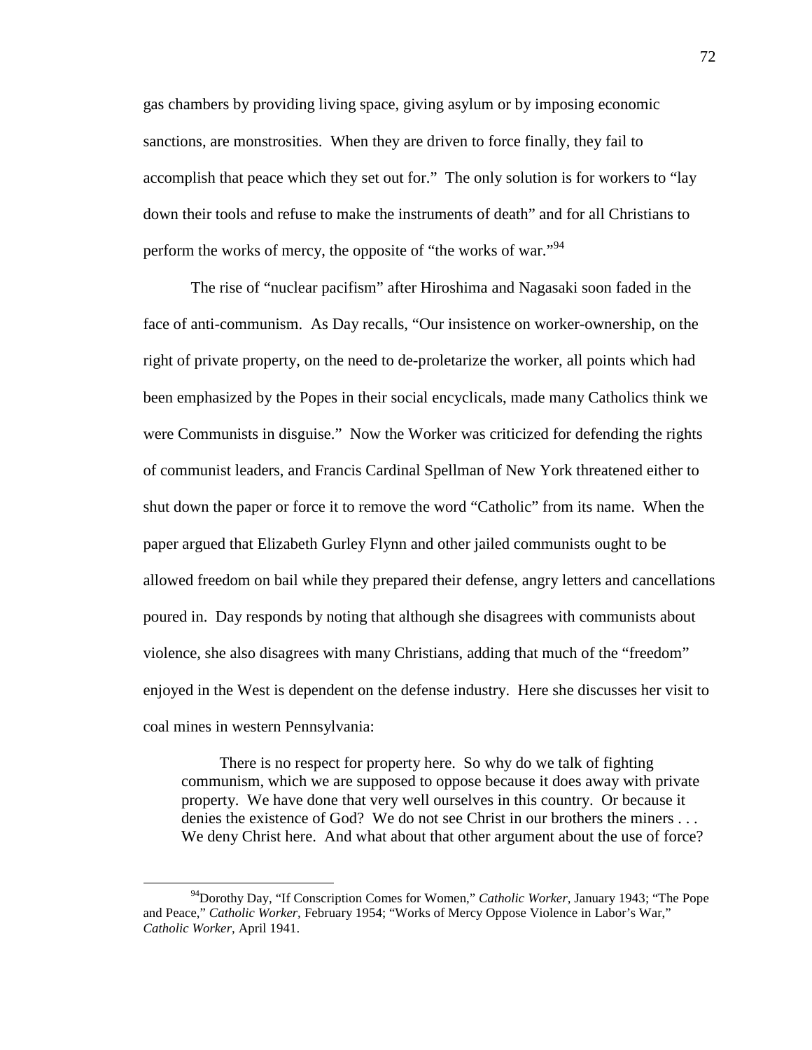gas chambers by providing living space, giving asylum or by imposing economic sanctions, are monstrosities. When they are driven to force finally, they fail to accomplish that peace which they set out for." The only solution is for workers to "lay down their tools and refuse to make the instruments of death" and for all Christians to perform the works of mercy, the opposite of "the works of war."[94]

The rise of "nuclear pacifism" after Hiroshima and Nagasaki soon faded in the face of anti-communism. As Day recalls, "Our insistence on worker-ownership, on the right of private property, on the need to de-proletarize the worker, all points which had been emphasized by the Popes in their social encyclicals, made many Catholics think we were Communists in disguise." Now the Worker was criticized for defending the rights of communist leaders, and Francis Cardinal Spellman of New York threatened either to shut down the paper or force it to remove the word "Catholic" from its name. When the paper argued that Elizabeth Gurley Flynn and other jailed communists ought to be allowed freedom on bail while they prepared their defense, angry letters and cancellations poured in. Day responds by noting that although she disagrees with communists about violence, she also disagrees with many Christians, adding that much of the "freedom" enjoyed in the West is dependent on the defense industry. Here she discusses her visit to coal mines in western Pennsylvania:

> There is no respect for property here. So why do we talk of fighting communism, which we are supposed to oppose because it does away with private property. We have done that very well ourselves in this country. Or because it denies the existence of God? We do not see Christ in our brothers the miners . . . We deny Christ here. And what about that other argument about the use of force?

[94] Dorothy Day, "If Conscription Comes for Women," *Catholic Worker*, January 1943; "The Pope and Peace," *Catholic Worker*, February 1954; "Works of Mercy Oppose Violence in Labor's War," *Catholic Worker*, April 1941.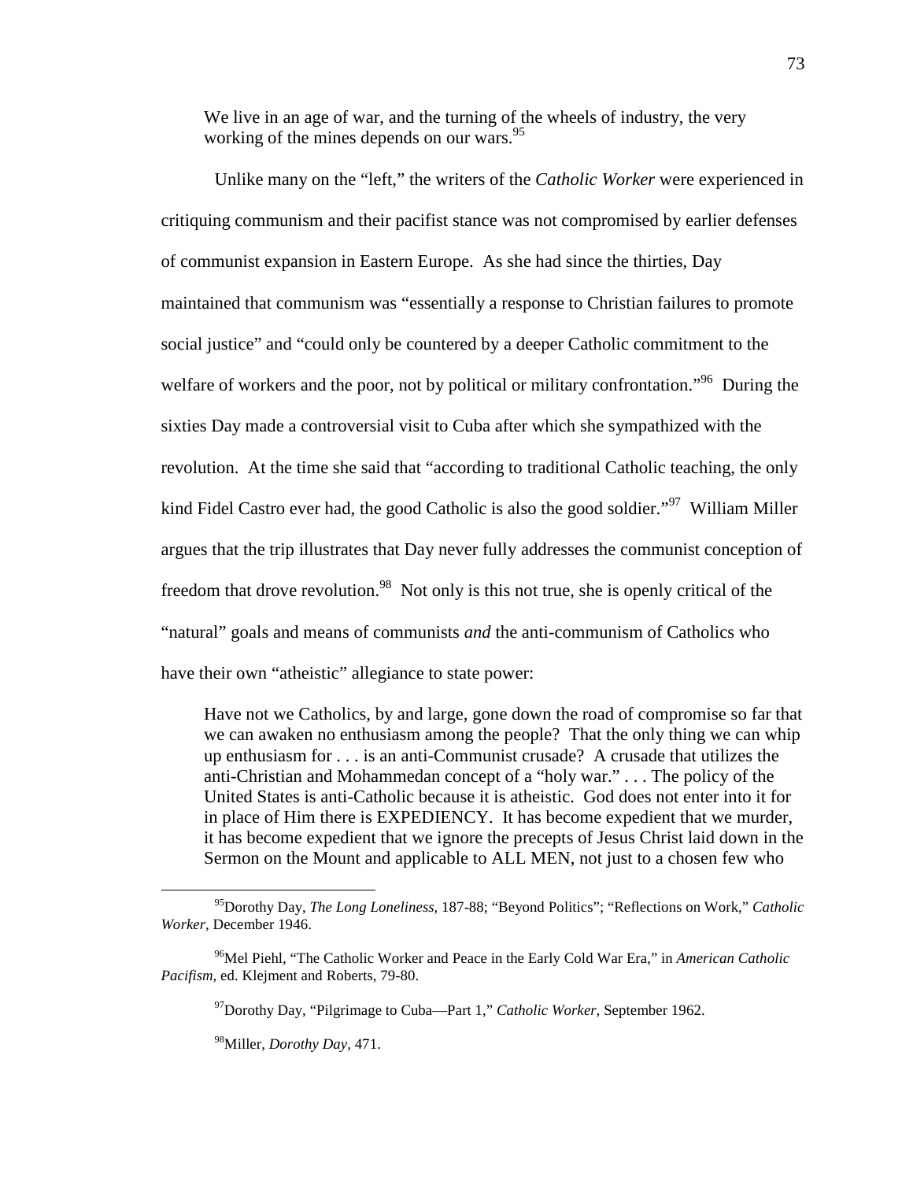> We live in an age of war, and the turning of the wheels of industry, the very working of the mines depends on our wars.[95]

Unlike many on the "left," the writers of the *Catholic Worker* were experienced in critiquing communism and their pacifist stance was not compromised by earlier defenses of communist expansion in Eastern Europe. As she had since the thirties, Day maintained that communism was "essentially a response to Christian failures to promote social justice" and "could only be countered by a deeper Catholic commitment to the welfare of workers and the poor, not by political or military confrontation."[96] During the sixties Day made a controversial visit to Cuba after which she sympathized with the revolution. At the time she said that "according to traditional Catholic teaching, the only kind Fidel Castro ever had, the good Catholic is also the good soldier."[97] William Miller argues that the trip illustrates that Day never fully addresses the communist conception of freedom that drove revolution.[98] Not only is this not true, she is openly critical of the "natural" goals and means of communists *and* the anti-communism of Catholics who have their own "atheistic" allegiance to state power:

> Have not we Catholics, by and large, gone down the road of compromise so far that we can awaken no enthusiasm among the people? That the only thing we can whip up enthusiasm for . . . is an anti-Communist crusade? A crusade that utilizes the anti-Christian and Mohammedan concept of a "holy war." . . . The policy of the United States is anti-Catholic because it is atheistic. God does not enter into it for in place of Him there is EXPEDIENCY. It has become expedient that we murder, it has become expedient that we ignore the precepts of Jesus Christ laid down in the Sermon on the Mount and applicable to ALL MEN, not just to a chosen few who

---

[95] Dorothy Day, *The Long Loneliness,* 187-88; "Beyond Politics"; "Reflections on Work," *Catholic Worker,* December 1946.

[96] Mel Piehl, "The Catholic Worker and Peace in the Early Cold War Era," in *American Catholic Pacifism,* ed. Klejment and Roberts, 79-80.

[97] Dorothy Day, "Pilgrimage to Cuba—Part 1," *Catholic Worker,* September 1962.

[98] Miller, *Dorothy Day,* 471.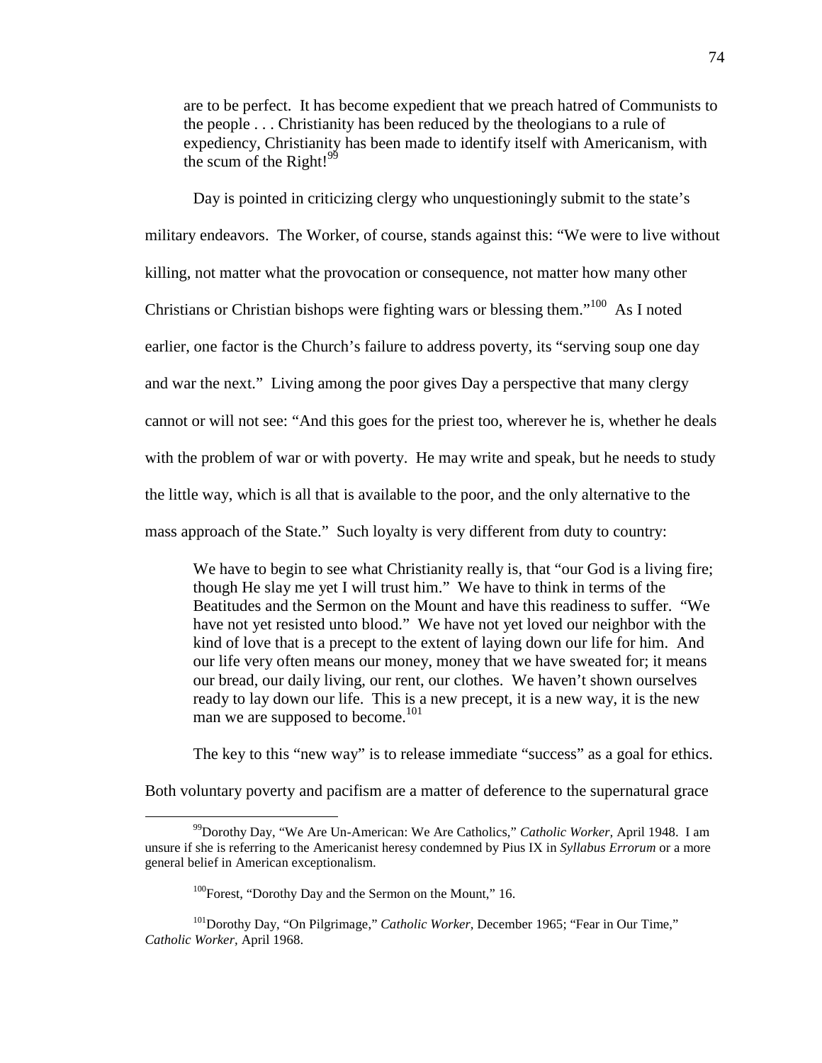> are to be perfect. It has become expedient that we preach hatred of Communists to the people . . . Christianity has been reduced by the theologians to a rule of expediency, Christianity has been made to identify itself with Americanism, with the scum of the Right![99]

Day is pointed in criticizing clergy who unquestioningly submit to the state's military endeavors. The Worker, of course, stands against this: "We were to live without killing, not matter what the provocation or consequence, not matter how many other Christians or Christian bishops were fighting wars or blessing them."[100] As I noted earlier, one factor is the Church's failure to address poverty, its "serving soup one day and war the next." Living among the poor gives Day a perspective that many clergy cannot or will not see: "And this goes for the priest too, wherever he is, whether he deals with the problem of war or with poverty. He may write and speak, but he needs to study the little way, which is all that is available to the poor, and the only alternative to the mass approach of the State." Such loyalty is very different from duty to country:

> We have to begin to see what Christianity really is, that "our God is a living fire; though He slay me yet I will trust him." We have to think in terms of the Beatitudes and the Sermon on the Mount and have this readiness to suffer. "We have not yet resisted unto blood." We have not yet loved our neighbor with the kind of love that is a precept to the extent of laying down our life for him. And our life very often means our money, money that we have sweated for; it means our bread, our daily living, our rent, our clothes. We haven't shown ourselves ready to lay down our life. This is a new precept, it is a new way, it is the new man we are supposed to become.[101]

The key to this "new way" is to release immediate "success" as a goal for ethics. Both voluntary poverty and pacifism are a matter of deference to the supernatural grace

---

[99] Dorothy Day, "We Are Un-American: We Are Catholics," *Catholic Worker*, April 1948. I am unsure if she is referring to the Americanist heresy condemned by Pius IX in *Syllabus Errorum* or a more general belief in American exceptionalism.

[100] Forest, "Dorothy Day and the Sermon on the Mount," 16.

[101] Dorothy Day, "On Pilgrimage," *Catholic Worker*, December 1965; "Fear in Our Time," *Catholic Worker*, April 1968.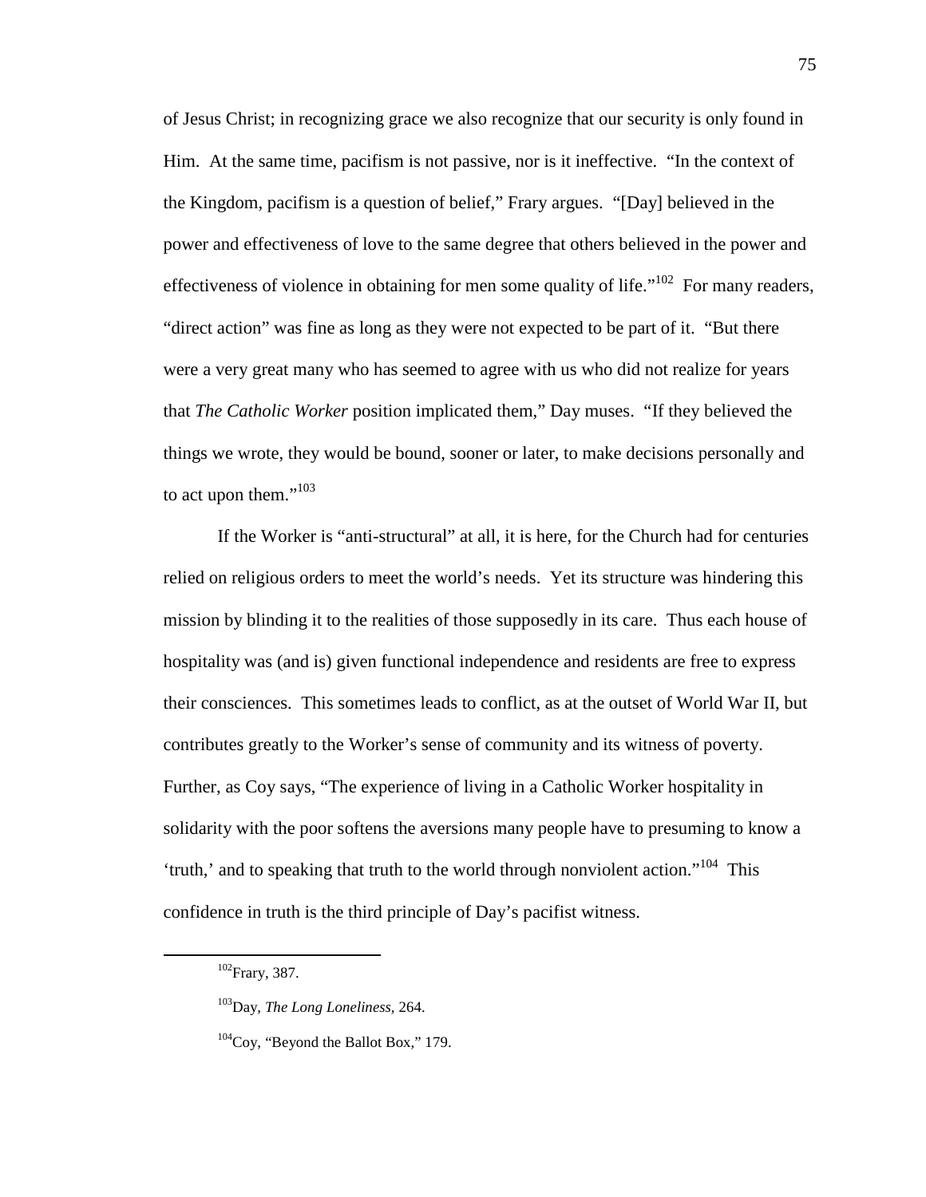of Jesus Christ; in recognizing grace we also recognize that our security is only found in Him. At the same time, pacifism is not passive, nor is it ineffective. "In the context of the Kingdom, pacifism is a question of belief," Frary argues. "[Day] believed in the power and effectiveness of love to the same degree that others believed in the power and effectiveness of violence in obtaining for men some quality of life."[102] For many readers, "direct action" was fine as long as they were not expected to be part of it. "But there were a very great many who has seemed to agree with us who did not realize for years that *The Catholic Worker* position implicated them," Day muses. "If they believed the things we wrote, they would be bound, sooner or later, to make decisions personally and to act upon them."[103]

If the Worker is "anti-structural" at all, it is here, for the Church had for centuries relied on religious orders to meet the world's needs. Yet its structure was hindering this mission by blinding it to the realities of those supposedly in its care. Thus each house of hospitality was (and is) given functional independence and residents are free to express their consciences. This sometimes leads to conflict, as at the outset of World War II, but contributes greatly to the Worker's sense of community and its witness of poverty. Further, as Coy says, "The experience of living in a Catholic Worker hospitality in solidarity with the poor softens the aversions many people have to presuming to know a 'truth,' and to speaking that truth to the world through nonviolent action."[104] This confidence in truth is the third principle of Day's pacifist witness.

---

[102]Frary, 387.

[103]Day, *The Long Loneliness,* 264.

[104]Coy, "Beyond the Ballot Box," 179.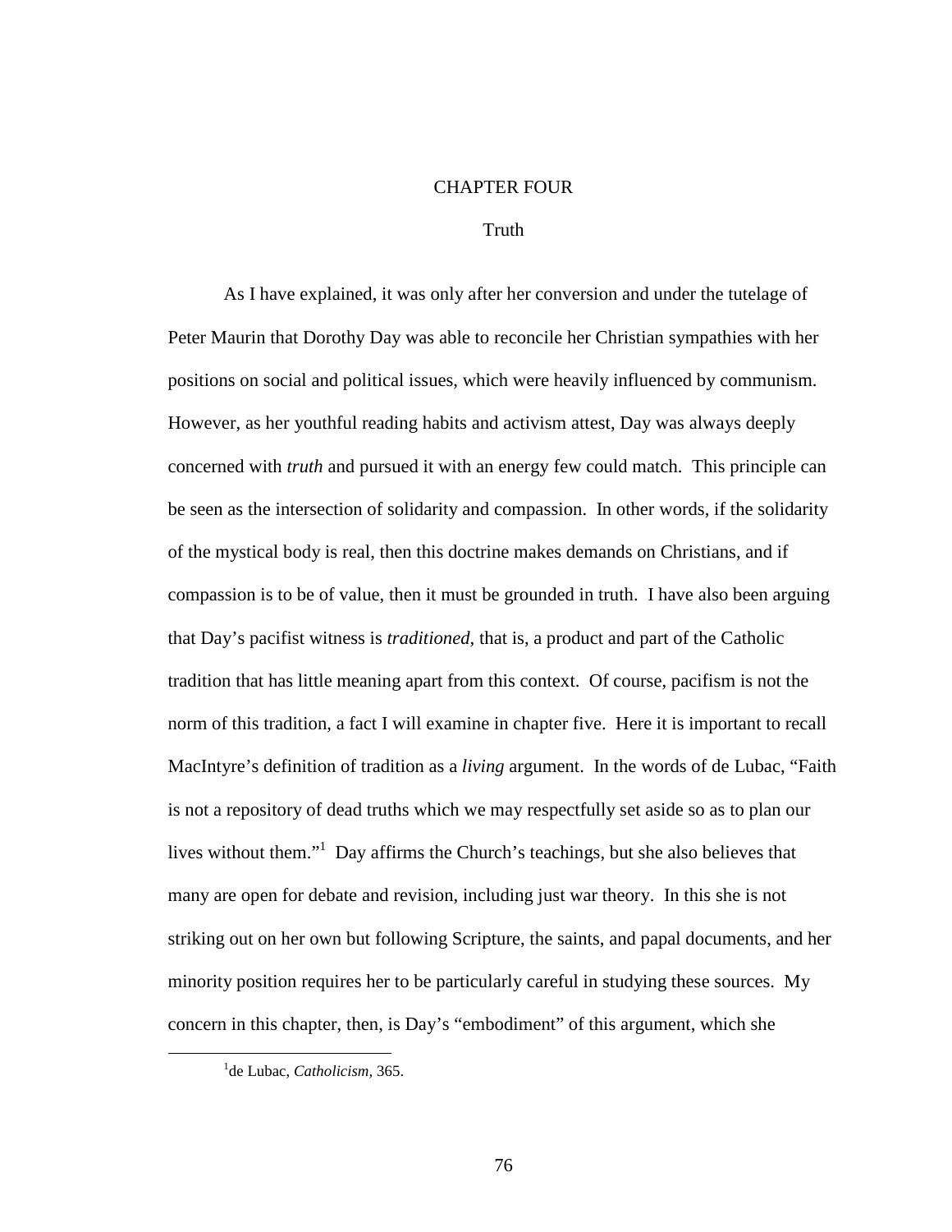# CHAPTER FOUR

## Truth

As I have explained, it was only after her conversion and under the tutelage of Peter Maurin that Dorothy Day was able to reconcile her Christian sympathies with her positions on social and political issues, which were heavily influenced by communism. However, as her youthful reading habits and activism attest, Day was always deeply concerned with *truth* and pursued it with an energy few could match. This principle can be seen as the intersection of solidarity and compassion. In other words, if the solidarity of the mystical body is real, then this doctrine makes demands on Christians, and if compassion is to be of value, then it must be grounded in truth. I have also been arguing that Day's pacifist witness is *traditioned*, that is, a product and part of the Catholic tradition that has little meaning apart from this context. Of course, pacifism is not the norm of this tradition, a fact I will examine in chapter five. Here it is important to recall MacIntyre's definition of tradition as a *living* argument. In the words of de Lubac, "Faith is not a repository of dead truths which we may respectfully set aside so as to plan our lives without them."[1] Day affirms the Church's teachings, but she also believes that many are open for debate and revision, including just war theory. In this she is not striking out on her own but following Scripture, the saints, and papal documents, and her minority position requires her to be particularly careful in studying these sources. My concern in this chapter, then, is Day's "embodiment" of this argument, which she

[1] de Lubac, *Catholicism,* 365.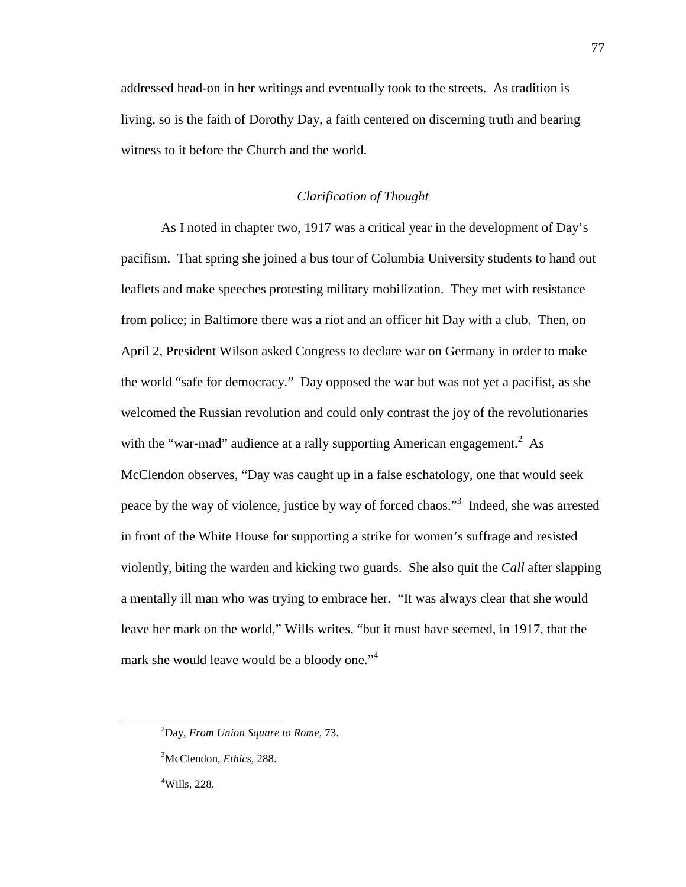addressed head-on in her writings and eventually took to the streets. As tradition is living, so is the faith of Dorothy Day, a faith centered on discerning truth and bearing witness to it before the Church and the world.

### *Clarification of Thought*

As I noted in chapter two, 1917 was a critical year in the development of Day's pacifism. That spring she joined a bus tour of Columbia University students to hand out leaflets and make speeches protesting military mobilization. They met with resistance from police; in Baltimore there was a riot and an officer hit Day with a club. Then, on April 2, President Wilson asked Congress to declare war on Germany in order to make the world "safe for democracy." Day opposed the war but was not yet a pacifist, as she welcomed the Russian revolution and could only contrast the joy of the revolutionaries with the "war-mad" audience at a rally supporting American engagement.[2] As McClendon observes, "Day was caught up in a false eschatology, one that would seek peace by the way of violence, justice by way of forced chaos."[3] Indeed, she was arrested in front of the White House for supporting a strike for women's suffrage and resisted violently, biting the warden and kicking two guards. She also quit the *Call* after slapping a mentally ill man who was trying to embrace her. "It was always clear that she would leave her mark on the world," Wills writes, "but it must have seemed, in 1917, that the mark she would leave would be a bloody one."[4]

---

[2]Day, *From Union Square to Rome,* 73.

[3]McClendon, *Ethics,* 288.

[4]Wills, 228.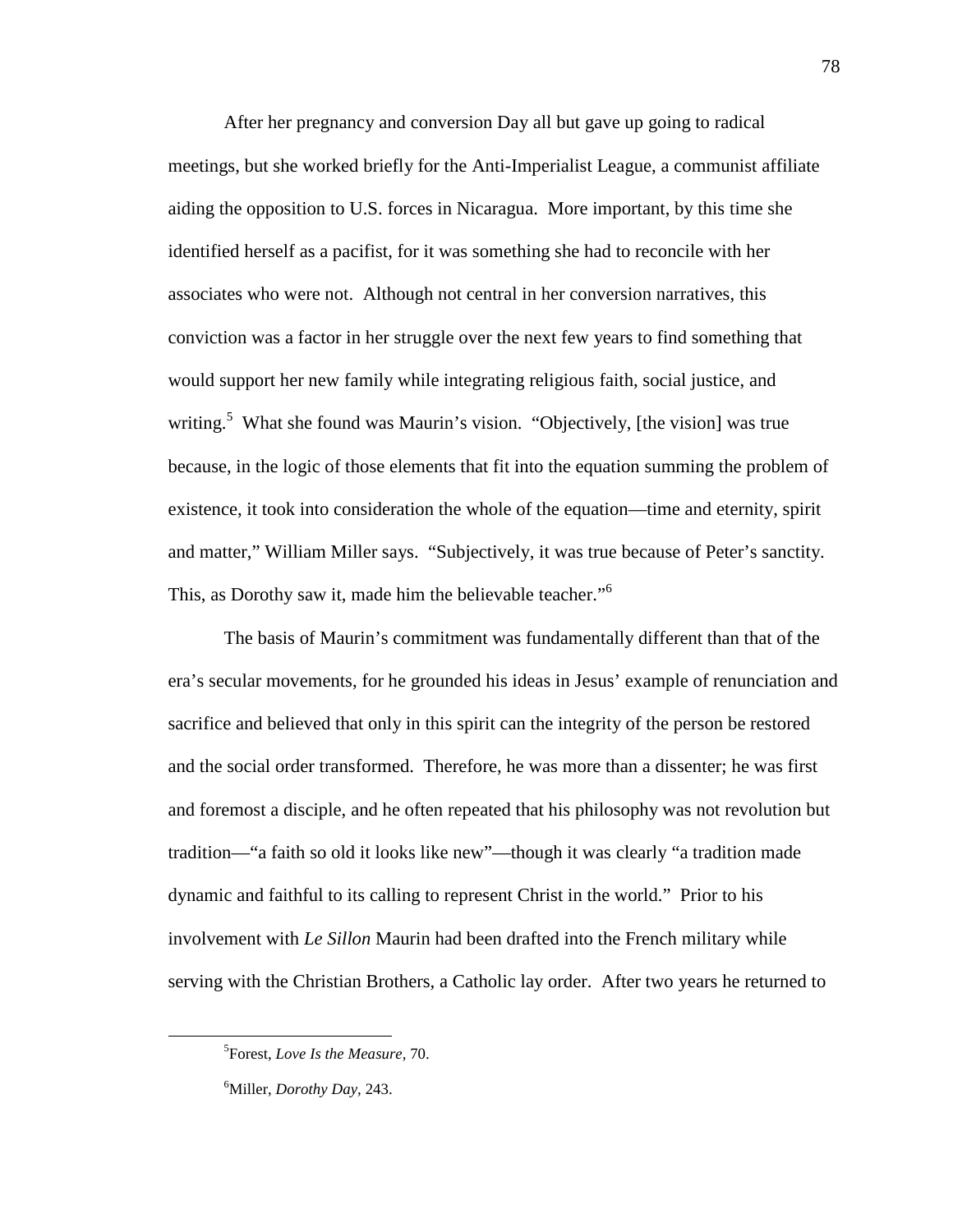After her pregnancy and conversion Day all but gave up going to radical meetings, but she worked briefly for the Anti-Imperialist League, a communist affiliate aiding the opposition to U.S. forces in Nicaragua. More important, by this time she identified herself as a pacifist, for it was something she had to reconcile with her associates who were not. Although not central in her conversion narratives, this conviction was a factor in her struggle over the next few years to find something that would support her new family while integrating religious faith, social justice, and writing.[5] What she found was Maurin's vision. "Objectively, [the vision] was true because, in the logic of those elements that fit into the equation summing the problem of existence, it took into consideration the whole of the equation—time and eternity, spirit and matter," William Miller says. "Subjectively, it was true because of Peter's sanctity. This, as Dorothy saw it, made him the believable teacher."[6]

The basis of Maurin's commitment was fundamentally different than that of the era's secular movements, for he grounded his ideas in Jesus' example of renunciation and sacrifice and believed that only in this spirit can the integrity of the person be restored and the social order transformed. Therefore, he was more than a dissenter; he was first and foremost a disciple, and he often repeated that his philosophy was not revolution but tradition—"a faith so old it looks like new"—though it was clearly "a tradition made dynamic and faithful to its calling to represent Christ in the world." Prior to his involvement with *Le Sillon* Maurin had been drafted into the French military while serving with the Christian Brothers, a Catholic lay order. After two years he returned to

[5] Forest, *Love Is the Measure*, 70.

[6] Miller, *Dorothy Day*, 243.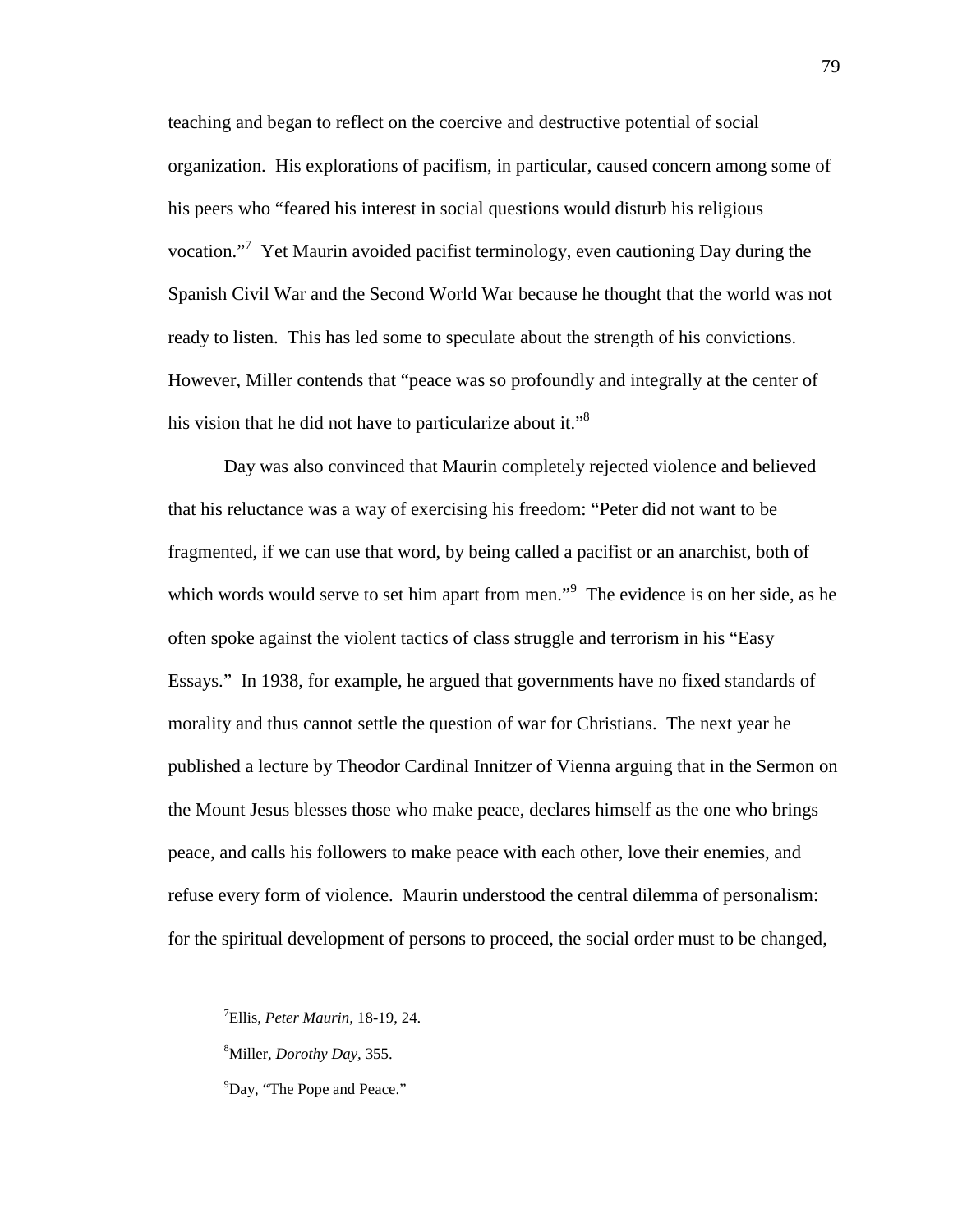teaching and began to reflect on the coercive and destructive potential of social organization. His explorations of pacifism, in particular, caused concern among some of his peers who "feared his interest in social questions would disturb his religious vocation."[7] Yet Maurin avoided pacifist terminology, even cautioning Day during the Spanish Civil War and the Second World War because he thought that the world was not ready to listen. This has led some to speculate about the strength of his convictions. However, Miller contends that "peace was so profoundly and integrally at the center of his vision that he did not have to particularize about it."[8]

Day was also convinced that Maurin completely rejected violence and believed that his reluctance was a way of exercising his freedom: "Peter did not want to be fragmented, if we can use that word, by being called a pacifist or an anarchist, both of which words would serve to set him apart from men."[9] The evidence is on her side, as he often spoke against the violent tactics of class struggle and terrorism in his "Easy Essays." In 1938, for example, he argued that governments have no fixed standards of morality and thus cannot settle the question of war for Christians. The next year he published a lecture by Theodor Cardinal Innitzer of Vienna arguing that in the Sermon on the Mount Jesus blesses those who make peace, declares himself as the one who brings peace, and calls his followers to make peace with each other, love their enemies, and refuse every form of violence. Maurin understood the central dilemma of personalism: for the spiritual development of persons to proceed, the social order must to be changed,

---

[7] Ellis, *Peter Maurin,* 18-19, 24.

[8] Miller, *Dorothy Day,* 355.

[9] Day, "The Pope and Peace."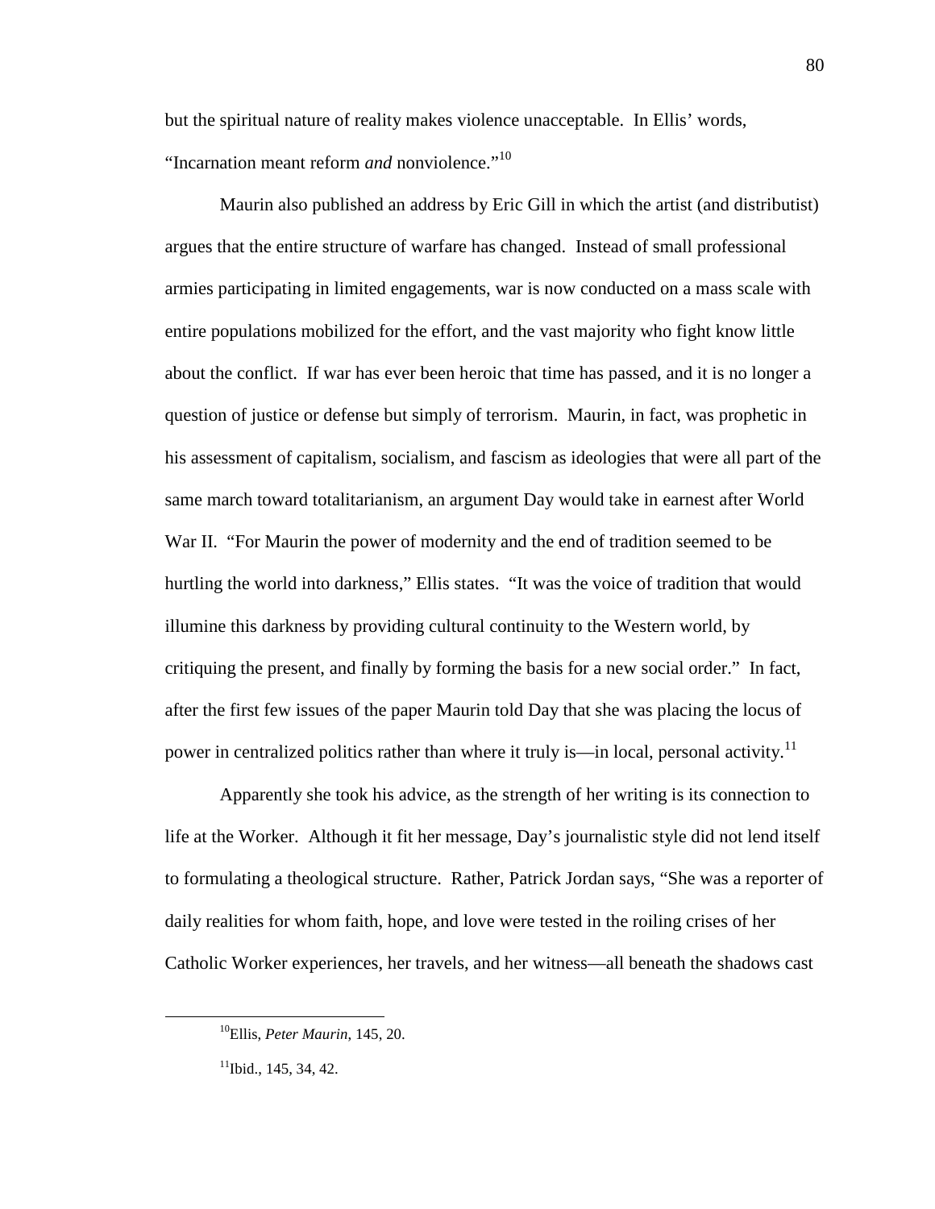but the spiritual nature of reality makes violence unacceptable. In Ellis' words, "Incarnation meant reform *and* nonviolence."[10]

Maurin also published an address by Eric Gill in which the artist (and distributist) argues that the entire structure of warfare has changed. Instead of small professional armies participating in limited engagements, war is now conducted on a mass scale with entire populations mobilized for the effort, and the vast majority who fight know little about the conflict. If war has ever been heroic that time has passed, and it is no longer a question of justice or defense but simply of terrorism. Maurin, in fact, was prophetic in his assessment of capitalism, socialism, and fascism as ideologies that were all part of the same march toward totalitarianism, an argument Day would take in earnest after World War II. "For Maurin the power of modernity and the end of tradition seemed to be hurtling the world into darkness," Ellis states. "It was the voice of tradition that would illumine this darkness by providing cultural continuity to the Western world, by critiquing the present, and finally by forming the basis for a new social order." In fact, after the first few issues of the paper Maurin told Day that she was placing the locus of power in centralized politics rather than where it truly is—in local, personal activity.[11]

Apparently she took his advice, as the strength of her writing is its connection to life at the Worker. Although it fit her message, Day's journalistic style did not lend itself to formulating a theological structure. Rather, Patrick Jordan says, "She was a reporter of daily realities for whom faith, hope, and love were tested in the roiling crises of her Catholic Worker experiences, her travels, and her witness—all beneath the shadows cast

---

[10]Ellis, *Peter Maurin*, 145, 20.

[11]Ibid., 145, 34, 42.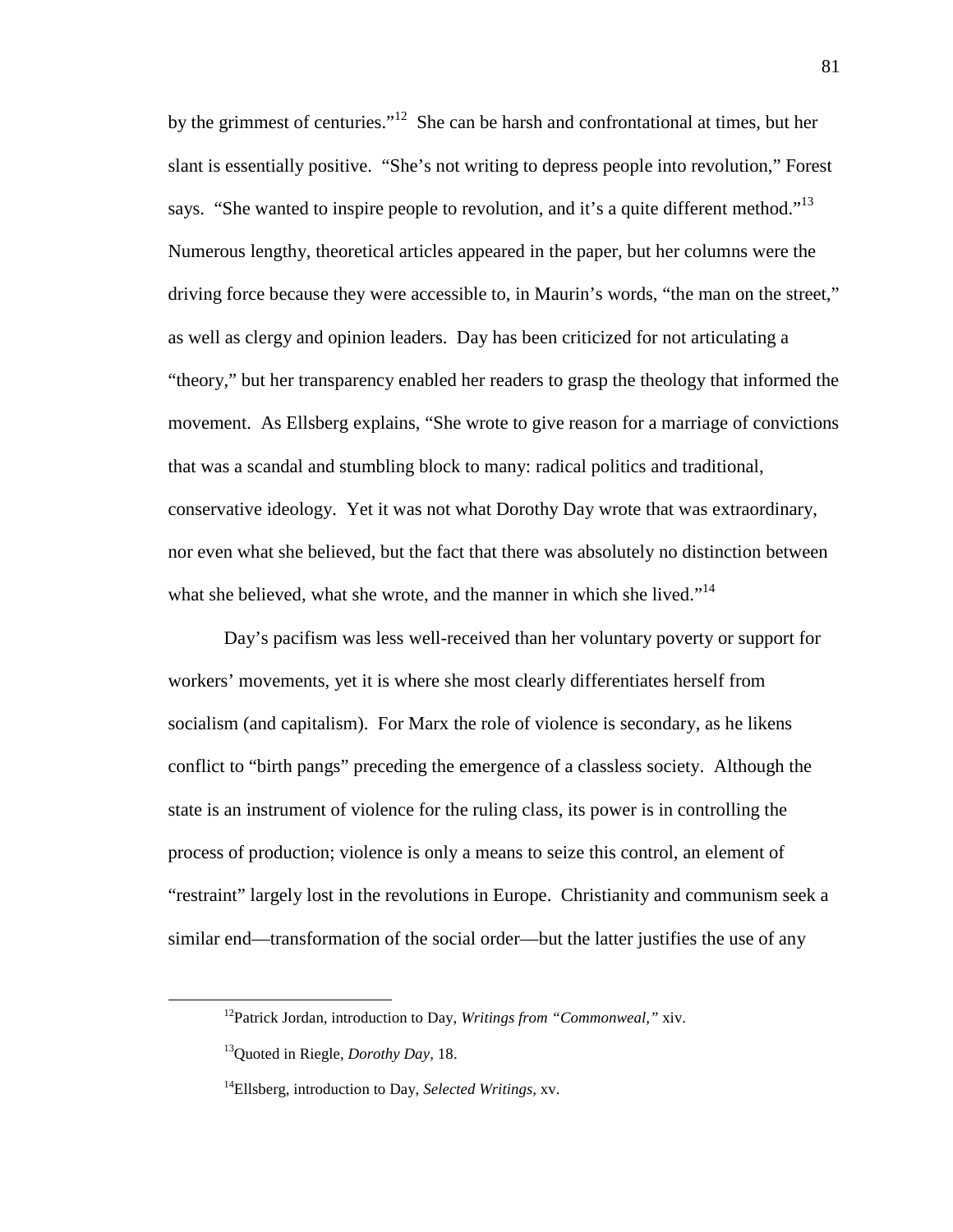by the grimmest of centuries."[12] She can be harsh and confrontational at times, but her slant is essentially positive. "She's not writing to depress people into revolution," Forest says. "She wanted to inspire people to revolution, and it's a quite different method."[13] Numerous lengthy, theoretical articles appeared in the paper, but her columns were the driving force because they were accessible to, in Maurin's words, "the man on the street," as well as clergy and opinion leaders. Day has been criticized for not articulating a "theory," but her transparency enabled her readers to grasp the theology that informed the movement. As Ellsberg explains, "She wrote to give reason for a marriage of convictions that was a scandal and stumbling block to many: radical politics and traditional, conservative ideology. Yet it was not what Dorothy Day wrote that was extraordinary, nor even what she believed, but the fact that there was absolutely no distinction between what she believed, what she wrote, and the manner in which she lived."[14]

Day's pacifism was less well-received than her voluntary poverty or support for workers' movements, yet it is where she most clearly differentiates herself from socialism (and capitalism). For Marx the role of violence is secondary, as he likens conflict to "birth pangs" preceding the emergence of a classless society. Although the state is an instrument of violence for the ruling class, its power is in controlling the process of production; violence is only a means to seize this control, an element of "restraint" largely lost in the revolutions in Europe. Christianity and communism seek a similar end—transformation of the social order—but the latter justifies the use of any

---

[12] Patrick Jordan, introduction to Day, *Writings from "Commonweal,"* xiv.

[13] Quoted in Riegle, *Dorothy Day,* 18.

[14] Ellsberg, introduction to Day, *Selected Writings,* xv.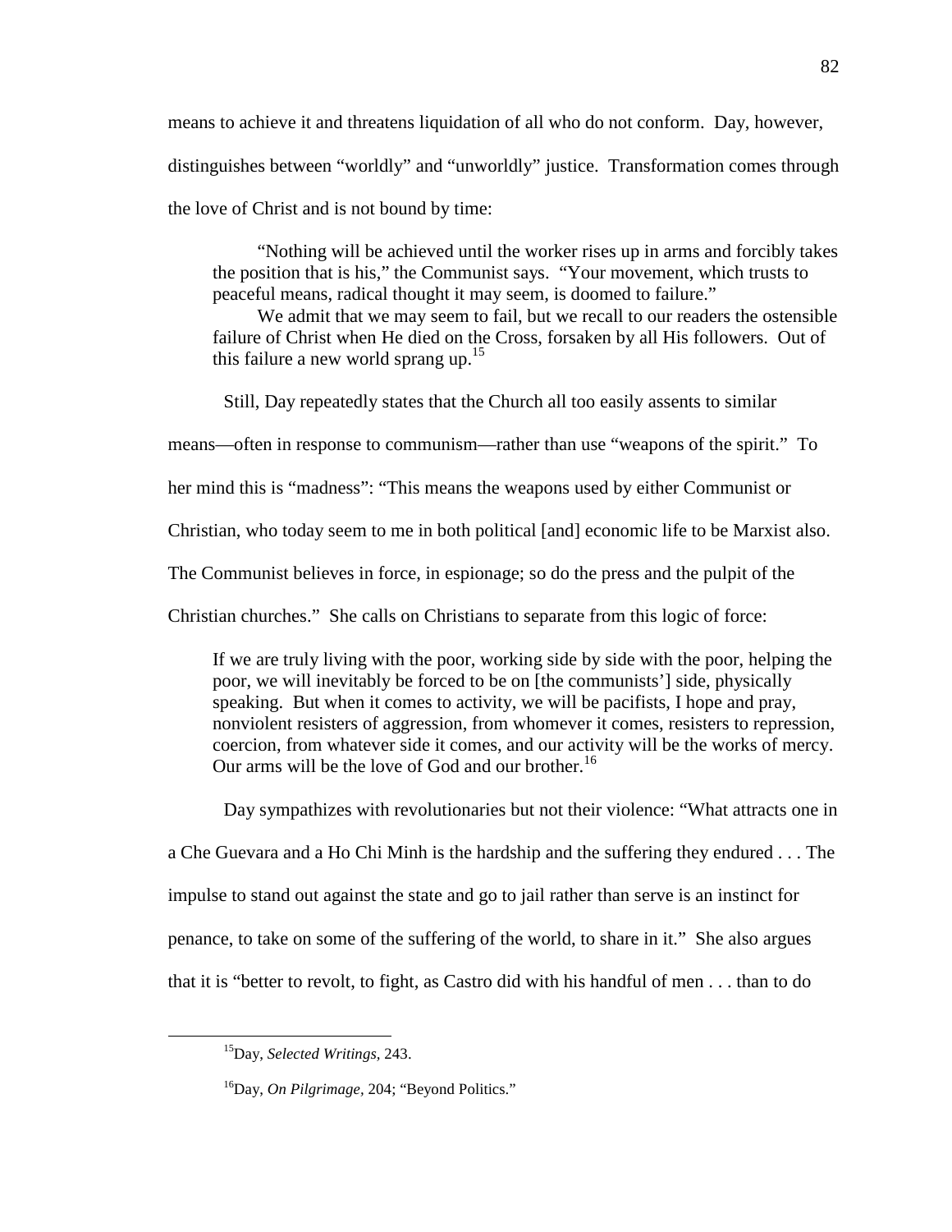means to achieve it and threatens liquidation of all who do not conform. Day, however, distinguishes between "worldly" and "unworldly" justice. Transformation comes through the love of Christ and is not bound by time:

> "Nothing will be achieved until the worker rises up in arms and forcibly takes the position that is his," the Communist says. "Your movement, which trusts to peaceful means, radical thought it may seem, is doomed to failure."
>
> We admit that we may seem to fail, but we recall to our readers the ostensible failure of Christ when He died on the Cross, forsaken by all His followers. Out of this failure a new world sprang up.[15]

Still, Day repeatedly states that the Church all too easily assents to similar means—often in response to communism—rather than use "weapons of the spirit." To her mind this is "madness": "This means the weapons used by either Communist or Christian, who today seem to me in both political [and] economic life to be Marxist also. The Communist believes in force, in espionage; so do the press and the pulpit of the Christian churches." She calls on Christians to separate from this logic of force:

> If we are truly living with the poor, working side by side with the poor, helping the poor, we will inevitably be forced to be on [the communists'] side, physically speaking. But when it comes to activity, we will be pacifists, I hope and pray, nonviolent resisters of aggression, from whomever it comes, resisters to repression, coercion, from whatever side it comes, and our activity will be the works of mercy. Our arms will be the love of God and our brother.[16]

Day sympathizes with revolutionaries but not their violence: "What attracts one in a Che Guevara and a Ho Chi Minh is the hardship and the suffering they endured . . . The impulse to stand out against the state and go to jail rather than serve is an instinct for penance, to take on some of the suffering of the world, to share in it." She also argues that it is "better to revolt, to fight, as Castro did with his handful of men . . . than to do

---

[15]Day, *Selected Writings*, 243.

[16]Day, *On Pilgrimage*, 204; "Beyond Politics."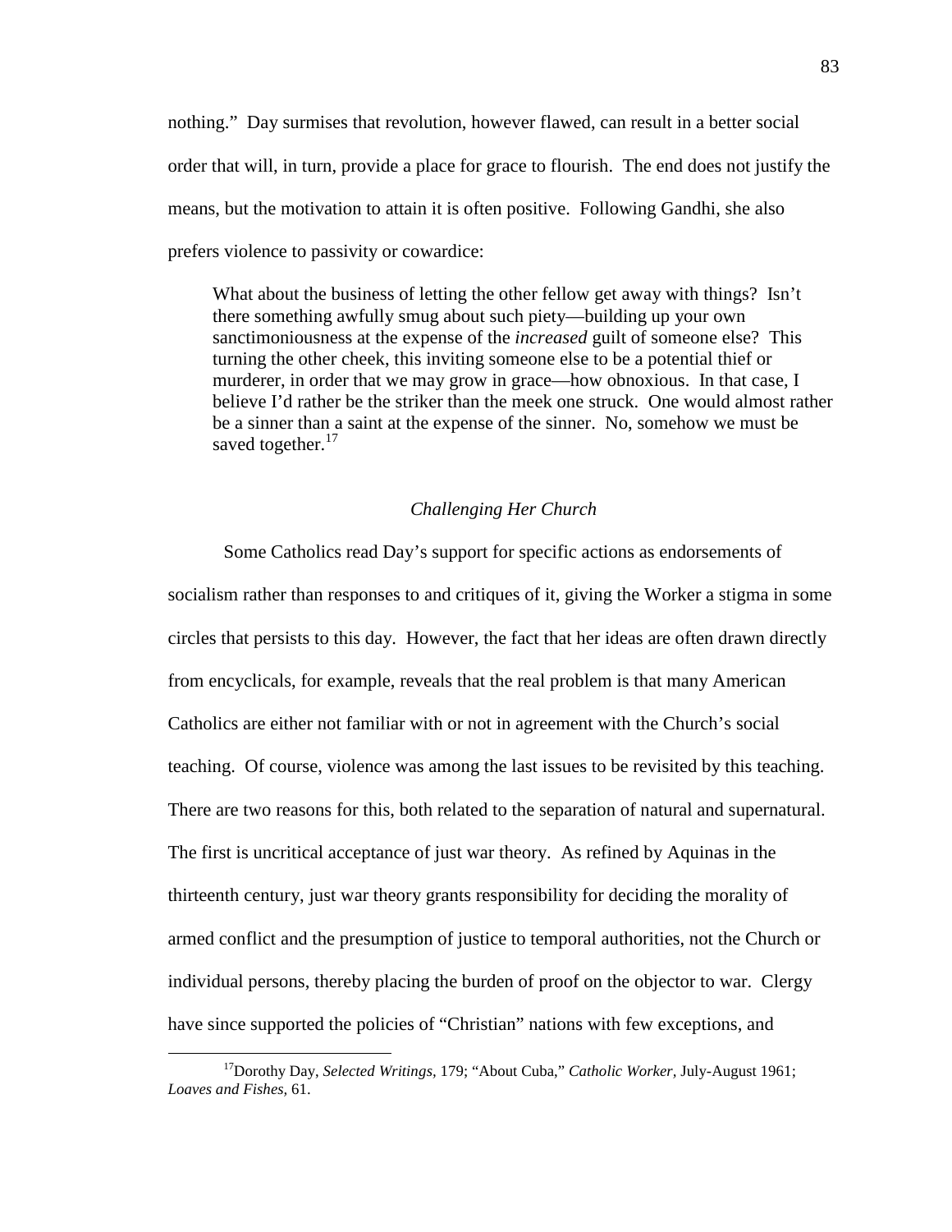nothing." Day surmises that revolution, however flawed, can result in a better social order that will, in turn, provide a place for grace to flourish. The end does not justify the means, but the motivation to attain it is often positive. Following Gandhi, she also prefers violence to passivity or cowardice:

> What about the business of letting the other fellow get away with things? Isn't there something awfully smug about such piety—building up your own sanctimoniousness at the expense of the *increased* guilt of someone else? This turning the other cheek, this inviting someone else to be a potential thief or murderer, in order that we may grow in grace—how obnoxious. In that case, I believe I'd rather be the striker than the meek one struck. One would almost rather be a sinner than a saint at the expense of the sinner. No, somehow we must be saved together.[17]

### *Challenging Her Church*

Some Catholics read Day's support for specific actions as endorsements of socialism rather than responses to and critiques of it, giving the Worker a stigma in some circles that persists to this day. However, the fact that her ideas are often drawn directly from encyclicals, for example, reveals that the real problem is that many American Catholics are either not familiar with or not in agreement with the Church's social teaching. Of course, violence was among the last issues to be revisited by this teaching. There are two reasons for this, both related to the separation of natural and supernatural. The first is uncritical acceptance of just war theory. As refined by Aquinas in the thirteenth century, just war theory grants responsibility for deciding the morality of armed conflict and the presumption of justice to temporal authorities, not the Church or individual persons, thereby placing the burden of proof on the objector to war. Clergy have since supported the policies of "Christian" nations with few exceptions, and

[17] Dorothy Day, *Selected Writings,* 179; "About Cuba," *Catholic Worker,* July-August 1961; *Loaves and Fishes,* 61.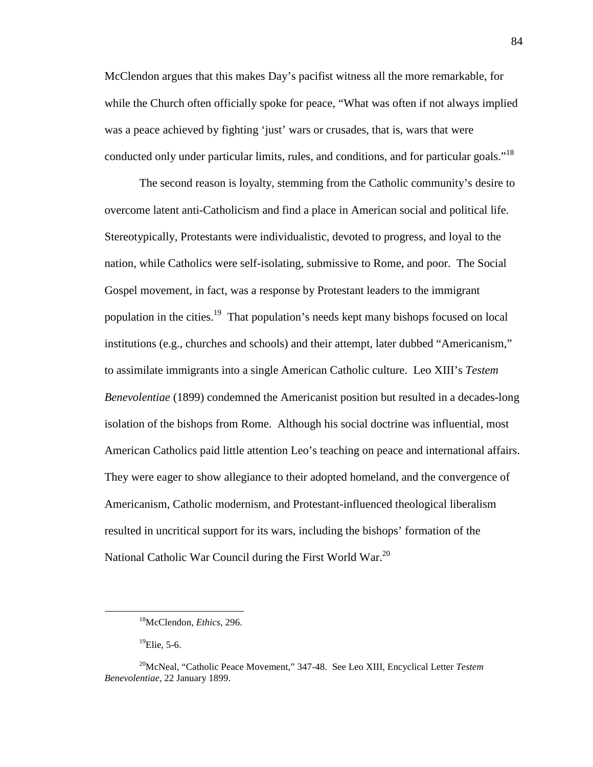McClendon argues that this makes Day's pacifist witness all the more remarkable, for while the Church often officially spoke for peace, "What was often if not always implied was a peace achieved by fighting 'just' wars or crusades, that is, wars that were conducted only under particular limits, rules, and conditions, and for particular goals."[18]

The second reason is loyalty, stemming from the Catholic community's desire to overcome latent anti-Catholicism and find a place in American social and political life. Stereotypically, Protestants were individualistic, devoted to progress, and loyal to the nation, while Catholics were self-isolating, submissive to Rome, and poor. The Social Gospel movement, in fact, was a response by Protestant leaders to the immigrant population in the cities.[19] That population's needs kept many bishops focused on local institutions (e.g., churches and schools) and their attempt, later dubbed "Americanism," to assimilate immigrants into a single American Catholic culture. Leo XIII's *Testem Benevolentiae* (1899) condemned the Americanist position but resulted in a decades-long isolation of the bishops from Rome. Although his social doctrine was influential, most American Catholics paid little attention Leo's teaching on peace and international affairs. They were eager to show allegiance to their adopted homeland, and the convergence of Americanism, Catholic modernism, and Protestant-influenced theological liberalism resulted in uncritical support for its wars, including the bishops' formation of the National Catholic War Council during the First World War.[20]

---

[18]McClendon, *Ethics*, 296.

[19]Elie, 5-6.

[20]McNeal, "Catholic Peace Movement," 347-48. See Leo XIII, Encyclical Letter *Testem Benevolentiae*, 22 January 1899.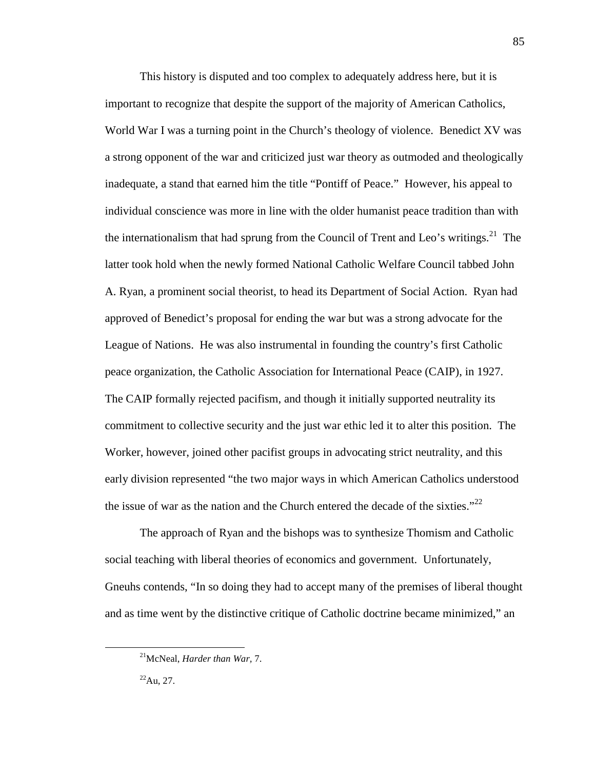This history is disputed and too complex to adequately address here, but it is important to recognize that despite the support of the majority of American Catholics, World War I was a turning point in the Church's theology of violence. Benedict XV was a strong opponent of the war and criticized just war theory as outmoded and theologically inadequate, a stand that earned him the title "Pontiff of Peace." However, his appeal to individual conscience was more in line with the older humanist peace tradition than with the internationalism that had sprung from the Council of Trent and Leo's writings.[21] The latter took hold when the newly formed National Catholic Welfare Council tabbed John A. Ryan, a prominent social theorist, to head its Department of Social Action. Ryan had approved of Benedict's proposal for ending the war but was a strong advocate for the League of Nations. He was also instrumental in founding the country's first Catholic peace organization, the Catholic Association for International Peace (CAIP), in 1927. The CAIP formally rejected pacifism, and though it initially supported neutrality its commitment to collective security and the just war ethic led it to alter this position. The Worker, however, joined other pacifist groups in advocating strict neutrality, and this early division represented "the two major ways in which American Catholics understood the issue of war as the nation and the Church entered the decade of the sixties."[22]

The approach of Ryan and the bishops was to synthesize Thomism and Catholic social teaching with liberal theories of economics and government. Unfortunately, Gneuhs contends, "In so doing they had to accept many of the premises of liberal thought and as time went by the distinctive critique of Catholic doctrine became minimized," an

---

[21]McNeal, *Harder than War,* 7.

[22]Au, 27.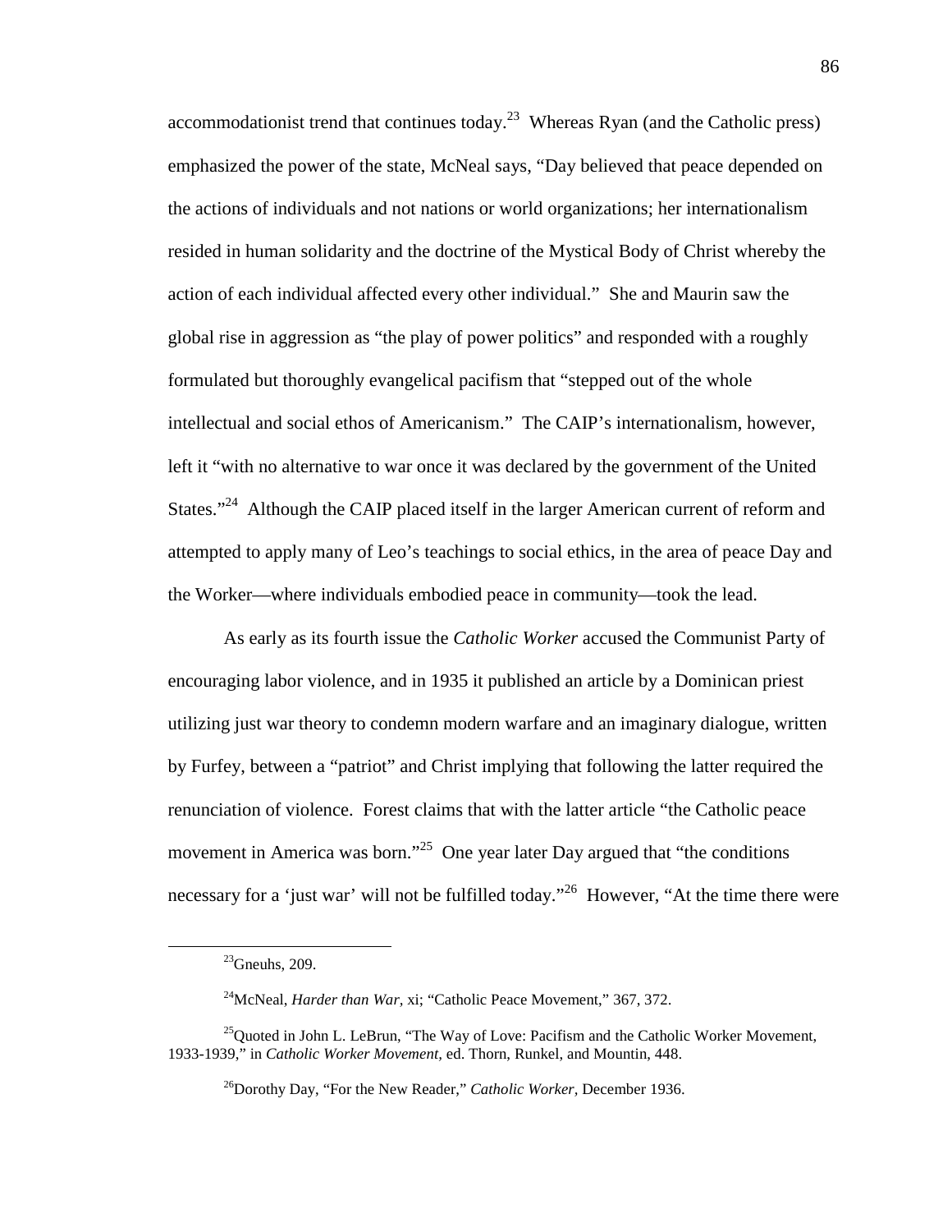accommodationist trend that continues today.[23] Whereas Ryan (and the Catholic press) emphasized the power of the state, McNeal says, "Day believed that peace depended on the actions of individuals and not nations or world organizations; her internationalism resided in human solidarity and the doctrine of the Mystical Body of Christ whereby the action of each individual affected every other individual." She and Maurin saw the global rise in aggression as "the play of power politics" and responded with a roughly formulated but thoroughly evangelical pacifism that "stepped out of the whole intellectual and social ethos of Americanism." The CAIP's internationalism, however, left it "with no alternative to war once it was declared by the government of the United States."[24] Although the CAIP placed itself in the larger American current of reform and attempted to apply many of Leo's teachings to social ethics, in the area of peace Day and the Worker—where individuals embodied peace in community—took the lead.

As early as its fourth issue the *Catholic Worker* accused the Communist Party of encouraging labor violence, and in 1935 it published an article by a Dominican priest utilizing just war theory to condemn modern warfare and an imaginary dialogue, written by Furfey, between a "patriot" and Christ implying that following the latter required the renunciation of violence. Forest claims that with the latter article "the Catholic peace movement in America was born."[25] One year later Day argued that "the conditions necessary for a 'just war' will not be fulfilled today."[26] However, "At the time there were

---

[23]Gneuhs, 209.

[24]McNeal, *Harder than War*, xi; "Catholic Peace Movement," 367, 372.

[25]Quoted in John L. LeBrun, "The Way of Love: Pacifism and the Catholic Worker Movement, 1933-1939," in *Catholic Worker Movement*, ed. Thorn, Runkel, and Mountin, 448.

[26]Dorothy Day, "For the New Reader," *Catholic Worker*, December 1936.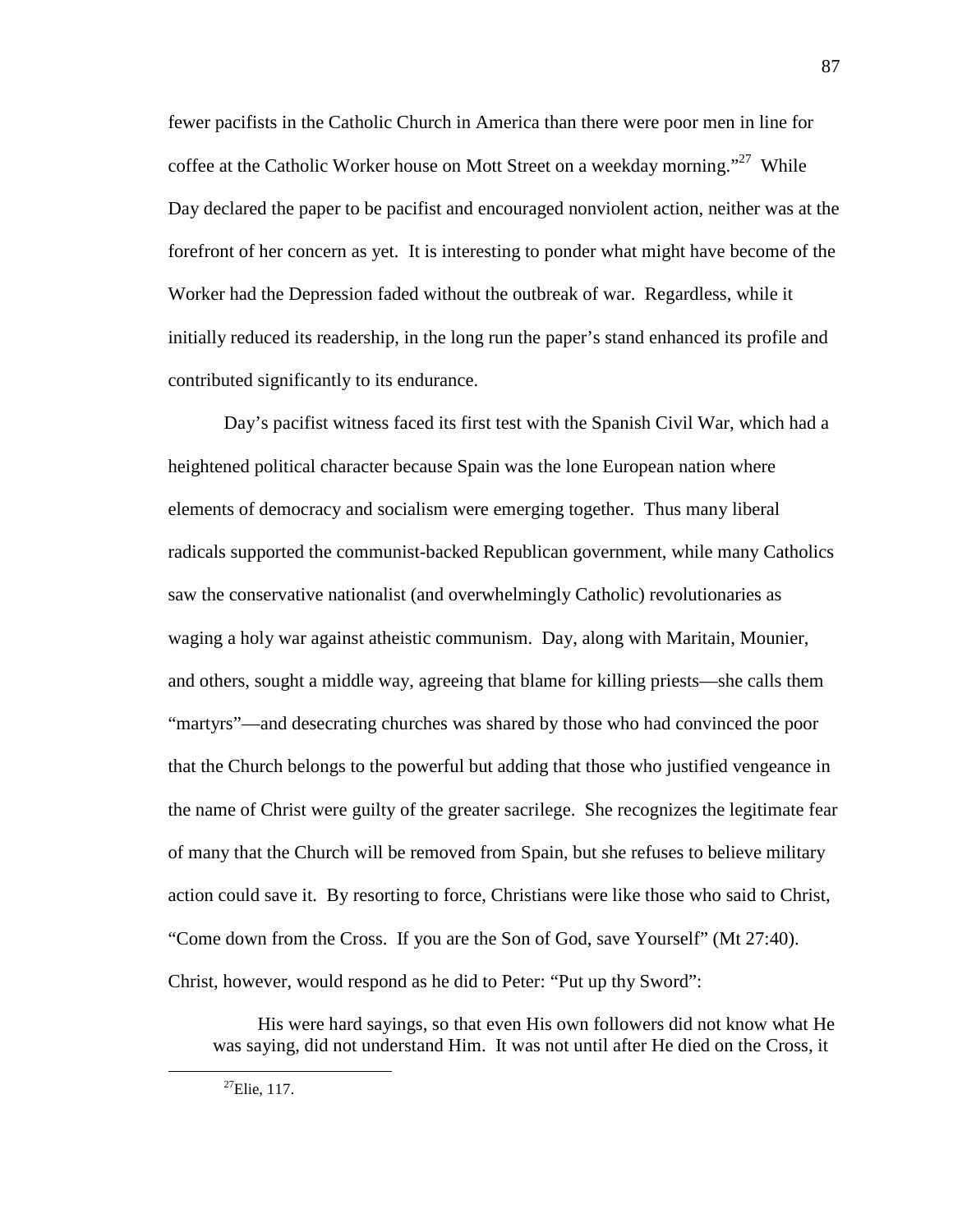fewer pacifists in the Catholic Church in America than there were poor men in line for coffee at the Catholic Worker house on Mott Street on a weekday morning."[27] While Day declared the paper to be pacifist and encouraged nonviolent action, neither was at the forefront of her concern as yet. It is interesting to ponder what might have become of the Worker had the Depression faded without the outbreak of war. Regardless, while it initially reduced its readership, in the long run the paper's stand enhanced its profile and contributed significantly to its endurance.

Day's pacifist witness faced its first test with the Spanish Civil War, which had a heightened political character because Spain was the lone European nation where elements of democracy and socialism were emerging together. Thus many liberal radicals supported the communist-backed Republican government, while many Catholics saw the conservative nationalist (and overwhelmingly Catholic) revolutionaries as waging a holy war against atheistic communism. Day, along with Maritain, Mounier, and others, sought a middle way, agreeing that blame for killing priests—she calls them "martyrs"—and desecrating churches was shared by those who had convinced the poor that the Church belongs to the powerful but adding that those who justified vengeance in the name of Christ were guilty of the greater sacrilege. She recognizes the legitimate fear of many that the Church will be removed from Spain, but she refuses to believe military action could save it. By resorting to force, Christians were like those who said to Christ, "Come down from the Cross. If you are the Son of God, save Yourself" (Mt 27:40). Christ, however, would respond as he did to Peter: "Put up thy Sword":

> His were hard sayings, so that even His own followers did not know what He was saying, did not understand Him. It was not until after He died on the Cross, it

[27] Elie, 117.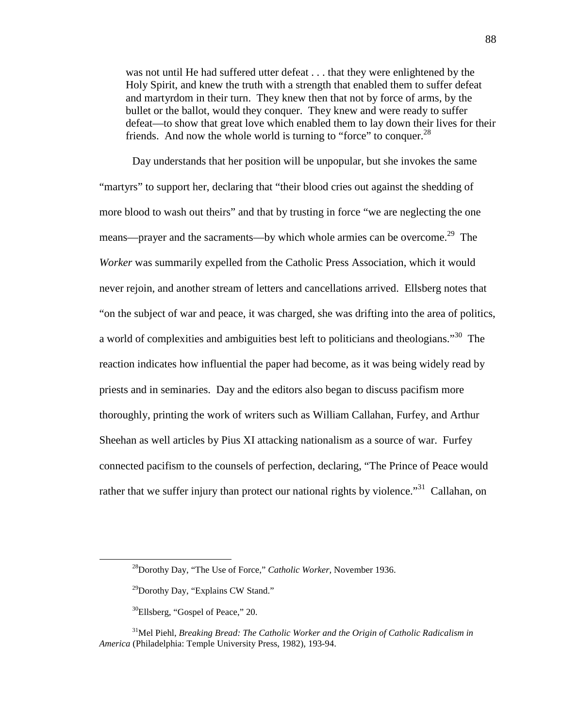> was not until He had suffered utter defeat . . . that they were enlightened by the Holy Spirit, and knew the truth with a strength that enabled them to suffer defeat and martyrdom in their turn. They knew then that not by force of arms, by the bullet or the ballot, would they conquer. They knew and were ready to suffer defeat—to show that great love which enabled them to lay down their lives for their friends. And now the whole world is turning to "force" to conquer.[28]

Day understands that her position will be unpopular, but she invokes the same "martyrs" to support her, declaring that "their blood cries out against the shedding of more blood to wash out theirs" and that by trusting in force "we are neglecting the one means—prayer and the sacraments—by which whole armies can be overcome.[29] The *Worker* was summarily expelled from the Catholic Press Association, which it would never rejoin, and another stream of letters and cancellations arrived. Ellsberg notes that "on the subject of war and peace, it was charged, she was drifting into the area of politics, a world of complexities and ambiguities best left to politicians and theologians."[30] The reaction indicates how influential the paper had become, as it was being widely read by priests and in seminaries. Day and the editors also began to discuss pacifism more thoroughly, printing the work of writers such as William Callahan, Furfey, and Arthur Sheehan as well articles by Pius XI attacking nationalism as a source of war. Furfey connected pacifism to the counsels of perfection, declaring, "The Prince of Peace would rather that we suffer injury than protect our national rights by violence."[31] Callahan, on

---

[28]Dorothy Day, "The Use of Force," *Catholic Worker,* November 1936.

[29]Dorothy Day, "Explains CW Stand."

[30]Ellsberg, "Gospel of Peace," 20.

[31]Mel Piehl, *Breaking Bread: The Catholic Worker and the Origin of Catholic Radicalism in America* (Philadelphia: Temple University Press, 1982), 193-94.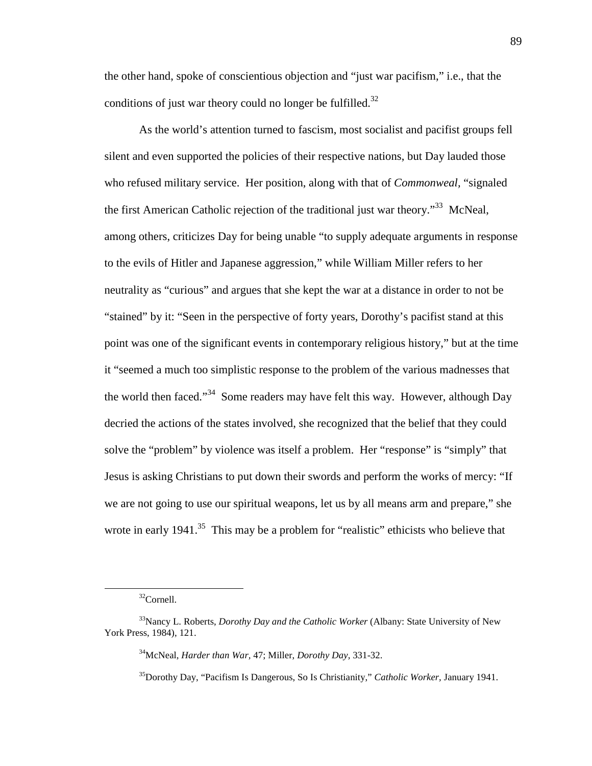the other hand, spoke of conscientious objection and "just war pacifism," i.e., that the conditions of just war theory could no longer be fulfilled.[32]

As the world's attention turned to fascism, most socialist and pacifist groups fell silent and even supported the policies of their respective nations, but Day lauded those who refused military service. Her position, along with that of *Commonweal,* "signaled the first American Catholic rejection of the traditional just war theory."[33] McNeal, among others, criticizes Day for being unable "to supply adequate arguments in response to the evils of Hitler and Japanese aggression," while William Miller refers to her neutrality as "curious" and argues that she kept the war at a distance in order to not be "stained" by it: "Seen in the perspective of forty years, Dorothy's pacifist stand at this point was one of the significant events in contemporary religious history," but at the time it "seemed a much too simplistic response to the problem of the various madnesses that the world then faced."[34] Some readers may have felt this way. However, although Day decried the actions of the states involved, she recognized that the belief that they could solve the "problem" by violence was itself a problem. Her "response" is "simply" that Jesus is asking Christians to put down their swords and perform the works of mercy: "If we are not going to use our spiritual weapons, let us by all means arm and prepare," she wrote in early 1941.[35] This may be a problem for "realistic" ethicists who believe that

---

[32]Cornell.

[33]Nancy L. Roberts, *Dorothy Day and the Catholic Worker* (Albany: State University of New York Press, 1984), 121.

[34]McNeal, *Harder than War,* 47; Miller, *Dorothy Day,* 331-32.

[35]Dorothy Day, "Pacifism Is Dangerous, So Is Christianity," *Catholic Worker,* January 1941.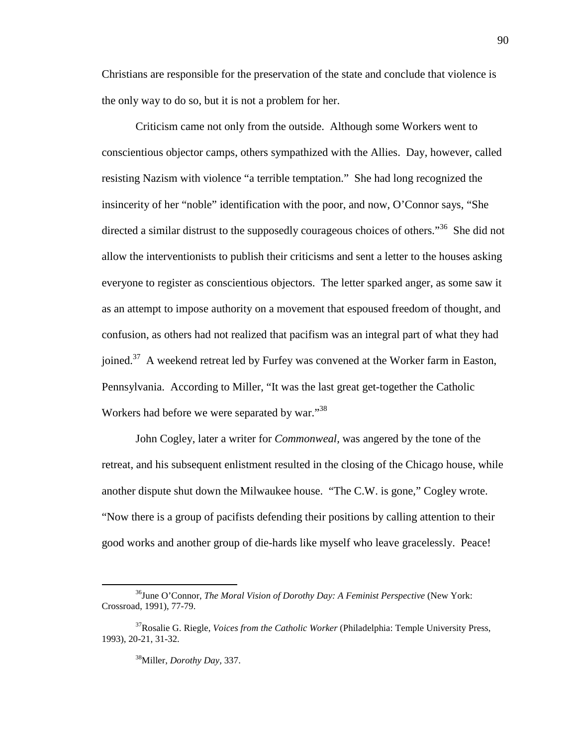Christians are responsible for the preservation of the state and conclude that violence is the only way to do so, but it is not a problem for her.

Criticism came not only from the outside. Although some Workers went to conscientious objector camps, others sympathized with the Allies. Day, however, called resisting Nazism with violence "a terrible temptation." She had long recognized the insincerity of her "noble" identification with the poor, and now, O'Connor says, "She directed a similar distrust to the supposedly courageous choices of others."[36] She did not allow the interventionists to publish their criticisms and sent a letter to the houses asking everyone to register as conscientious objectors. The letter sparked anger, as some saw it as an attempt to impose authority on a movement that espoused freedom of thought, and confusion, as others had not realized that pacifism was an integral part of what they had joined.[37] A weekend retreat led by Furfey was convened at the Worker farm in Easton, Pennsylvania. According to Miller, "It was the last great get-together the Catholic Workers had before we were separated by war."[38]

John Cogley, later a writer for *Commonweal*, was angered by the tone of the retreat, and his subsequent enlistment resulted in the closing of the Chicago house, while another dispute shut down the Milwaukee house. "The C.W. is gone," Cogley wrote. "Now there is a group of pacifists defending their positions by calling attention to their good works and another group of die-hards like myself who leave gracelessly. Peace!

---

[36] June O'Connor, *The Moral Vision of Dorothy Day: A Feminist Perspective* (New York: Crossroad, 1991), 77-79.

[37] Rosalie G. Riegle, *Voices from the Catholic Worker* (Philadelphia: Temple University Press, 1993), 20-21, 31-32.

[38] Miller, *Dorothy Day*, 337.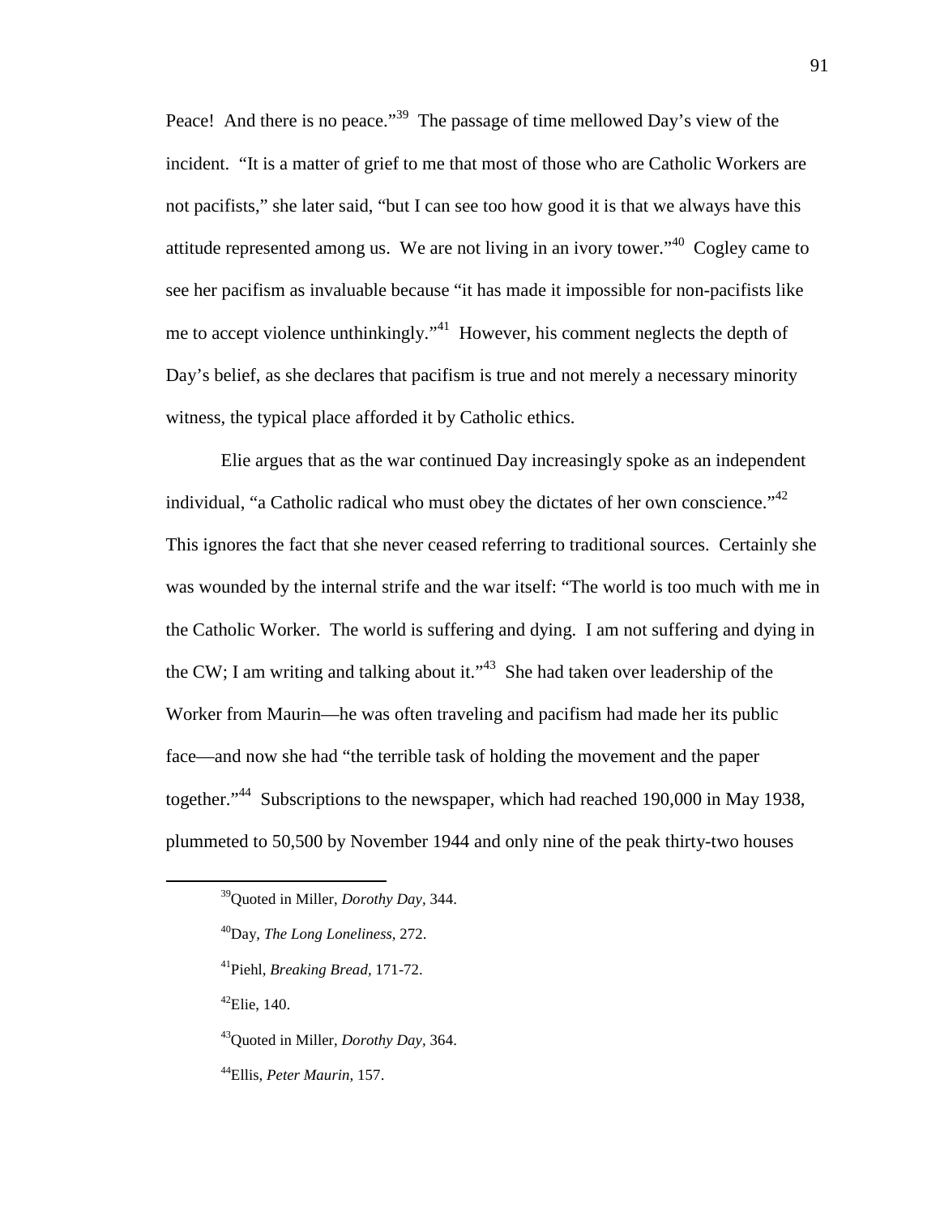Peace! And there is no peace."[39] The passage of time mellowed Day's view of the incident. "It is a matter of grief to me that most of those who are Catholic Workers are not pacifists," she later said, "but I can see too how good it is that we always have this attitude represented among us. We are not living in an ivory tower."[40] Cogley came to see her pacifism as invaluable because "it has made it impossible for non-pacifists like me to accept violence unthinkingly."[41] However, his comment neglects the depth of Day's belief, as she declares that pacifism is true and not merely a necessary minority witness, the typical place afforded it by Catholic ethics.

Elie argues that as the war continued Day increasingly spoke as an independent individual, "a Catholic radical who must obey the dictates of her own conscience."[42] This ignores the fact that she never ceased referring to traditional sources. Certainly she was wounded by the internal strife and the war itself: "The world is too much with me in the Catholic Worker. The world is suffering and dying. I am not suffering and dying in the CW; I am writing and talking about it."[43] She had taken over leadership of the Worker from Maurin—he was often traveling and pacifism had made her its public face—and now she had "the terrible task of holding the movement and the paper together."[44] Subscriptions to the newspaper, which had reached 190,000 in May 1938, plummeted to 50,500 by November 1944 and only nine of the peak thirty-two houses

---

[39]Quoted in Miller, *Dorothy Day,* 344.

[40]Day, *The Long Loneliness,* 272.

[41]Piehl, *Breaking Bread,* 171-72.

[42]Elie, 140.

[43]Quoted in Miller, *Dorothy Day,* 364.

[44]Ellis, *Peter Maurin,* 157.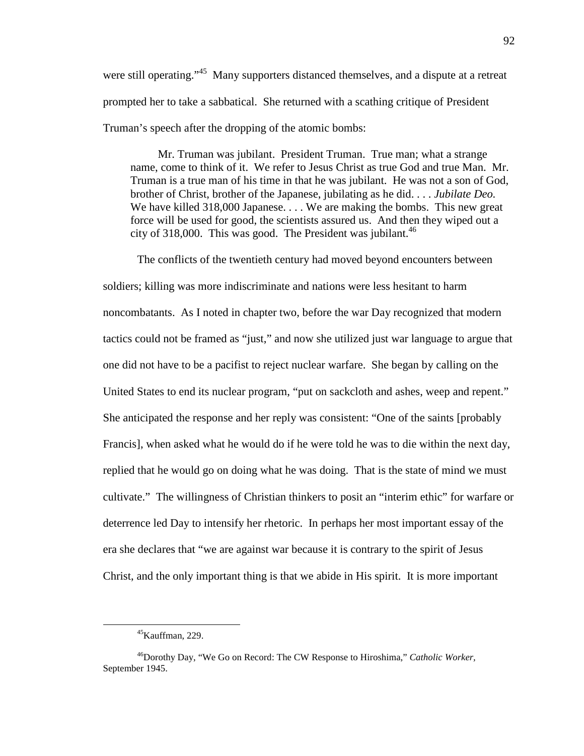were still operating."[45] Many supporters distanced themselves, and a dispute at a retreat prompted her to take a sabbatical. She returned with a scathing critique of President Truman's speech after the dropping of the atomic bombs:

> Mr. Truman was jubilant. President Truman. True man; what a strange name, come to think of it. We refer to Jesus Christ as true God and true Man. Mr. Truman is a true man of his time in that he was jubilant. He was not a son of God, brother of Christ, brother of the Japanese, jubilating as he did. . . . *Jubilate Deo.* We have killed 318,000 Japanese. . . . We are making the bombs. This new great force will be used for good, the scientists assured us. And then they wiped out a city of 318,000. This was good. The President was jubilant.[46]

The conflicts of the twentieth century had moved beyond encounters between soldiers; killing was more indiscriminate and nations were less hesitant to harm noncombatants. As I noted in chapter two, before the war Day recognized that modern tactics could not be framed as "just," and now she utilized just war language to argue that one did not have to be a pacifist to reject nuclear warfare. She began by calling on the United States to end its nuclear program, "put on sackcloth and ashes, weep and repent." She anticipated the response and her reply was consistent: "One of the saints [probably Francis], when asked what he would do if he were told he was to die within the next day, replied that he would go on doing what he was doing. That is the state of mind we must cultivate." The willingness of Christian thinkers to posit an "interim ethic" for warfare or deterrence led Day to intensify her rhetoric. In perhaps her most important essay of the era she declares that "we are against war because it is contrary to the spirit of Jesus Christ, and the only important thing is that we abide in His spirit. It is more important

---

[45] Kauffman, 229.

[46] Dorothy Day, "We Go on Record: The CW Response to Hiroshima," *Catholic Worker*, September 1945.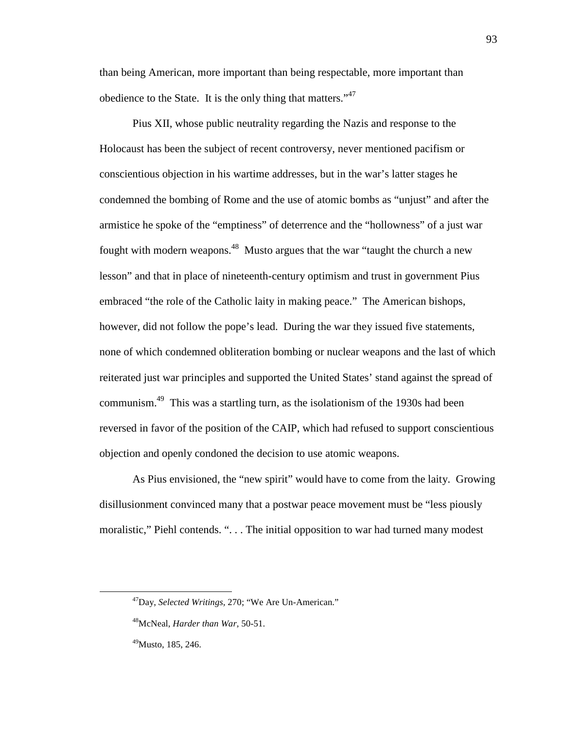than being American, more important than being respectable, more important than obedience to the State. It is the only thing that matters."[47]

Pius XII, whose public neutrality regarding the Nazis and response to the Holocaust has been the subject of recent controversy, never mentioned pacifism or conscientious objection in his wartime addresses, but in the war's latter stages he condemned the bombing of Rome and the use of atomic bombs as "unjust" and after the armistice he spoke of the "emptiness" of deterrence and the "hollowness" of a just war fought with modern weapons.[48] Musto argues that the war "taught the church a new lesson" and that in place of nineteenth-century optimism and trust in government Pius embraced "the role of the Catholic laity in making peace." The American bishops, however, did not follow the pope's lead. During the war they issued five statements, none of which condemned obliteration bombing or nuclear weapons and the last of which reiterated just war principles and supported the United States' stand against the spread of communism.[49] This was a startling turn, as the isolationism of the 1930s had been reversed in favor of the position of the CAIP, which had refused to support conscientious objection and openly condoned the decision to use atomic weapons.

As Pius envisioned, the "new spirit" would have to come from the laity. Growing disillusionment convinced many that a postwar peace movement must be "less piously moralistic," Piehl contends. ". . . The initial opposition to war had turned many modest

---

[47]Day, *Selected Writings*, 270; "We Are Un-American."

[48]McNeal, *Harder than War*, 50-51.

[49]Musto, 185, 246.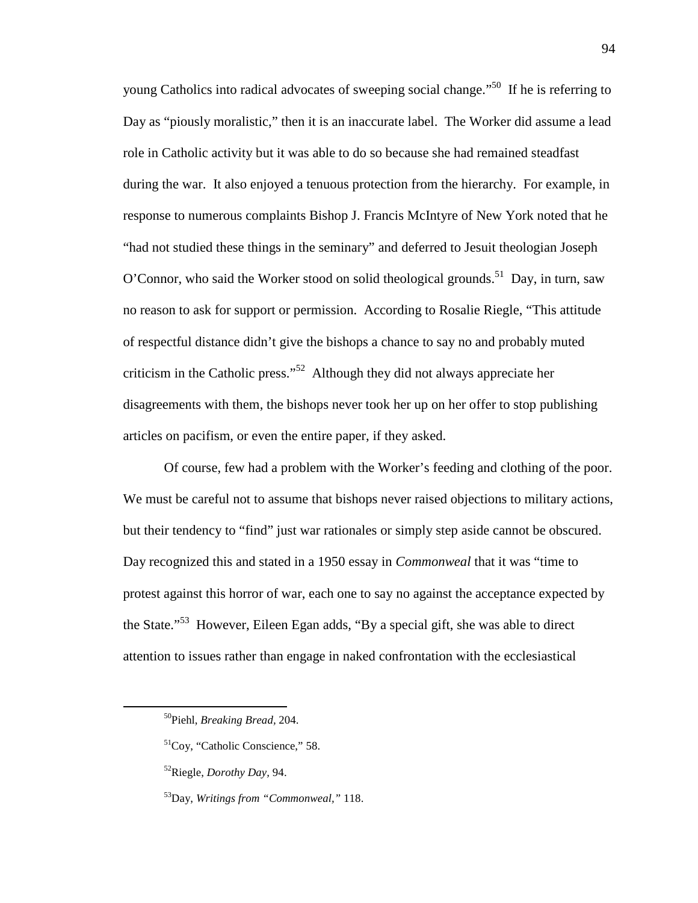young Catholics into radical advocates of sweeping social change."[50] If he is referring to Day as "piously moralistic," then it is an inaccurate label. The Worker did assume a lead role in Catholic activity but it was able to do so because she had remained steadfast during the war. It also enjoyed a tenuous protection from the hierarchy. For example, in response to numerous complaints Bishop J. Francis McIntyre of New York noted that he "had not studied these things in the seminary" and deferred to Jesuit theologian Joseph O'Connor, who said the Worker stood on solid theological grounds.[51] Day, in turn, saw no reason to ask for support or permission. According to Rosalie Riegle, "This attitude of respectful distance didn't give the bishops a chance to say no and probably muted criticism in the Catholic press."[52] Although they did not always appreciate her disagreements with them, the bishops never took her up on her offer to stop publishing articles on pacifism, or even the entire paper, if they asked.

Of course, few had a problem with the Worker's feeding and clothing of the poor. We must be careful not to assume that bishops never raised objections to military actions, but their tendency to "find" just war rationales or simply step aside cannot be obscured. Day recognized this and stated in a 1950 essay in *Commonweal* that it was "time to protest against this horror of war, each one to say no against the acceptance expected by the State."[53] However, Eileen Egan adds, "By a special gift, she was able to direct attention to issues rather than engage in naked confrontation with the ecclesiastical

---

[50]Piehl, *Breaking Bread,* 204.

[51]Coy, "Catholic Conscience," 58.

[52]Riegle, *Dorothy Day,* 94.

[53]Day, *Writings from "Commonweal,"* 118.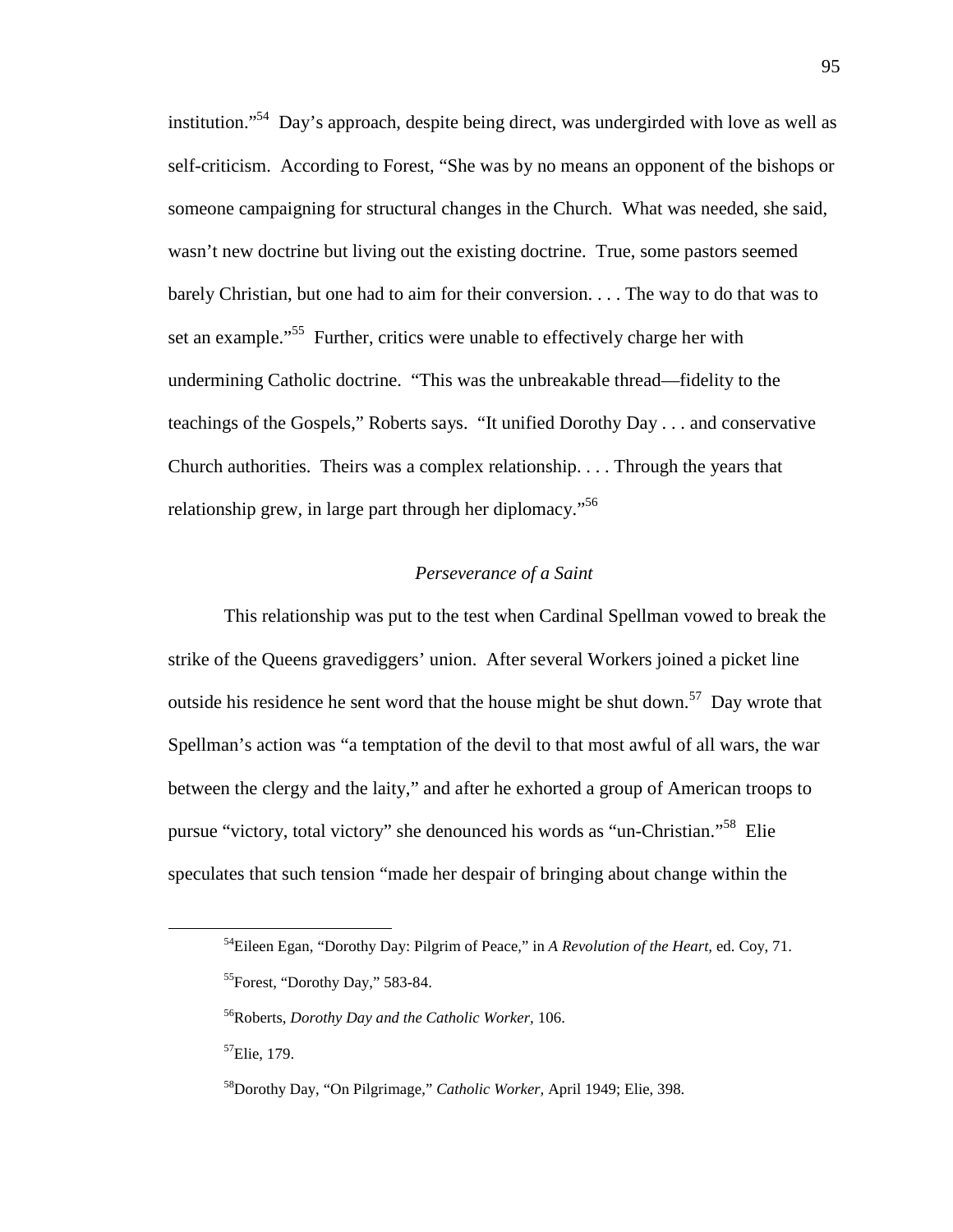institution."[54] Day's approach, despite being direct, was undergirded with love as well as self-criticism. According to Forest, "She was by no means an opponent of the bishops or someone campaigning for structural changes in the Church. What was needed, she said, wasn't new doctrine but living out the existing doctrine. True, some pastors seemed barely Christian, but one had to aim for their conversion. . . . The way to do that was to set an example."[55] Further, critics were unable to effectively charge her with undermining Catholic doctrine. "This was the unbreakable thread—fidelity to the teachings of the Gospels," Roberts says. "It unified Dorothy Day . . . and conservative Church authorities. Theirs was a complex relationship. . . . Through the years that relationship grew, in large part through her diplomacy."[56]

### *Perseverance of a Saint*

This relationship was put to the test when Cardinal Spellman vowed to break the strike of the Queens gravediggers' union. After several Workers joined a picket line outside his residence he sent word that the house might be shut down.[57] Day wrote that Spellman's action was "a temptation of the devil to that most awful of all wars, the war between the clergy and the laity," and after he exhorted a group of American troops to pursue "victory, total victory" she denounced his words as "un-Christian."[58] Elie speculates that such tension "made her despair of bringing about change within the

---

[54]Eileen Egan, "Dorothy Day: Pilgrim of Peace," in *A Revolution of the Heart,* ed. Coy, 71.

[55]Forest, "Dorothy Day," 583-84.

[56]Roberts, *Dorothy Day and the Catholic Worker,* 106.

[57]Elie, 179.

[58]Dorothy Day, "On Pilgrimage," *Catholic Worker,* April 1949; Elie, 398.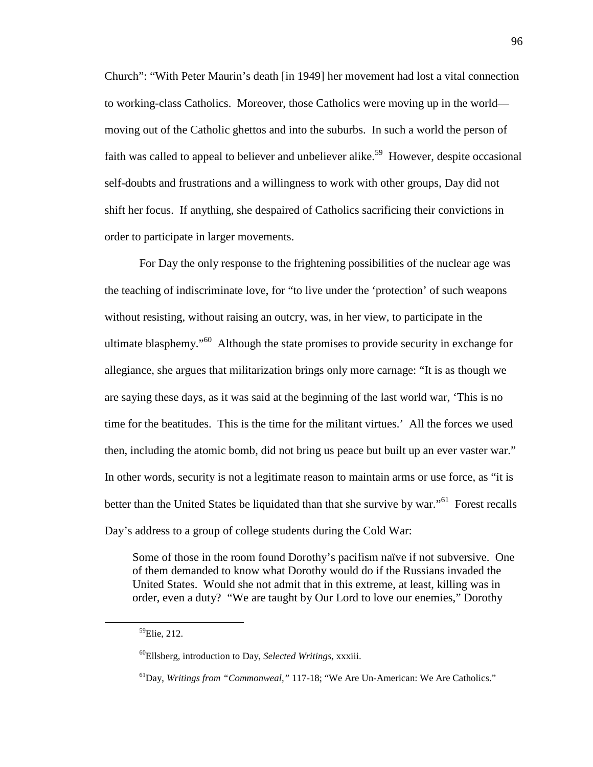Church": "With Peter Maurin's death [in 1949] her movement had lost a vital connection to working-class Catholics. Moreover, those Catholics were moving up in the world—moving out of the Catholic ghettos and into the suburbs. In such a world the person of faith was called to appeal to believer and unbeliever alike.[59] However, despite occasional self-doubts and frustrations and a willingness to work with other groups, Day did not shift her focus. If anything, she despaired of Catholics sacrificing their convictions in order to participate in larger movements.

For Day the only response to the frightening possibilities of the nuclear age was the teaching of indiscriminate love, for "to live under the 'protection' of such weapons without resisting, without raising an outcry, was, in her view, to participate in the ultimate blasphemy."[60] Although the state promises to provide security in exchange for allegiance, she argues that militarization brings only more carnage: "It is as though we are saying these days, as it was said at the beginning of the last world war, 'This is no time for the beatitudes. This is the time for the militant virtues.' All the forces we used then, including the atomic bomb, did not bring us peace but built up an ever vaster war." In other words, security is not a legitimate reason to maintain arms or use force, as "it is better than the United States be liquidated than that she survive by war."[61] Forest recalls Day's address to a group of college students during the Cold War:

> Some of those in the room found Dorothy's pacifism naïve if not subversive. One of them demanded to know what Dorothy would do if the Russians invaded the United States. Would she not admit that in this extreme, at least, killing was in order, even a duty? "We are taught by Our Lord to love our enemies," Dorothy

---

[59]Elie, 212.

[60]Ellsberg, introduction to Day, *Selected Writings,* xxxiii.

[61]Day, *Writings from "Commonweal,"* 117-18; "We Are Un-American: We Are Catholics."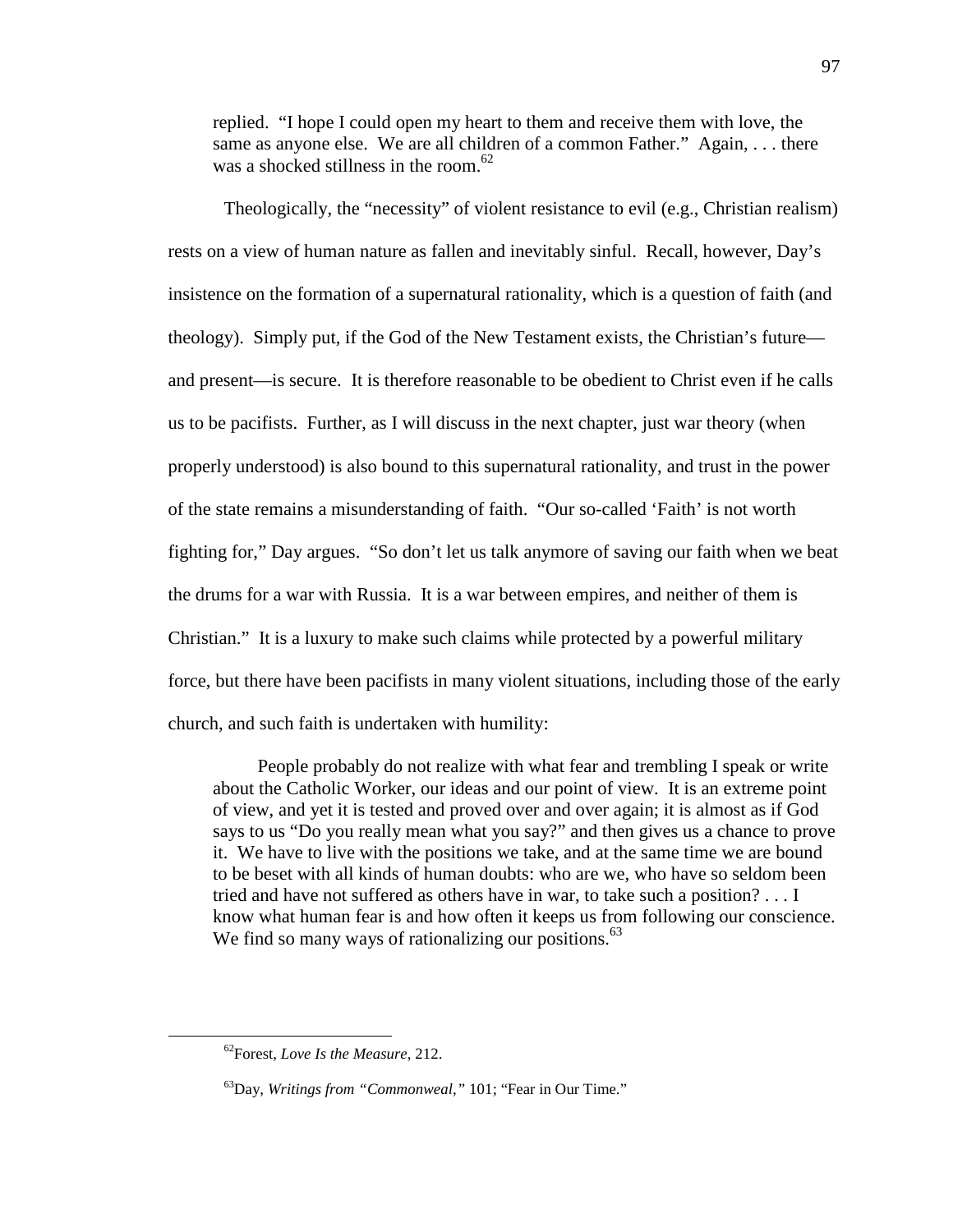> replied. "I hope I could open my heart to them and receive them with love, the same as anyone else. We are all children of a common Father." Again, . . . there was a shocked stillness in the room.[62]

Theologically, the "necessity" of violent resistance to evil (e.g., Christian realism) rests on a view of human nature as fallen and inevitably sinful. Recall, however, Day's insistence on the formation of a supernatural rationality, which is a question of faith (and theology). Simply put, if the God of the New Testament exists, the Christian's future—and present—is secure. It is therefore reasonable to be obedient to Christ even if he calls us to be pacifists. Further, as I will discuss in the next chapter, just war theory (when properly understood) is also bound to this supernatural rationality, and trust in the power of the state remains a misunderstanding of faith. "Our so-called 'Faith' is not worth fighting for," Day argues. "So don't let us talk anymore of saving our faith when we beat the drums for a war with Russia. It is a war between empires, and neither of them is Christian." It is a luxury to make such claims while protected by a powerful military force, but there have been pacifists in many violent situations, including those of the early church, and such faith is undertaken with humility:

> People probably do not realize with what fear and trembling I speak or write about the Catholic Worker, our ideas and our point of view. It is an extreme point of view, and yet it is tested and proved over and over again; it is almost as if God says to us "Do you really mean what you say?" and then gives us a chance to prove it. We have to live with the positions we take, and at the same time we are bound to be beset with all kinds of human doubts: who are we, who have so seldom been tried and have not suffered as others have in war, to take such a position? . . . I know what human fear is and how often it keeps us from following our conscience. We find so many ways of rationalizing our positions.[63]

---

[62]Forest, *Love Is the Measure,* 212.

[63]Day, *Writings from "Commonweal,"* 101; "Fear in Our Time."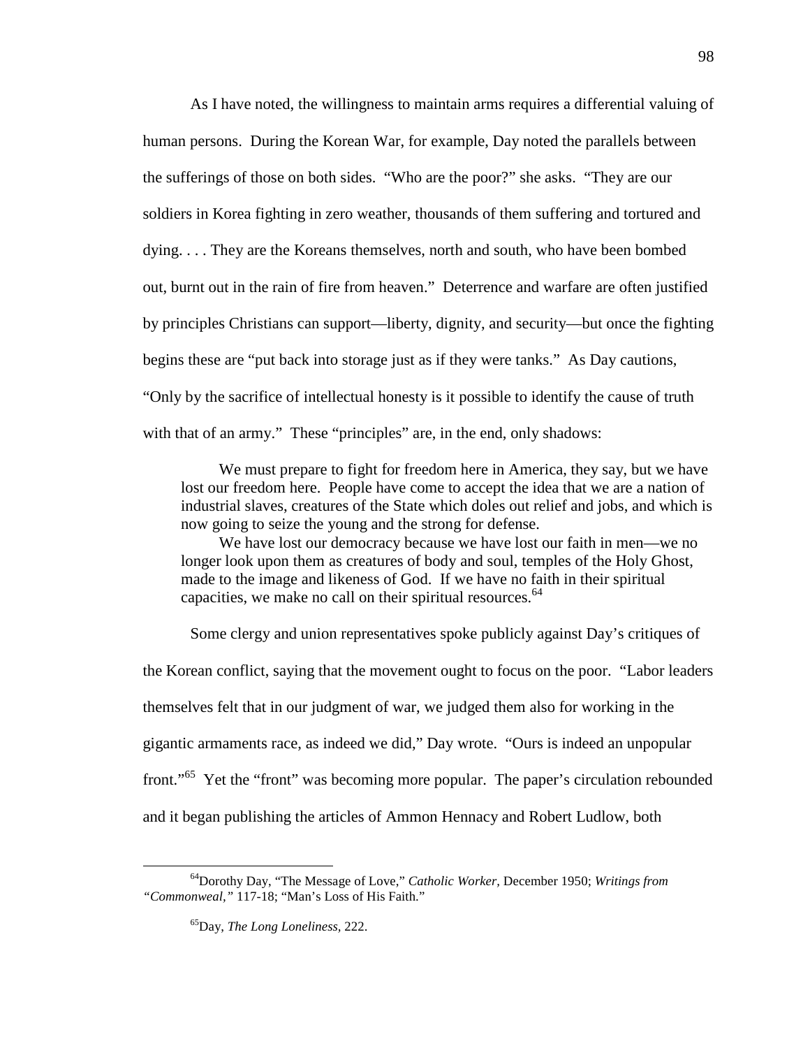As I have noted, the willingness to maintain arms requires a differential valuing of human persons. During the Korean War, for example, Day noted the parallels between the sufferings of those on both sides. "Who are the poor?" she asks. "They are our soldiers in Korea fighting in zero weather, thousands of them suffering and tortured and dying. . . . They are the Koreans themselves, north and south, who have been bombed out, burnt out in the rain of fire from heaven." Deterrence and warfare are often justified by principles Christians can support—liberty, dignity, and security—but once the fighting begins these are "put back into storage just as if they were tanks." As Day cautions, "Only by the sacrifice of intellectual honesty is it possible to identify the cause of truth with that of an army." These "principles" are, in the end, only shadows:

> We must prepare to fight for freedom here in America, they say, but we have lost our freedom here. People have come to accept the idea that we are a nation of industrial slaves, creatures of the State which doles out relief and jobs, and which is now going to seize the young and the strong for defense.
>
> We have lost our democracy because we have lost our faith in men—we no longer look upon them as creatures of body and soul, temples of the Holy Ghost, made to the image and likeness of God. If we have no faith in their spiritual capacities, we make no call on their spiritual resources.[64]

Some clergy and union representatives spoke publicly against Day's critiques of the Korean conflict, saying that the movement ought to focus on the poor. "Labor leaders themselves felt that in our judgment of war, we judged them also for working in the gigantic armaments race, as indeed we did," Day wrote. "Ours is indeed an unpopular front."[65] Yet the "front" was becoming more popular. The paper's circulation rebounded and it began publishing the articles of Ammon Hennacy and Robert Ludlow, both

---

[64] Dorothy Day, "The Message of Love," *Catholic Worker*, December 1950; *Writings from "Commonweal,"* 117-18; "Man's Loss of His Faith."

[65] Day, *The Long Loneliness*, 222.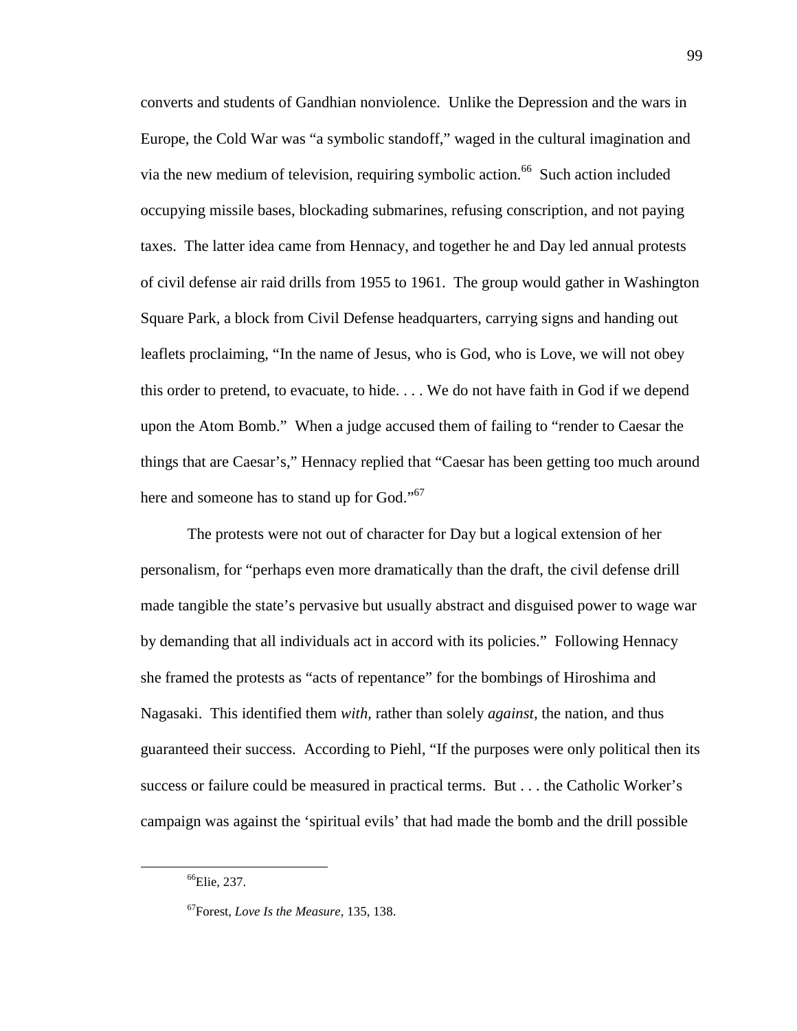converts and students of Gandhian nonviolence. Unlike the Depression and the wars in Europe, the Cold War was "a symbolic standoff," waged in the cultural imagination and via the new medium of television, requiring symbolic action.[66] Such action included occupying missile bases, blockading submarines, refusing conscription, and not paying taxes. The latter idea came from Hennacy, and together he and Day led annual protests of civil defense air raid drills from 1955 to 1961. The group would gather in Washington Square Park, a block from Civil Defense headquarters, carrying signs and handing out leaflets proclaiming, "In the name of Jesus, who is God, who is Love, we will not obey this order to pretend, to evacuate, to hide. . . . We do not have faith in God if we depend upon the Atom Bomb." When a judge accused them of failing to "render to Caesar the things that are Caesar's," Hennacy replied that "Caesar has been getting too much around here and someone has to stand up for God."[67]

The protests were not out of character for Day but a logical extension of her personalism, for "perhaps even more dramatically than the draft, the civil defense drill made tangible the state's pervasive but usually abstract and disguised power to wage war by demanding that all individuals act in accord with its policies." Following Hennacy she framed the protests as "acts of repentance" for the bombings of Hiroshima and Nagasaki. This identified them *with*, rather than solely *against*, the nation, and thus guaranteed their success. According to Piehl, "If the purposes were only political then its success or failure could be measured in practical terms. But . . . the Catholic Worker's campaign was against the 'spiritual evils' that had made the bomb and the drill possible

---

[66]Elie, 237.

[67]Forest, *Love Is the Measure*, 135, 138.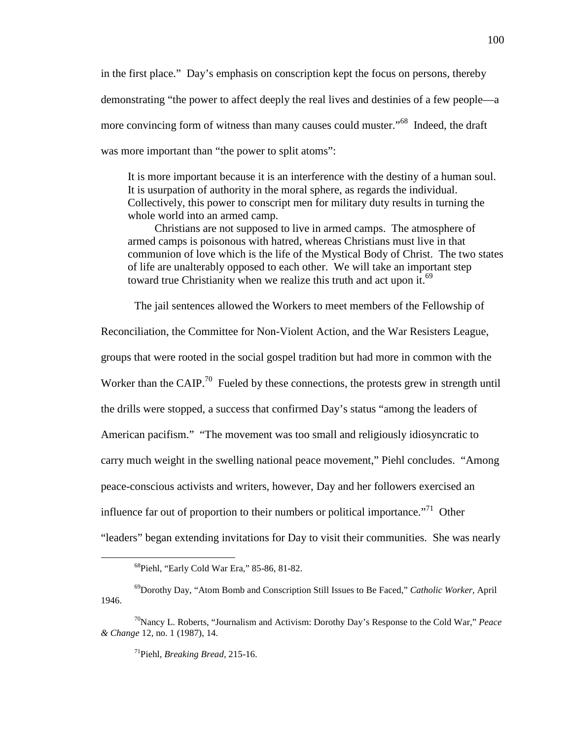in the first place." Day's emphasis on conscription kept the focus on persons, thereby demonstrating "the power to affect deeply the real lives and destinies of a few people—a more convincing form of witness than many causes could muster."[68] Indeed, the draft was more important than "the power to split atoms":

> It is more important because it is an interference with the destiny of a human soul. It is usurpation of authority in the moral sphere, as regards the individual. Collectively, this power to conscript men for military duty results in turning the whole world into an armed camp.
>
> Christians are not supposed to live in armed camps. The atmosphere of armed camps is poisonous with hatred, whereas Christians must live in that communion of love which is the life of the Mystical Body of Christ. The two states of life are unalterably opposed to each other. We will take an important step toward true Christianity when we realize this truth and act upon it.[69]

The jail sentences allowed the Workers to meet members of the Fellowship of Reconciliation, the Committee for Non-Violent Action, and the War Resisters League, groups that were rooted in the social gospel tradition but had more in common with the Worker than the CAIP.[70] Fueled by these connections, the protests grew in strength until the drills were stopped, a success that confirmed Day's status "among the leaders of American pacifism." "The movement was too small and religiously idiosyncratic to carry much weight in the swelling national peace movement," Piehl concludes. "Among peace-conscious activists and writers, however, Day and her followers exercised an influence far out of proportion to their numbers or political importance."[71] Other "leaders" began extending invitations for Day to visit their communities. She was nearly

---

[68] Piehl, "Early Cold War Era," 85-86, 81-82.

[69] Dorothy Day, "Atom Bomb and Conscription Still Issues to Be Faced," *Catholic Worker*, April 1946.

[70] Nancy L. Roberts, "Journalism and Activism: Dorothy Day's Response to the Cold War," *Peace & Change* 12, no. 1 (1987), 14.

[71] Piehl, *Breaking Bread*, 215-16.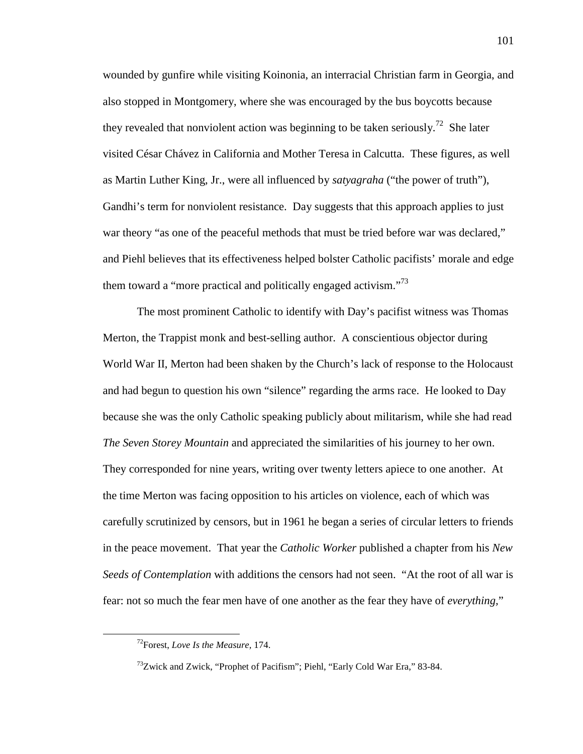wounded by gunfire while visiting Koinonia, an interracial Christian farm in Georgia, and also stopped in Montgomery, where she was encouraged by the bus boycotts because they revealed that nonviolent action was beginning to be taken seriously.[72] She later visited César Chávez in California and Mother Teresa in Calcutta. These figures, as well as Martin Luther King, Jr., were all influenced by *satyagraha* ("the power of truth"), Gandhi's term for nonviolent resistance. Day suggests that this approach applies to just war theory "as one of the peaceful methods that must be tried before war was declared," and Piehl believes that its effectiveness helped bolster Catholic pacifists' morale and edge them toward a "more practical and politically engaged activism."[73]

The most prominent Catholic to identify with Day's pacifist witness was Thomas Merton, the Trappist monk and best-selling author. A conscientious objector during World War II, Merton had been shaken by the Church's lack of response to the Holocaust and had begun to question his own "silence" regarding the arms race. He looked to Day because she was the only Catholic speaking publicly about militarism, while she had read *The Seven Storey Mountain* and appreciated the similarities of his journey to her own. They corresponded for nine years, writing over twenty letters apiece to one another. At the time Merton was facing opposition to his articles on violence, each of which was carefully scrutinized by censors, but in 1961 he began a series of circular letters to friends in the peace movement. That year the *Catholic Worker* published a chapter from his *New Seeds of Contemplation* with additions the censors had not seen. "At the root of all war is fear: not so much the fear men have of one another as the fear they have of *everything*,"

---

[72]Forest, *Love Is the Measure,* 174.

[73]Zwick and Zwick, "Prophet of Pacifism"; Piehl, "Early Cold War Era," 83-84.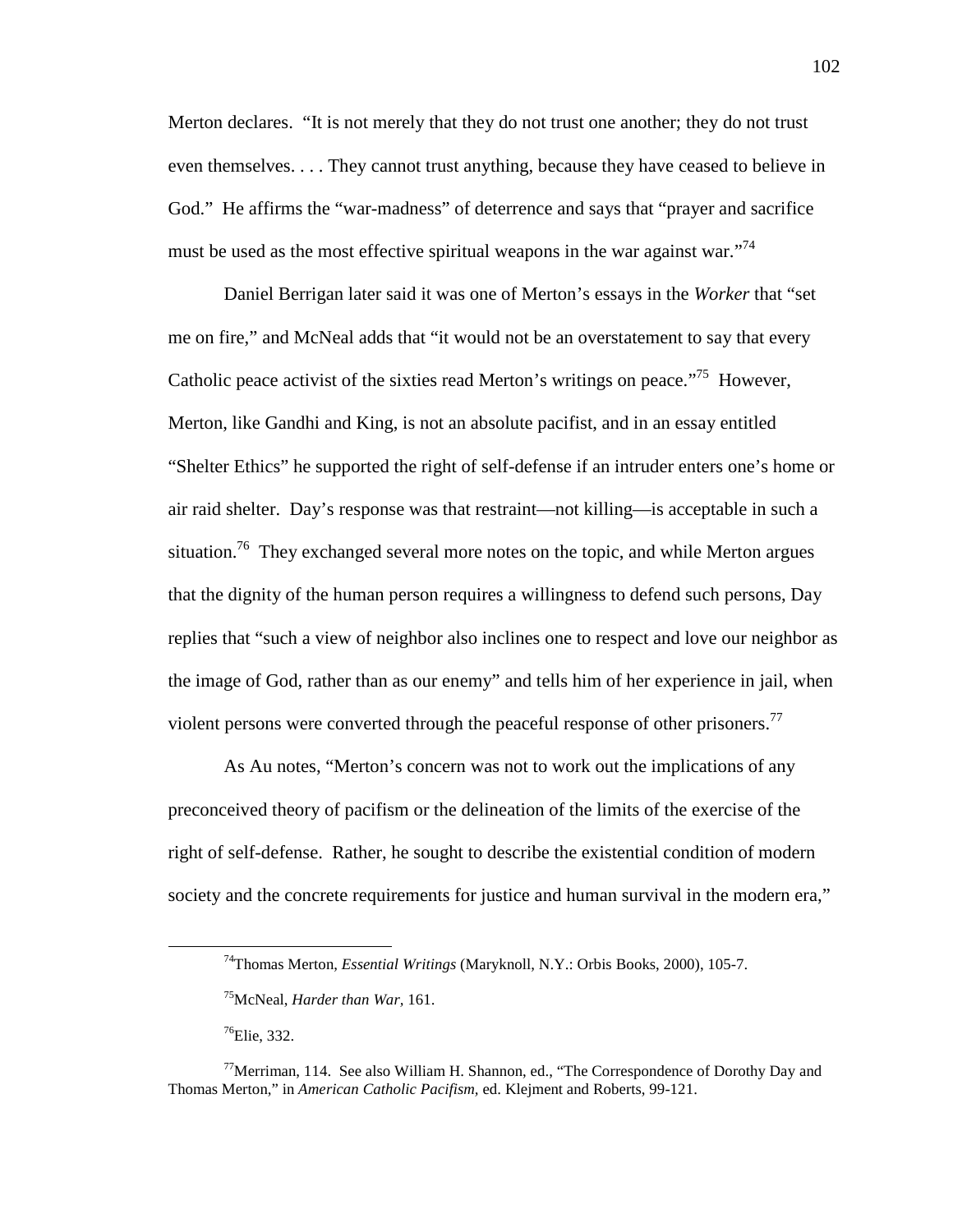Merton declares. "It is not merely that they do not trust one another; they do not trust even themselves. . . . They cannot trust anything, because they have ceased to believe in God." He affirms the "war-madness" of deterrence and says that "prayer and sacrifice must be used as the most effective spiritual weapons in the war against war."[74]

Daniel Berrigan later said it was one of Merton's essays in the *Worker* that "set me on fire," and McNeal adds that "it would not be an overstatement to say that every Catholic peace activist of the sixties read Merton's writings on peace."[75] However, Merton, like Gandhi and King, is not an absolute pacifist, and in an essay entitled "Shelter Ethics" he supported the right of self-defense if an intruder enters one's home or air raid shelter. Day's response was that restraint—not killing—is acceptable in such a situation.[76] They exchanged several more notes on the topic, and while Merton argues that the dignity of the human person requires a willingness to defend such persons, Day replies that "such a view of neighbor also inclines one to respect and love our neighbor as the image of God, rather than as our enemy" and tells him of her experience in jail, when violent persons were converted through the peaceful response of other prisoners.[77]

As Au notes, "Merton's concern was not to work out the implications of any preconceived theory of pacifism or the delineation of the limits of the exercise of the right of self-defense. Rather, he sought to describe the existential condition of modern society and the concrete requirements for justice and human survival in the modern era,"

---

[74]Thomas Merton, *Essential Writings* (Maryknoll, N.Y.: Orbis Books, 2000), 105-7.

[75]McNeal, *Harder than War,* 161.

[76]Elie, 332.

[77]Merriman, 114. See also William H. Shannon, ed., "The Correspondence of Dorothy Day and Thomas Merton," in *American Catholic Pacifism,* ed. Klejment and Roberts, 99-121.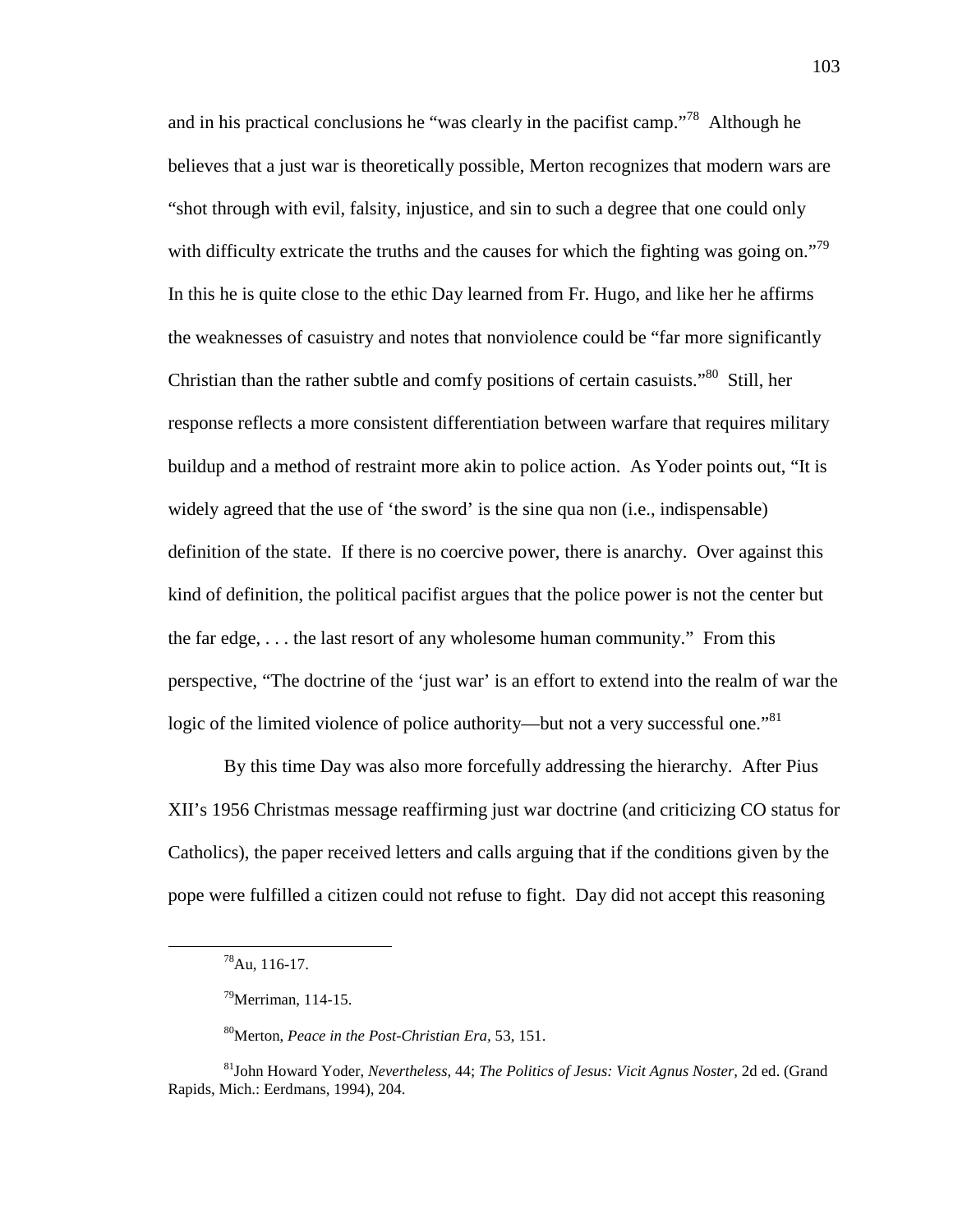and in his practical conclusions he "was clearly in the pacifist camp."[78] Although he believes that a just war is theoretically possible, Merton recognizes that modern wars are "shot through with evil, falsity, injustice, and sin to such a degree that one could only with difficulty extricate the truths and the causes for which the fighting was going on."[79] In this he is quite close to the ethic Day learned from Fr. Hugo, and like her he affirms the weaknesses of casuistry and notes that nonviolence could be "far more significantly Christian than the rather subtle and comfy positions of certain casuists."[80] Still, her response reflects a more consistent differentiation between warfare that requires military buildup and a method of restraint more akin to police action. As Yoder points out, "It is widely agreed that the use of 'the sword' is the sine qua non (i.e., indispensable) definition of the state. If there is no coercive power, there is anarchy. Over against this kind of definition, the political pacifist argues that the police power is not the center but the far edge, . . . the last resort of any wholesome human community." From this perspective, "The doctrine of the 'just war' is an effort to extend into the realm of war the logic of the limited violence of police authority—but not a very successful one."[81]

By this time Day was also more forcefully addressing the hierarchy. After Pius XII's 1956 Christmas message reaffirming just war doctrine (and criticizing CO status for Catholics), the paper received letters and calls arguing that if the conditions given by the pope were fulfilled a citizen could not refuse to fight. Day did not accept this reasoning

---

[78]Au, 116-17.

[79]Merriman, 114-15.

[80]Merton, *Peace in the Post-Christian Era,* 53, 151.

[81]John Howard Yoder, *Nevertheless,* 44; *The Politics of Jesus: Vicit Agnus Noster,* 2d ed. (Grand Rapids, Mich.: Eerdmans, 1994), 204.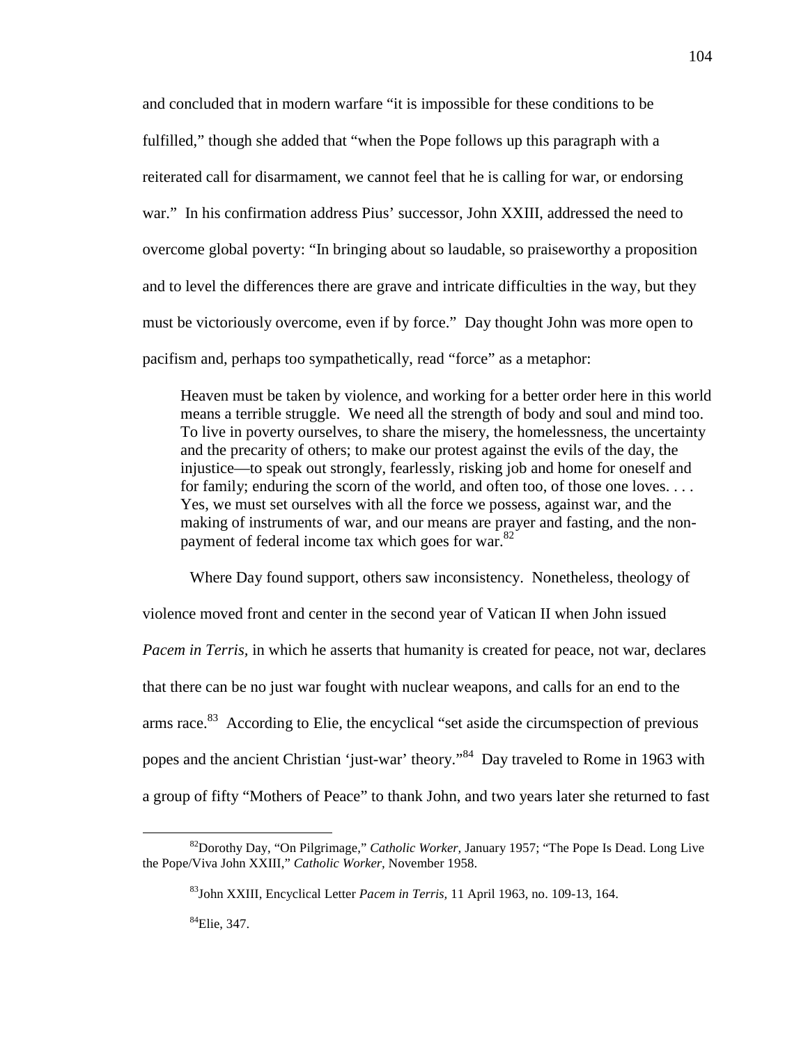and concluded that in modern warfare "it is impossible for these conditions to be fulfilled," though she added that "when the Pope follows up this paragraph with a reiterated call for disarmament, we cannot feel that he is calling for war, or endorsing war." In his confirmation address Pius' successor, John XXIII, addressed the need to overcome global poverty: "In bringing about so laudable, so praiseworthy a proposition and to level the differences there are grave and intricate difficulties in the way, but they must be victoriously overcome, even if by force." Day thought John was more open to pacifism and, perhaps too sympathetically, read "force" as a metaphor:

> Heaven must be taken by violence, and working for a better order here in this world means a terrible struggle. We need all the strength of body and soul and mind too. To live in poverty ourselves, to share the misery, the homelessness, the uncertainty and the precarity of others; to make our protest against the evils of the day, the injustice—to speak out strongly, fearlessly, risking job and home for oneself and for family; enduring the scorn of the world, and often too, of those one loves. . . . Yes, we must set ourselves with all the force we possess, against war, and the making of instruments of war, and our means are prayer and fasting, and the non-payment of federal income tax which goes for war.[82]

Where Day found support, others saw inconsistency. Nonetheless, theology of violence moved front and center in the second year of Vatican II when John issued *Pacem in Terris,* in which he asserts that humanity is created for peace, not war, declares that there can be no just war fought with nuclear weapons, and calls for an end to the arms race.[83] According to Elie, the encyclical "set aside the circumspection of previous popes and the ancient Christian 'just-war' theory."[84] Day traveled to Rome in 1963 with a group of fifty "Mothers of Peace" to thank John, and two years later she returned to fast

---

[82] Dorothy Day, "On Pilgrimage," *Catholic Worker,* January 1957; "The Pope Is Dead. Long Live the Pope/Viva John XXIII," *Catholic Worker,* November 1958.

[83] John XXIII, Encyclical Letter *Pacem in Terris,* 11 April 1963, no. 109-13, 164.

[84] Elie, 347.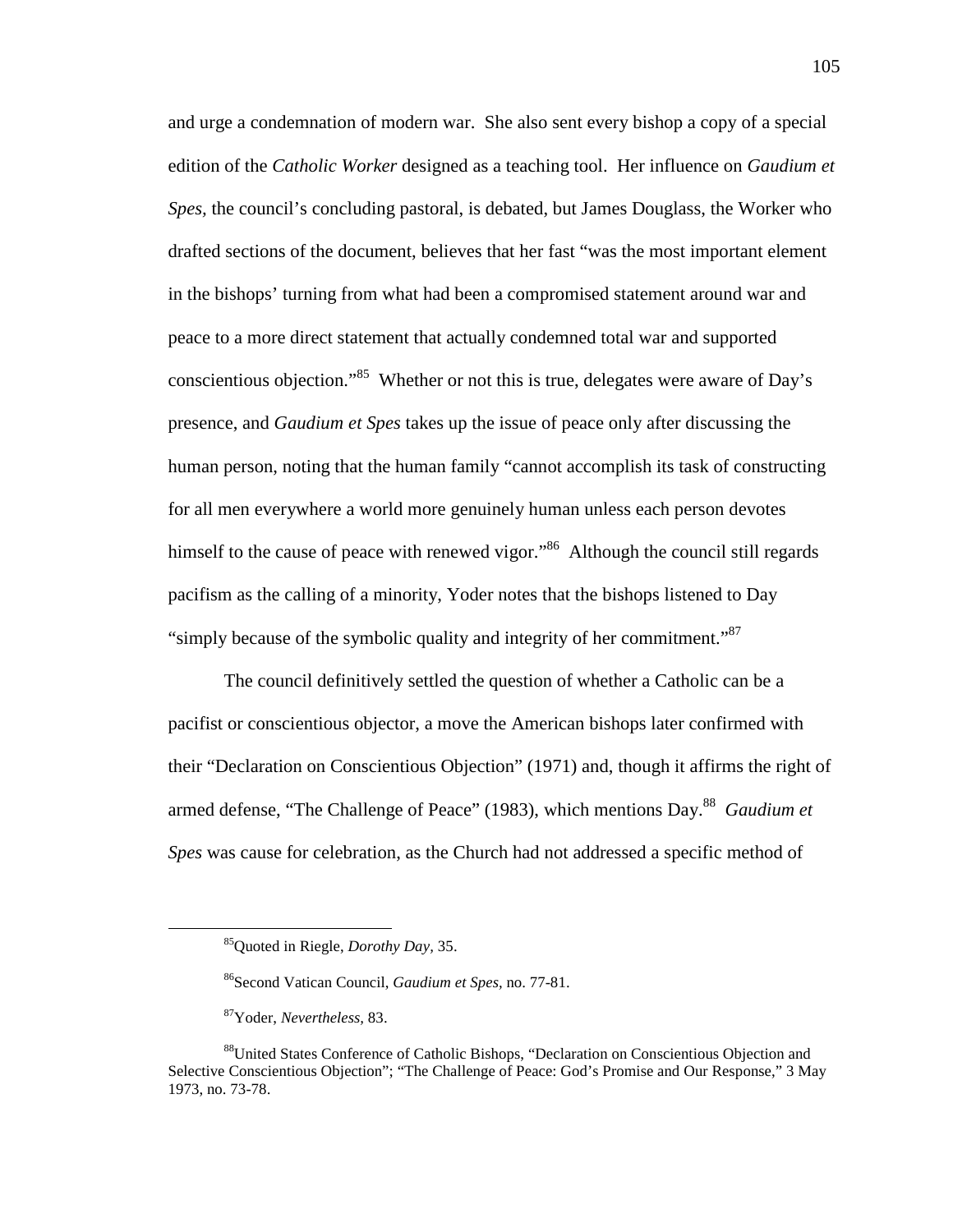and urge a condemnation of modern war. She also sent every bishop a copy of a special edition of the *Catholic Worker* designed as a teaching tool. Her influence on *Gaudium et Spes*, the council's concluding pastoral, is debated, but James Douglass, the Worker who drafted sections of the document, believes that her fast "was the most important element in the bishops' turning from what had been a compromised statement around war and peace to a more direct statement that actually condemned total war and supported conscientious objection."[85] Whether or not this is true, delegates were aware of Day's presence, and *Gaudium et Spes* takes up the issue of peace only after discussing the human person, noting that the human family "cannot accomplish its task of constructing for all men everywhere a world more genuinely human unless each person devotes himself to the cause of peace with renewed vigor."[86] Although the council still regards pacifism as the calling of a minority, Yoder notes that the bishops listened to Day "simply because of the symbolic quality and integrity of her commitment."[87]

The council definitively settled the question of whether a Catholic can be a pacifist or conscientious objector, a move the American bishops later confirmed with their "Declaration on Conscientious Objection" (1971) and, though it affirms the right of armed defense, "The Challenge of Peace" (1983), which mentions Day.[88] *Gaudium et Spes* was cause for celebration, as the Church had not addressed a specific method of

---

[85]Quoted in Riegle, *Dorothy Day,* 35.

[86]Second Vatican Council, *Gaudium et Spes,* no. 77-81.

[87]Yoder, *Nevertheless,* 83.

[88]United States Conference of Catholic Bishops, "Declaration on Conscientious Objection and Selective Conscientious Objection"; "The Challenge of Peace: God's Promise and Our Response," 3 May 1973, no. 73-78.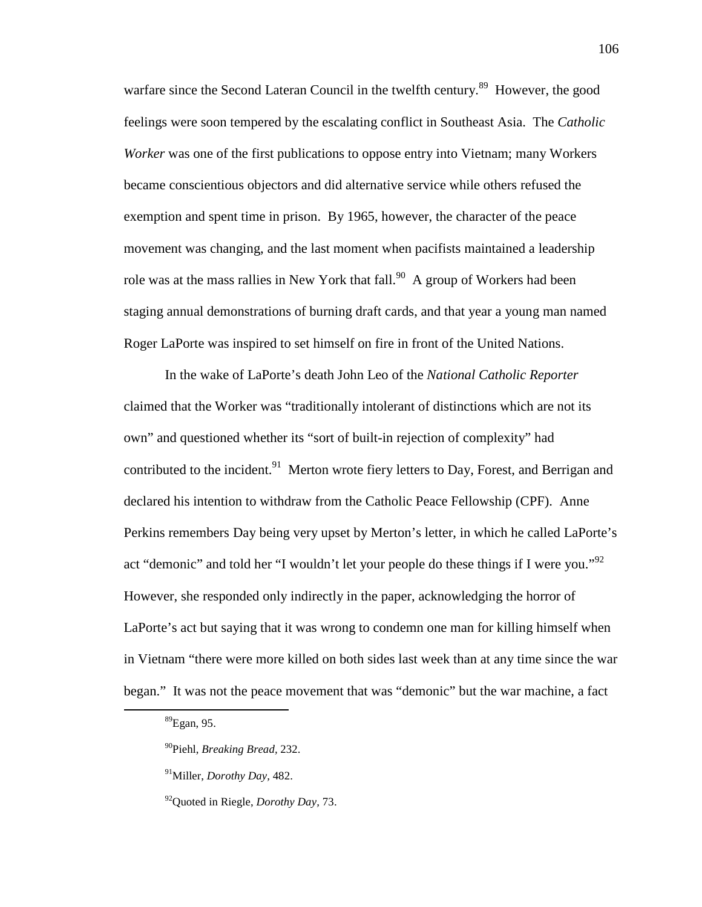warfare since the Second Lateran Council in the twelfth century.[89] However, the good feelings were soon tempered by the escalating conflict in Southeast Asia. The *Catholic Worker* was one of the first publications to oppose entry into Vietnam; many Workers became conscientious objectors and did alternative service while others refused the exemption and spent time in prison. By 1965, however, the character of the peace movement was changing, and the last moment when pacifists maintained a leadership role was at the mass rallies in New York that fall.[90] A group of Workers had been staging annual demonstrations of burning draft cards, and that year a young man named Roger LaPorte was inspired to set himself on fire in front of the United Nations.

In the wake of LaPorte's death John Leo of the *National Catholic Reporter* claimed that the Worker was "traditionally intolerant of distinctions which are not its own" and questioned whether its "sort of built-in rejection of complexity" had contributed to the incident.[91] Merton wrote fiery letters to Day, Forest, and Berrigan and declared his intention to withdraw from the Catholic Peace Fellowship (CPF). Anne Perkins remembers Day being very upset by Merton's letter, in which he called LaPorte's act "demonic" and told her "I wouldn't let your people do these things if I were you."[92] However, she responded only indirectly in the paper, acknowledging the horror of LaPorte's act but saying that it was wrong to condemn one man for killing himself when in Vietnam "there were more killed on both sides last week than at any time since the war began." It was not the peace movement that was "demonic" but the war machine, a fact

[89]Egan, 95.

[90]Piehl, *Breaking Bread*, 232.

[91]Miller, *Dorothy Day*, 482.

[92]Quoted in Riegle, *Dorothy Day*, 73.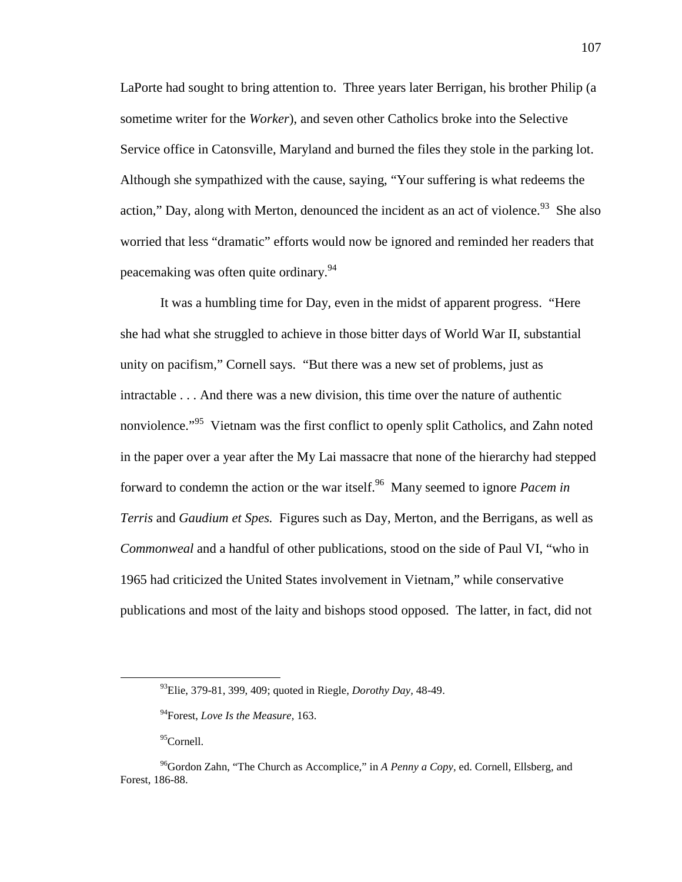LaPorte had sought to bring attention to. Three years later Berrigan, his brother Philip (a sometime writer for the *Worker*), and seven other Catholics broke into the Selective Service office in Catonsville, Maryland and burned the files they stole in the parking lot. Although she sympathized with the cause, saying, "Your suffering is what redeems the action," Day, along with Merton, denounced the incident as an act of violence.[93] She also worried that less "dramatic" efforts would now be ignored and reminded her readers that peacemaking was often quite ordinary.[94]

It was a humbling time for Day, even in the midst of apparent progress. "Here she had what she struggled to achieve in those bitter days of World War II, substantial unity on pacifism," Cornell says. "But there was a new set of problems, just as intractable . . . And there was a new division, this time over the nature of authentic nonviolence."[95] Vietnam was the first conflict to openly split Catholics, and Zahn noted in the paper over a year after the My Lai massacre that none of the hierarchy had stepped forward to condemn the action or the war itself.[96] Many seemed to ignore *Pacem in Terris* and *Gaudium et Spes.* Figures such as Day, Merton, and the Berrigans, as well as *Commonweal* and a handful of other publications, stood on the side of Paul VI, "who in 1965 had criticized the United States involvement in Vietnam," while conservative publications and most of the laity and bishops stood opposed. The latter, in fact, did not

---

[93] Elie, 379-81, 399, 409; quoted in Riegle, *Dorothy Day,* 48-49.

[94] Forest, *Love Is the Measure,* 163.

[95] Cornell.

[96] Gordon Zahn, "The Church as Accomplice," in *A Penny a Copy,* ed. Cornell, Ellsberg, and Forest, 186-88.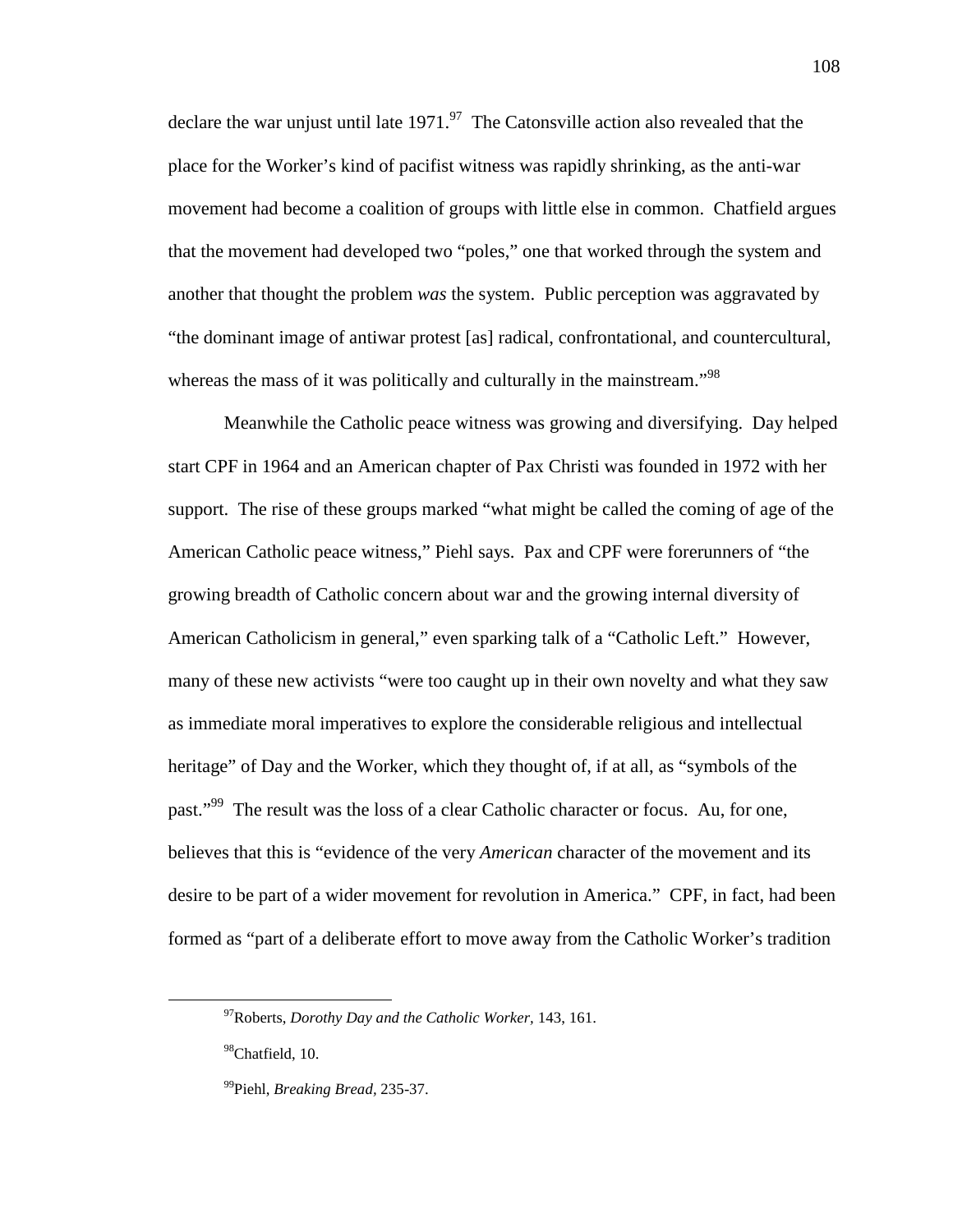declare the war unjust until late 1971.[97] The Catonsville action also revealed that the place for the Worker's kind of pacifist witness was rapidly shrinking, as the anti-war movement had become a coalition of groups with little else in common. Chatfield argues that the movement had developed two "poles," one that worked through the system and another that thought the problem *was* the system. Public perception was aggravated by "the dominant image of antiwar protest [as] radical, confrontational, and countercultural, whereas the mass of it was politically and culturally in the mainstream."[98]

Meanwhile the Catholic peace witness was growing and diversifying. Day helped start CPF in 1964 and an American chapter of Pax Christi was founded in 1972 with her support. The rise of these groups marked "what might be called the coming of age of the American Catholic peace witness," Piehl says. Pax and CPF were forerunners of "the growing breadth of Catholic concern about war and the growing internal diversity of American Catholicism in general," even sparking talk of a "Catholic Left." However, many of these new activists "were too caught up in their own novelty and what they saw as immediate moral imperatives to explore the considerable religious and intellectual heritage" of Day and the Worker, which they thought of, if at all, as "symbols of the past."[99] The result was the loss of a clear Catholic character or focus. Au, for one, believes that this is "evidence of the very *American* character of the movement and its desire to be part of a wider movement for revolution in America." CPF, in fact, had been formed as "part of a deliberate effort to move away from the Catholic Worker's tradition

---

[97]Roberts, *Dorothy Day and the Catholic Worker*, 143, 161.

[98]Chatfield, 10.

[99]Piehl, *Breaking Bread*, 235-37.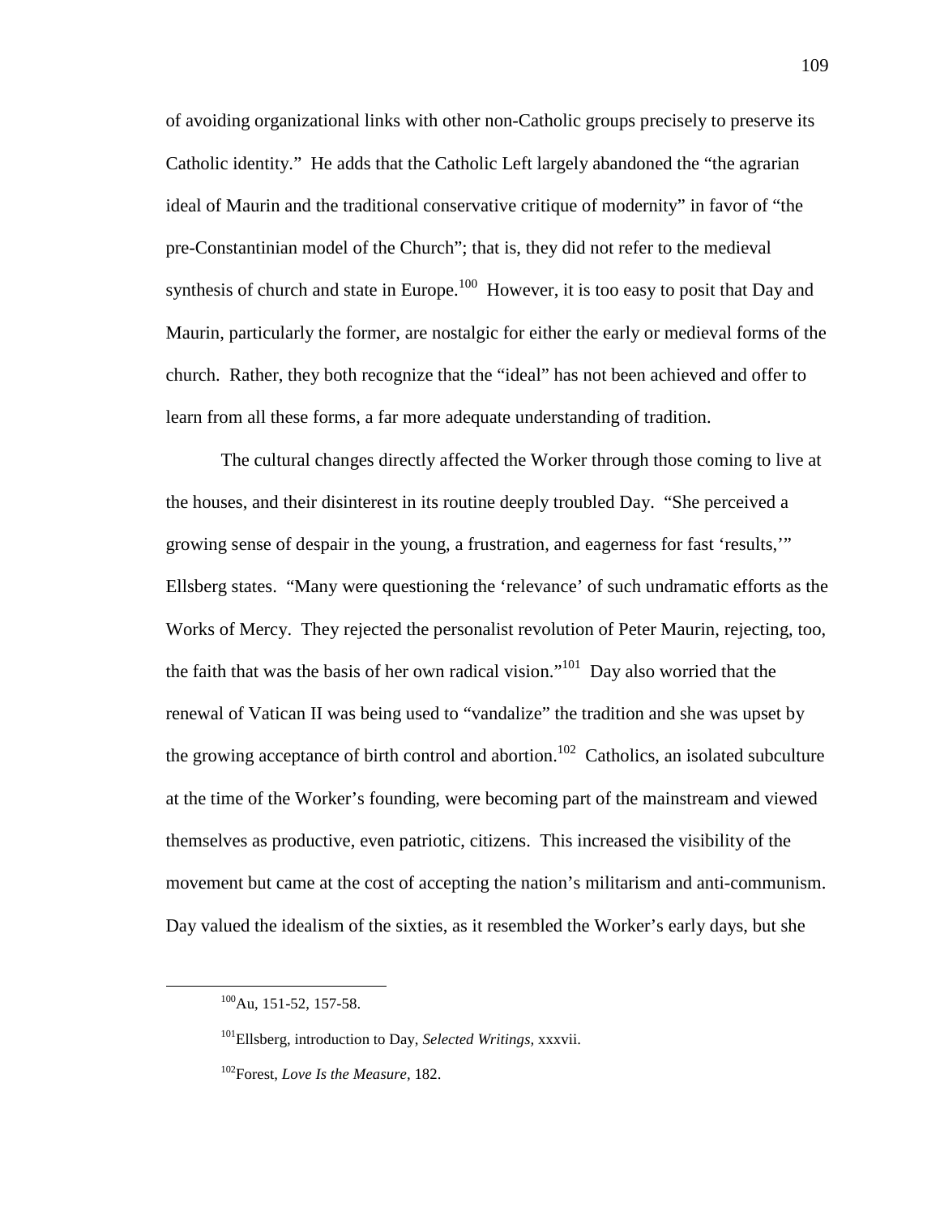of avoiding organizational links with other non-Catholic groups precisely to preserve its Catholic identity." He adds that the Catholic Left largely abandoned the "the agrarian ideal of Maurin and the traditional conservative critique of modernity" in favor of "the pre-Constantinian model of the Church"; that is, they did not refer to the medieval synthesis of church and state in Europe.[100] However, it is too easy to posit that Day and Maurin, particularly the former, are nostalgic for either the early or medieval forms of the church. Rather, they both recognize that the "ideal" has not been achieved and offer to learn from all these forms, a far more adequate understanding of tradition.

The cultural changes directly affected the Worker through those coming to live at the houses, and their disinterest in its routine deeply troubled Day. "She perceived a growing sense of despair in the young, a frustration, and eagerness for fast 'results,'" Ellsberg states. "Many were questioning the 'relevance' of such undramatic efforts as the Works of Mercy. They rejected the personalist revolution of Peter Maurin, rejecting, too, the faith that was the basis of her own radical vision."[101] Day also worried that the renewal of Vatican II was being used to "vandalize" the tradition and she was upset by the growing acceptance of birth control and abortion.[102] Catholics, an isolated subculture at the time of the Worker's founding, were becoming part of the mainstream and viewed themselves as productive, even patriotic, citizens. This increased the visibility of the movement but came at the cost of accepting the nation's militarism and anti-communism. Day valued the idealism of the sixties, as it resembled the Worker's early days, but she

---

[100] Au, 151-52, 157-58.

[101] Ellsberg, introduction to Day, *Selected Writings*, xxxvii.

[102] Forest, *Love Is the Measure*, 182.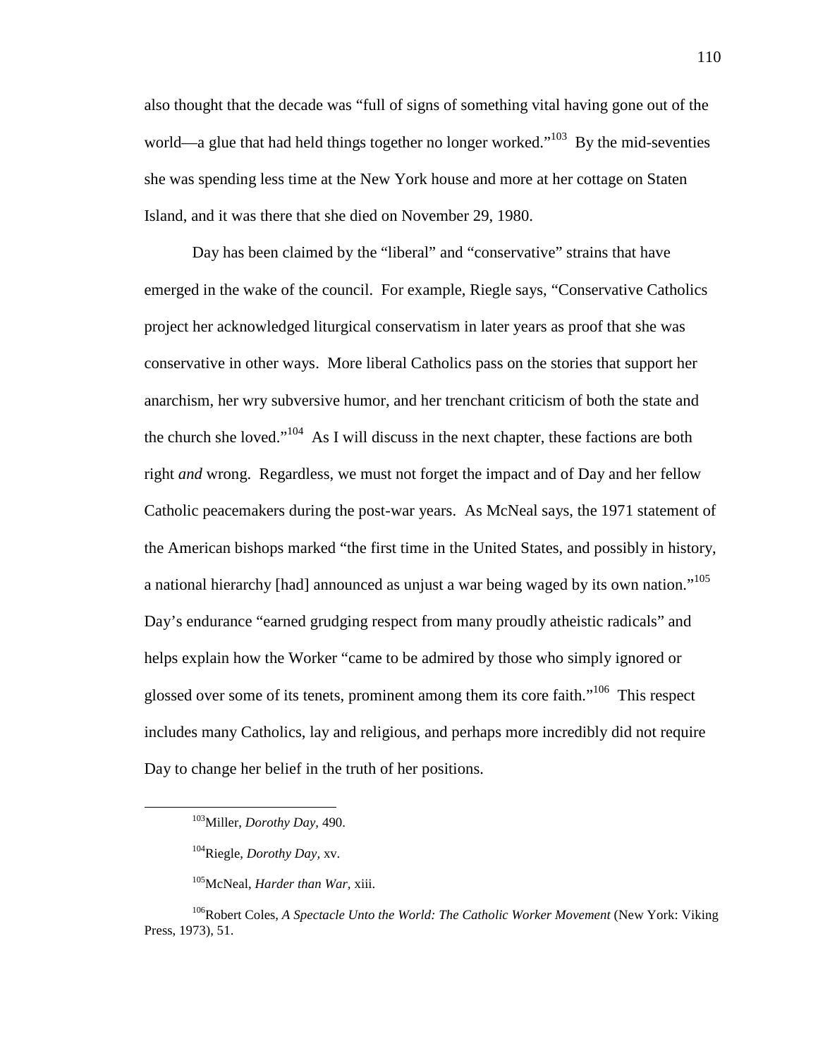also thought that the decade was "full of signs of something vital having gone out of the world—a glue that had held things together no longer worked."[103] By the mid-seventies she was spending less time at the New York house and more at her cottage on Staten Island, and it was there that she died on November 29, 1980.

Day has been claimed by the "liberal" and "conservative" strains that have emerged in the wake of the council. For example, Riegle says, "Conservative Catholics project her acknowledged liturgical conservatism in later years as proof that she was conservative in other ways. More liberal Catholics pass on the stories that support her anarchism, her wry subversive humor, and her trenchant criticism of both the state and the church she loved."[104] As I will discuss in the next chapter, these factions are both right *and* wrong. Regardless, we must not forget the impact and of Day and her fellow Catholic peacemakers during the post-war years. As McNeal says, the 1971 statement of the American bishops marked "the first time in the United States, and possibly in history, a national hierarchy [had] announced as unjust a war being waged by its own nation."[105] Day's endurance "earned grudging respect from many proudly atheistic radicals" and helps explain how the Worker "came to be admired by those who simply ignored or glossed over some of its tenets, prominent among them its core faith."[106] This respect includes many Catholics, lay and religious, and perhaps more incredibly did not require Day to change her belief in the truth of her positions.

---

[103] Miller, *Dorothy Day,* 490.

[104] Riegle, *Dorothy Day,* xv.

[105] McNeal, *Harder than War,* xiii.

[106] Robert Coles, *A Spectacle Unto the World: The Catholic Worker Movement* (New York: Viking Press, 1973), 51.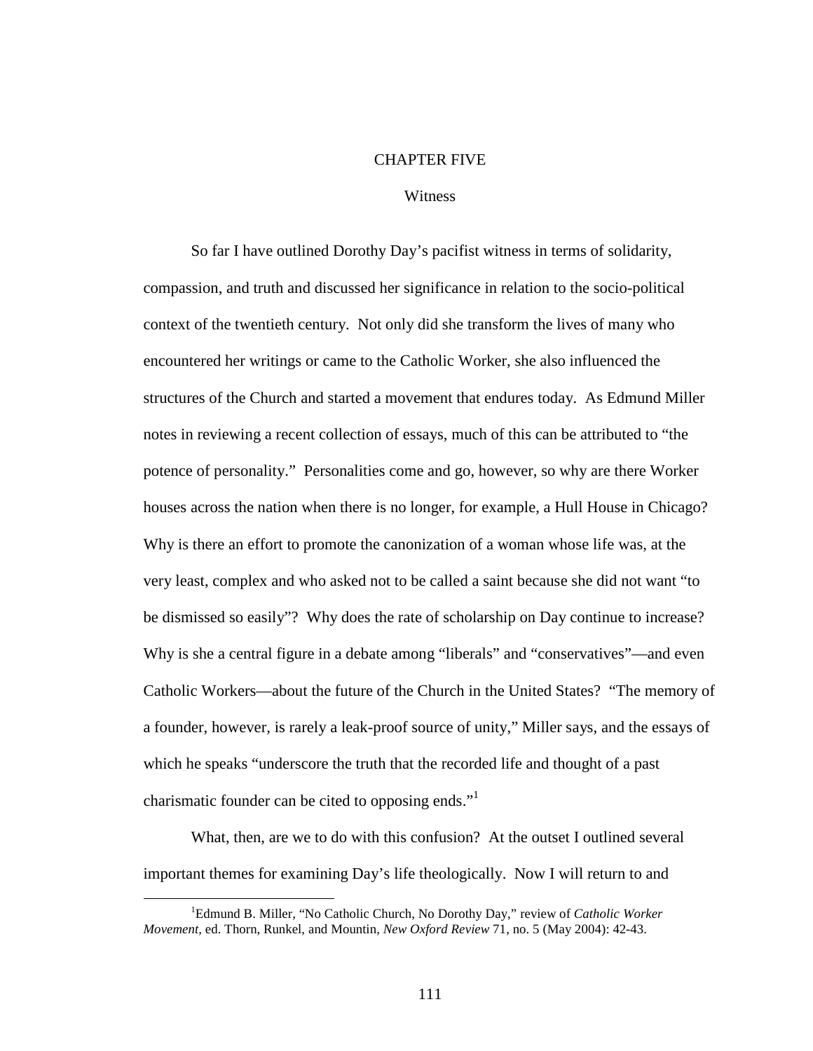# CHAPTER FIVE

## Witness

So far I have outlined Dorothy Day's pacifist witness in terms of solidarity, compassion, and truth and discussed her significance in relation to the socio-political context of the twentieth century. Not only did she transform the lives of many who encountered her writings or came to the Catholic Worker, she also influenced the structures of the Church and started a movement that endures today. As Edmund Miller notes in reviewing a recent collection of essays, much of this can be attributed to "the potence of personality." Personalities come and go, however, so why are there Worker houses across the nation when there is no longer, for example, a Hull House in Chicago? Why is there an effort to promote the canonization of a woman whose life was, at the very least, complex and who asked not to be called a saint because she did not want "to be dismissed so easily"? Why does the rate of scholarship on Day continue to increase? Why is she a central figure in a debate among "liberals" and "conservatives"—and even Catholic Workers—about the future of the Church in the United States? "The memory of a founder, however, is rarely a leak-proof source of unity," Miller says, and the essays of which he speaks "underscore the truth that the recorded life and thought of a past charismatic founder can be cited to opposing ends."[1]

What, then, are we to do with this confusion? At the outset I outlined several important themes for examining Day's life theologically. Now I will return to and

---

[1] Edmund B. Miller, "No Catholic Church, No Dorothy Day," review of *Catholic Worker Movement*, ed. Thorn, Runkel, and Mountin, *New Oxford Review* 71, no. 5 (May 2004): 42-43.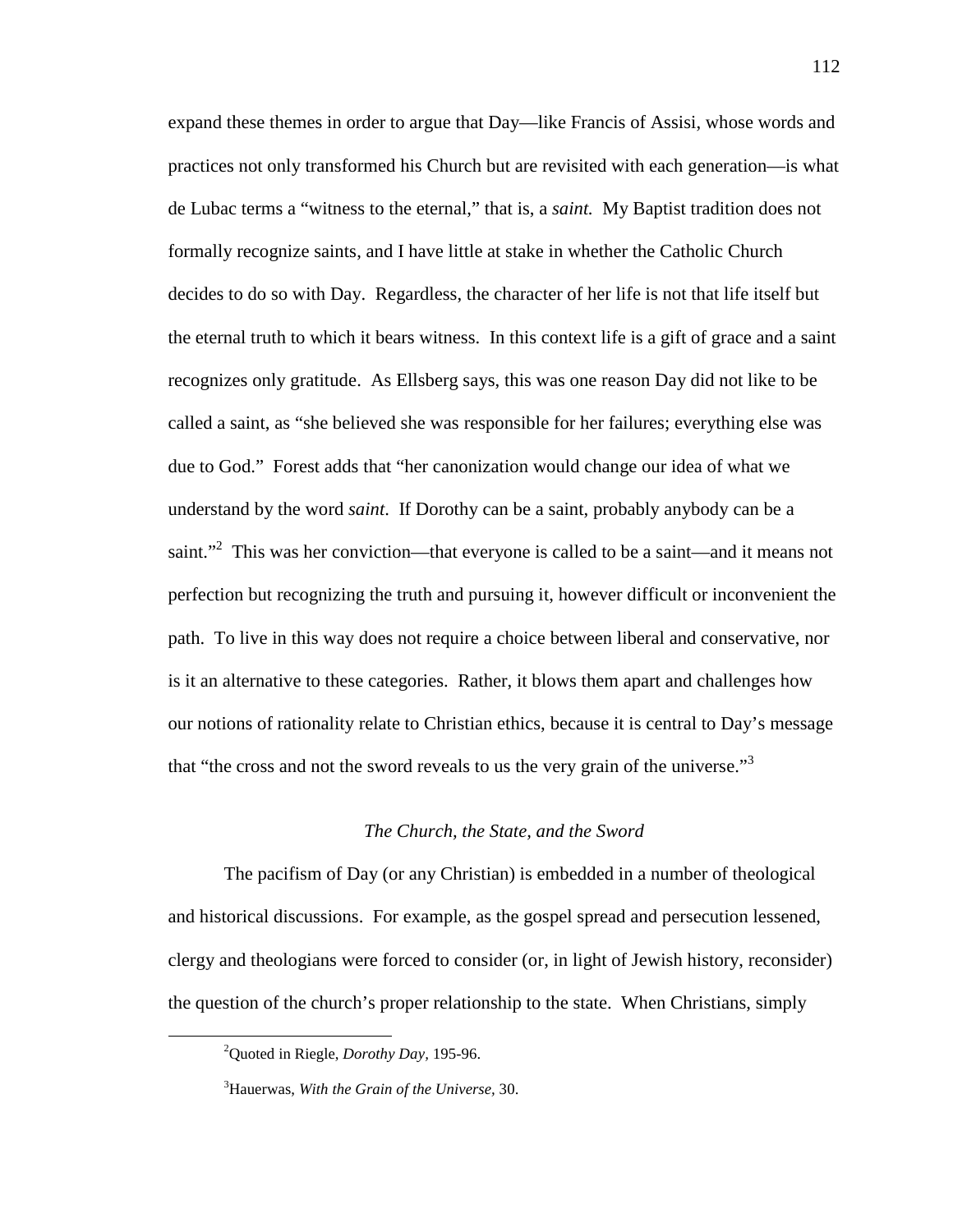expand these themes in order to argue that Day—like Francis of Assisi, whose words and practices not only transformed his Church but are revisited with each generation—is what de Lubac terms a "witness to the eternal," that is, a *saint.* My Baptist tradition does not formally recognize saints, and I have little at stake in whether the Catholic Church decides to do so with Day. Regardless, the character of her life is not that life itself but the eternal truth to which it bears witness. In this context life is a gift of grace and a saint recognizes only gratitude. As Ellsberg says, this was one reason Day did not like to be called a saint, as "she believed she was responsible for her failures; everything else was due to God." Forest adds that "her canonization would change our idea of what we understand by the word *saint*. If Dorothy can be a saint, probably anybody can be a saint."[2] This was her conviction—that everyone is called to be a saint—and it means not perfection but recognizing the truth and pursuing it, however difficult or inconvenient the path. To live in this way does not require a choice between liberal and conservative, nor is it an alternative to these categories. Rather, it blows them apart and challenges how our notions of rationality relate to Christian ethics, because it is central to Day's message that "the cross and not the sword reveals to us the very grain of the universe."[3]

### *The Church, the State, and the Sword*

The pacifism of Day (or any Christian) is embedded in a number of theological and historical discussions. For example, as the gospel spread and persecution lessened, clergy and theologians were forced to consider (or, in light of Jewish history, reconsider) the question of the church's proper relationship to the state. When Christians, simply

---

[2]Quoted in Riegle, *Dorothy Day*, 195-96.

[3]Hauerwas, *With the Grain of the Universe*, 30.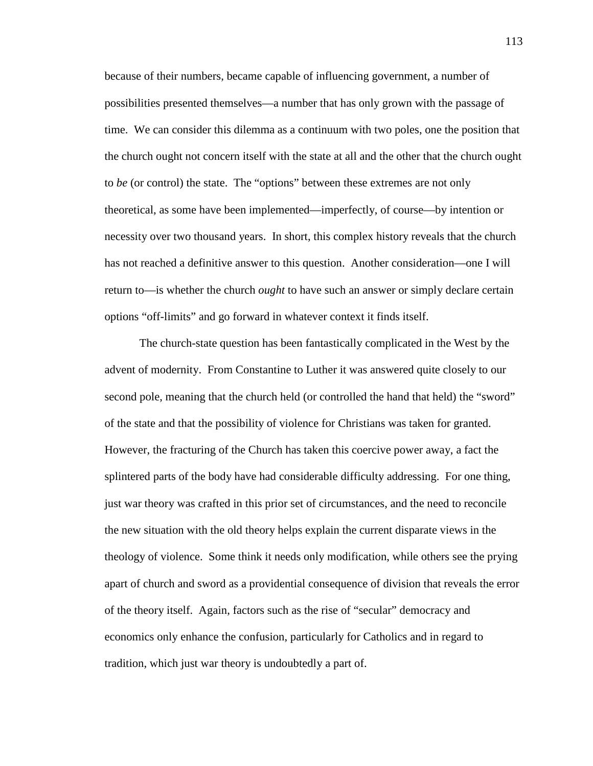because of their numbers, became capable of influencing government, a number of possibilities presented themselves—a number that has only grown with the passage of time. We can consider this dilemma as a continuum with two poles, one the position that the church ought not concern itself with the state at all and the other that the church ought to *be* (or control) the state. The "options" between these extremes are not only theoretical, as some have been implemented—imperfectly, of course—by intention or necessity over two thousand years. In short, this complex history reveals that the church has not reached a definitive answer to this question. Another consideration—one I will return to—is whether the church *ought* to have such an answer or simply declare certain options "off-limits" and go forward in whatever context it finds itself.

The church-state question has been fantastically complicated in the West by the advent of modernity. From Constantine to Luther it was answered quite closely to our second pole, meaning that the church held (or controlled the hand that held) the "sword" of the state and that the possibility of violence for Christians was taken for granted. However, the fracturing of the Church has taken this coercive power away, a fact the splintered parts of the body have had considerable difficulty addressing. For one thing, just war theory was crafted in this prior set of circumstances, and the need to reconcile the new situation with the old theory helps explain the current disparate views in the theology of violence. Some think it needs only modification, while others see the prying apart of church and sword as a providential consequence of division that reveals the error of the theory itself. Again, factors such as the rise of "secular" democracy and economics only enhance the confusion, particularly for Catholics and in regard to tradition, which just war theory is undoubtedly a part of.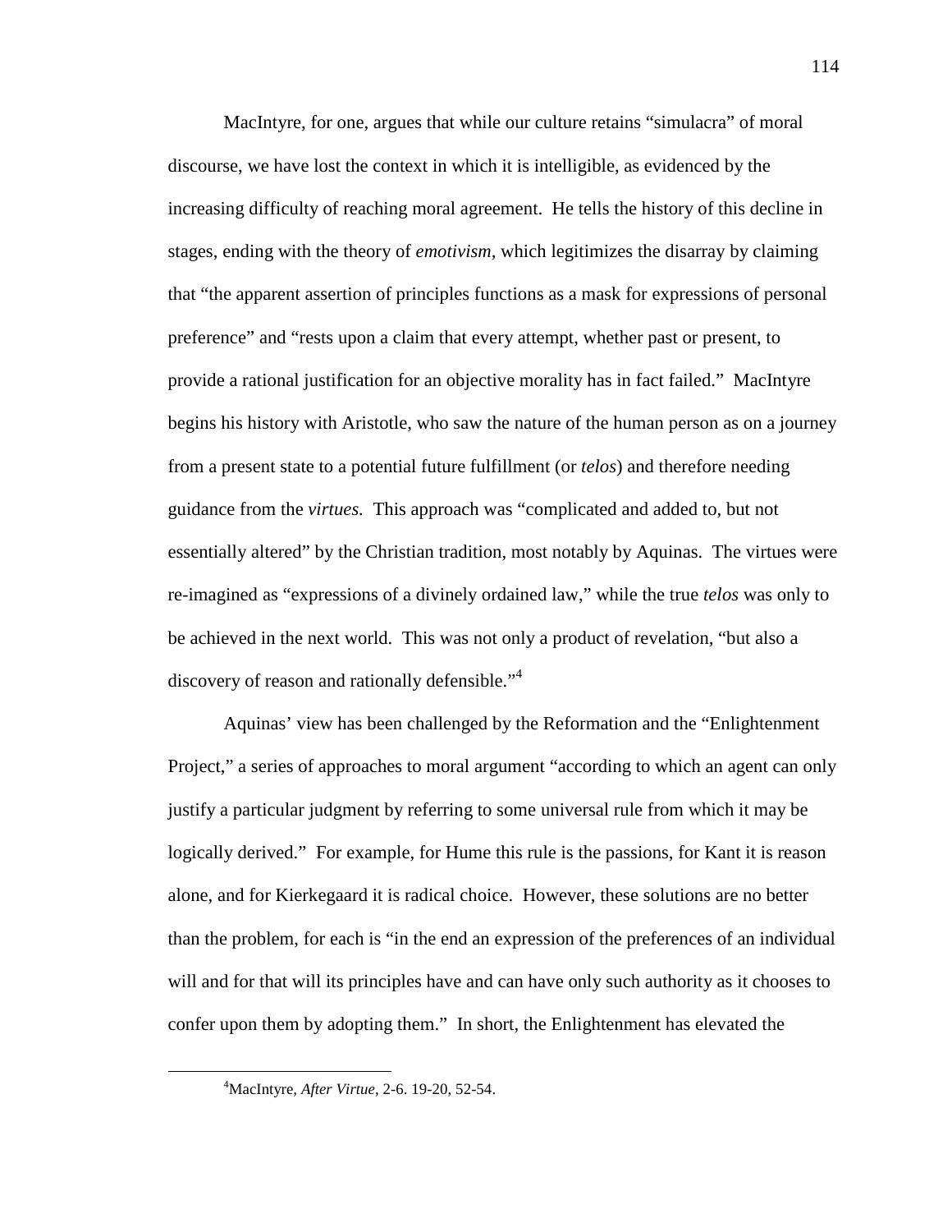MacIntyre, for one, argues that while our culture retains "simulacra" of moral discourse, we have lost the context in which it is intelligible, as evidenced by the increasing difficulty of reaching moral agreement. He tells the history of this decline in stages, ending with the theory of *emotivism,* which legitimizes the disarray by claiming that "the apparent assertion of principles functions as a mask for expressions of personal preference" and "rests upon a claim that every attempt, whether past or present, to provide a rational justification for an objective morality has in fact failed." MacIntyre begins his history with Aristotle, who saw the nature of the human person as on a journey from a present state to a potential future fulfillment (or *telos*) and therefore needing guidance from the *virtues.* This approach was "complicated and added to, but not essentially altered" by the Christian tradition, most notably by Aquinas. The virtues were re-imagined as "expressions of a divinely ordained law," while the true *telos* was only to be achieved in the next world. This was not only a product of revelation, "but also a discovery of reason and rationally defensible."[4]

Aquinas' view has been challenged by the Reformation and the "Enlightenment Project," a series of approaches to moral argument "according to which an agent can only justify a particular judgment by referring to some universal rule from which it may be logically derived." For example, for Hume this rule is the passions, for Kant it is reason alone, and for Kierkegaard it is radical choice. However, these solutions are no better than the problem, for each is "in the end an expression of the preferences of an individual will and for that will its principles have and can have only such authority as it chooses to confer upon them by adopting them." In short, the Enlightenment has elevated the

---

[4]MacIntyre, *After Virtue*, 2-6. 19-20, 52-54.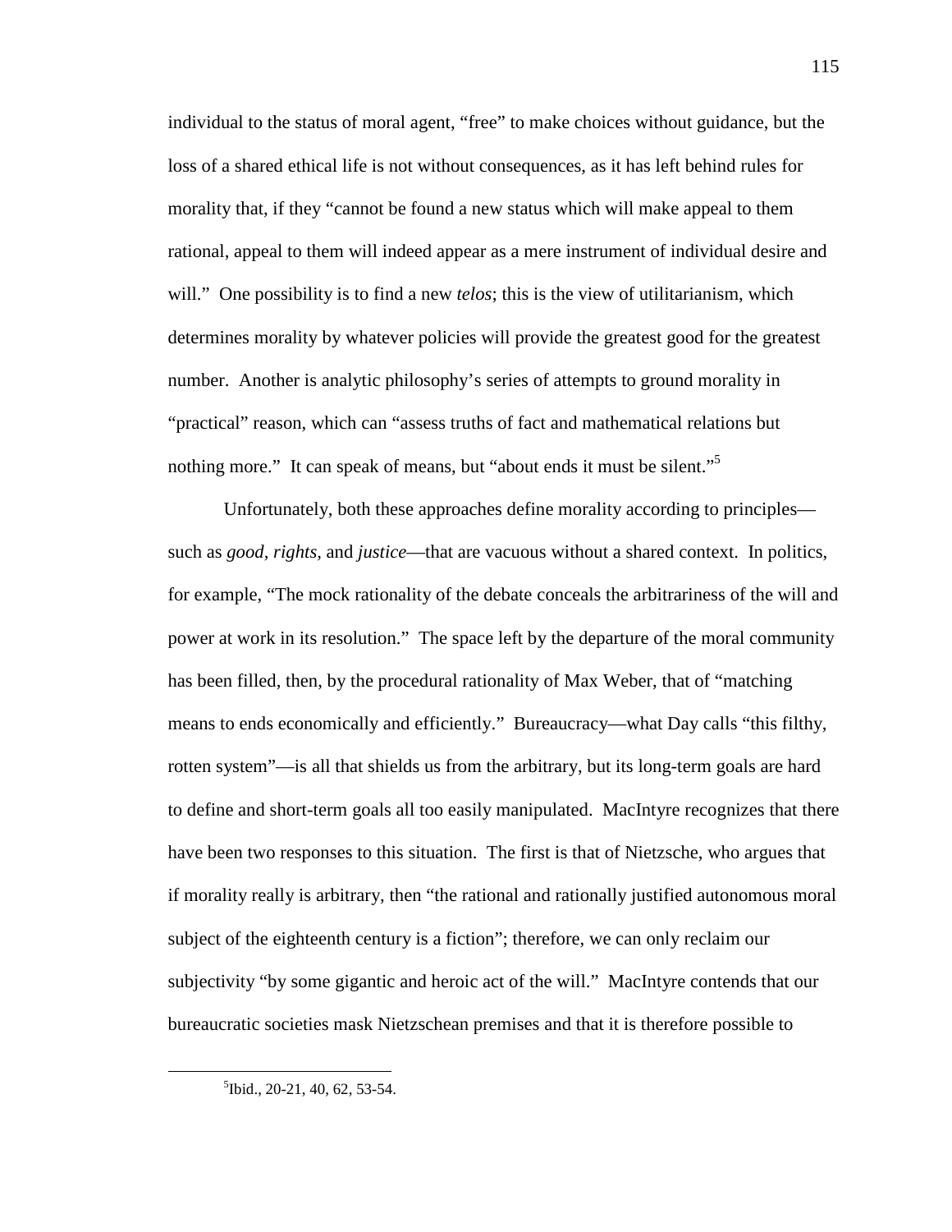individual to the status of moral agent, "free" to make choices without guidance, but the loss of a shared ethical life is not without consequences, as it has left behind rules for morality that, if they "cannot be found a new status which will make appeal to them rational, appeal to them will indeed appear as a mere instrument of individual desire and will." One possibility is to find a new *telos*; this is the view of utilitarianism, which determines morality by whatever policies will provide the greatest good for the greatest number. Another is analytic philosophy's series of attempts to ground morality in "practical" reason, which can "assess truths of fact and mathematical relations but nothing more." It can speak of means, but "about ends it must be silent."[5]

Unfortunately, both these approaches define morality according to principles—such as *good*, *rights*, and *justice*—that are vacuous without a shared context. In politics, for example, "The mock rationality of the debate conceals the arbitrariness of the will and power at work in its resolution." The space left by the departure of the moral community has been filled, then, by the procedural rationality of Max Weber, that of "matching means to ends economically and efficiently." Bureaucracy—what Day calls "this filthy, rotten system"—is all that shields us from the arbitrary, but its long-term goals are hard to define and short-term goals all too easily manipulated. MacIntyre recognizes that there have been two responses to this situation. The first is that of Nietzsche, who argues that if morality really is arbitrary, then "the rational and rationally justified autonomous moral subject of the eighteenth century is a fiction"; therefore, we can only reclaim our subjectivity "by some gigantic and heroic act of the will." MacIntyre contends that our bureaucratic societies mask Nietzschean premises and that it is therefore possible to

---

[5]Ibid., 20-21, 40, 62, 53-54.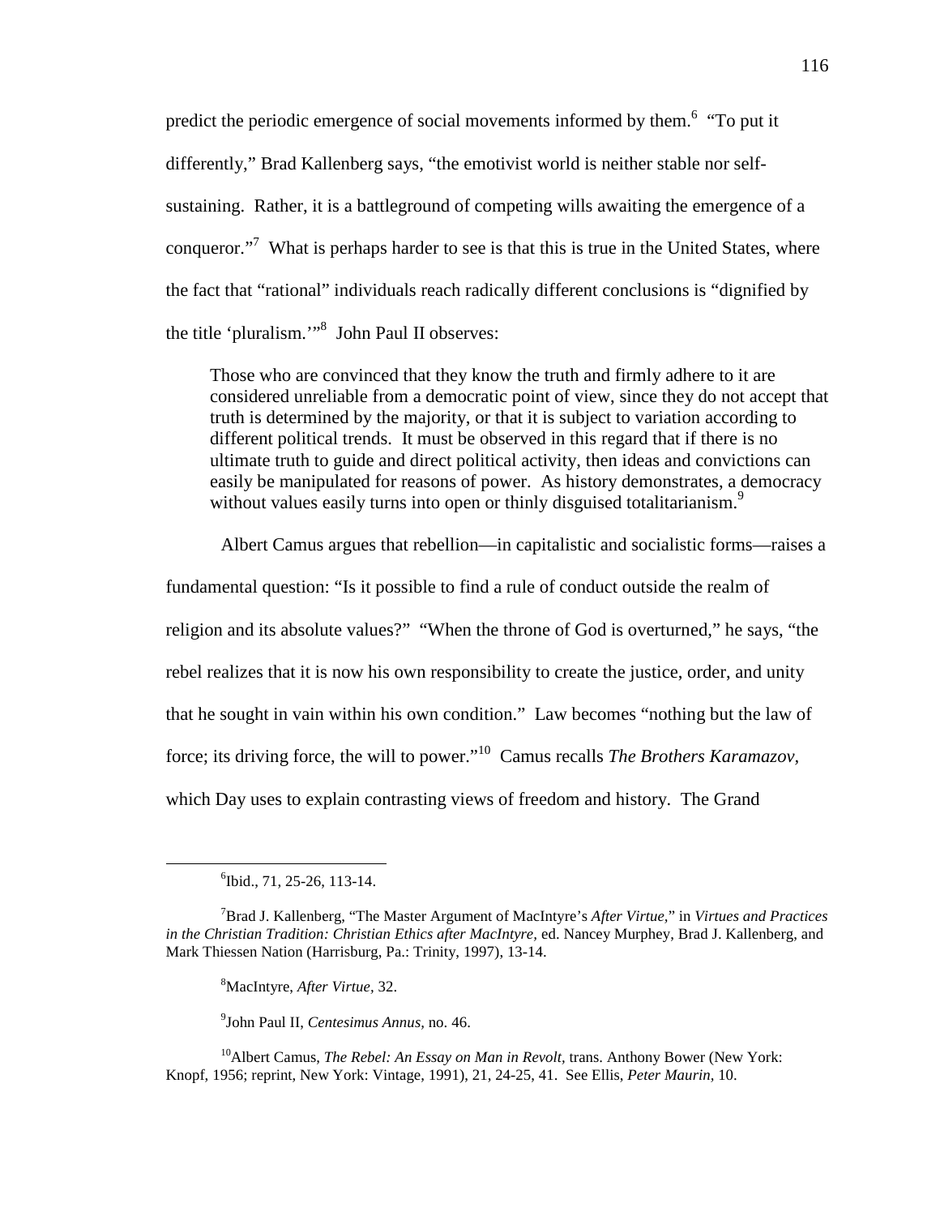predict the periodic emergence of social movements informed by them.[6] "To put it differently," Brad Kallenberg says, "the emotivist world is neither stable nor self-sustaining. Rather, it is a battleground of competing wills awaiting the emergence of a conqueror."[7] What is perhaps harder to see is that this is true in the United States, where the fact that "rational" individuals reach radically different conclusions is "dignified by the title 'pluralism.'"[8] John Paul II observes:

> Those who are convinced that they know the truth and firmly adhere to it are considered unreliable from a democratic point of view, since they do not accept that truth is determined by the majority, or that it is subject to variation according to different political trends. It must be observed in this regard that if there is no ultimate truth to guide and direct political activity, then ideas and convictions can easily be manipulated for reasons of power. As history demonstrates, a democracy without values easily turns into open or thinly disguised totalitarianism.[9]

Albert Camus argues that rebellion—in capitalistic and socialistic forms—raises a fundamental question: "Is it possible to find a rule of conduct outside the realm of religion and its absolute values?" "When the throne of God is overturned," he says, "the rebel realizes that it is now his own responsibility to create the justice, order, and unity that he sought in vain within his own condition." Law becomes "nothing but the law of force; its driving force, the will to power."[10] Camus recalls *The Brothers Karamazov*, which Day uses to explain contrasting views of freedom and history. The Grand

---

[6]Ibid., 71, 25-26, 113-14.

[7]Brad J. Kallenberg, "The Master Argument of MacIntyre's *After Virtue*," in *Virtues and Practices in the Christian Tradition: Christian Ethics after MacIntyre,* ed. Nancey Murphey, Brad J. Kallenberg, and Mark Thiessen Nation (Harrisburg, Pa.: Trinity, 1997), 13-14.

[8]MacIntyre, *After Virtue,* 32.

[9]John Paul II, *Centesimus Annus,* no. 46.

[10]Albert Camus, *The Rebel: An Essay on Man in Revolt,* trans. Anthony Bower (New York: Knopf, 1956; reprint, New York: Vintage, 1991), 21, 24-25, 41. See Ellis, *Peter Maurin*, 10.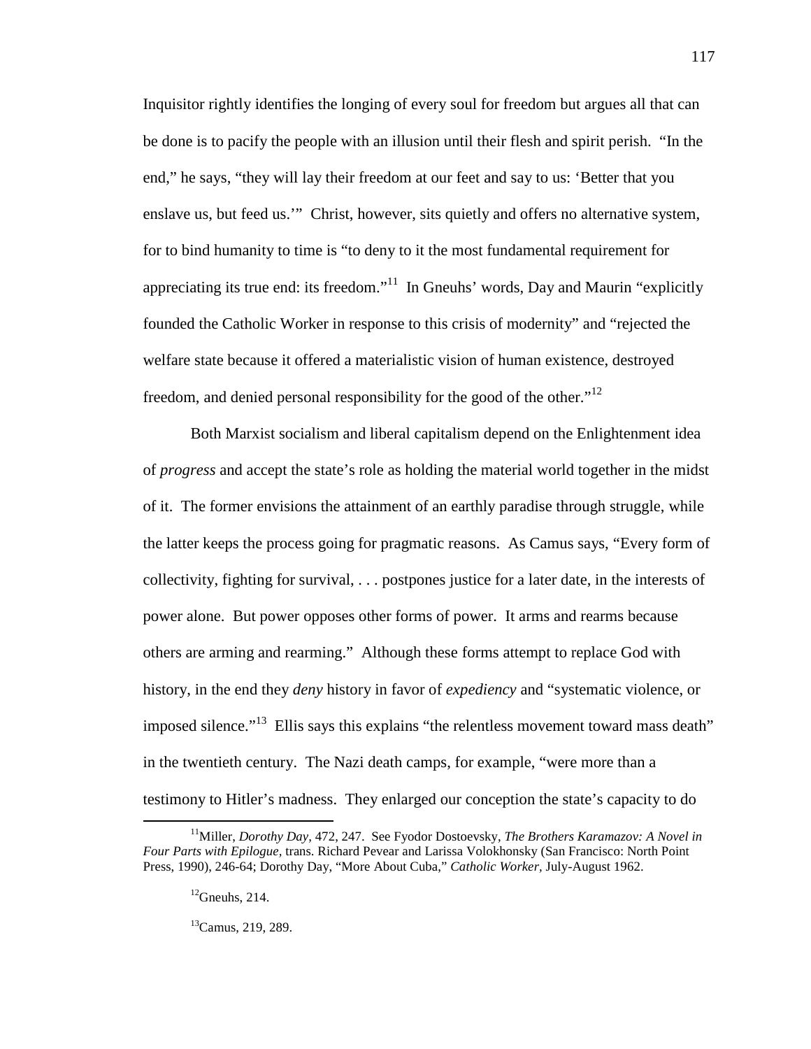Inquisitor rightly identifies the longing of every soul for freedom but argues all that can be done is to pacify the people with an illusion until their flesh and spirit perish. "In the end," he says, "they will lay their freedom at our feet and say to us: 'Better that you enslave us, but feed us.'" Christ, however, sits quietly and offers no alternative system, for to bind humanity to time is "to deny to it the most fundamental requirement for appreciating its true end: its freedom."[11] In Gneuhs' words, Day and Maurin "explicitly founded the Catholic Worker in response to this crisis of modernity" and "rejected the welfare state because it offered a materialistic vision of human existence, destroyed freedom, and denied personal responsibility for the good of the other."[12]

Both Marxist socialism and liberal capitalism depend on the Enlightenment idea of *progress* and accept the state's role as holding the material world together in the midst of it. The former envisions the attainment of an earthly paradise through struggle, while the latter keeps the process going for pragmatic reasons. As Camus says, "Every form of collectivity, fighting for survival, . . . postpones justice for a later date, in the interests of power alone. But power opposes other forms of power. It arms and rearms because others are arming and rearming." Although these forms attempt to replace God with history, in the end they *deny* history in favor of *expediency* and "systematic violence, or imposed silence."[13] Ellis says this explains "the relentless movement toward mass death" in the twentieth century. The Nazi death camps, for example, "were more than a testimony to Hitler's madness. They enlarged our conception the state's capacity to do

---

[11]Miller, *Dorothy Day,* 472, 247. See Fyodor Dostoevsky, *The Brothers Karamazov: A Novel in Four Parts with Epilogue,* trans. Richard Pevear and Larissa Volokhonsky (San Francisco: North Point Press, 1990), 246-64; Dorothy Day, "More About Cuba," *Catholic Worker,* July-August 1962.

[12]Gneuhs, 214.

[13]Camus, 219, 289.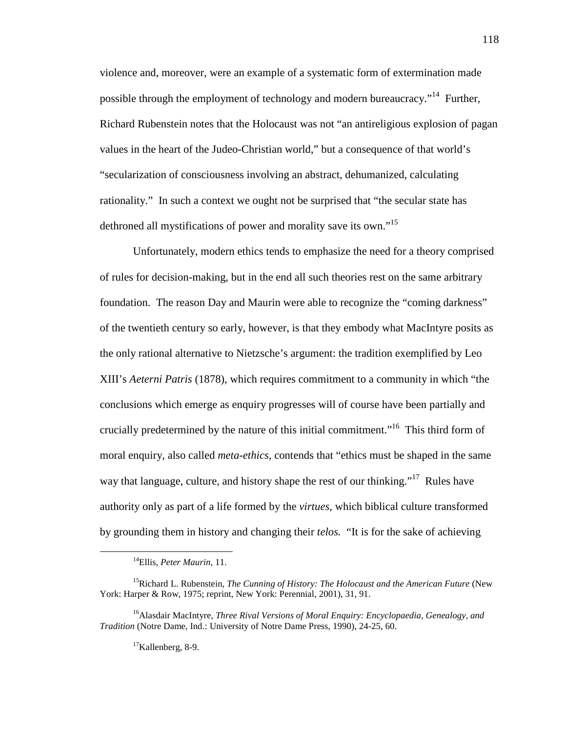violence and, moreover, were an example of a systematic form of extermination made possible through the employment of technology and modern bureaucracy."[14] Further, Richard Rubenstein notes that the Holocaust was not "an antireligious explosion of pagan values in the heart of the Judeo-Christian world," but a consequence of that world's "secularization of consciousness involving an abstract, dehumanized, calculating rationality." In such a context we ought not be surprised that "the secular state has dethroned all mystifications of power and morality save its own."[15]

Unfortunately, modern ethics tends to emphasize the need for a theory comprised of rules for decision-making, but in the end all such theories rest on the same arbitrary foundation. The reason Day and Maurin were able to recognize the "coming darkness" of the twentieth century so early, however, is that they embody what MacIntyre posits as the only rational alternative to Nietzsche's argument: the tradition exemplified by Leo XIII's *Aeterni Patris* (1878), which requires commitment to a community in which "the conclusions which emerge as enquiry progresses will of course have been partially and crucially predetermined by the nature of this initial commitment."[16] This third form of moral enquiry, also called *meta-ethics,* contends that "ethics must be shaped in the same way that language, culture, and history shape the rest of our thinking."[17] Rules have authority only as part of a life formed by the *virtues*, which biblical culture transformed by grounding them in history and changing their *telos.* "It is for the sake of achieving

---

[14]Ellis, *Peter Maurin*, 11.

[15]Richard L. Rubenstein, *The Cunning of History: The Holocaust and the American Future* (New York: Harper & Row, 1975; reprint, New York: Perennial, 2001), 31, 91.

[16]Alasdair MacIntyre, *Three Rival Versions of Moral Enquiry: Encyclopaedia, Genealogy, and Tradition* (Notre Dame, Ind.: University of Notre Dame Press, 1990), 24-25, 60.

[17]Kallenberg, 8-9.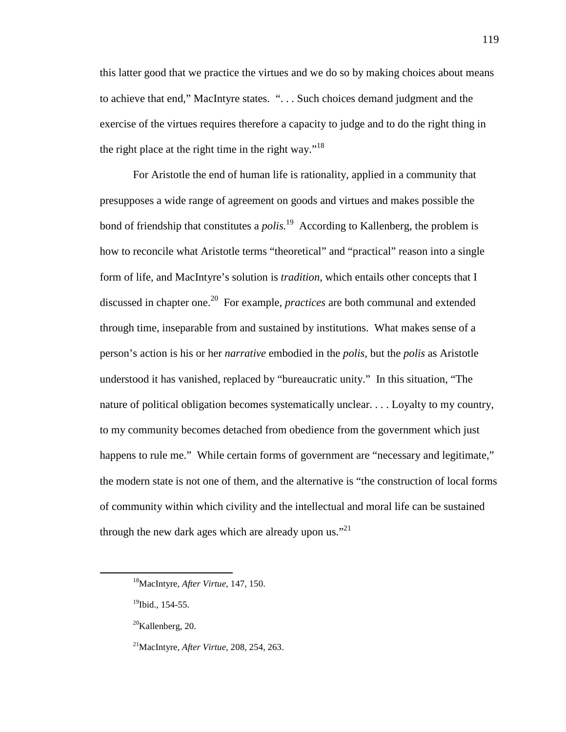this latter good that we practice the virtues and we do so by making choices about means to achieve that end," MacIntyre states. ". . . Such choices demand judgment and the exercise of the virtues requires therefore a capacity to judge and to do the right thing in the right place at the right time in the right way."[18]

For Aristotle the end of human life is rationality, applied in a community that presupposes a wide range of agreement on goods and virtues and makes possible the bond of friendship that constitutes a *polis.*[19] According to Kallenberg, the problem is how to reconcile what Aristotle terms "theoretical" and "practical" reason into a single form of life, and MacIntyre's solution is *tradition*, which entails other concepts that I discussed in chapter one.[20] For example, *practices* are both communal and extended through time, inseparable from and sustained by institutions. What makes sense of a person's action is his or her *narrative* embodied in the *polis*, but the *polis* as Aristotle understood it has vanished, replaced by "bureaucratic unity." In this situation, "The nature of political obligation becomes systematically unclear. . . . Loyalty to my country, to my community becomes detached from obedience from the government which just happens to rule me." While certain forms of government are "necessary and legitimate," the modern state is not one of them, and the alternative is "the construction of local forms of community within which civility and the intellectual and moral life can be sustained through the new dark ages which are already upon us."[21]

---

[18]MacIntyre, *After Virtue*, 147, 150.

[19]Ibid., 154-55.

[20]Kallenberg, 20.

[21]MacIntyre, *After Virtue*, 208, 254, 263.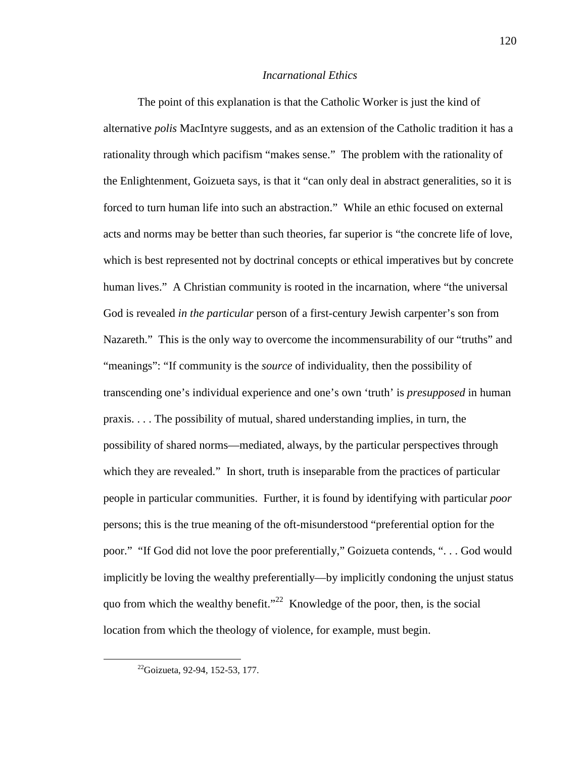*Incarnational Ethics*

The point of this explanation is that the Catholic Worker is just the kind of alternative *polis* MacIntyre suggests, and as an extension of the Catholic tradition it has a rationality through which pacifism "makes sense." The problem with the rationality of the Enlightenment, Goizueta says, is that it "can only deal in abstract generalities, so it is forced to turn human life into such an abstraction." While an ethic focused on external acts and norms may be better than such theories, far superior is "the concrete life of love, which is best represented not by doctrinal concepts or ethical imperatives but by concrete human lives." A Christian community is rooted in the incarnation, where "the universal God is revealed *in the particular* person of a first-century Jewish carpenter's son from Nazareth." This is the only way to overcome the incommensurability of our "truths" and "meanings": "If community is the *source* of individuality, then the possibility of transcending one's individual experience and one's own 'truth' is *presupposed* in human praxis. . . . The possibility of mutual, shared understanding implies, in turn, the possibility of shared norms—mediated, always, by the particular perspectives through which they are revealed." In short, truth is inseparable from the practices of particular people in particular communities. Further, it is found by identifying with particular *poor* persons; this is the true meaning of the oft-misunderstood "preferential option for the poor." "If God did not love the poor preferentially," Goizueta contends, ". . . God would implicitly be loving the wealthy preferentially—by implicitly condoning the unjust status quo from which the wealthy benefit."[22] Knowledge of the poor, then, is the social location from which the theology of violence, for example, must begin.

---

[22]Goizueta, 92-94, 152-53, 177.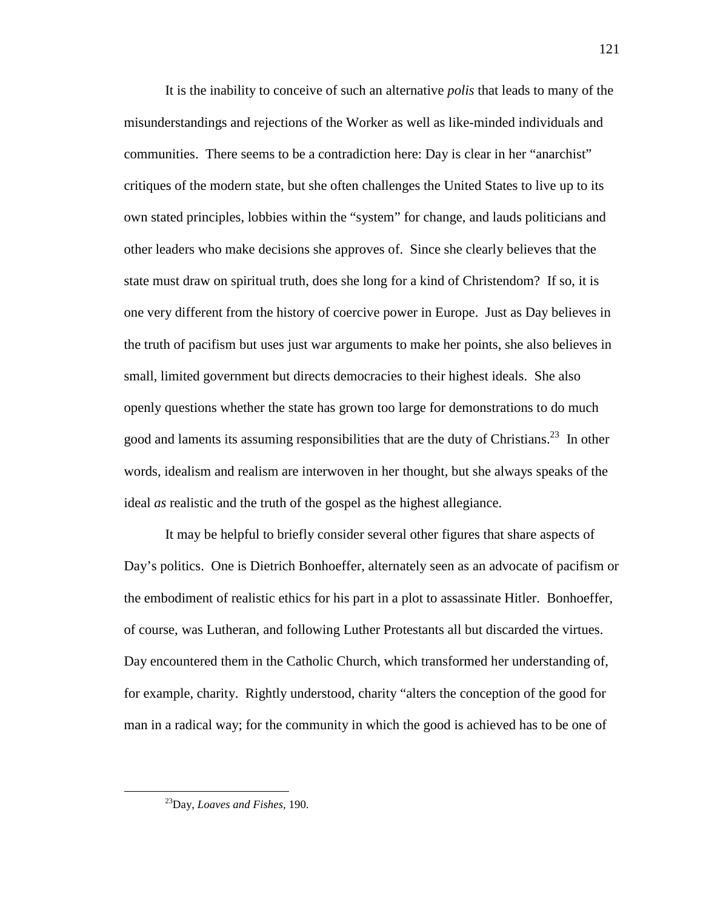It is the inability to conceive of such an alternative *polis* that leads to many of the misunderstandings and rejections of the Worker as well as like-minded individuals and communities. There seems to be a contradiction here: Day is clear in her "anarchist" critiques of the modern state, but she often challenges the United States to live up to its own stated principles, lobbies within the "system" for change, and lauds politicians and other leaders who make decisions she approves of. Since she clearly believes that the state must draw on spiritual truth, does she long for a kind of Christendom? If so, it is one very different from the history of coercive power in Europe. Just as Day believes in the truth of pacifism but uses just war arguments to make her points, she also believes in small, limited government but directs democracies to their highest ideals. She also openly questions whether the state has grown too large for demonstrations to do much good and laments its assuming responsibilities that are the duty of Christians.[23] In other words, idealism and realism are interwoven in her thought, but she always speaks of the ideal *as* realistic and the truth of the gospel as the highest allegiance.

It may be helpful to briefly consider several other figures that share aspects of Day's politics. One is Dietrich Bonhoeffer, alternately seen as an advocate of pacifism or the embodiment of realistic ethics for his part in a plot to assassinate Hitler. Bonhoeffer, of course, was Lutheran, and following Luther Protestants all but discarded the virtues. Day encountered them in the Catholic Church, which transformed her understanding of, for example, charity. Rightly understood, charity "alters the conception of the good for man in a radical way; for the community in which the good is achieved has to be one of

---

[23] Day, *Loaves and Fishes*, 190.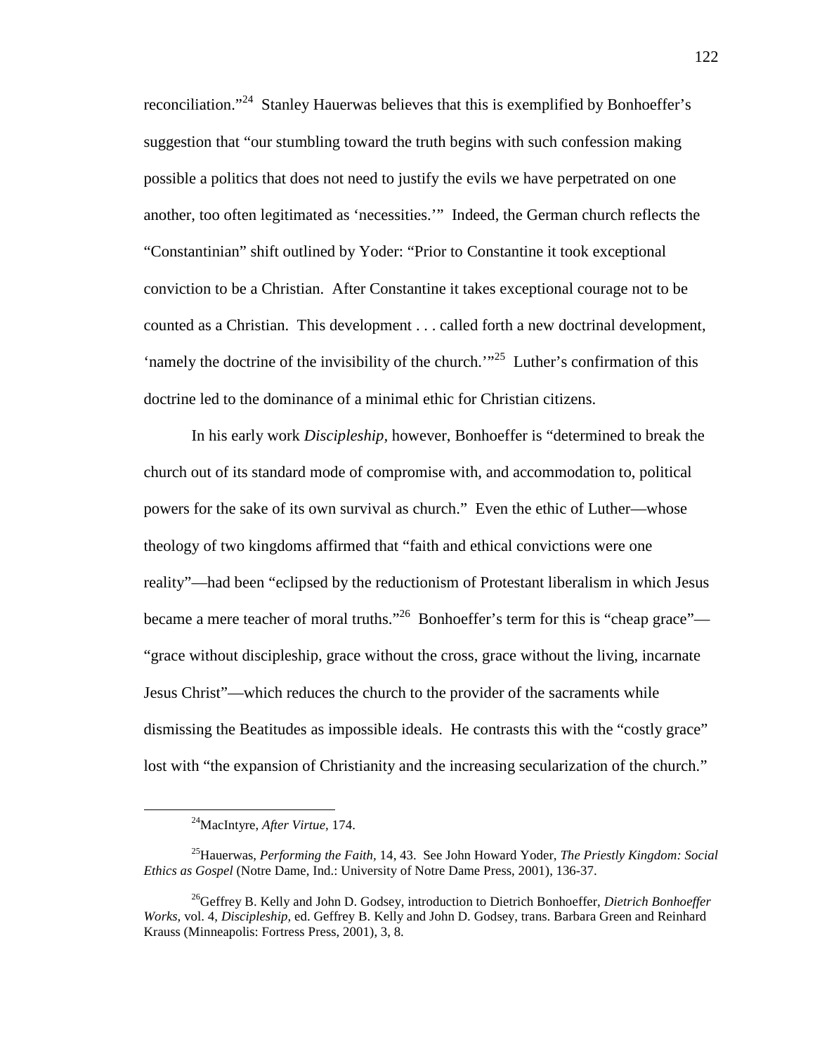reconciliation."[24] Stanley Hauerwas believes that this is exemplified by Bonhoeffer's suggestion that "our stumbling toward the truth begins with such confession making possible a politics that does not need to justify the evils we have perpetrated on one another, too often legitimated as 'necessities.'" Indeed, the German church reflects the "Constantinian" shift outlined by Yoder: "Prior to Constantine it took exceptional conviction to be a Christian. After Constantine it takes exceptional courage not to be counted as a Christian. This development . . . called forth a new doctrinal development, 'namely the doctrine of the invisibility of the church.'"[25] Luther's confirmation of this doctrine led to the dominance of a minimal ethic for Christian citizens.

In his early work *Discipleship,* however, Bonhoeffer is "determined to break the church out of its standard mode of compromise with, and accommodation to, political powers for the sake of its own survival as church." Even the ethic of Luther—whose theology of two kingdoms affirmed that "faith and ethical convictions were one reality"—had been "eclipsed by the reductionism of Protestant liberalism in which Jesus became a mere teacher of moral truths."[26] Bonhoeffer's term for this is "cheap grace"—"grace without discipleship, grace without the cross, grace without the living, incarnate Jesus Christ"—which reduces the church to the provider of the sacraments while dismissing the Beatitudes as impossible ideals. He contrasts this with the "costly grace" lost with "the expansion of Christianity and the increasing secularization of the church."

---

[24]MacIntyre, *After Virtue,* 174.

[25]Hauerwas, *Performing the Faith,* 14, 43. See John Howard Yoder, *The Priestly Kingdom: Social Ethics as Gospel* (Notre Dame, Ind.: University of Notre Dame Press, 2001), 136-37.

[26]Geffrey B. Kelly and John D. Godsey, introduction to Dietrich Bonhoeffer, *Dietrich Bonhoeffer Works,* vol. 4, *Discipleship,* ed. Geffrey B. Kelly and John D. Godsey, trans. Barbara Green and Reinhard Krauss (Minneapolis: Fortress Press, 2001), 3, 8.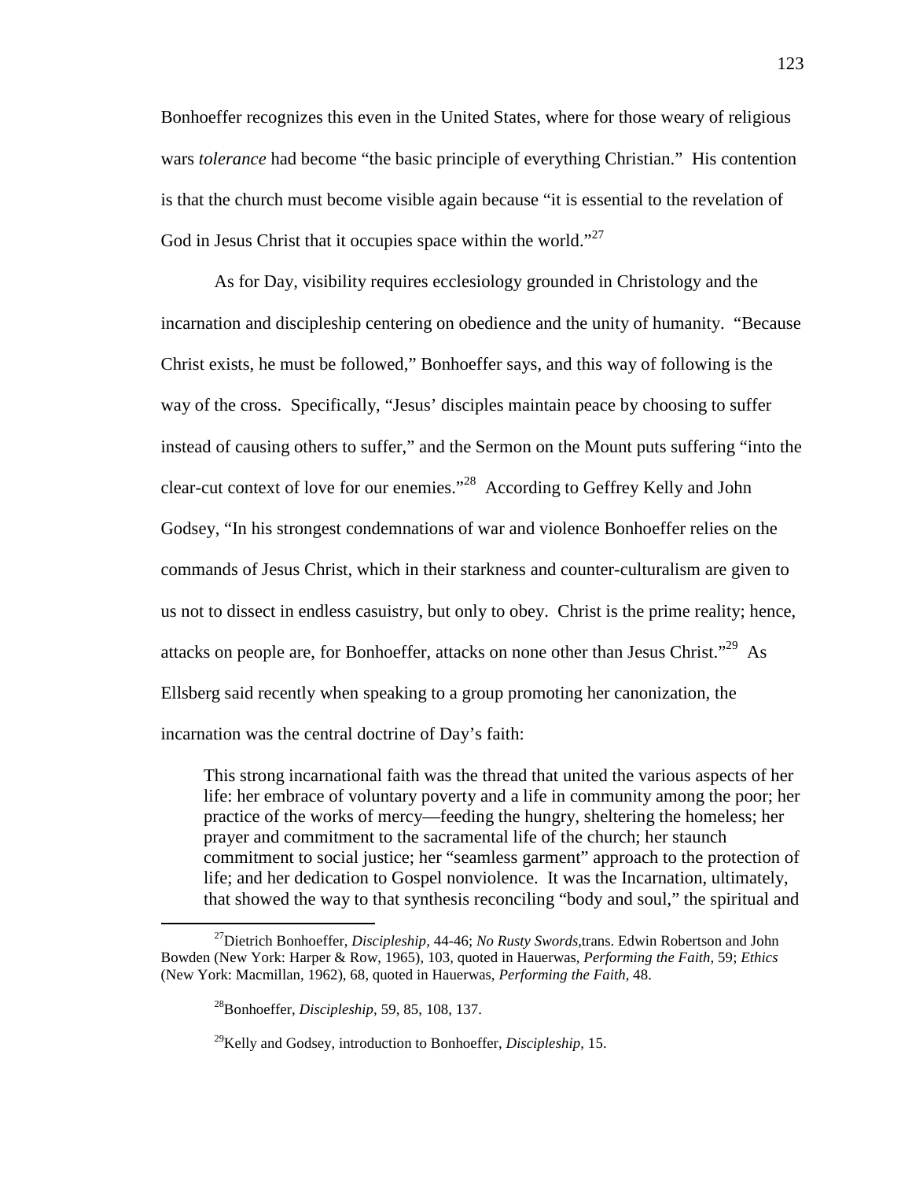Bonhoeffer recognizes this even in the United States, where for those weary of religious wars *tolerance* had become "the basic principle of everything Christian." His contention is that the church must become visible again because "it is essential to the revelation of God in Jesus Christ that it occupies space within the world."[27]

As for Day, visibility requires ecclesiology grounded in Christology and the incarnation and discipleship centering on obedience and the unity of humanity. "Because Christ exists, he must be followed," Bonhoeffer says, and this way of following is the way of the cross. Specifically, "Jesus' disciples maintain peace by choosing to suffer instead of causing others to suffer," and the Sermon on the Mount puts suffering "into the clear-cut context of love for our enemies."[28] According to Geffrey Kelly and John Godsey, "In his strongest condemnations of war and violence Bonhoeffer relies on the commands of Jesus Christ, which in their starkness and counter-culturalism are given to us not to dissect in endless casuistry, but only to obey. Christ is the prime reality; hence, attacks on people are, for Bonhoeffer, attacks on none other than Jesus Christ."[29] As Ellsberg said recently when speaking to a group promoting her canonization, the incarnation was the central doctrine of Day's faith:

> This strong incarnational faith was the thread that united the various aspects of her life: her embrace of voluntary poverty and a life in community among the poor; her practice of the works of mercy—feeding the hungry, sheltering the homeless; her prayer and commitment to the sacramental life of the church; her staunch commitment to social justice; her "seamless garment" approach to the protection of life; and her dedication to Gospel nonviolence. It was the Incarnation, ultimately, that showed the way to that synthesis reconciling "body and soul," the spiritual and

---

[27] Dietrich Bonhoeffer, *Discipleship*, 44-46; *No Rusty Swords*, trans. Edwin Robertson and John Bowden (New York: Harper & Row, 1965), 103, quoted in Hauerwas, *Performing the Faith*, 59; *Ethics* (New York: Macmillan, 1962), 68, quoted in Hauerwas, *Performing the Faith*, 48.

[28] Bonhoeffer, *Discipleship*, 59, 85, 108, 137.

[29] Kelly and Godsey, introduction to Bonhoeffer, *Discipleship*, 15.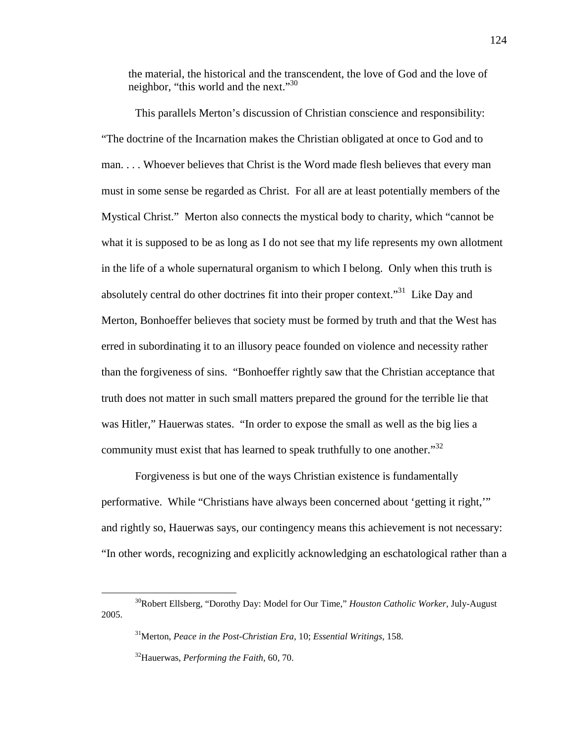the material, the historical and the transcendent, the love of God and the love of neighbor, "this world and the next."[30]

This parallels Merton's discussion of Christian conscience and responsibility: "The doctrine of the Incarnation makes the Christian obligated at once to God and to man. . . . Whoever believes that Christ is the Word made flesh believes that every man must in some sense be regarded as Christ. For all are at least potentially members of the Mystical Christ." Merton also connects the mystical body to charity, which "cannot be what it is supposed to be as long as I do not see that my life represents my own allotment in the life of a whole supernatural organism to which I belong. Only when this truth is absolutely central do other doctrines fit into their proper context."[31] Like Day and Merton, Bonhoeffer believes that society must be formed by truth and that the West has erred in subordinating it to an illusory peace founded on violence and necessity rather than the forgiveness of sins. "Bonhoeffer rightly saw that the Christian acceptance that truth does not matter in such small matters prepared the ground for the terrible lie that was Hitler," Hauerwas states. "In order to expose the small as well as the big lies a community must exist that has learned to speak truthfully to one another."[32]

Forgiveness is but one of the ways Christian existence is fundamentally performative. While "Christians have always been concerned about 'getting it right,'" and rightly so, Hauerwas says, our contingency means this achievement is not necessary: "In other words, recognizing and explicitly acknowledging an eschatological rather than a

---

[30]Robert Ellsberg, "Dorothy Day: Model for Our Time," *Houston Catholic Worker,* July-August 2005.

[31]Merton, *Peace in the Post-Christian Era,* 10; *Essential Writings,* 158.

[32]Hauerwas, *Performing the Faith,* 60, 70.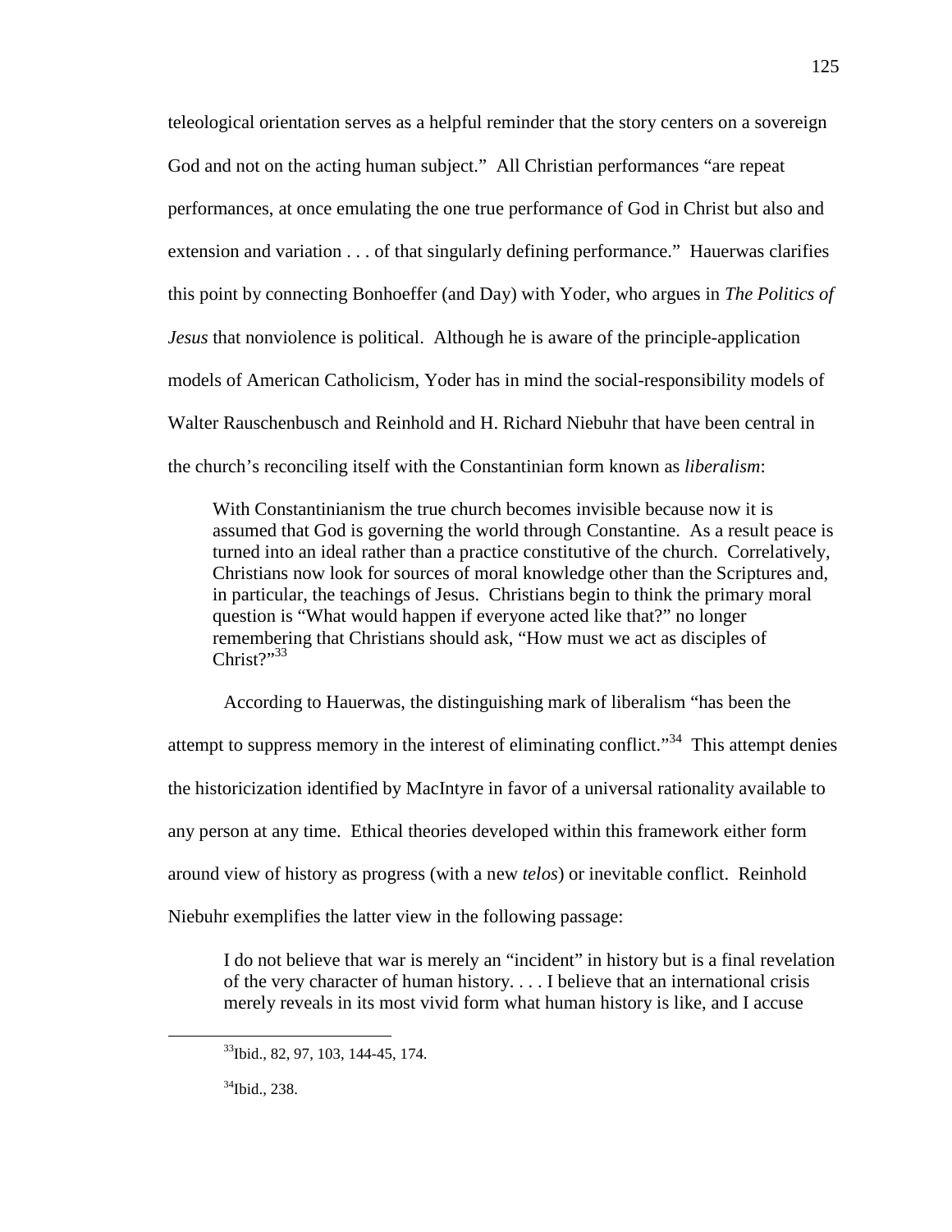teleological orientation serves as a helpful reminder that the story centers on a sovereign God and not on the acting human subject." All Christian performances "are repeat performances, at once emulating the one true performance of God in Christ but also and extension and variation . . . of that singularly defining performance." Hauerwas clarifies this point by connecting Bonhoeffer (and Day) with Yoder, who argues in *The Politics of Jesus* that nonviolence is political. Although he is aware of the principle-application models of American Catholicism, Yoder has in mind the social-responsibility models of Walter Rauschenbusch and Reinhold and H. Richard Niebuhr that have been central in the church's reconciling itself with the Constantinian form known as *liberalism*:

> With Constantinianism the true church becomes invisible because now it is assumed that God is governing the world through Constantine. As a result peace is turned into an ideal rather than a practice constitutive of the church. Correlatively, Christians now look for sources of moral knowledge other than the Scriptures and, in particular, the teachings of Jesus. Christians begin to think the primary moral question is "What would happen if everyone acted like that?" no longer remembering that Christians should ask, "How must we act as disciples of Christ?"[33]

According to Hauerwas, the distinguishing mark of liberalism "has been the attempt to suppress memory in the interest of eliminating conflict."[34] This attempt denies the historicization identified by MacIntyre in favor of a universal rationality available to any person at any time. Ethical theories developed within this framework either form around view of history as progress (with a new *telos*) or inevitable conflict. Reinhold Niebuhr exemplifies the latter view in the following passage:

> I do not believe that war is merely an "incident" in history but is a final revelation of the very character of human history. . . . I believe that an international crisis merely reveals in its most vivid form what human history is like, and I accuse

---

[33] Ibid., 82, 97, 103, 144-45, 174.

[34] Ibid., 238.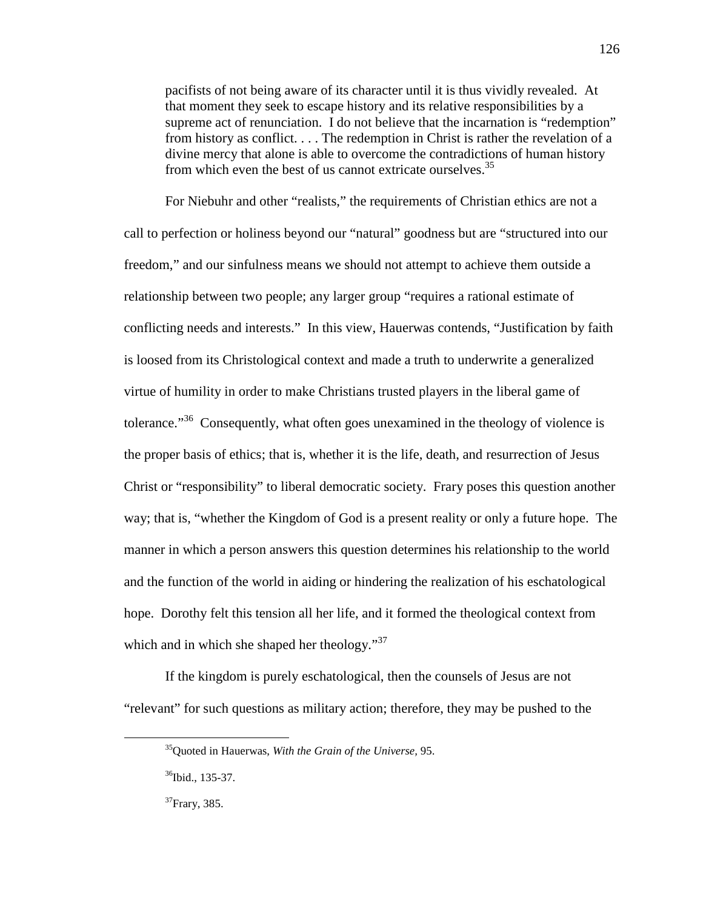> pacifists of not being aware of its character until it is thus vividly revealed. At that moment they seek to escape history and its relative responsibilities by a supreme act of renunciation. I do not believe that the incarnation is "redemption" from history as conflict. . . . The redemption in Christ is rather the revelation of a divine mercy that alone is able to overcome the contradictions of human history from which even the best of us cannot extricate ourselves.[35]

For Niebuhr and other "realists," the requirements of Christian ethics are not a call to perfection or holiness beyond our "natural" goodness but are "structured into our freedom," and our sinfulness means we should not attempt to achieve them outside a relationship between two people; any larger group "requires a rational estimate of conflicting needs and interests." In this view, Hauerwas contends, "Justification by faith is loosed from its Christological context and made a truth to underwrite a generalized virtue of humility in order to make Christians trusted players in the liberal game of tolerance."[36] Consequently, what often goes unexamined in the theology of violence is the proper basis of ethics; that is, whether it is the life, death, and resurrection of Jesus Christ or "responsibility" to liberal democratic society. Frary poses this question another way; that is, "whether the Kingdom of God is a present reality or only a future hope. The manner in which a person answers this question determines his relationship to the world and the function of the world in aiding or hindering the realization of his eschatological hope. Dorothy felt this tension all her life, and it formed the theological context from which and in which she shaped her theology."[37]

If the kingdom is purely eschatological, then the counsels of Jesus are not "relevant" for such questions as military action; therefore, they may be pushed to the

---

[35]Quoted in Hauerwas, *With the Grain of the Universe*, 95.

[36]Ibid., 135-37.

[37]Frary, 385.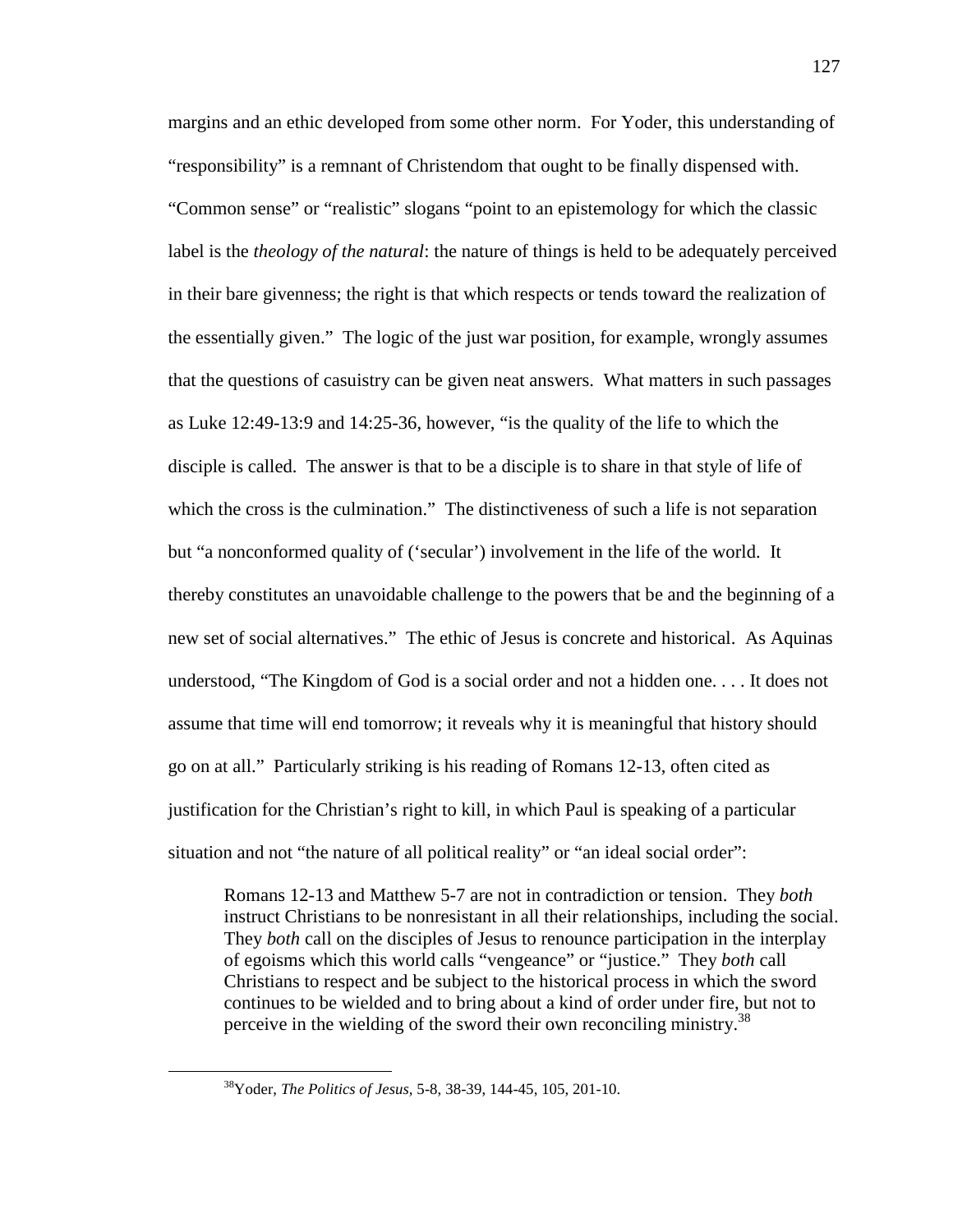margins and an ethic developed from some other norm. For Yoder, this understanding of "responsibility" is a remnant of Christendom that ought to be finally dispensed with. "Common sense" or "realistic" slogans "point to an epistemology for which the classic label is the *theology of the natural*: the nature of things is held to be adequately perceived in their bare givenness; the right is that which respects or tends toward the realization of the essentially given." The logic of the just war position, for example, wrongly assumes that the questions of casuistry can be given neat answers. What matters in such passages as Luke 12:49-13:9 and 14:25-36, however, "is the quality of the life to which the disciple is called. The answer is that to be a disciple is to share in that style of life of which the cross is the culmination." The distinctiveness of such a life is not separation but "a nonconformed quality of ('secular') involvement in the life of the world. It thereby constitutes an unavoidable challenge to the powers that be and the beginning of a new set of social alternatives." The ethic of Jesus is concrete and historical. As Aquinas understood, "The Kingdom of God is a social order and not a hidden one. . . . It does not assume that time will end tomorrow; it reveals why it is meaningful that history should go on at all." Particularly striking is his reading of Romans 12-13, often cited as justification for the Christian's right to kill, in which Paul is speaking of a particular situation and not "the nature of all political reality" or "an ideal social order":

> Romans 12-13 and Matthew 5-7 are not in contradiction or tension. They *both* instruct Christians to be nonresistant in all their relationships, including the social. They *both* call on the disciples of Jesus to renounce participation in the interplay of egoisms which this world calls "vengeance" or "justice." They *both* call Christians to respect and be subject to the historical process in which the sword continues to be wielded and to bring about a kind of order under fire, but not to perceive in the wielding of the sword their own reconciling ministry.[38]

[38]Yoder, *The Politics of Jesus*, 5-8, 38-39, 144-45, 105, 201-10.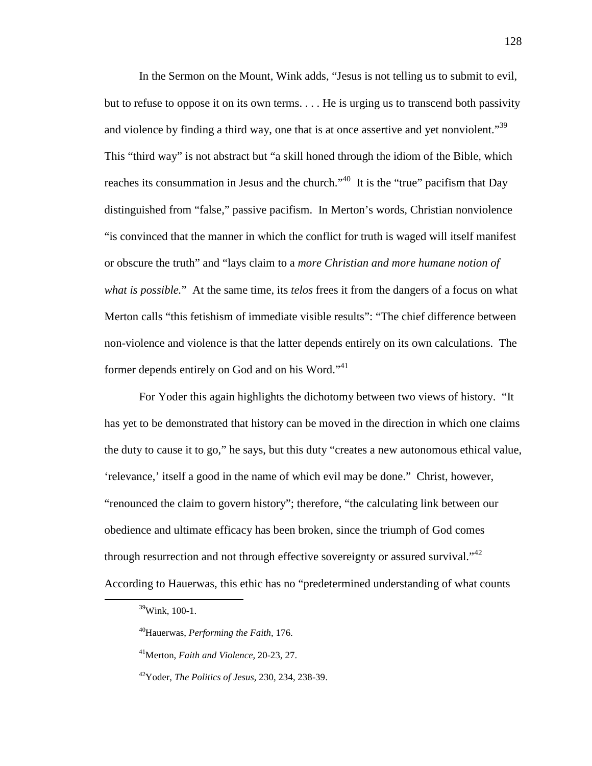In the Sermon on the Mount, Wink adds, "Jesus is not telling us to submit to evil, but to refuse to oppose it on its own terms. . . . He is urging us to transcend both passivity and violence by finding a third way, one that is at once assertive and yet nonviolent."[39] This "third way" is not abstract but "a skill honed through the idiom of the Bible, which reaches its consummation in Jesus and the church."[40] It is the "true" pacifism that Day distinguished from "false," passive pacifism. In Merton's words, Christian nonviolence "is convinced that the manner in which the conflict for truth is waged will itself manifest or obscure the truth" and "lays claim to a *more Christian and more humane notion of what is possible.*" At the same time, its *telos* frees it from the dangers of a focus on what Merton calls "this fetishism of immediate visible results": "The chief difference between non-violence and violence is that the latter depends entirely on its own calculations. The former depends entirely on God and on his Word."[41]

For Yoder this again highlights the dichotomy between two views of history. "It has yet to be demonstrated that history can be moved in the direction in which one claims the duty to cause it to go," he says, but this duty "creates a new autonomous ethical value, 'relevance,' itself a good in the name of which evil may be done." Christ, however, "renounced the claim to govern history"; therefore, "the calculating link between our obedience and ultimate efficacy has been broken, since the triumph of God comes through resurrection and not through effective sovereignty or assured survival."[42] According to Hauerwas, this ethic has no "predetermined understanding of what counts

---

[39] Wink, 100-1.

[40] Hauerwas, *Performing the Faith,* 176.

[41] Merton, *Faith and Violence,* 20-23, 27.

[42] Yoder, *The Politics of Jesus,* 230, 234, 238-39.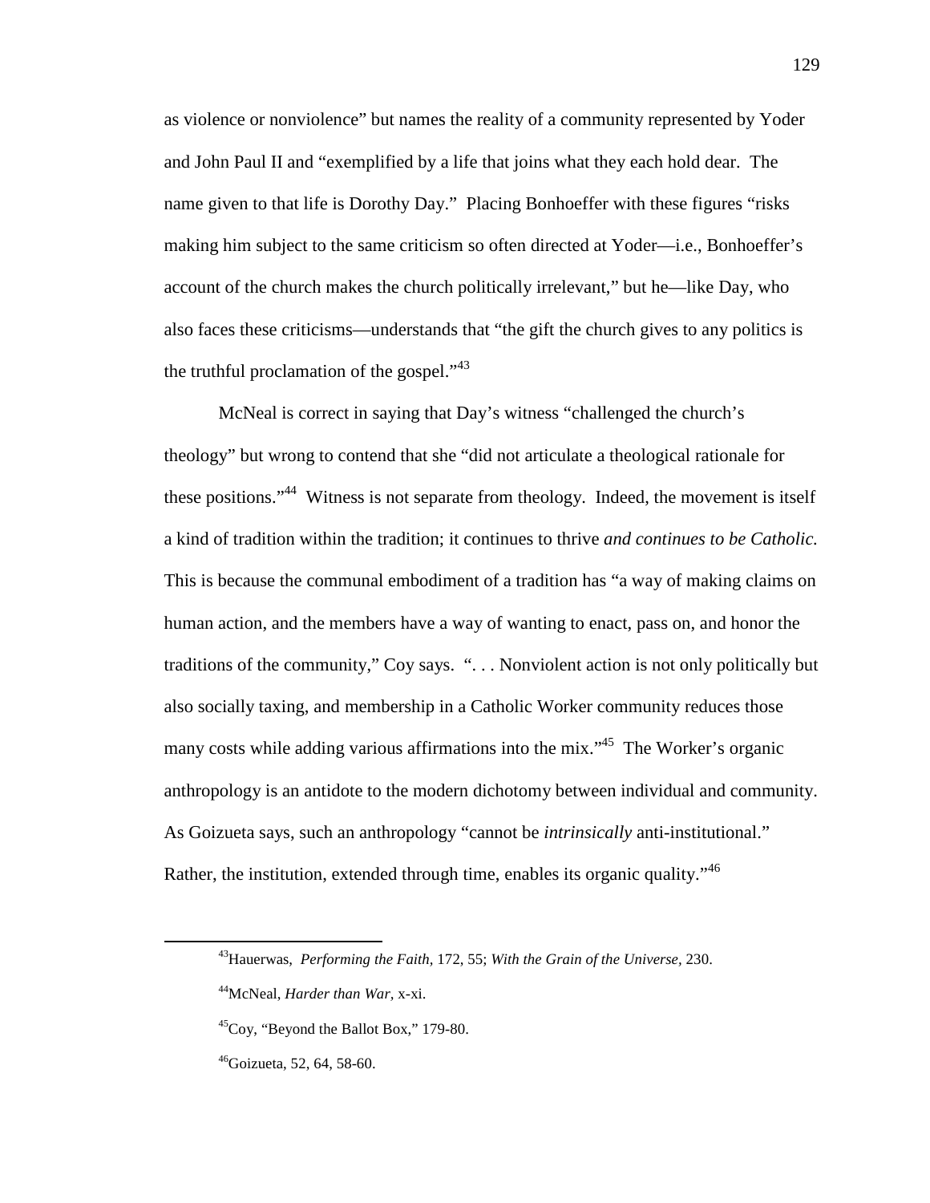as violence or nonviolence" but names the reality of a community represented by Yoder and John Paul II and "exemplified by a life that joins what they each hold dear. The name given to that life is Dorothy Day." Placing Bonhoeffer with these figures "risks making him subject to the same criticism so often directed at Yoder—i.e., Bonhoeffer's account of the church makes the church politically irrelevant," but he—like Day, who also faces these criticisms—understands that "the gift the church gives to any politics is the truthful proclamation of the gospel."[43]

McNeal is correct in saying that Day's witness "challenged the church's theology" but wrong to contend that she "did not articulate a theological rationale for these positions."[44] Witness is not separate from theology. Indeed, the movement is itself a kind of tradition within the tradition; it continues to thrive *and continues to be Catholic.* This is because the communal embodiment of a tradition has "a way of making claims on human action, and the members have a way of wanting to enact, pass on, and honor the traditions of the community," Coy says. ". . . Nonviolent action is not only politically but also socially taxing, and membership in a Catholic Worker community reduces those many costs while adding various affirmations into the mix."[45] The Worker's organic anthropology is an antidote to the modern dichotomy between individual and community. As Goizueta says, such an anthropology "cannot be *intrinsically* anti-institutional." Rather, the institution, extended through time, enables its organic quality."[46]

---

[43]Hauerwas, *Performing the Faith,* 172, 55; *With the Grain of the Universe,* 230.

[44]McNeal, *Harder than War,* x-xi.

[45]Coy, "Beyond the Ballot Box," 179-80.

[46]Goizueta, 52, 64, 58-60.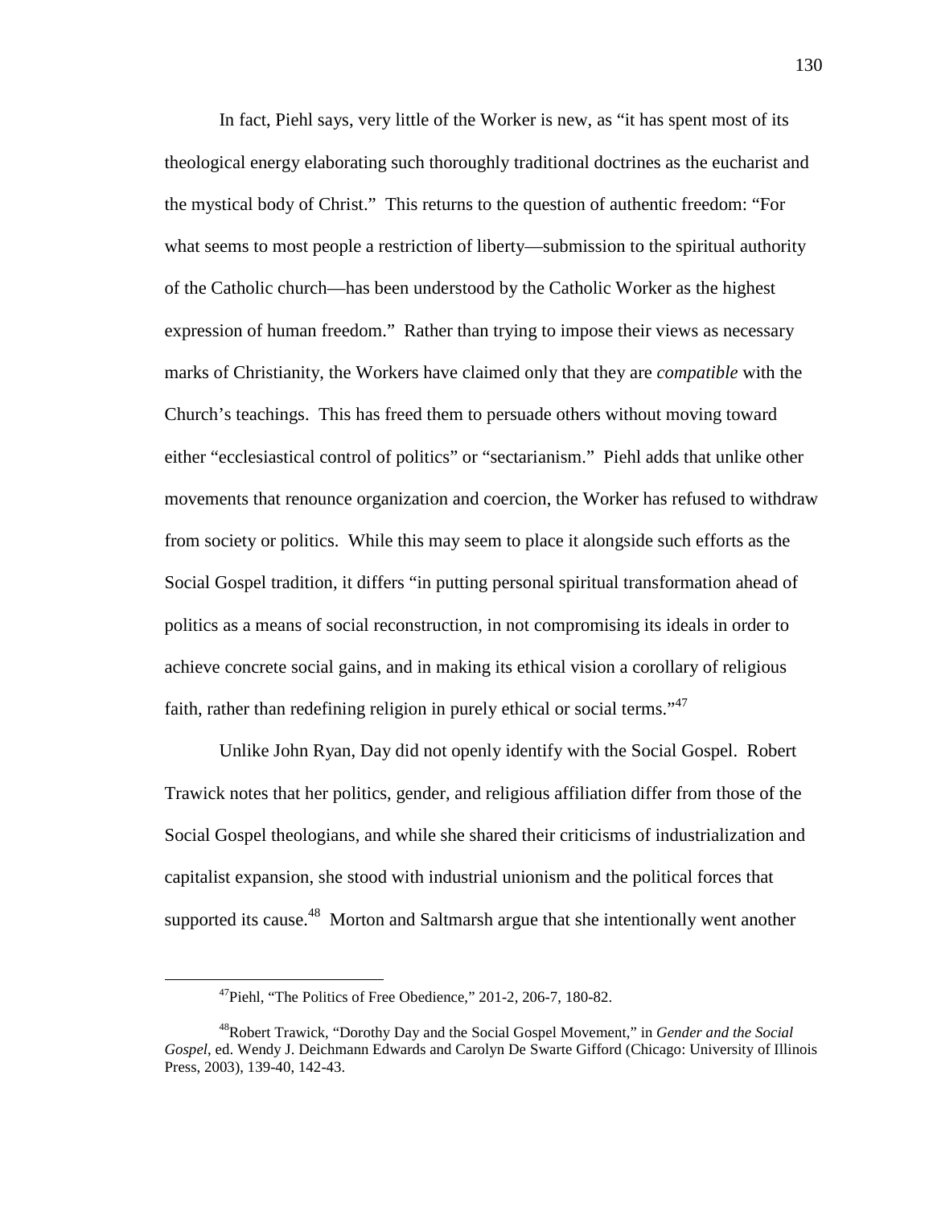In fact, Piehl says, very little of the Worker is new, as "it has spent most of its theological energy elaborating such thoroughly traditional doctrines as the eucharist and the mystical body of Christ." This returns to the question of authentic freedom: "For what seems to most people a restriction of liberty—submission to the spiritual authority of the Catholic church—has been understood by the Catholic Worker as the highest expression of human freedom." Rather than trying to impose their views as necessary marks of Christianity, the Workers have claimed only that they are *compatible* with the Church's teachings. This has freed them to persuade others without moving toward either "ecclesiastical control of politics" or "sectarianism." Piehl adds that unlike other movements that renounce organization and coercion, the Worker has refused to withdraw from society or politics. While this may seem to place it alongside such efforts as the Social Gospel tradition, it differs "in putting personal spiritual transformation ahead of politics as a means of social reconstruction, in not compromising its ideals in order to achieve concrete social gains, and in making its ethical vision a corollary of religious faith, rather than redefining religion in purely ethical or social terms."[47]

Unlike John Ryan, Day did not openly identify with the Social Gospel. Robert Trawick notes that her politics, gender, and religious affiliation differ from those of the Social Gospel theologians, and while she shared their criticisms of industrialization and capitalist expansion, she stood with industrial unionism and the political forces that supported its cause.[48] Morton and Saltmarsh argue that she intentionally went another

---

[47] Piehl, "The Politics of Free Obedience," 201-2, 206-7, 180-82.

[48] Robert Trawick, "Dorothy Day and the Social Gospel Movement," in *Gender and the Social Gospel*, ed. Wendy J. Deichmann Edwards and Carolyn De Swarte Gifford (Chicago: University of Illinois Press, 2003), 139-40, 142-43.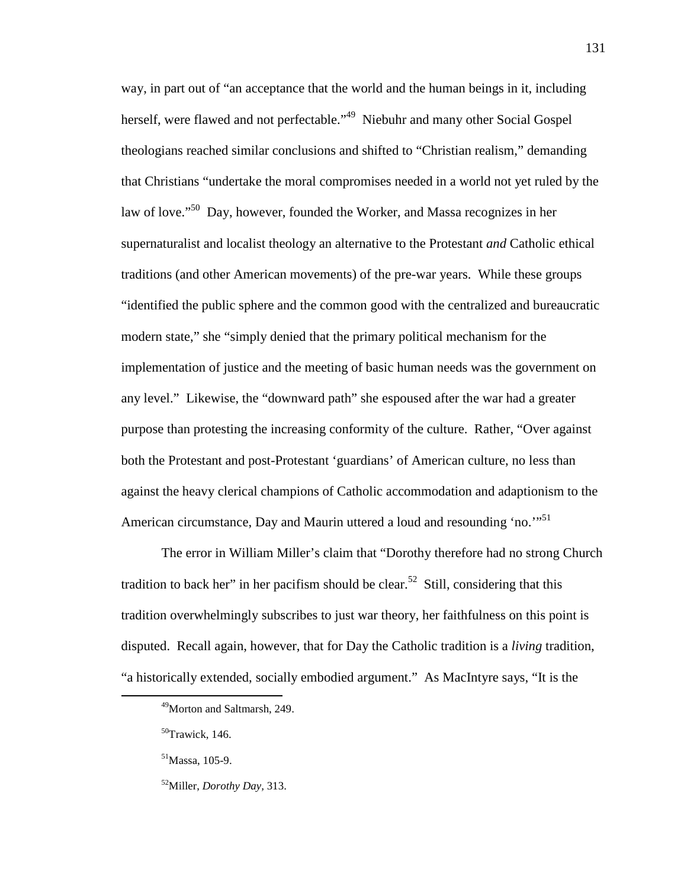way, in part out of "an acceptance that the world and the human beings in it, including herself, were flawed and not perfectable."[49] Niebuhr and many other Social Gospel theologians reached similar conclusions and shifted to "Christian realism," demanding that Christians "undertake the moral compromises needed in a world not yet ruled by the law of love."[50] Day, however, founded the Worker, and Massa recognizes in her supernaturalist and localist theology an alternative to the Protestant *and* Catholic ethical traditions (and other American movements) of the pre-war years. While these groups "identified the public sphere and the common good with the centralized and bureaucratic modern state," she "simply denied that the primary political mechanism for the implementation of justice and the meeting of basic human needs was the government on any level." Likewise, the "downward path" she espoused after the war had a greater purpose than protesting the increasing conformity of the culture. Rather, "Over against both the Protestant and post-Protestant 'guardians' of American culture, no less than against the heavy clerical champions of Catholic accommodation and adaptionism to the American circumstance, Day and Maurin uttered a loud and resounding 'no.'"[51]

The error in William Miller's claim that "Dorothy therefore had no strong Church tradition to back her" in her pacifism should be clear.[52] Still, considering that this tradition overwhelmingly subscribes to just war theory, her faithfulness on this point is disputed. Recall again, however, that for Day the Catholic tradition is a *living* tradition, "a historically extended, socially embodied argument." As MacIntyre says, "It is the

[49]Morton and Saltmarsh, 249.

[50]Trawick, 146.

[51]Massa, 105-9.

[52]Miller, *Dorothy Day*, 313.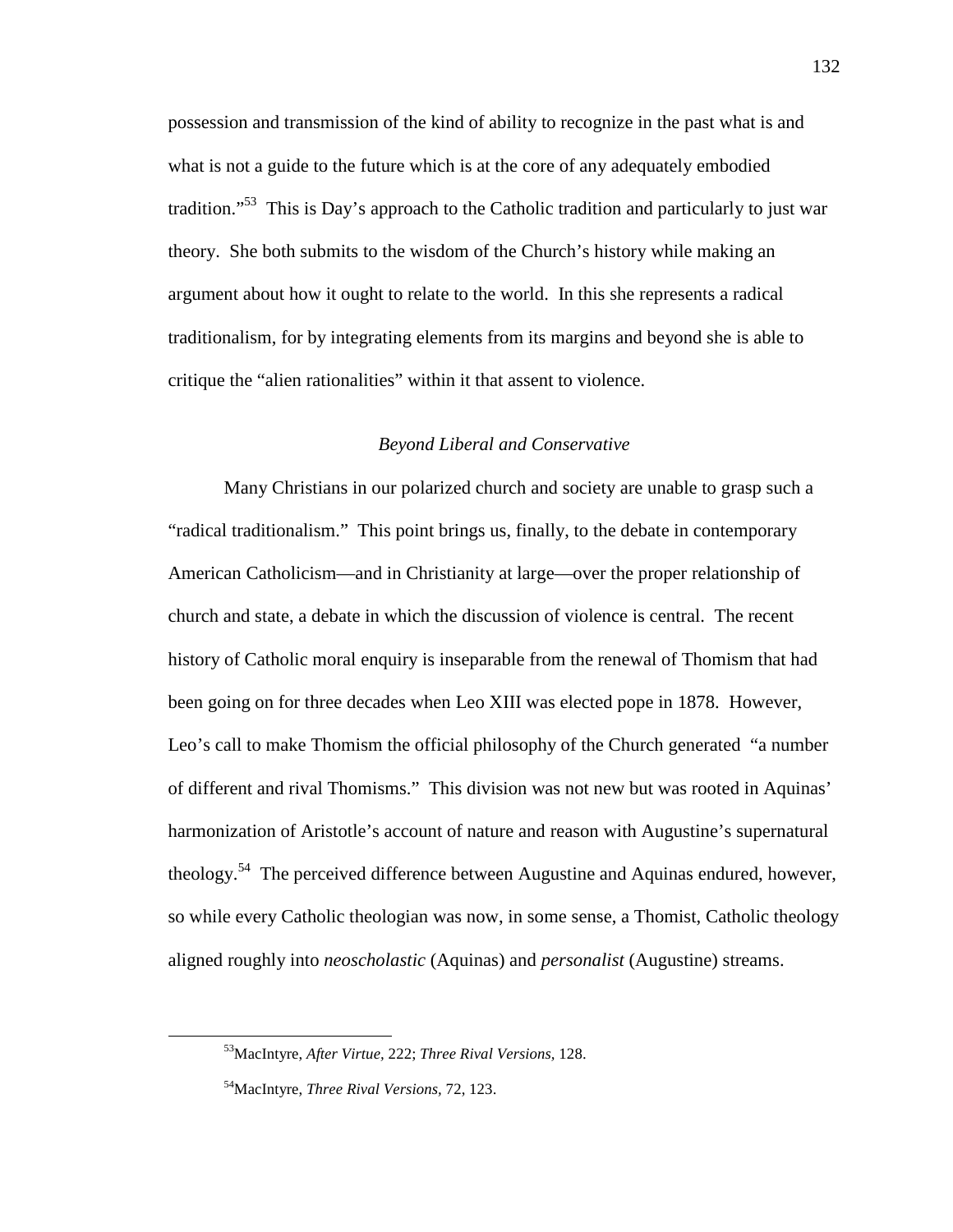possession and transmission of the kind of ability to recognize in the past what is and what is not a guide to the future which is at the core of any adequately embodied tradition."[53] This is Day's approach to the Catholic tradition and particularly to just war theory. She both submits to the wisdom of the Church's history while making an argument about how it ought to relate to the world. In this she represents a radical traditionalism, for by integrating elements from its margins and beyond she is able to critique the "alien rationalities" within it that assent to violence.

### *Beyond Liberal and Conservative*

Many Christians in our polarized church and society are unable to grasp such a "radical traditionalism." This point brings us, finally, to the debate in contemporary American Catholicism—and in Christianity at large—over the proper relationship of church and state, a debate in which the discussion of violence is central. The recent history of Catholic moral enquiry is inseparable from the renewal of Thomism that had been going on for three decades when Leo XIII was elected pope in 1878. However, Leo's call to make Thomism the official philosophy of the Church generated "a number of different and rival Thomisms." This division was not new but was rooted in Aquinas' harmonization of Aristotle's account of nature and reason with Augustine's supernatural theology.[54] The perceived difference between Augustine and Aquinas endured, however, so while every Catholic theologian was now, in some sense, a Thomist, Catholic theology aligned roughly into *neoscholastic* (Aquinas) and *personalist* (Augustine) streams.

---

[53] MacIntyre, *After Virtue*, 222; *Three Rival Versions*, 128.

[54] MacIntyre, *Three Rival Versions*, 72, 123.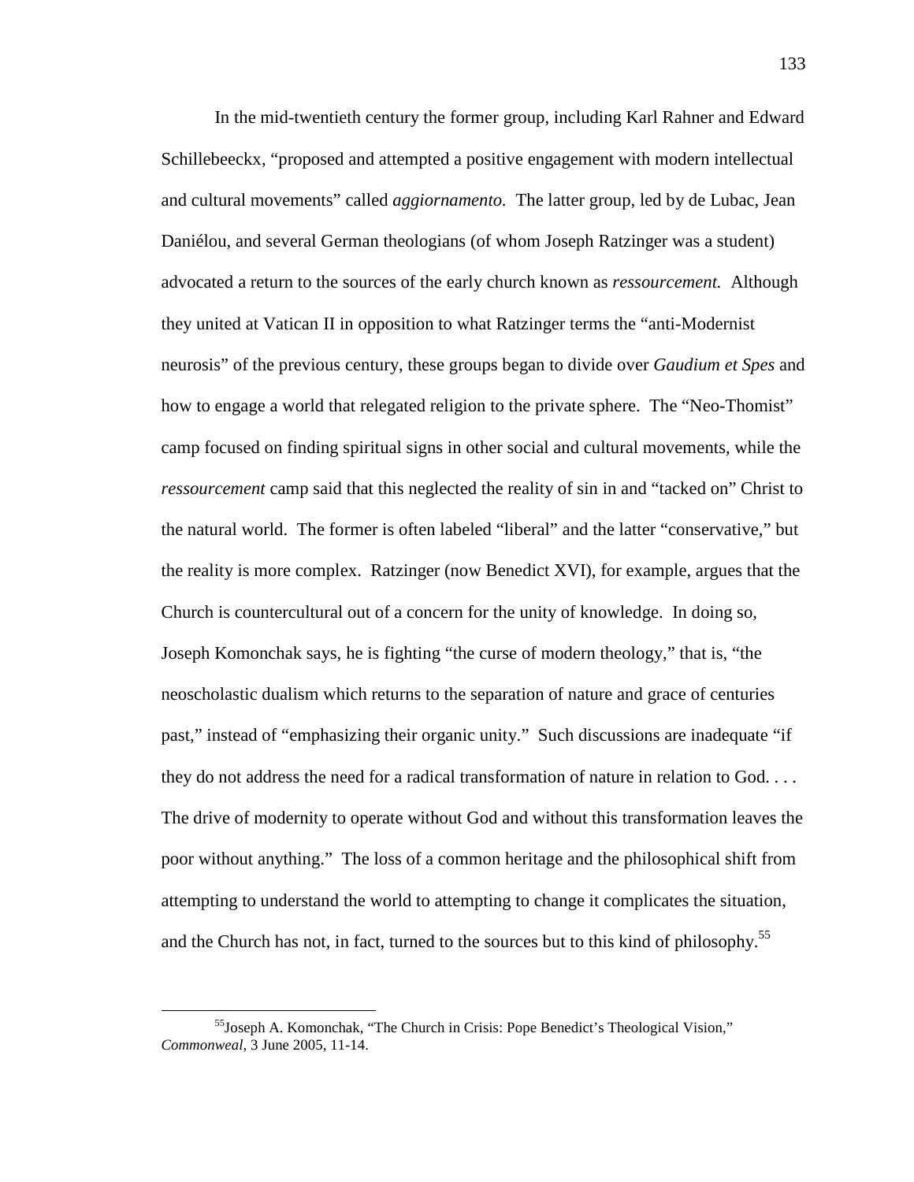In the mid-twentieth century the former group, including Karl Rahner and Edward Schillebeeckx, "proposed and attempted a positive engagement with modern intellectual and cultural movements" called *aggiornamento.* The latter group, led by de Lubac, Jean Daniélou, and several German theologians (of whom Joseph Ratzinger was a student) advocated a return to the sources of the early church known as *ressourcement.* Although they united at Vatican II in opposition to what Ratzinger terms the "anti-Modernist neurosis" of the previous century, these groups began to divide over *Gaudium et Spes* and how to engage a world that relegated religion to the private sphere. The "Neo-Thomist" camp focused on finding spiritual signs in other social and cultural movements, while the *ressourcement* camp said that this neglected the reality of sin in and "tacked on" Christ to the natural world. The former is often labeled "liberal" and the latter "conservative," but the reality is more complex. Ratzinger (now Benedict XVI), for example, argues that the Church is countercultural out of a concern for the unity of knowledge. In doing so, Joseph Komonchak says, he is fighting "the curse of modern theology," that is, "the neoscholastic dualism which returns to the separation of nature and grace of centuries past," instead of "emphasizing their organic unity." Such discussions are inadequate "if they do not address the need for a radical transformation of nature in relation to God. . . . The drive of modernity to operate without God and without this transformation leaves the poor without anything." The loss of a common heritage and the philosophical shift from attempting to understand the world to attempting to change it complicates the situation, and the Church has not, in fact, turned to the sources but to this kind of philosophy.[55]

[55]Joseph A. Komonchak, "The Church in Crisis: Pope Benedict's Theological Vision," *Commonweal,* 3 June 2005, 11-14.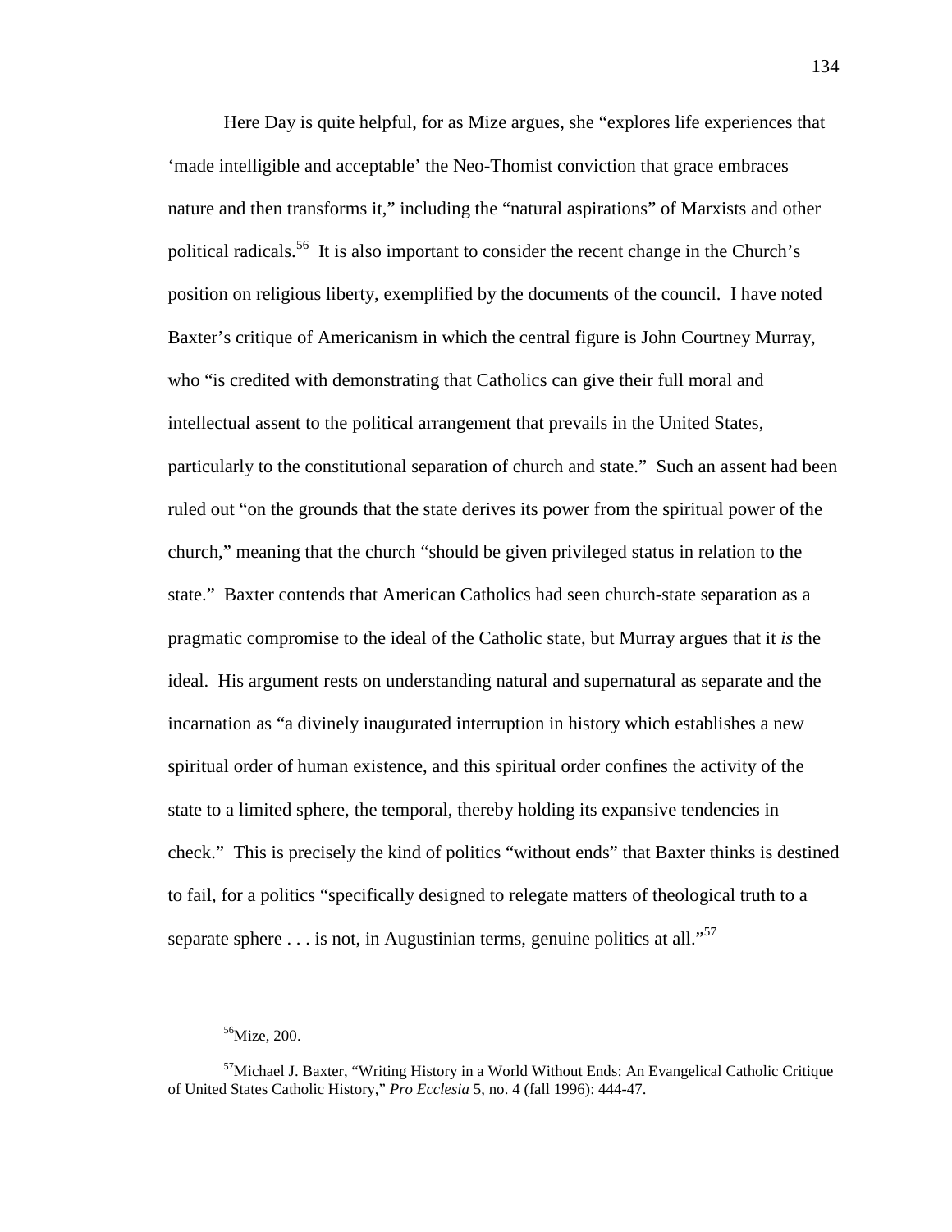Here Day is quite helpful, for as Mize argues, she "explores life experiences that 'made intelligible and acceptable' the Neo-Thomist conviction that grace embraces nature and then transforms it," including the "natural aspirations" of Marxists and other political radicals.[56] It is also important to consider the recent change in the Church's position on religious liberty, exemplified by the documents of the council. I have noted Baxter's critique of Americanism in which the central figure is John Courtney Murray, who "is credited with demonstrating that Catholics can give their full moral and intellectual assent to the political arrangement that prevails in the United States, particularly to the constitutional separation of church and state." Such an assent had been ruled out "on the grounds that the state derives its power from the spiritual power of the church," meaning that the church "should be given privileged status in relation to the state." Baxter contends that American Catholics had seen church-state separation as a pragmatic compromise to the ideal of the Catholic state, but Murray argues that it *is* the ideal. His argument rests on understanding natural and supernatural as separate and the incarnation as "a divinely inaugurated interruption in history which establishes a new spiritual order of human existence, and this spiritual order confines the activity of the state to a limited sphere, the temporal, thereby holding its expansive tendencies in check." This is precisely the kind of politics "without ends" that Baxter thinks is destined to fail, for a politics "specifically designed to relegate matters of theological truth to a separate sphere . . . is not, in Augustinian terms, genuine politics at all."[57]

---

[56] Mize, 200.

[57] Michael J. Baxter, "Writing History in a World Without Ends: An Evangelical Catholic Critique of United States Catholic History," *Pro Ecclesia* 5, no. 4 (fall 1996): 444-47.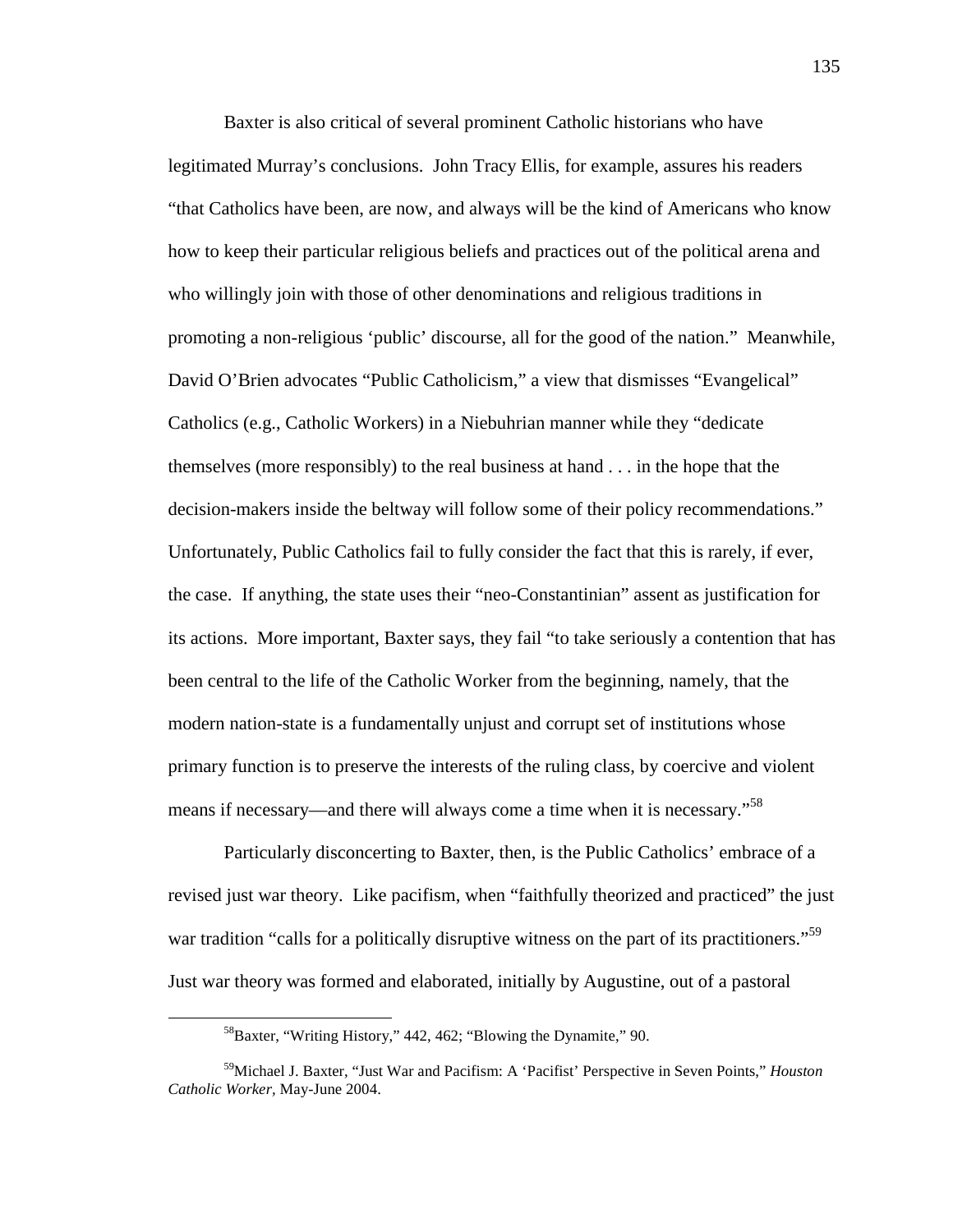Baxter is also critical of several prominent Catholic historians who have legitimated Murray's conclusions. John Tracy Ellis, for example, assures his readers "that Catholics have been, are now, and always will be the kind of Americans who know how to keep their particular religious beliefs and practices out of the political arena and who willingly join with those of other denominations and religious traditions in promoting a non-religious 'public' discourse, all for the good of the nation." Meanwhile, David O'Brien advocates "Public Catholicism," a view that dismisses "Evangelical" Catholics (e.g., Catholic Workers) in a Niebuhrian manner while they "dedicate themselves (more responsibly) to the real business at hand . . . in the hope that the decision-makers inside the beltway will follow some of their policy recommendations." Unfortunately, Public Catholics fail to fully consider the fact that this is rarely, if ever, the case. If anything, the state uses their "neo-Constantinian" assent as justification for its actions. More important, Baxter says, they fail "to take seriously a contention that has been central to the life of the Catholic Worker from the beginning, namely, that the modern nation-state is a fundamentally unjust and corrupt set of institutions whose primary function is to preserve the interests of the ruling class, by coercive and violent means if necessary—and there will always come a time when it is necessary."[58]

Particularly disconcerting to Baxter, then, is the Public Catholics' embrace of a revised just war theory. Like pacifism, when "faithfully theorized and practiced" the just war tradition "calls for a politically disruptive witness on the part of its practitioners."[59] Just war theory was formed and elaborated, initially by Augustine, out of a pastoral

[58]Baxter, "Writing History," 442, 462; "Blowing the Dynamite," 90.

[59]Michael J. Baxter, "Just War and Pacifism: A 'Pacifist' Perspective in Seven Points," *Houston Catholic Worker*, May-June 2004.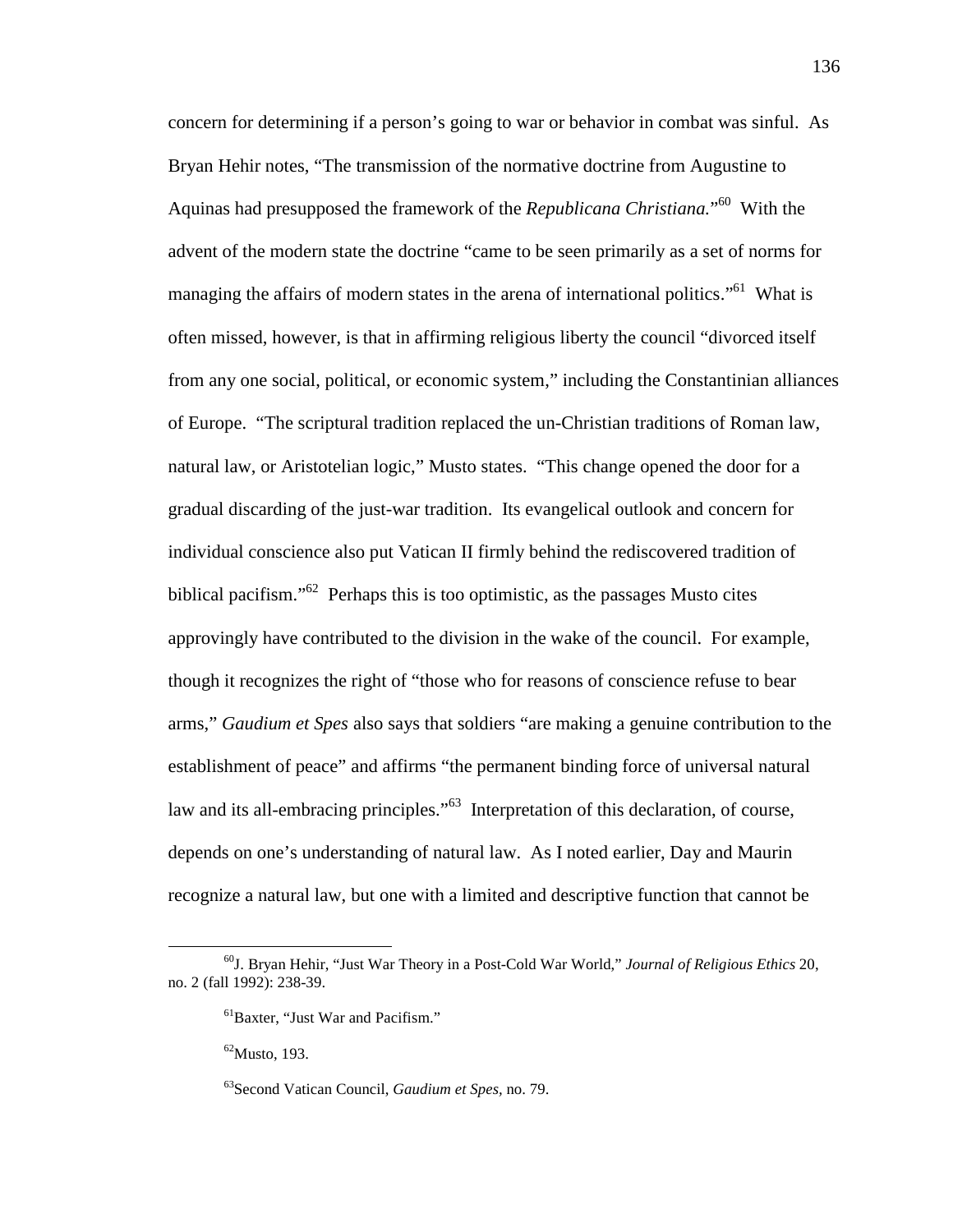concern for determining if a person's going to war or behavior in combat was sinful. As Bryan Hehir notes, "The transmission of the normative doctrine from Augustine to Aquinas had presupposed the framework of the *Republicana Christiana.*"[60] With the advent of the modern state the doctrine "came to be seen primarily as a set of norms for managing the affairs of modern states in the arena of international politics."[61] What is often missed, however, is that in affirming religious liberty the council "divorced itself from any one social, political, or economic system," including the Constantinian alliances of Europe. "The scriptural tradition replaced the un-Christian traditions of Roman law, natural law, or Aristotelian logic," Musto states. "This change opened the door for a gradual discarding of the just-war tradition. Its evangelical outlook and concern for individual conscience also put Vatican II firmly behind the rediscovered tradition of biblical pacifism."[62] Perhaps this is too optimistic, as the passages Musto cites approvingly have contributed to the division in the wake of the council. For example, though it recognizes the right of "those who for reasons of conscience refuse to bear arms," *Gaudium et Spes* also says that soldiers "are making a genuine contribution to the establishment of peace" and affirms "the permanent binding force of universal natural law and its all-embracing principles."[63] Interpretation of this declaration, of course, depends on one's understanding of natural law. As I noted earlier, Day and Maurin recognize a natural law, but one with a limited and descriptive function that cannot be

---

[60]J. Bryan Hehir, "Just War Theory in a Post-Cold War World," *Journal of Religious Ethics* 20, no. 2 (fall 1992): 238-39.

[61]Baxter, "Just War and Pacifism."

[62]Musto, 193.

[63]Second Vatican Council, *Gaudium et Spes,* no. 79.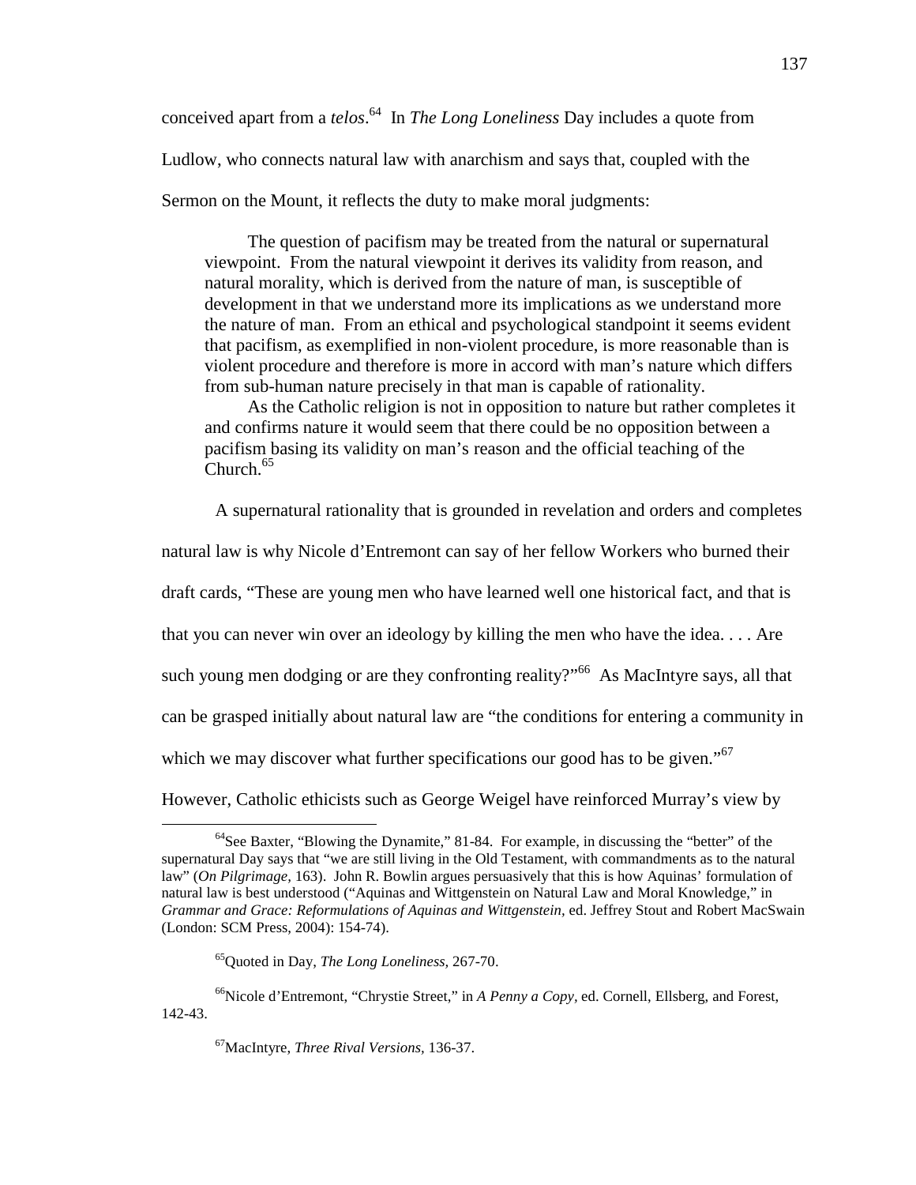conceived apart from a *telos*.[64] In *The Long Loneliness* Day includes a quote from Ludlow, who connects natural law with anarchism and says that, coupled with the Sermon on the Mount, it reflects the duty to make moral judgments:

> The question of pacifism may be treated from the natural or supernatural viewpoint. From the natural viewpoint it derives its validity from reason, and natural morality, which is derived from the nature of man, is susceptible of development in that we understand more its implications as we understand more the nature of man. From an ethical and psychological standpoint it seems evident that pacifism, as exemplified in non-violent procedure, is more reasonable than is violent procedure and therefore is more in accord with man's nature which differs from sub-human nature precisely in that man is capable of rationality.
>
> As the Catholic religion is not in opposition to nature but rather completes it and confirms nature it would seem that there could be no opposition between a pacifism basing its validity on man's reason and the official teaching of the Church.[65]

A supernatural rationality that is grounded in revelation and orders and completes natural law is why Nicole d'Entremont can say of her fellow Workers who burned their draft cards, "These are young men who have learned well one historical fact, and that is that you can never win over an ideology by killing the men who have the idea. . . . Are such young men dodging or are they confronting reality?"[66] As MacIntyre says, all that can be grasped initially about natural law are "the conditions for entering a community in which we may discover what further specifications our good has to be given."[67] However, Catholic ethicists such as George Weigel have reinforced Murray's view by

---

[64]See Baxter, "Blowing the Dynamite," 81-84. For example, in discussing the "better" of the supernatural Day says that "we are still living in the Old Testament, with commandments as to the natural law" (*On Pilgrimage,* 163). John R. Bowlin argues persuasively that this is how Aquinas' formulation of natural law is best understood ("Aquinas and Wittgenstein on Natural Law and Moral Knowledge," in *Grammar and Grace: Reformulations of Aquinas and Wittgenstein,* ed. Jeffrey Stout and Robert MacSwain (London: SCM Press, 2004): 154-74).

[65]Quoted in Day, *The Long Loneliness,* 267-70.

[66]Nicole d'Entremont, "Chrystie Street," in *A Penny a Copy,* ed. Cornell, Ellsberg, and Forest, 142-43.

[67]MacIntyre, *Three Rival Versions,* 136-37.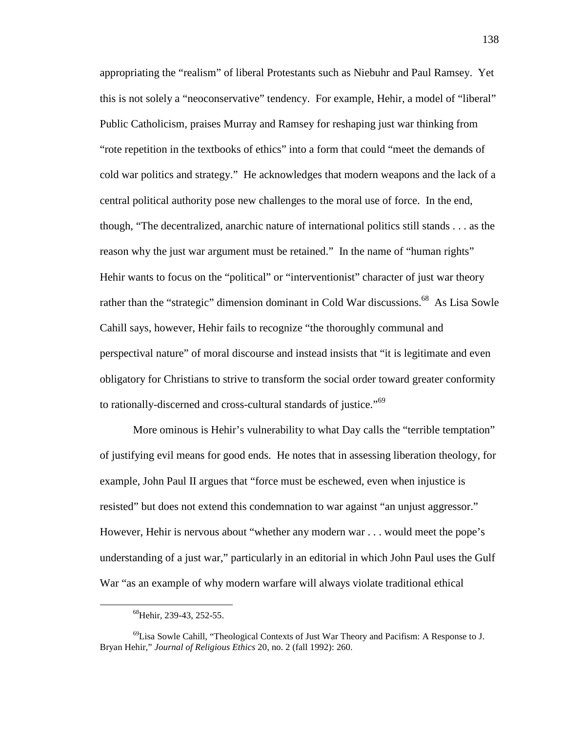appropriating the "realism" of liberal Protestants such as Niebuhr and Paul Ramsey. Yet this is not solely a "neoconservative" tendency. For example, Hehir, a model of "liberal" Public Catholicism, praises Murray and Ramsey for reshaping just war thinking from "rote repetition in the textbooks of ethics" into a form that could "meet the demands of cold war politics and strategy." He acknowledges that modern weapons and the lack of a central political authority pose new challenges to the moral use of force. In the end, though, "The decentralized, anarchic nature of international politics still stands . . . as the reason why the just war argument must be retained." In the name of "human rights" Hehir wants to focus on the "political" or "interventionist" character of just war theory rather than the "strategic" dimension dominant in Cold War discussions.[68] As Lisa Sowle Cahill says, however, Hehir fails to recognize "the thoroughly communal and perspectival nature" of moral discourse and instead insists that "it is legitimate and even obligatory for Christians to strive to transform the social order toward greater conformity to rationally-discerned and cross-cultural standards of justice."[69]

More ominous is Hehir's vulnerability to what Day calls the "terrible temptation" of justifying evil means for good ends. He notes that in assessing liberation theology, for example, John Paul II argues that "force must be eschewed, even when injustice is resisted" but does not extend this condemnation to war against "an unjust aggressor." However, Hehir is nervous about "whether any modern war . . . would meet the pope's understanding of a just war," particularly in an editorial in which John Paul uses the Gulf War "as an example of why modern warfare will always violate traditional ethical

---

[68] Hehir, 239-43, 252-55.

[69] Lisa Sowle Cahill, "Theological Contexts of Just War Theory and Pacifism: A Response to J. Bryan Hehir," *Journal of Religious Ethics* 20, no. 2 (fall 1992): 260.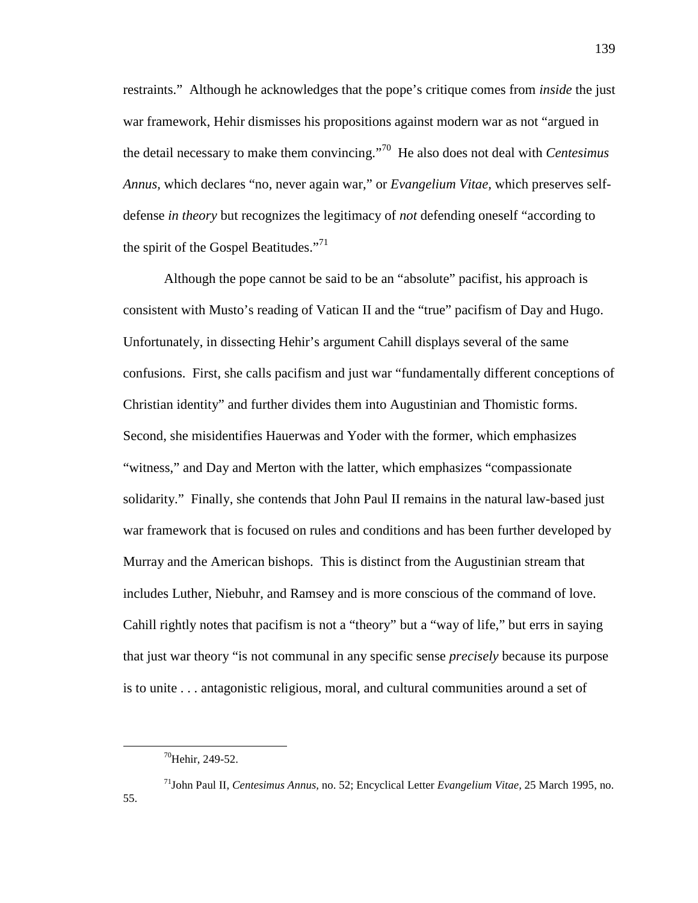restraints." Although he acknowledges that the pope's critique comes from *inside* the just war framework, Hehir dismisses his propositions against modern war as not "argued in the detail necessary to make them convincing."[70] He also does not deal with *Centesimus Annus,* which declares "no, never again war," or *Evangelium Vitae,* which preserves self-defense *in theory* but recognizes the legitimacy of *not* defending oneself "according to the spirit of the Gospel Beatitudes."[71]

Although the pope cannot be said to be an "absolute" pacifist, his approach is consistent with Musto's reading of Vatican II and the "true" pacifism of Day and Hugo. Unfortunately, in dissecting Hehir's argument Cahill displays several of the same confusions. First, she calls pacifism and just war "fundamentally different conceptions of Christian identity" and further divides them into Augustinian and Thomistic forms. Second, she misidentifies Hauerwas and Yoder with the former, which emphasizes "witness," and Day and Merton with the latter, which emphasizes "compassionate solidarity." Finally, she contends that John Paul II remains in the natural law-based just war framework that is focused on rules and conditions and has been further developed by Murray and the American bishops. This is distinct from the Augustinian stream that includes Luther, Niebuhr, and Ramsey and is more conscious of the command of love. Cahill rightly notes that pacifism is not a "theory" but a "way of life," but errs in saying that just war theory "is not communal in any specific sense *precisely* because its purpose is to unite . . . antagonistic religious, moral, and cultural communities around a set of

---

[70]Hehir, 249-52.

[71]John Paul II, *Centesimus Annus,* no. 52; Encyclical Letter *Evangelium Vitae,* 25 March 1995, no. 55.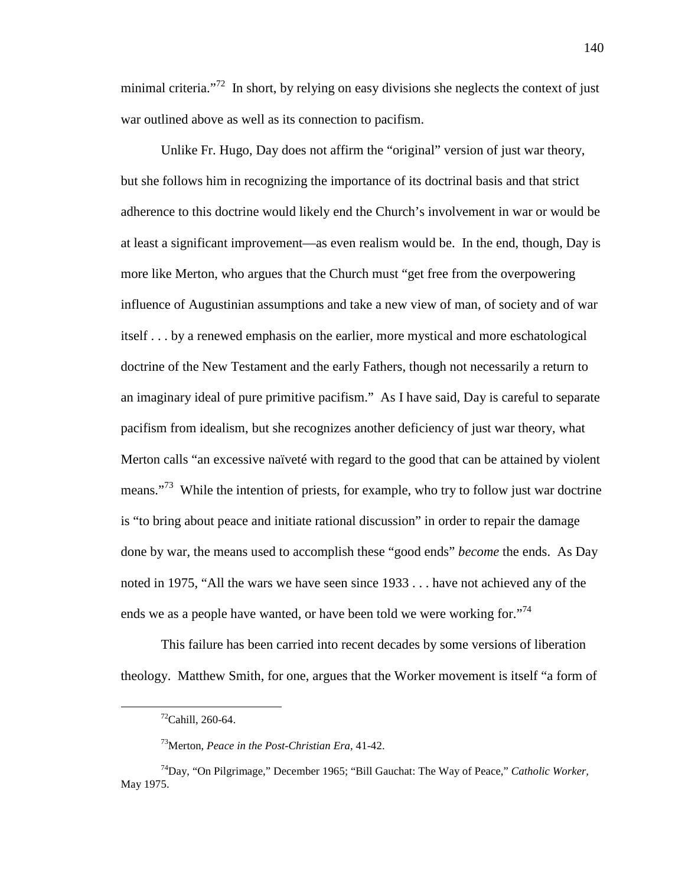minimal criteria."[72] In short, by relying on easy divisions she neglects the context of just war outlined above as well as its connection to pacifism.

Unlike Fr. Hugo, Day does not affirm the "original" version of just war theory, but she follows him in recognizing the importance of its doctrinal basis and that strict adherence to this doctrine would likely end the Church's involvement in war or would be at least a significant improvement—as even realism would be. In the end, though, Day is more like Merton, who argues that the Church must "get free from the overpowering influence of Augustinian assumptions and take a new view of man, of society and of war itself . . . by a renewed emphasis on the earlier, more mystical and more eschatological doctrine of the New Testament and the early Fathers, though not necessarily a return to an imaginary ideal of pure primitive pacifism." As I have said, Day is careful to separate pacifism from idealism, but she recognizes another deficiency of just war theory, what Merton calls "an excessive naïveté with regard to the good that can be attained by violent means."[73] While the intention of priests, for example, who try to follow just war doctrine is "to bring about peace and initiate rational discussion" in order to repair the damage done by war, the means used to accomplish these "good ends" *become* the ends. As Day noted in 1975, "All the wars we have seen since 1933 . . . have not achieved any of the ends we as a people have wanted, or have been told we were working for."[74]

This failure has been carried into recent decades by some versions of liberation theology. Matthew Smith, for one, argues that the Worker movement is itself "a form of

---

[72]Cahill, 260-64.

[73]Merton, *Peace in the Post-Christian Era*, 41-42.

[74]Day, "On Pilgrimage," December 1965; "Bill Gauchat: The Way of Peace," *Catholic Worker*, May 1975.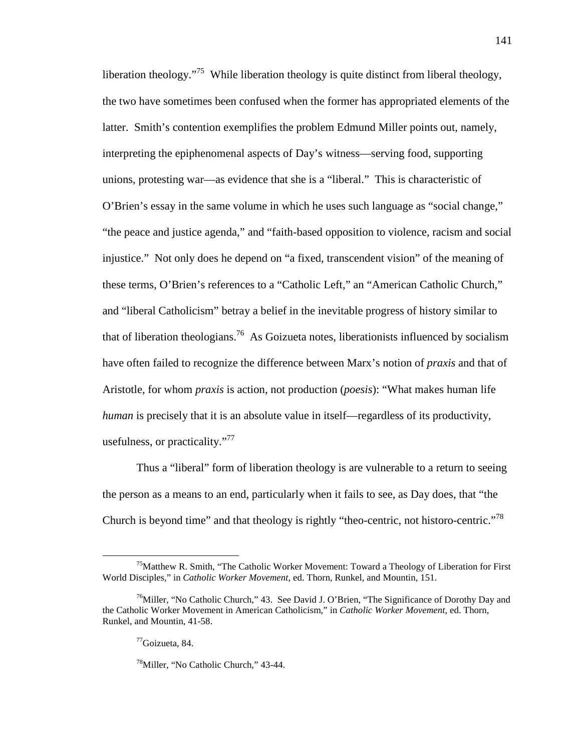liberation theology."[75] While liberation theology is quite distinct from liberal theology, the two have sometimes been confused when the former has appropriated elements of the latter. Smith's contention exemplifies the problem Edmund Miller points out, namely, interpreting the epiphenomenal aspects of Day's witness—serving food, supporting unions, protesting war—as evidence that she is a "liberal." This is characteristic of O'Brien's essay in the same volume in which he uses such language as "social change," "the peace and justice agenda," and "faith-based opposition to violence, racism and social injustice." Not only does he depend on "a fixed, transcendent vision" of the meaning of these terms, O'Brien's references to a "Catholic Left," an "American Catholic Church," and "liberal Catholicism" betray a belief in the inevitable progress of history similar to that of liberation theologians.[76] As Goizueta notes, liberationists influenced by socialism have often failed to recognize the difference between Marx's notion of *praxis* and that of Aristotle, for whom *praxis* is action, not production (*poesis*): "What makes human life *human* is precisely that it is an absolute value in itself—regardless of its productivity, usefulness, or practicality."[77]

Thus a "liberal" form of liberation theology is are vulnerable to a return to seeing the person as a means to an end, particularly when it fails to see, as Day does, that "the Church is beyond time" and that theology is rightly "theo-centric, not historo-centric."[78]

---

[75] Matthew R. Smith, "The Catholic Worker Movement: Toward a Theology of Liberation for First World Disciples," in *Catholic Worker Movement*, ed. Thorn, Runkel, and Mountin, 151.

[76] Miller, "No Catholic Church," 43. See David J. O'Brien, "The Significance of Dorothy Day and the Catholic Worker Movement in American Catholicism," in *Catholic Worker Movement*, ed. Thorn, Runkel, and Mountin, 41-58.

[77] Goizueta, 84.

[78] Miller, "No Catholic Church," 43-44.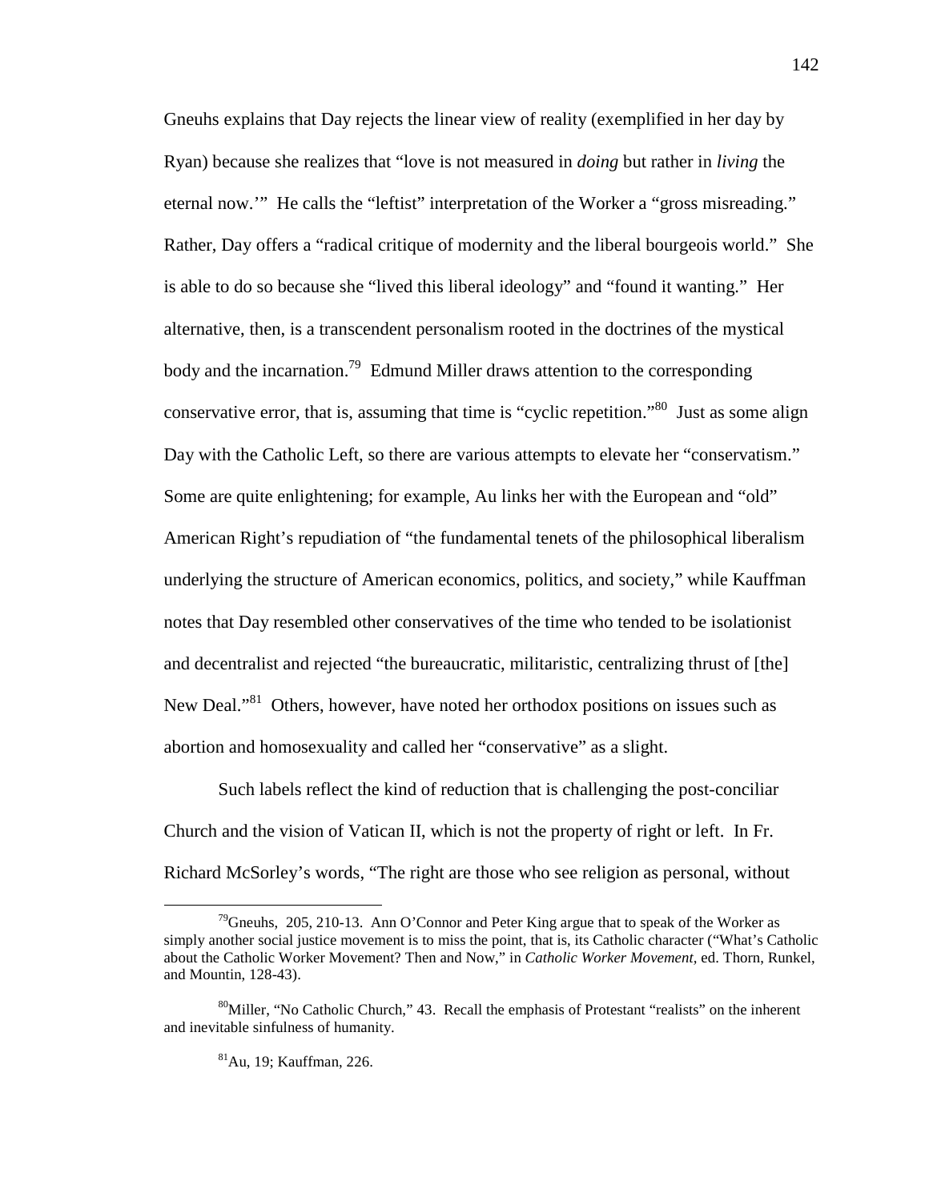Gneuhs explains that Day rejects the linear view of reality (exemplified in her day by Ryan) because she realizes that "love is not measured in *doing* but rather in *living* the eternal now.'" He calls the "leftist" interpretation of the Worker a "gross misreading." Rather, Day offers a "radical critique of modernity and the liberal bourgeois world." She is able to do so because she "lived this liberal ideology" and "found it wanting." Her alternative, then, is a transcendent personalism rooted in the doctrines of the mystical body and the incarnation.[79] Edmund Miller draws attention to the corresponding conservative error, that is, assuming that time is "cyclic repetition."[80] Just as some align Day with the Catholic Left, so there are various attempts to elevate her "conservatism." Some are quite enlightening; for example, Au links her with the European and "old" American Right's repudiation of "the fundamental tenets of the philosophical liberalism underlying the structure of American economics, politics, and society," while Kauffman notes that Day resembled other conservatives of the time who tended to be isolationist and decentralist and rejected "the bureaucratic, militaristic, centralizing thrust of [the] New Deal."[81] Others, however, have noted her orthodox positions on issues such as abortion and homosexuality and called her "conservative" as a slight.

Such labels reflect the kind of reduction that is challenging the post-conciliar Church and the vision of Vatican II, which is not the property of right or left. In Fr. Richard McSorley's words, "The right are those who see religion as personal, without

---

[79] Gneuhs, 205, 210-13. Ann O'Connor and Peter King argue that to speak of the Worker as simply another social justice movement is to miss the point, that is, its Catholic character ("What's Catholic about the Catholic Worker Movement? Then and Now," in *Catholic Worker Movement*, ed. Thorn, Runkel, and Mountin, 128-43).

[80] Miller, "No Catholic Church," 43. Recall the emphasis of Protestant "realists" on the inherent and inevitable sinfulness of humanity.

[81] Au, 19; Kauffman, 226.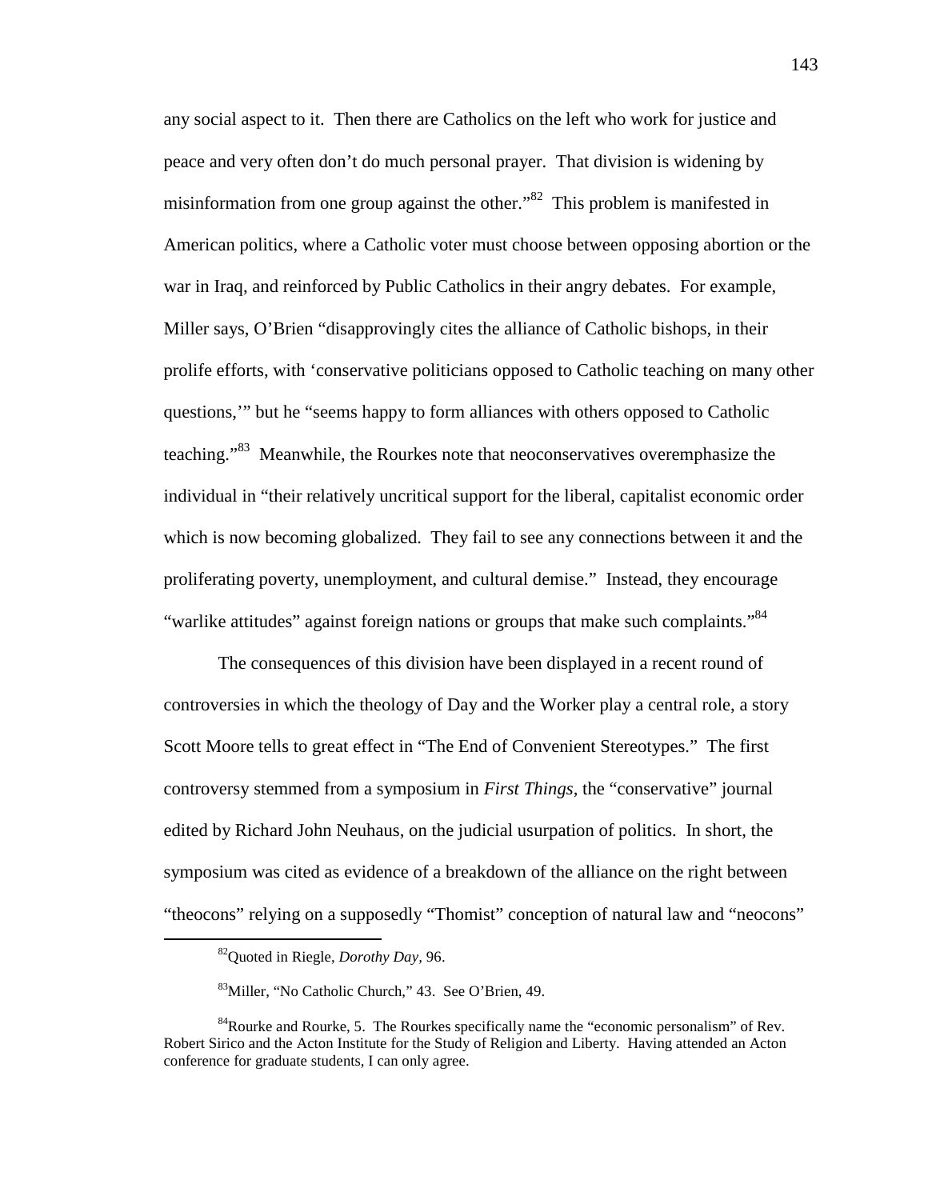any social aspect to it. Then there are Catholics on the left who work for justice and peace and very often don't do much personal prayer. That division is widening by misinformation from one group against the other."[82] This problem is manifested in American politics, where a Catholic voter must choose between opposing abortion or the war in Iraq, and reinforced by Public Catholics in their angry debates. For example, Miller says, O'Brien "disapprovingly cites the alliance of Catholic bishops, in their prolife efforts, with 'conservative politicians opposed to Catholic teaching on many other questions,'" but he "seems happy to form alliances with others opposed to Catholic teaching."[83] Meanwhile, the Rourkes note that neoconservatives overemphasize the individual in "their relatively uncritical support for the liberal, capitalist economic order which is now becoming globalized. They fail to see any connections between it and the proliferating poverty, unemployment, and cultural demise." Instead, they encourage "warlike attitudes" against foreign nations or groups that make such complaints."[84]

The consequences of this division have been displayed in a recent round of controversies in which the theology of Day and the Worker play a central role, a story Scott Moore tells to great effect in "The End of Convenient Stereotypes." The first controversy stemmed from a symposium in *First Things*, the "conservative" journal edited by Richard John Neuhaus, on the judicial usurpation of politics. In short, the symposium was cited as evidence of a breakdown of the alliance on the right between "theocons" relying on a supposedly "Thomist" conception of natural law and "neocons"

---

[82]Quoted in Riegle, *Dorothy Day*, 96.

[83]Miller, "No Catholic Church," 43. See O'Brien, 49.

[84]Rourke and Rourke, 5. The Rourkes specifically name the "economic personalism" of Rev. Robert Sirico and the Acton Institute for the Study of Religion and Liberty. Having attended an Acton conference for graduate students, I can only agree.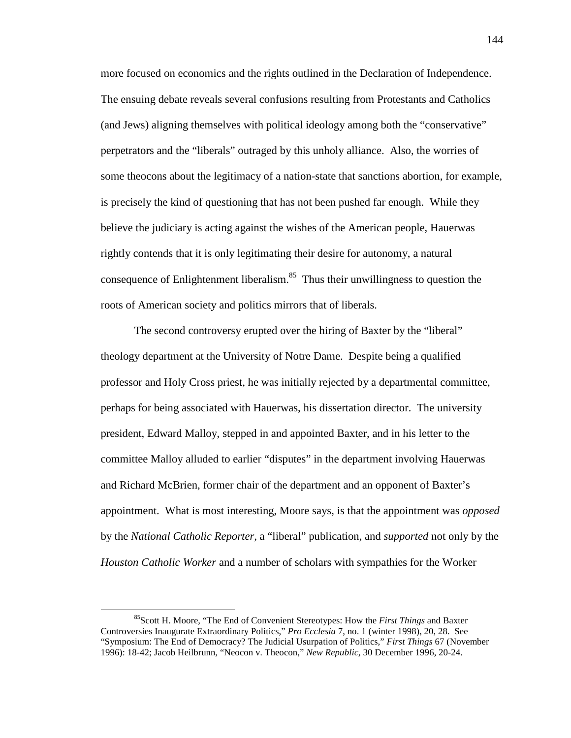more focused on economics and the rights outlined in the Declaration of Independence. The ensuing debate reveals several confusions resulting from Protestants and Catholics (and Jews) aligning themselves with political ideology among both the "conservative" perpetrators and the "liberals" outraged by this unholy alliance. Also, the worries of some theocons about the legitimacy of a nation-state that sanctions abortion, for example, is precisely the kind of questioning that has not been pushed far enough. While they believe the judiciary is acting against the wishes of the American people, Hauerwas rightly contends that it is only legitimating their desire for autonomy, a natural consequence of Enlightenment liberalism.[85] Thus their unwillingness to question the roots of American society and politics mirrors that of liberals.

The second controversy erupted over the hiring of Baxter by the "liberal" theology department at the University of Notre Dame. Despite being a qualified professor and Holy Cross priest, he was initially rejected by a departmental committee, perhaps for being associated with Hauerwas, his dissertation director. The university president, Edward Malloy, stepped in and appointed Baxter, and in his letter to the committee Malloy alluded to earlier "disputes" in the department involving Hauerwas and Richard McBrien, former chair of the department and an opponent of Baxter's appointment. What is most interesting, Moore says, is that the appointment was *opposed* by the *National Catholic Reporter*, a "liberal" publication, and *supported* not only by the *Houston Catholic Worker* and a number of scholars with sympathies for the Worker

[85] Scott H. Moore, "The End of Convenient Stereotypes: How the *First Things* and Baxter Controversies Inaugurate Extraordinary Politics," *Pro Ecclesia* 7, no. 1 (winter 1998), 20, 28. See "Symposium: The End of Democracy? The Judicial Usurpation of Politics," *First Things* 67 (November 1996): 18-42; Jacob Heilbrunn, "Neocon v. Theocon," *New Republic*, 30 December 1996, 20-24.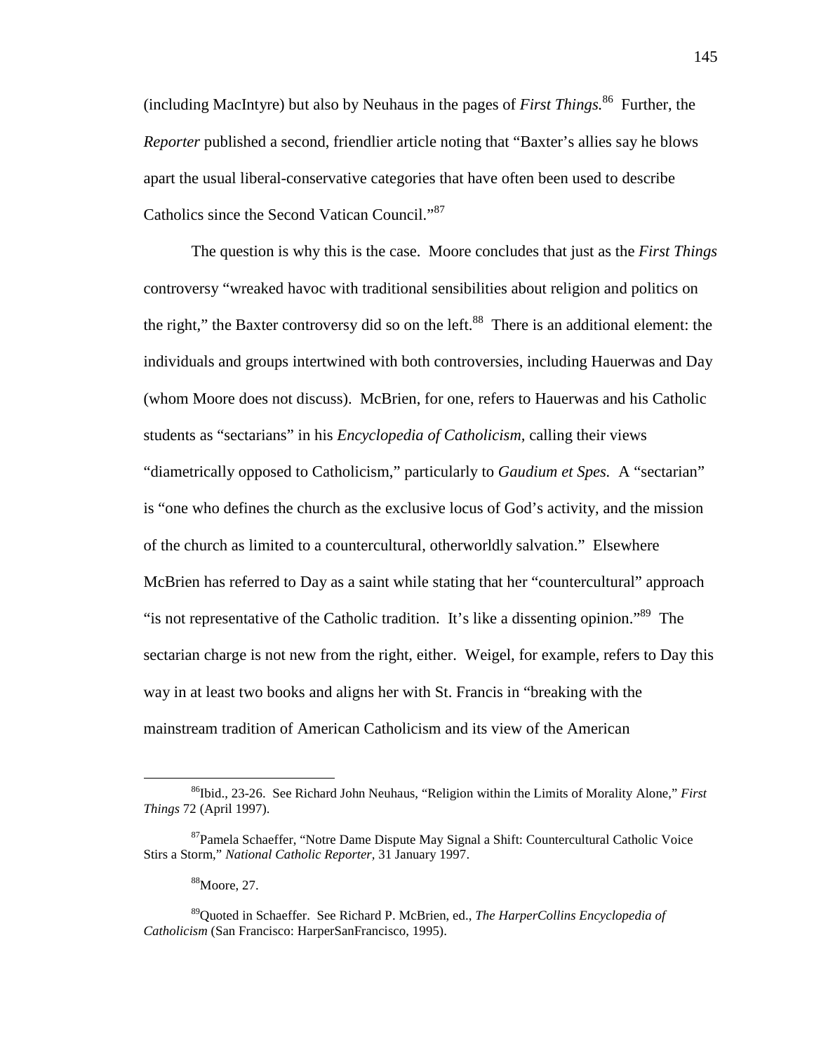(including MacIntyre) but also by Neuhaus in the pages of *First Things.*[86] Further, the *Reporter* published a second, friendlier article noting that "Baxter's allies say he blows apart the usual liberal-conservative categories that have often been used to describe Catholics since the Second Vatican Council."[87]

The question is why this is the case. Moore concludes that just as the *First Things* controversy "wreaked havoc with traditional sensibilities about religion and politics on the right," the Baxter controversy did so on the left.[88] There is an additional element: the individuals and groups intertwined with both controversies, including Hauerwas and Day (whom Moore does not discuss). McBrien, for one, refers to Hauerwas and his Catholic students as "sectarians" in his *Encyclopedia of Catholicism*, calling their views "diametrically opposed to Catholicism," particularly to *Gaudium et Spes.* A "sectarian" is "one who defines the church as the exclusive locus of God's activity, and the mission of the church as limited to a countercultural, otherworldly salvation." Elsewhere McBrien has referred to Day as a saint while stating that her "countercultural" approach "is not representative of the Catholic tradition. It's like a dissenting opinion."[89] The sectarian charge is not new from the right, either. Weigel, for example, refers to Day this way in at least two books and aligns her with St. Francis in "breaking with the mainstream tradition of American Catholicism and its view of the American

---

[86]Ibid., 23-26. See Richard John Neuhaus, "Religion within the Limits of Morality Alone," *First Things* 72 (April 1997).

[87]Pamela Schaeffer, "Notre Dame Dispute May Signal a Shift: Countercultural Catholic Voice Stirs a Storm," *National Catholic Reporter*, 31 January 1997.

[88]Moore, 27.

[89]Quoted in Schaeffer. See Richard P. McBrien, ed., *The HarperCollins Encyclopedia of Catholicism* (San Francisco: HarperSanFrancisco, 1995).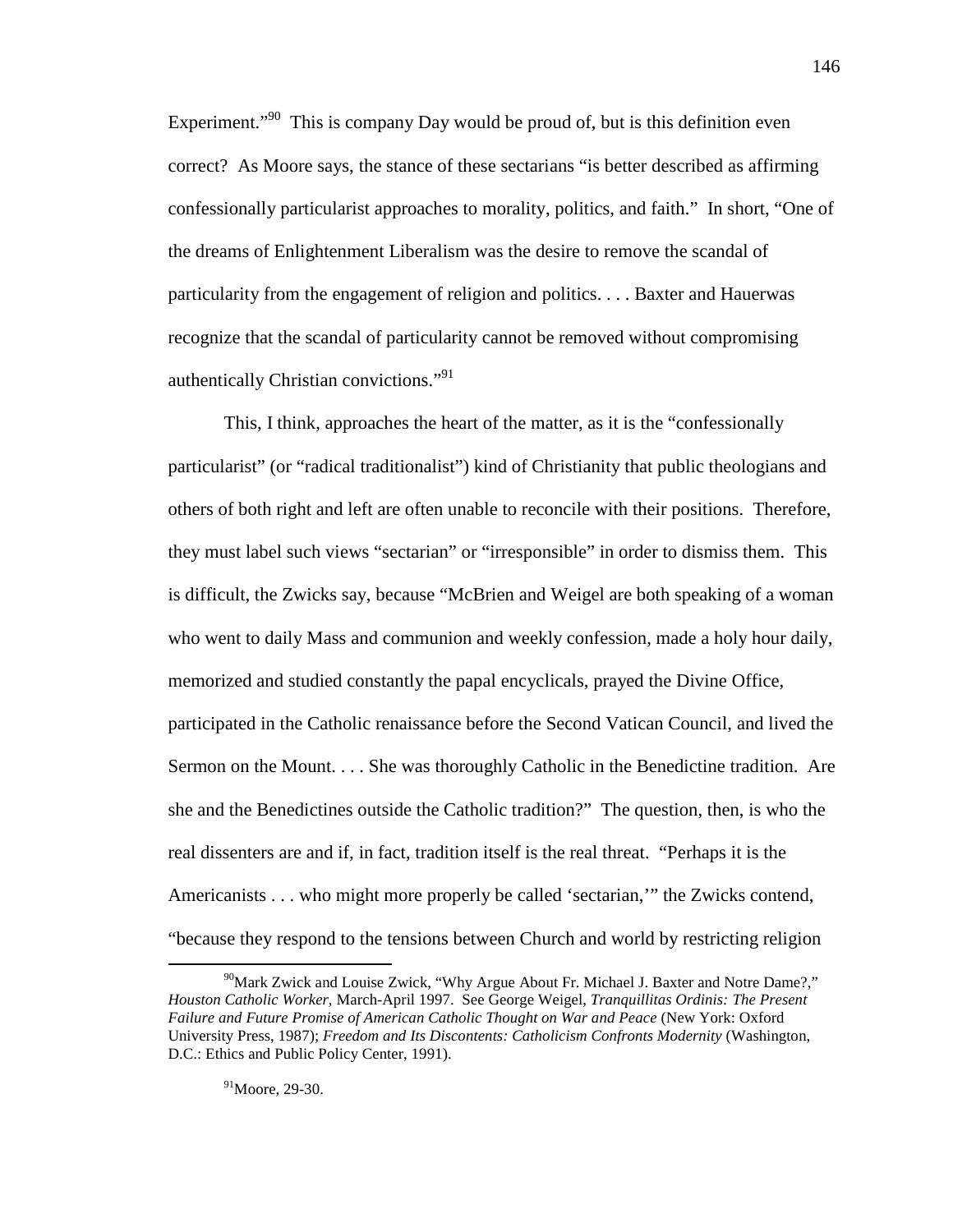Experiment."[90] This is company Day would be proud of, but is this definition even correct? As Moore says, the stance of these sectarians "is better described as affirming confessionally particularist approaches to morality, politics, and faith." In short, "One of the dreams of Enlightenment Liberalism was the desire to remove the scandal of particularity from the engagement of religion and politics. . . . Baxter and Hauerwas recognize that the scandal of particularity cannot be removed without compromising authentically Christian convictions."[91]

This, I think, approaches the heart of the matter, as it is the "confessionally particularist" (or "radical traditionalist") kind of Christianity that public theologians and others of both right and left are often unable to reconcile with their positions. Therefore, they must label such views "sectarian" or "irresponsible" in order to dismiss them. This is difficult, the Zwicks say, because "McBrien and Weigel are both speaking of a woman who went to daily Mass and communion and weekly confession, made a holy hour daily, memorized and studied constantly the papal encyclicals, prayed the Divine Office, participated in the Catholic renaissance before the Second Vatican Council, and lived the Sermon on the Mount. . . . She was thoroughly Catholic in the Benedictine tradition. Are she and the Benedictines outside the Catholic tradition?" The question, then, is who the real dissenters are and if, in fact, tradition itself is the real threat. "Perhaps it is the Americanists . . . who might more properly be called 'sectarian,'" the Zwicks contend, "because they respond to the tensions between Church and world by restricting religion

---

[90] Mark Zwick and Louise Zwick, "Why Argue About Fr. Michael J. Baxter and Notre Dame?," *Houston Catholic Worker*, March-April 1997. See George Weigel, *Tranquillitas Ordinis: The Present Failure and Future Promise of American Catholic Thought on War and Peace* (New York: Oxford University Press, 1987); *Freedom and Its Discontents: Catholicism Confronts Modernity* (Washington, D.C.: Ethics and Public Policy Center, 1991).

[91] Moore, 29-30.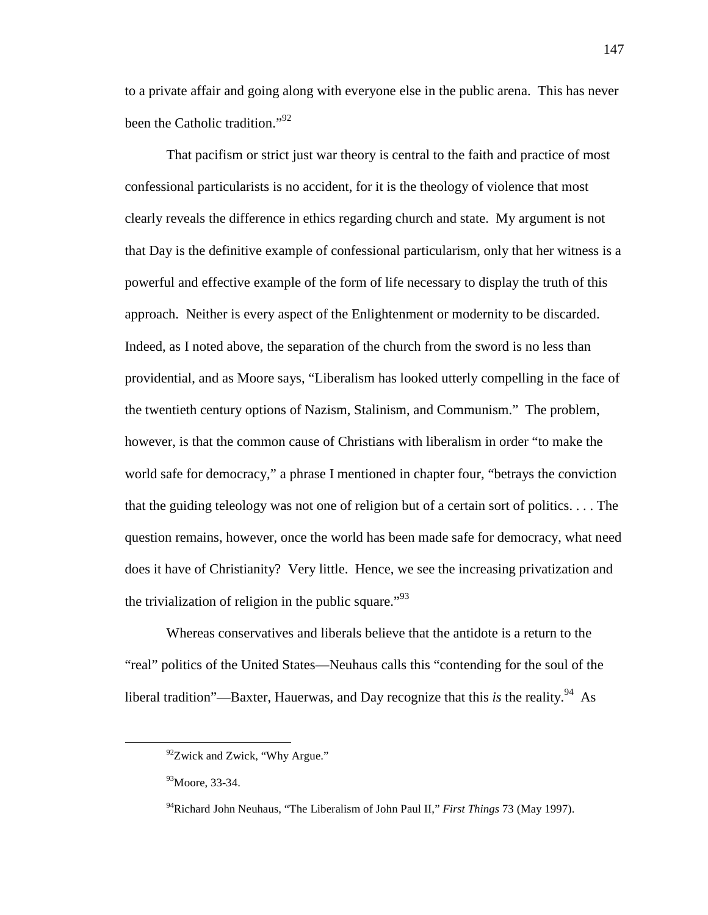to a private affair and going along with everyone else in the public arena. This has never been the Catholic tradition."[92]

That pacifism or strict just war theory is central to the faith and practice of most confessional particularists is no accident, for it is the theology of violence that most clearly reveals the difference in ethics regarding church and state. My argument is not that Day is the definitive example of confessional particularism, only that her witness is a powerful and effective example of the form of life necessary to display the truth of this approach. Neither is every aspect of the Enlightenment or modernity to be discarded. Indeed, as I noted above, the separation of the church from the sword is no less than providential, and as Moore says, "Liberalism has looked utterly compelling in the face of the twentieth century options of Nazism, Stalinism, and Communism." The problem, however, is that the common cause of Christians with liberalism in order "to make the world safe for democracy," a phrase I mentioned in chapter four, "betrays the conviction that the guiding teleology was not one of religion but of a certain sort of politics. . . . The question remains, however, once the world has been made safe for democracy, what need does it have of Christianity? Very little. Hence, we see the increasing privatization and the trivialization of religion in the public square."[93]

Whereas conservatives and liberals believe that the antidote is a return to the "real" politics of the United States—Neuhaus calls this "contending for the soul of the liberal tradition"—Baxter, Hauerwas, and Day recognize that this *is* the reality.[94] As

---

[92]Zwick and Zwick, "Why Argue."

[93]Moore, 33-34.

[94]Richard John Neuhaus, "The Liberalism of John Paul II," *First Things* 73 (May 1997).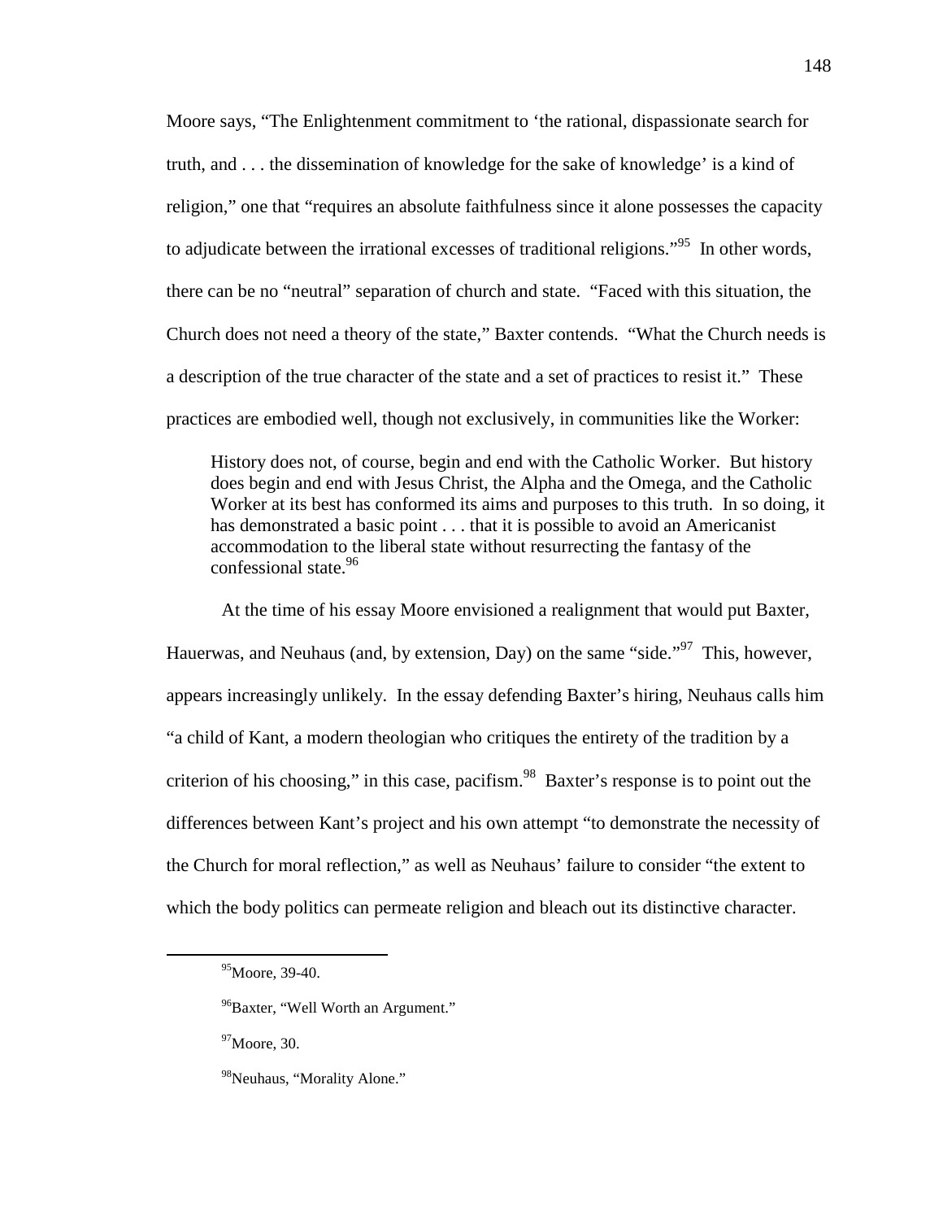Moore says, "The Enlightenment commitment to 'the rational, dispassionate search for truth, and . . . the dissemination of knowledge for the sake of knowledge' is a kind of religion," one that "requires an absolute faithfulness since it alone possesses the capacity to adjudicate between the irrational excesses of traditional religions."[95] In other words, there can be no "neutral" separation of church and state. "Faced with this situation, the Church does not need a theory of the state," Baxter contends. "What the Church needs is a description of the true character of the state and a set of practices to resist it." These practices are embodied well, though not exclusively, in communities like the Worker:

> History does not, of course, begin and end with the Catholic Worker. But history does begin and end with Jesus Christ, the Alpha and the Omega, and the Catholic Worker at its best has conformed its aims and purposes to this truth. In so doing, it has demonstrated a basic point . . . that it is possible to avoid an Americanist accommodation to the liberal state without resurrecting the fantasy of the confessional state.[96]

At the time of his essay Moore envisioned a realignment that would put Baxter, Hauerwas, and Neuhaus (and, by extension, Day) on the same "side."[97] This, however, appears increasingly unlikely. In the essay defending Baxter's hiring, Neuhaus calls him "a child of Kant, a modern theologian who critiques the entirety of the tradition by a criterion of his choosing," in this case, pacifism.[98] Baxter's response is to point out the differences between Kant's project and his own attempt "to demonstrate the necessity of the Church for moral reflection," as well as Neuhaus' failure to consider "the extent to which the body politics can permeate religion and bleach out its distinctive character.

---

[95] Moore, 39-40.

[96] Baxter, "Well Worth an Argument."

[97] Moore, 30.

[98] Neuhaus, "Morality Alone."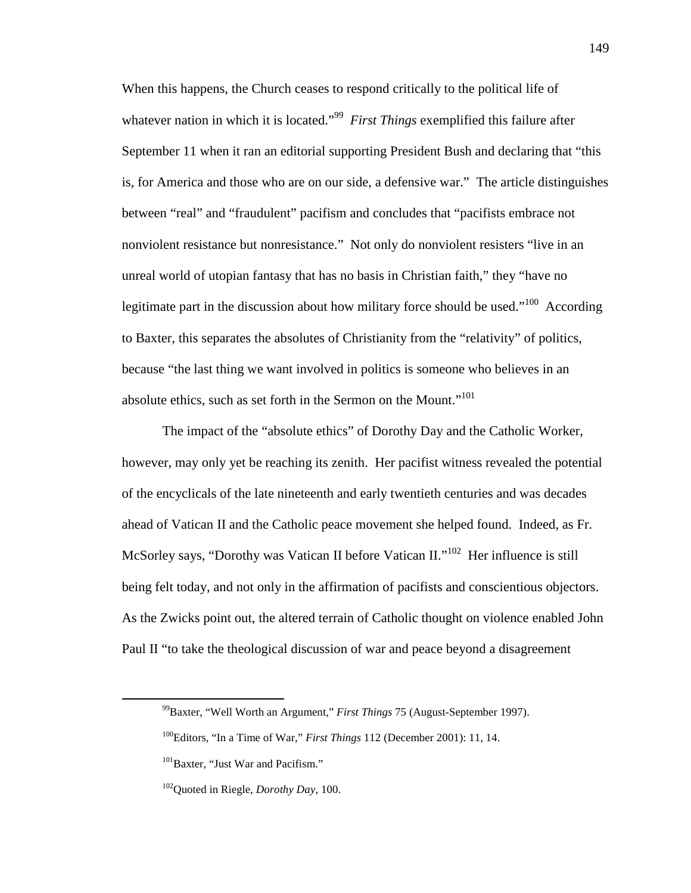When this happens, the Church ceases to respond critically to the political life of whatever nation in which it is located."[99] *First Things* exemplified this failure after September 11 when it ran an editorial supporting President Bush and declaring that "this is, for America and those who are on our side, a defensive war." The article distinguishes between "real" and "fraudulent" pacifism and concludes that "pacifists embrace not nonviolent resistance but nonresistance." Not only do nonviolent resisters "live in an unreal world of utopian fantasy that has no basis in Christian faith," they "have no legitimate part in the discussion about how military force should be used."[100] According to Baxter, this separates the absolutes of Christianity from the "relativity" of politics, because "the last thing we want involved in politics is someone who believes in an absolute ethics, such as set forth in the Sermon on the Mount."[101]

The impact of the "absolute ethics" of Dorothy Day and the Catholic Worker, however, may only yet be reaching its zenith. Her pacifist witness revealed the potential of the encyclicals of the late nineteenth and early twentieth centuries and was decades ahead of Vatican II and the Catholic peace movement she helped found. Indeed, as Fr. McSorley says, "Dorothy was Vatican II before Vatican II."[102] Her influence is still being felt today, and not only in the affirmation of pacifists and conscientious objectors. As the Zwicks point out, the altered terrain of Catholic thought on violence enabled John Paul II "to take the theological discussion of war and peace beyond a disagreement

---

[99]Baxter, "Well Worth an Argument," *First Things* 75 (August-September 1997).

[100]Editors, "In a Time of War," *First Things* 112 (December 2001): 11, 14.

[101]Baxter, "Just War and Pacifism."

[102]Quoted in Riegle, *Dorothy Day*, 100.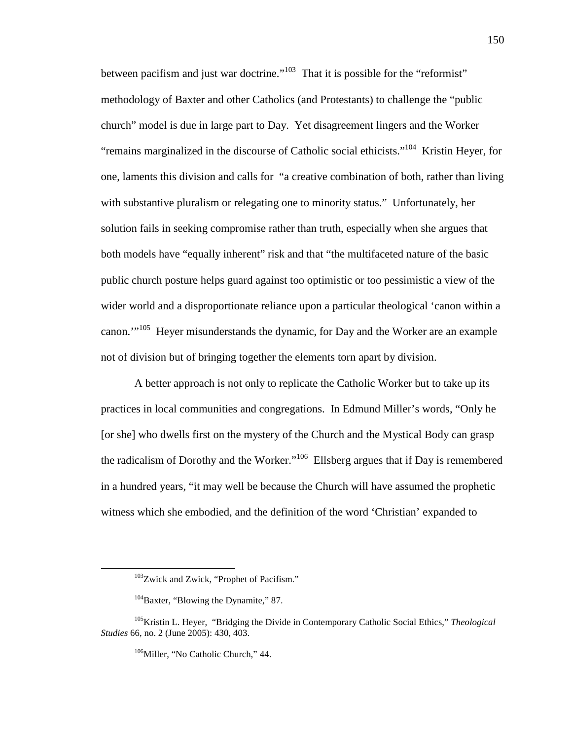between pacifism and just war doctrine."[103] That it is possible for the "reformist" methodology of Baxter and other Catholics (and Protestants) to challenge the "public church" model is due in large part to Day. Yet disagreement lingers and the Worker "remains marginalized in the discourse of Catholic social ethicists."[104] Kristin Heyer, for one, laments this division and calls for "a creative combination of both, rather than living with substantive pluralism or relegating one to minority status." Unfortunately, her solution fails in seeking compromise rather than truth, especially when she argues that both models have "equally inherent" risk and that "the multifaceted nature of the basic public church posture helps guard against too optimistic or too pessimistic a view of the wider world and a disproportionate reliance upon a particular theological 'canon within a canon.'"[105] Heyer misunderstands the dynamic, for Day and the Worker are an example not of division but of bringing together the elements torn apart by division.

A better approach is not only to replicate the Catholic Worker but to take up its practices in local communities and congregations. In Edmund Miller's words, "Only he [or she] who dwells first on the mystery of the Church and the Mystical Body can grasp the radicalism of Dorothy and the Worker."[106] Ellsberg argues that if Day is remembered in a hundred years, "it may well be because the Church will have assumed the prophetic witness which she embodied, and the definition of the word 'Christian' expanded to

---

[103] Zwick and Zwick, "Prophet of Pacifism."

[104] Baxter, "Blowing the Dynamite," 87.

[105] Kristin L. Heyer, "Bridging the Divide in Contemporary Catholic Social Ethics," *Theological Studies* 66, no. 2 (June 2005): 430, 403.

[106] Miller, "No Catholic Church," 44.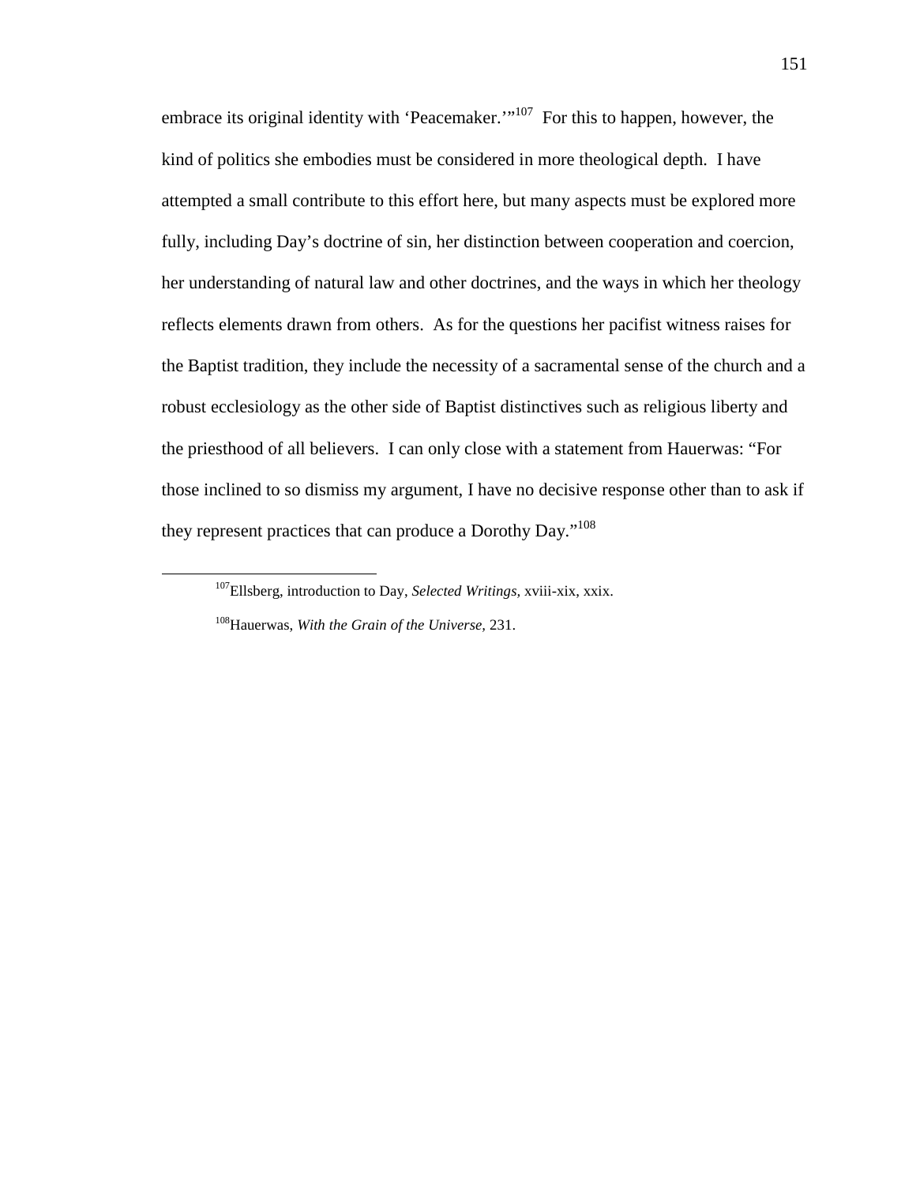embrace its original identity with 'Peacemaker.'"[107] For this to happen, however, the kind of politics she embodies must be considered in more theological depth. I have attempted a small contribute to this effort here, but many aspects must be explored more fully, including Day's doctrine of sin, her distinction between cooperation and coercion, her understanding of natural law and other doctrines, and the ways in which her theology reflects elements drawn from others. As for the questions her pacifist witness raises for the Baptist tradition, they include the necessity of a sacramental sense of the church and a robust ecclesiology as the other side of Baptist distinctives such as religious liberty and the priesthood of all believers. I can only close with a statement from Hauerwas: "For those inclined to so dismiss my argument, I have no decisive response other than to ask if they represent practices that can produce a Dorothy Day."[108]

---

[107]Ellsberg, introduction to Day, *Selected Writings,* xviii-xix, xxix.

[108]Hauerwas, *With the Grain of the Universe,* 231.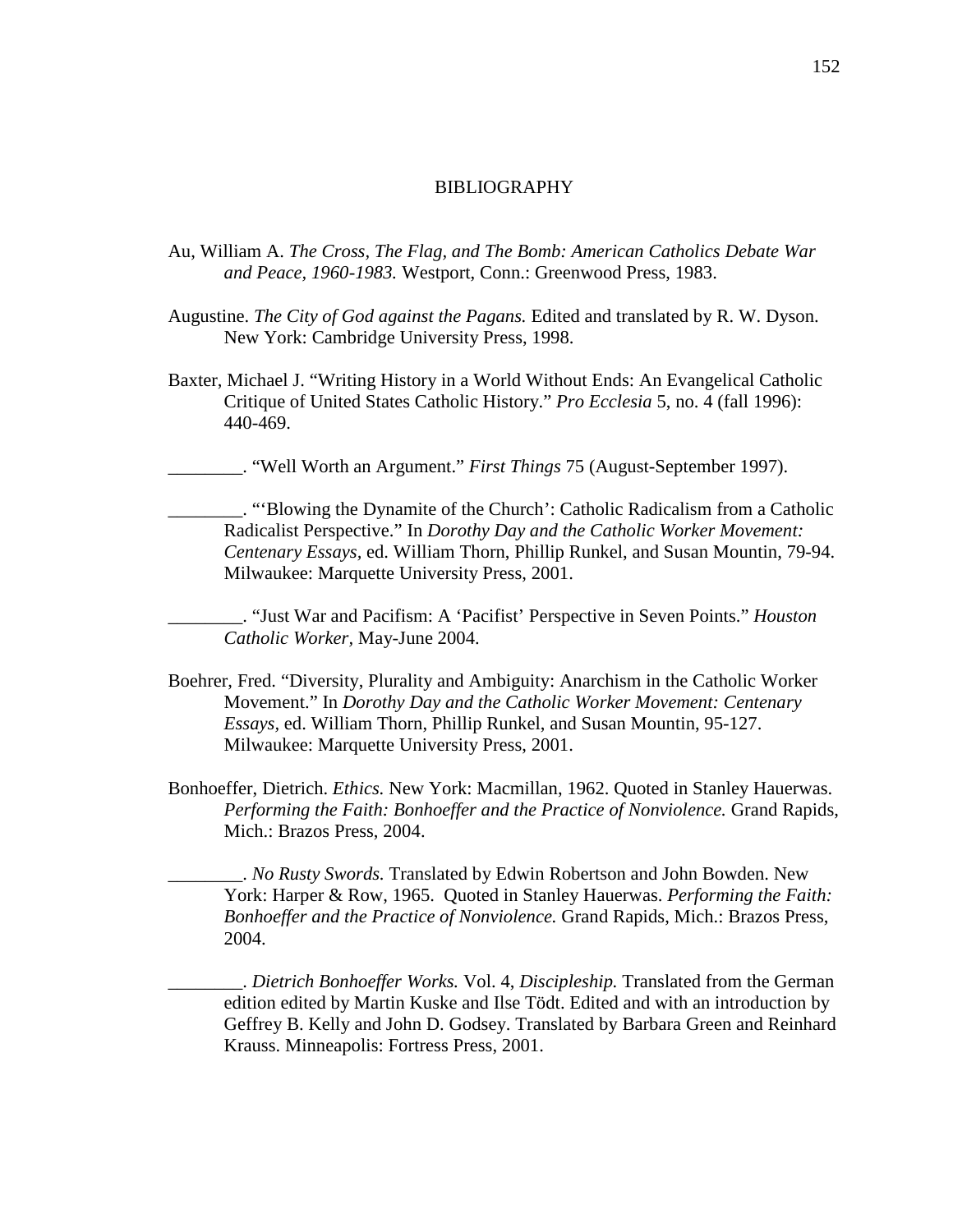# BIBLIOGRAPHY

Au, William A. *The Cross, The Flag, and The Bomb: American Catholics Debate War and Peace, 1960-1983.* Westport, Conn.: Greenwood Press, 1983.

Augustine. *The City of God against the Pagans.* Edited and translated by R. W. Dyson. New York: Cambridge University Press, 1998.

Baxter, Michael J. "Writing History in a World Without Ends: An Evangelical Catholic Critique of United States Catholic History." *Pro Ecclesia* 5, no. 4 (fall 1996): 440-469.

________. "Well Worth an Argument." *First Things* 75 (August-September 1997).

________. "'Blowing the Dynamite of the Church': Catholic Radicalism from a Catholic Radicalist Perspective." In *Dorothy Day and the Catholic Worker Movement: Centenary Essays*, ed. William Thorn, Phillip Runkel, and Susan Mountin, 79-94. Milwaukee: Marquette University Press, 2001.

________. "Just War and Pacifism: A 'Pacifist' Perspective in Seven Points." *Houston Catholic Worker*, May-June 2004.

Boehrer, Fred. "Diversity, Plurality and Ambiguity: Anarchism in the Catholic Worker Movement." In *Dorothy Day and the Catholic Worker Movement: Centenary Essays*, ed. William Thorn, Phillip Runkel, and Susan Mountin, 95-127. Milwaukee: Marquette University Press, 2001.

Bonhoeffer, Dietrich. *Ethics.* New York: Macmillan, 1962. Quoted in Stanley Hauerwas. *Performing the Faith: Bonhoeffer and the Practice of Nonviolence.* Grand Rapids, Mich.: Brazos Press, 2004.

________. *No Rusty Swords.* Translated by Edwin Robertson and John Bowden. New York: Harper & Row, 1965. Quoted in Stanley Hauerwas. *Performing the Faith: Bonhoeffer and the Practice of Nonviolence.* Grand Rapids, Mich.: Brazos Press, 2004.

________. *Dietrich Bonhoeffer Works.* Vol. 4, *Discipleship.* Translated from the German edition edited by Martin Kuske and Ilse Tödt. Edited and with an introduction by Geffrey B. Kelly and John D. Godsey. Translated by Barbara Green and Reinhard Krauss. Minneapolis: Fortress Press, 2001.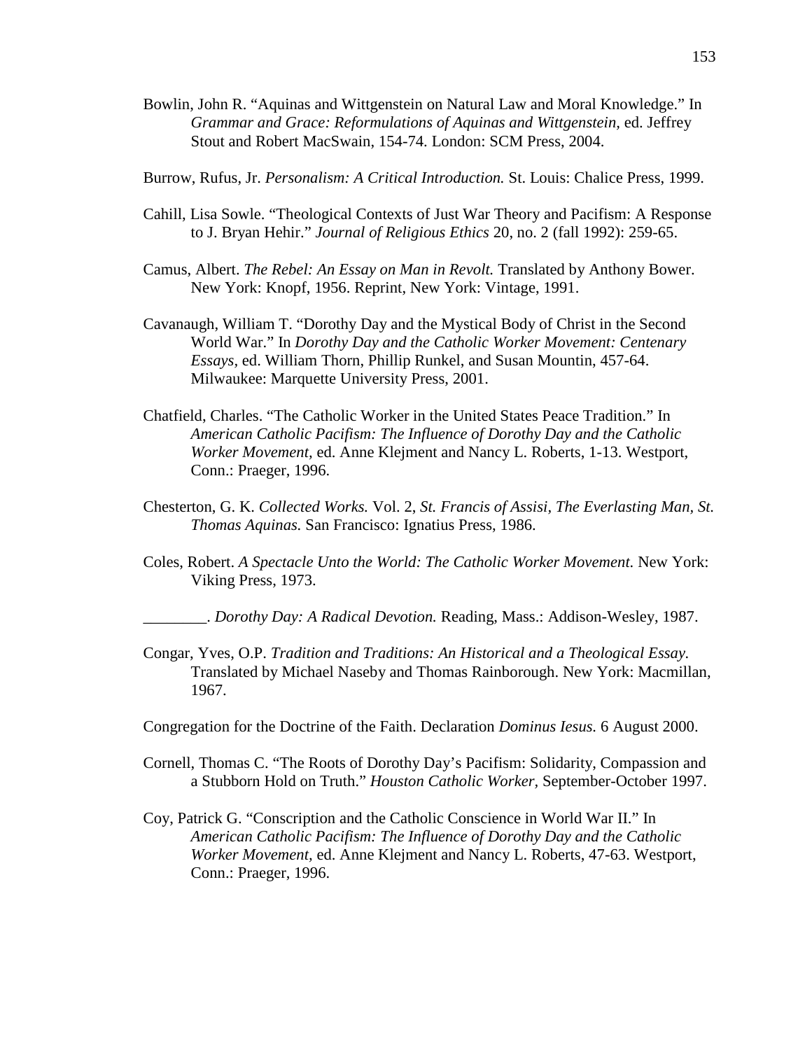Bowlin, John R. "Aquinas and Wittgenstein on Natural Law and Moral Knowledge." In *Grammar and Grace: Reformulations of Aquinas and Wittgenstein,* ed. Jeffrey Stout and Robert MacSwain, 154-74. London: SCM Press, 2004.

Burrow, Rufus, Jr. *Personalism: A Critical Introduction.* St. Louis: Chalice Press, 1999.

Cahill, Lisa Sowle. "Theological Contexts of Just War Theory and Pacifism: A Response to J. Bryan Hehir." *Journal of Religious Ethics* 20, no. 2 (fall 1992): 259-65.

Camus, Albert. *The Rebel: An Essay on Man in Revolt.* Translated by Anthony Bower. New York: Knopf, 1956. Reprint, New York: Vintage, 1991.

Cavanaugh, William T. "Dorothy Day and the Mystical Body of Christ in the Second World War." In *Dorothy Day and the Catholic Worker Movement: Centenary Essays,* ed. William Thorn, Phillip Runkel, and Susan Mountin, 457-64. Milwaukee: Marquette University Press, 2001.

Chatfield, Charles. "The Catholic Worker in the United States Peace Tradition." In *American Catholic Pacifism: The Influence of Dorothy Day and the Catholic Worker Movement,* ed. Anne Klejment and Nancy L. Roberts, 1-13. Westport, Conn.: Praeger, 1996.

Chesterton, G. K. *Collected Works.* Vol. 2, *St. Francis of Assisi, The Everlasting Man, St. Thomas Aquinas.* San Francisco: Ignatius Press, 1986.

Coles, Robert. *A Spectacle Unto the World: The Catholic Worker Movement.* New York: Viking Press, 1973.

________. *Dorothy Day: A Radical Devotion.* Reading, Mass.: Addison-Wesley, 1987.

Congar, Yves, O.P. *Tradition and Traditions: An Historical and a Theological Essay.* Translated by Michael Naseby and Thomas Rainborough. New York: Macmillan, 1967.

Congregation for the Doctrine of the Faith. Declaration *Dominus Iesus.* 6 August 2000.

Cornell, Thomas C. "The Roots of Dorothy Day's Pacifism: Solidarity, Compassion and a Stubborn Hold on Truth." *Houston Catholic Worker,* September-October 1997.

Coy, Patrick G. "Conscription and the Catholic Conscience in World War II." In *American Catholic Pacifism: The Influence of Dorothy Day and the Catholic Worker Movement,* ed. Anne Klejment and Nancy L. Roberts, 47-63. Westport, Conn.: Praeger, 1996.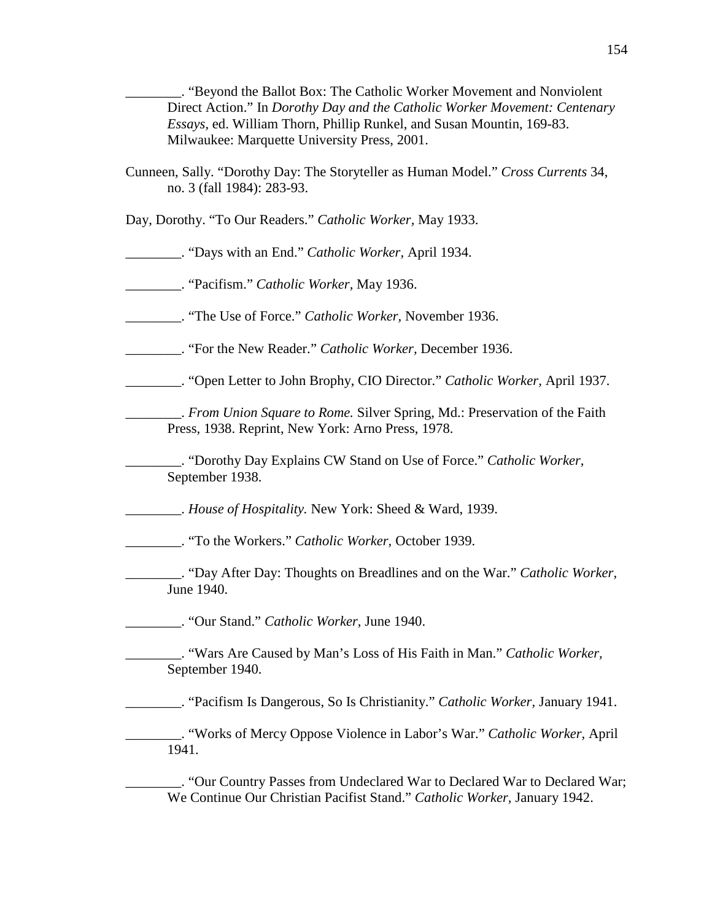________. "Beyond the Ballot Box: The Catholic Worker Movement and Nonviolent Direct Action." In *Dorothy Day and the Catholic Worker Movement: Centenary Essays,* ed. William Thorn, Phillip Runkel, and Susan Mountin, 169-83. Milwaukee: Marquette University Press, 2001.

Cunneen, Sally. "Dorothy Day: The Storyteller as Human Model." *Cross Currents* 34, no. 3 (fall 1984): 283-93.

Day, Dorothy. "To Our Readers." *Catholic Worker,* May 1933.

________. "Days with an End." *Catholic Worker,* April 1934.

________. "Pacifism." *Catholic Worker*, May 1936.

________. "The Use of Force." *Catholic Worker,* November 1936.

________. "For the New Reader." *Catholic Worker,* December 1936.

________. "Open Letter to John Brophy, CIO Director." *Catholic Worker,* April 1937.

________. *From Union Square to Rome.* Silver Spring, Md.: Preservation of the Faith Press, 1938. Reprint, New York: Arno Press, 1978.

________. "Dorothy Day Explains CW Stand on Use of Force." *Catholic Worker,* September 1938.

________. *House of Hospitality.* New York: Sheed & Ward, 1939.

________. "To the Workers." *Catholic Worker,* October 1939.

________. "Day After Day: Thoughts on Breadlines and on the War." *Catholic Worker,* June 1940.

________. "Our Stand." *Catholic Worker,* June 1940.

________. "Wars Are Caused by Man's Loss of His Faith in Man." *Catholic Worker,* September 1940.

________. "Pacifism Is Dangerous, So Is Christianity." *Catholic Worker*, January 1941.

________. "Works of Mercy Oppose Violence in Labor's War." *Catholic Worker,* April 1941.

________. "Our Country Passes from Undeclared War to Declared War to Declared War; We Continue Our Christian Pacifist Stand." *Catholic Worker,* January 1942.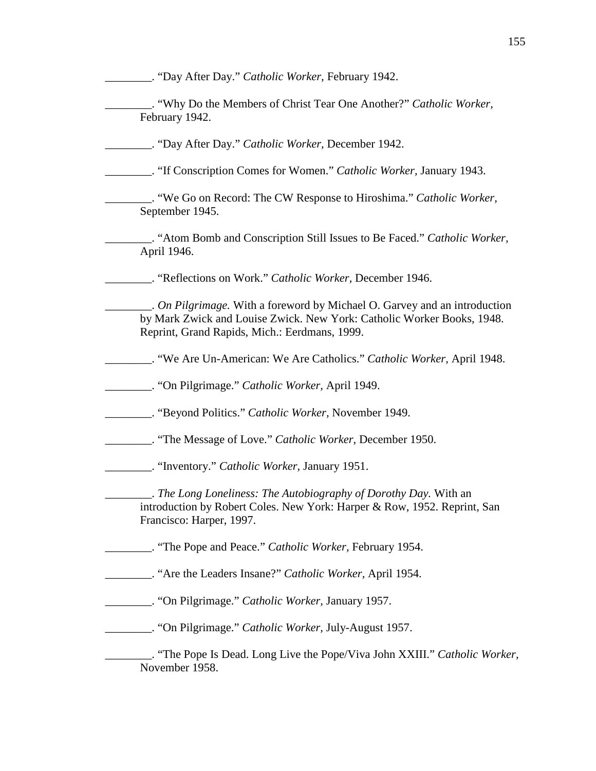________. “Day After Day.” *Catholic Worker,* February 1942.

________. “Why Do the Members of Christ Tear One Another?” *Catholic Worker,* February 1942.

________. “Day After Day.” *Catholic Worker,* December 1942.

________. “If Conscription Comes for Women.” *Catholic Worker,* January 1943.

________. “We Go on Record: The CW Response to Hiroshima.” *Catholic Worker,* September 1945.

________. “Atom Bomb and Conscription Still Issues to Be Faced.” *Catholic Worker,* April 1946.

________. “Reflections on Work.” *Catholic Worker,* December 1946.

________. *On Pilgrimage.* With a foreword by Michael O. Garvey and an introduction by Mark Zwick and Louise Zwick. New York: Catholic Worker Books, 1948. Reprint, Grand Rapids, Mich.: Eerdmans, 1999.

________. “We Are Un-American: We Are Catholics.” *Catholic Worker,* April 1948.

________. “On Pilgrimage.” *Catholic Worker,* April 1949.

________. “Beyond Politics.” *Catholic Worker,* November 1949.

________. “The Message of Love.” *Catholic Worker,* December 1950.

________. “Inventory.” *Catholic Worker,* January 1951.

________. *The Long Loneliness: The Autobiography of Dorothy Day.* With an introduction by Robert Coles. New York: Harper & Row, 1952. Reprint, San Francisco: Harper, 1997.

________. “The Pope and Peace.” *Catholic Worker,* February 1954.

________. “Are the Leaders Insane?” *Catholic Worker,* April 1954.

________. “On Pilgrimage.” *Catholic Worker,* January 1957.

________. “On Pilgrimage.” *Catholic Worker,* July-August 1957.

________. “The Pope Is Dead. Long Live the Pope/Viva John XXIII.” *Catholic Worker,* November 1958.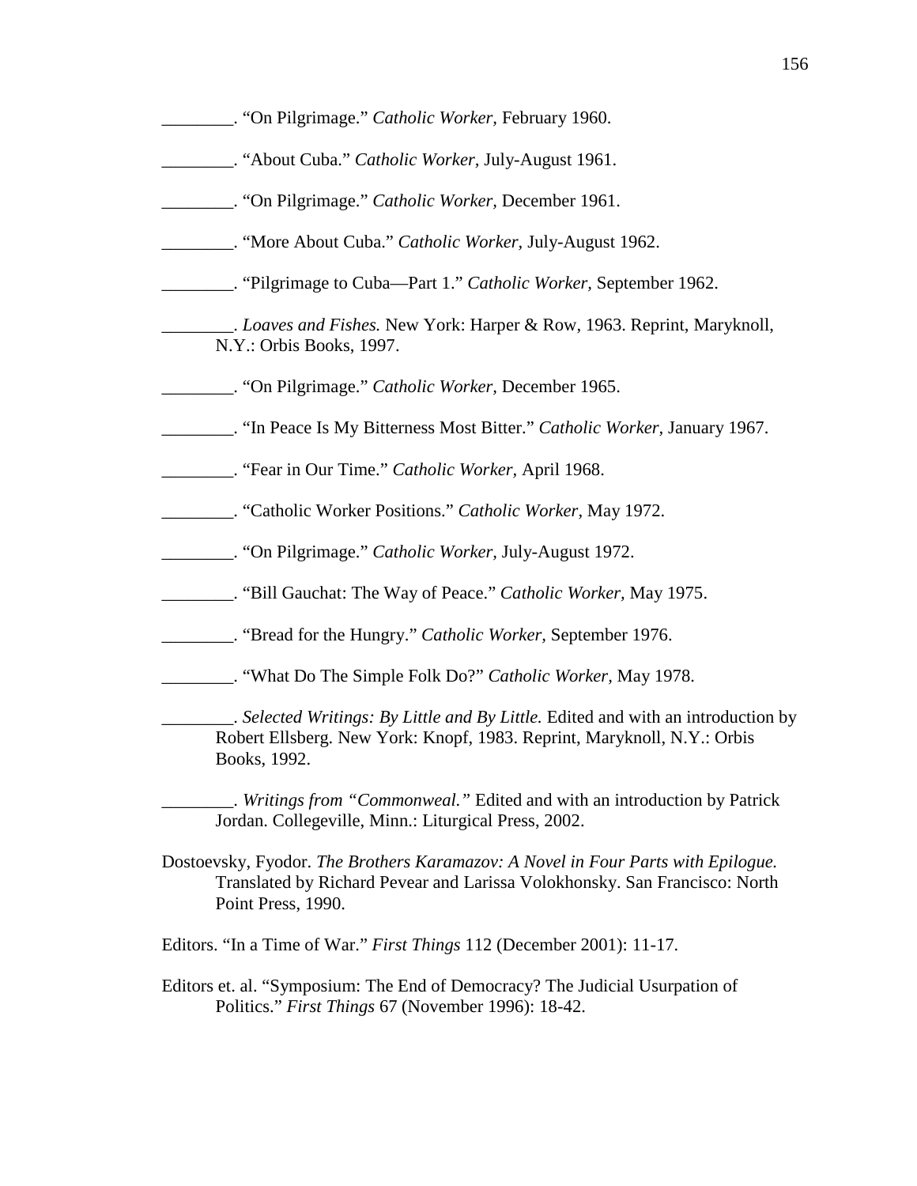________. “On Pilgrimage.” *Catholic Worker,* February 1960.

________. “About Cuba.” *Catholic Worker,* July-August 1961.

________. “On Pilgrimage.” *Catholic Worker,* December 1961.

________. “More About Cuba.” *Catholic Worker,* July-August 1962.

________. “Pilgrimage to Cuba—Part 1.” *Catholic Worker,* September 1962.

________. *Loaves and Fishes.* New York: Harper & Row, 1963. Reprint, Maryknoll, N.Y.: Orbis Books, 1997.

________. “On Pilgrimage.” *Catholic Worker,* December 1965.

________. “In Peace Is My Bitterness Most Bitter.” *Catholic Worker,* January 1967.

________. “Fear in Our Time.” *Catholic Worker,* April 1968.

________. “Catholic Worker Positions.” *Catholic Worker,* May 1972.

________. “On Pilgrimage.” *Catholic Worker,* July-August 1972.

________. “Bill Gauchat: The Way of Peace.” *Catholic Worker,* May 1975.

________. “Bread for the Hungry.” *Catholic Worker,* September 1976.

________. “What Do The Simple Folk Do?” *Catholic Worker,* May 1978.

________. *Selected Writings: By Little and By Little.* Edited and with an introduction by Robert Ellsberg. New York: Knopf, 1983. Reprint, Maryknoll, N.Y.: Orbis Books, 1992.

________. *Writings from “Commonweal.”* Edited and with an introduction by Patrick Jordan. Collegeville, Minn.: Liturgical Press, 2002.

Dostoevsky, Fyodor. *The Brothers Karamazov: A Novel in Four Parts with Epilogue.* Translated by Richard Pevear and Larissa Volokhonsky. San Francisco: North Point Press, 1990.

Editors. “In a Time of War.” *First Things* 112 (December 2001): 11-17.

Editors et. al. “Symposium: The End of Democracy? The Judicial Usurpation of Politics.” *First Things* 67 (November 1996): 18-42.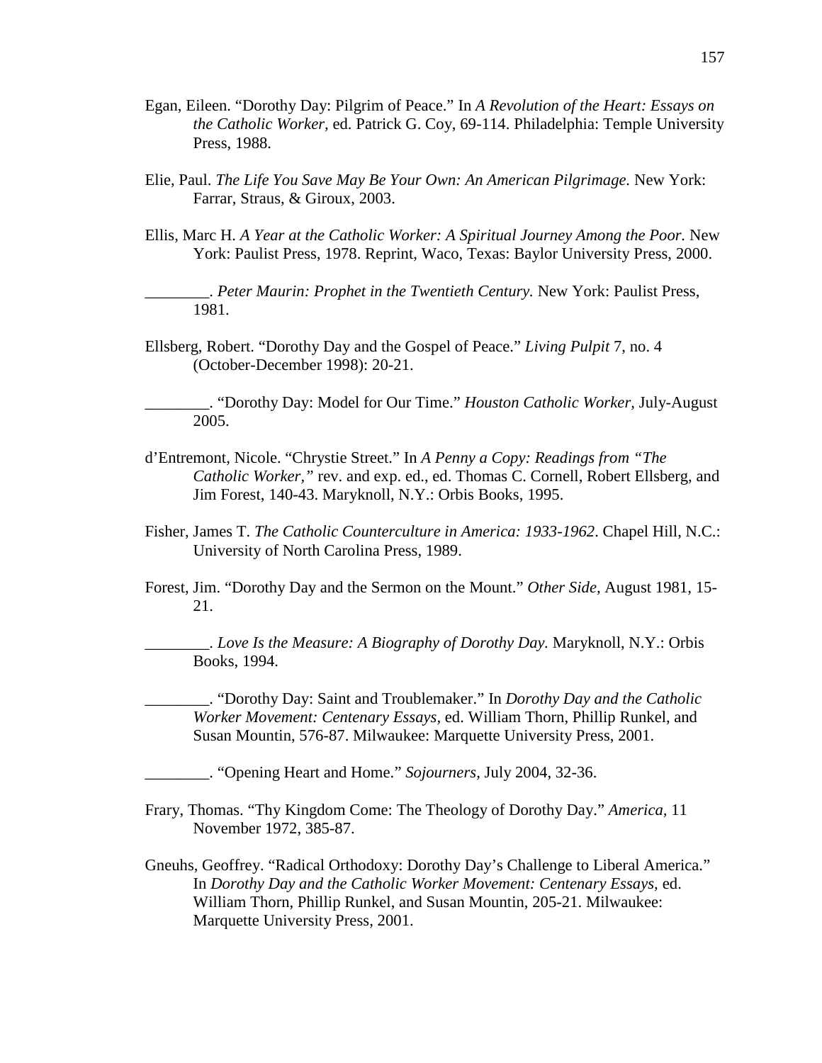Egan, Eileen. "Dorothy Day: Pilgrim of Peace." In *A Revolution of the Heart: Essays on the Catholic Worker,* ed. Patrick G. Coy, 69-114. Philadelphia: Temple University Press, 1988.

Elie, Paul. *The Life You Save May Be Your Own: An American Pilgrimage.* New York: Farrar, Straus, & Giroux, 2003.

Ellis, Marc H. *A Year at the Catholic Worker: A Spiritual Journey Among the Poor.* New York: Paulist Press, 1978. Reprint, Waco, Texas: Baylor University Press, 2000.

________. *Peter Maurin: Prophet in the Twentieth Century.* New York: Paulist Press, 1981.

Ellsberg, Robert. "Dorothy Day and the Gospel of Peace." *Living Pulpit* 7, no. 4 (October-December 1998): 20-21.

________. "Dorothy Day: Model for Our Time." *Houston Catholic Worker,* July-August 2005.

d'Entremont, Nicole. "Chrystie Street." In *A Penny a Copy: Readings from "The Catholic Worker,"* rev. and exp. ed., ed. Thomas C. Cornell, Robert Ellsberg, and Jim Forest, 140-43. Maryknoll, N.Y.: Orbis Books, 1995.

Fisher, James T. *The Catholic Counterculture in America: 1933-1962*. Chapel Hill, N.C.: University of North Carolina Press, 1989.

Forest, Jim. "Dorothy Day and the Sermon on the Mount." *Other Side,* August 1981, 15-21.

________. *Love Is the Measure: A Biography of Dorothy Day.* Maryknoll, N.Y.: Orbis Books, 1994.

________. "Dorothy Day: Saint and Troublemaker." In *Dorothy Day and the Catholic Worker Movement: Centenary Essays*, ed. William Thorn, Phillip Runkel, and Susan Mountin, 576-87. Milwaukee: Marquette University Press, 2001.

________. "Opening Heart and Home." *Sojourners,* July 2004, 32-36.

Frary, Thomas. "Thy Kingdom Come: The Theology of Dorothy Day." *America,* 11 November 1972, 385-87.

Gneuhs, Geoffrey. "Radical Orthodoxy: Dorothy Day's Challenge to Liberal America." In *Dorothy Day and the Catholic Worker Movement: Centenary Essays,* ed. William Thorn, Phillip Runkel, and Susan Mountin, 205-21. Milwaukee: Marquette University Press, 2001.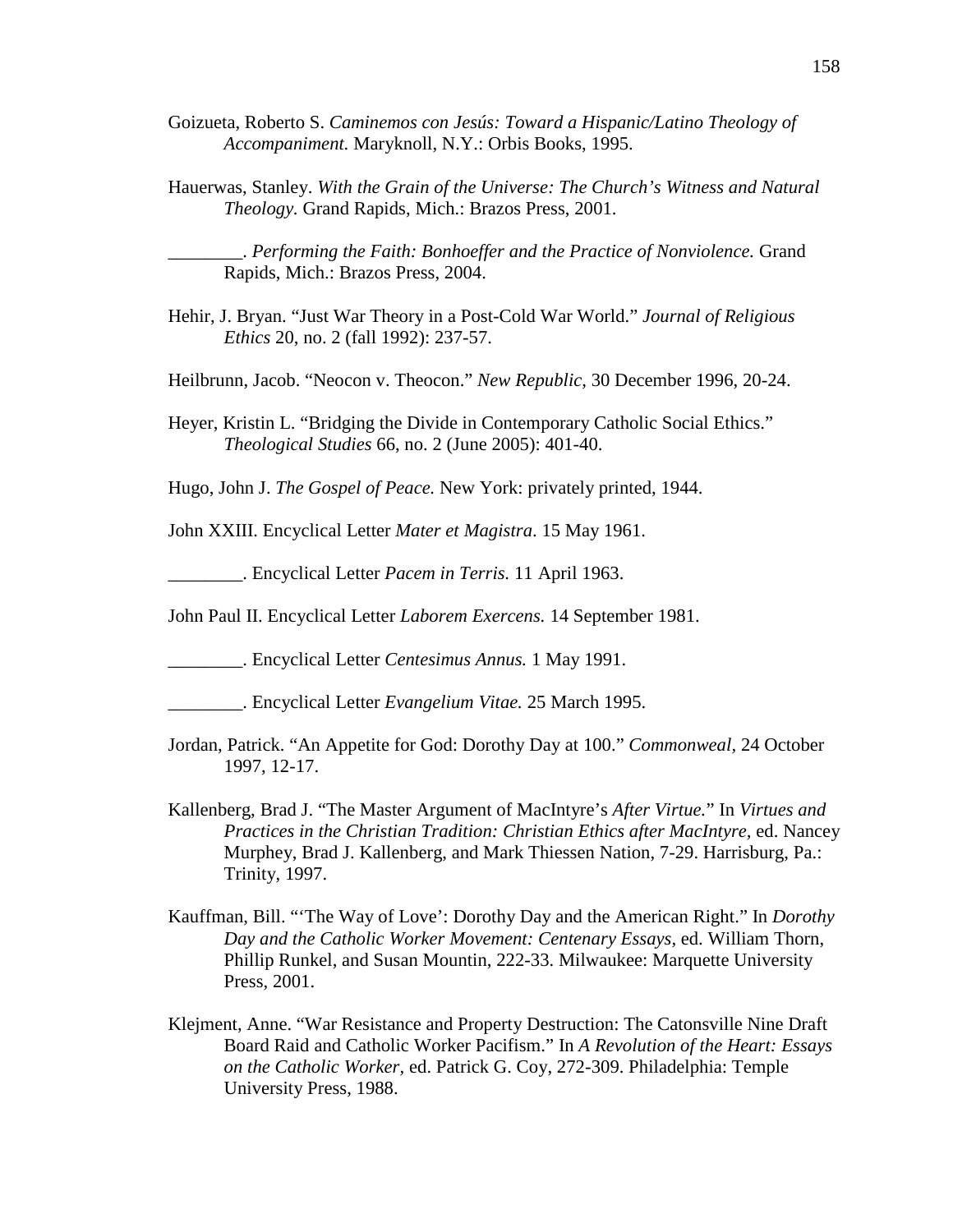Goizueta, Roberto S. *Caminemos con Jesús: Toward a Hispanic/Latino Theology of Accompaniment.* Maryknoll, N.Y.: Orbis Books, 1995.

Hauerwas, Stanley. *With the Grain of the Universe: The Church's Witness and Natural Theology.* Grand Rapids, Mich.: Brazos Press, 2001.

________. *Performing the Faith: Bonhoeffer and the Practice of Nonviolence.* Grand Rapids, Mich.: Brazos Press, 2004.

Hehir, J. Bryan. "Just War Theory in a Post-Cold War World." *Journal of Religious Ethics* 20, no. 2 (fall 1992): 237-57.

Heilbrunn, Jacob. "Neocon v. Theocon." *New Republic,* 30 December 1996, 20-24.

Heyer, Kristin L. "Bridging the Divide in Contemporary Catholic Social Ethics." *Theological Studies* 66, no. 2 (June 2005): 401-40.

Hugo, John J. *The Gospel of Peace.* New York: privately printed, 1944.

John XXIII. Encyclical Letter *Mater et Magistra*. 15 May 1961.

________. Encyclical Letter *Pacem in Terris.* 11 April 1963.

John Paul II. Encyclical Letter *Laborem Exercens.* 14 September 1981.

________. Encyclical Letter *Centesimus Annus.* 1 May 1991.

________. Encyclical Letter *Evangelium Vitae.* 25 March 1995.

Jordan, Patrick. "An Appetite for God: Dorothy Day at 100." *Commonweal,* 24 October 1997, 12-17.

Kallenberg, Brad J. "The Master Argument of MacIntyre's *After Virtue.*" In *Virtues and Practices in the Christian Tradition: Christian Ethics after MacIntyre,* ed. Nancey Murphey, Brad J. Kallenberg, and Mark Thiessen Nation, 7-29. Harrisburg, Pa.: Trinity, 1997.

Kauffman, Bill. "'The Way of Love': Dorothy Day and the American Right." In *Dorothy Day and the Catholic Worker Movement: Centenary Essays,* ed. William Thorn, Phillip Runkel, and Susan Mountin, 222-33. Milwaukee: Marquette University Press, 2001.

Klejment, Anne. "War Resistance and Property Destruction: The Catonsville Nine Draft Board Raid and Catholic Worker Pacifism." In *A Revolution of the Heart: Essays on the Catholic Worker,* ed. Patrick G. Coy, 272-309. Philadelphia: Temple University Press, 1988.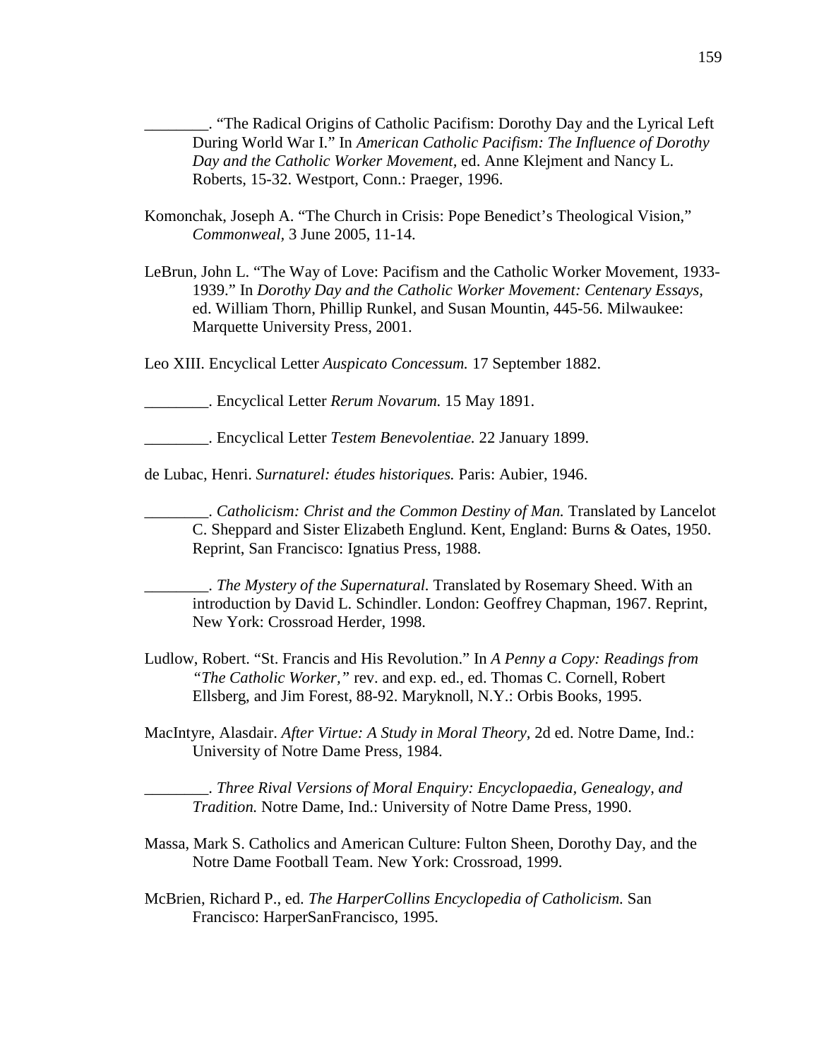________. "The Radical Origins of Catholic Pacifism: Dorothy Day and the Lyrical Left During World War I." In *American Catholic Pacifism: The Influence of Dorothy Day and the Catholic Worker Movement,* ed. Anne Klejment and Nancy L. Roberts, 15-32. Westport, Conn.: Praeger, 1996.

Komonchak, Joseph A. "The Church in Crisis: Pope Benedict's Theological Vision," *Commonweal,* 3 June 2005, 11-14.

LeBrun, John L. "The Way of Love: Pacifism and the Catholic Worker Movement, 1933-1939." In *Dorothy Day and the Catholic Worker Movement: Centenary Essays,* ed. William Thorn, Phillip Runkel, and Susan Mountin, 445-56. Milwaukee: Marquette University Press, 2001.

Leo XIII. Encyclical Letter *Auspicato Concessum.* 17 September 1882.

________. Encyclical Letter *Rerum Novarum.* 15 May 1891.

________. Encyclical Letter *Testem Benevolentiae.* 22 January 1899.

de Lubac, Henri. *Surnaturel: études historiques.* Paris: Aubier, 1946.

________. *Catholicism: Christ and the Common Destiny of Man.* Translated by Lancelot C. Sheppard and Sister Elizabeth Englund. Kent, England: Burns & Oates, 1950. Reprint, San Francisco: Ignatius Press, 1988.

________. *The Mystery of the Supernatural.* Translated by Rosemary Sheed. With an introduction by David L. Schindler. London: Geoffrey Chapman, 1967. Reprint, New York: Crossroad Herder, 1998.

Ludlow, Robert. "St. Francis and His Revolution." In *A Penny a Copy: Readings from "The Catholic Worker,"* rev. and exp. ed., ed. Thomas C. Cornell, Robert Ellsberg, and Jim Forest, 88-92. Maryknoll, N.Y.: Orbis Books, 1995.

MacIntyre, Alasdair. *After Virtue: A Study in Moral Theory,* 2d ed. Notre Dame, Ind.: University of Notre Dame Press, 1984.

________. *Three Rival Versions of Moral Enquiry: Encyclopaedia, Genealogy, and Tradition.* Notre Dame, Ind.: University of Notre Dame Press, 1990.

Massa, Mark S. Catholics and American Culture: Fulton Sheen, Dorothy Day, and the Notre Dame Football Team. New York: Crossroad, 1999.

McBrien, Richard P., ed. *The HarperCollins Encyclopedia of Catholicism.* San Francisco: HarperSanFrancisco, 1995.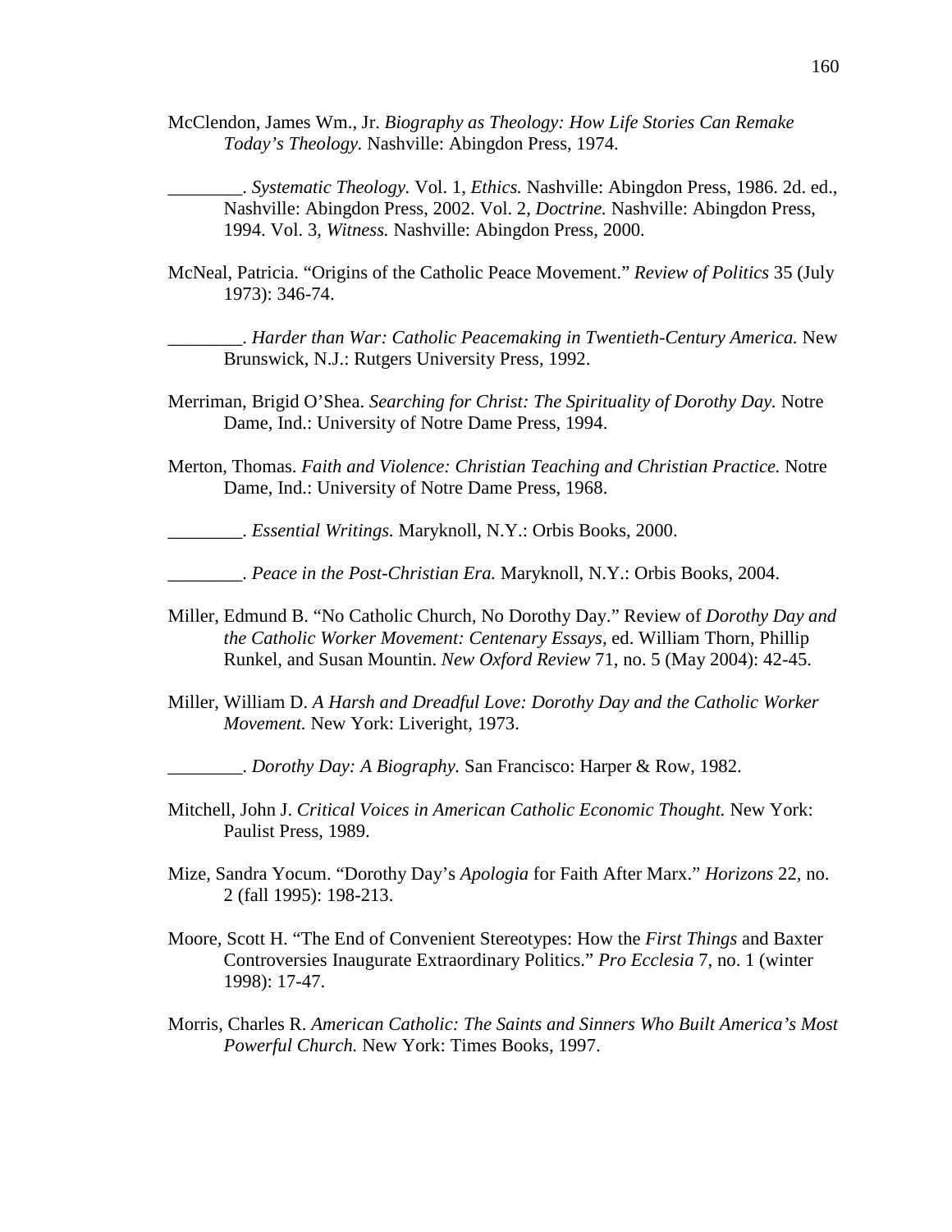McClendon, James Wm., Jr. *Biography as Theology: How Life Stories Can Remake Today's Theology.* Nashville: Abingdon Press, 1974.

________. *Systematic Theology.* Vol. 1, *Ethics.* Nashville: Abingdon Press, 1986. 2d. ed., Nashville: Abingdon Press, 2002. Vol. 2, *Doctrine.* Nashville: Abingdon Press, 1994. Vol. 3, *Witness.* Nashville: Abingdon Press, 2000.

McNeal, Patricia. "Origins of the Catholic Peace Movement." *Review of Politics* 35 (July 1973): 346-74.

________. *Harder than War: Catholic Peacemaking in Twentieth-Century America.* New Brunswick, N.J.: Rutgers University Press, 1992.

Merriman, Brigid O'Shea. *Searching for Christ: The Spirituality of Dorothy Day.* Notre Dame, Ind.: University of Notre Dame Press, 1994.

Merton, Thomas. *Faith and Violence: Christian Teaching and Christian Practice.* Notre Dame, Ind.: University of Notre Dame Press, 1968.

________. *Essential Writings.* Maryknoll, N.Y.: Orbis Books, 2000.

________. *Peace in the Post-Christian Era.* Maryknoll, N.Y.: Orbis Books, 2004.

Miller, Edmund B. "No Catholic Church, No Dorothy Day." Review of *Dorothy Day and the Catholic Worker Movement: Centenary Essays,* ed. William Thorn, Phillip Runkel, and Susan Mountin. *New Oxford Review* 71, no. 5 (May 2004): 42-45.

Miller, William D. *A Harsh and Dreadful Love: Dorothy Day and the Catholic Worker Movement.* New York: Liveright, 1973.

________. *Dorothy Day: A Biography.* San Francisco: Harper & Row, 1982.

Mitchell, John J. *Critical Voices in American Catholic Economic Thought.* New York: Paulist Press, 1989.

Mize, Sandra Yocum. "Dorothy Day's *Apologia* for Faith After Marx." *Horizons* 22, no. 2 (fall 1995): 198-213.

Moore, Scott H. "The End of Convenient Stereotypes: How the *First Things* and Baxter Controversies Inaugurate Extraordinary Politics." *Pro Ecclesia* 7, no. 1 (winter 1998): 17-47.

Morris, Charles R. *American Catholic: The Saints and Sinners Who Built America's Most Powerful Church.* New York: Times Books, 1997.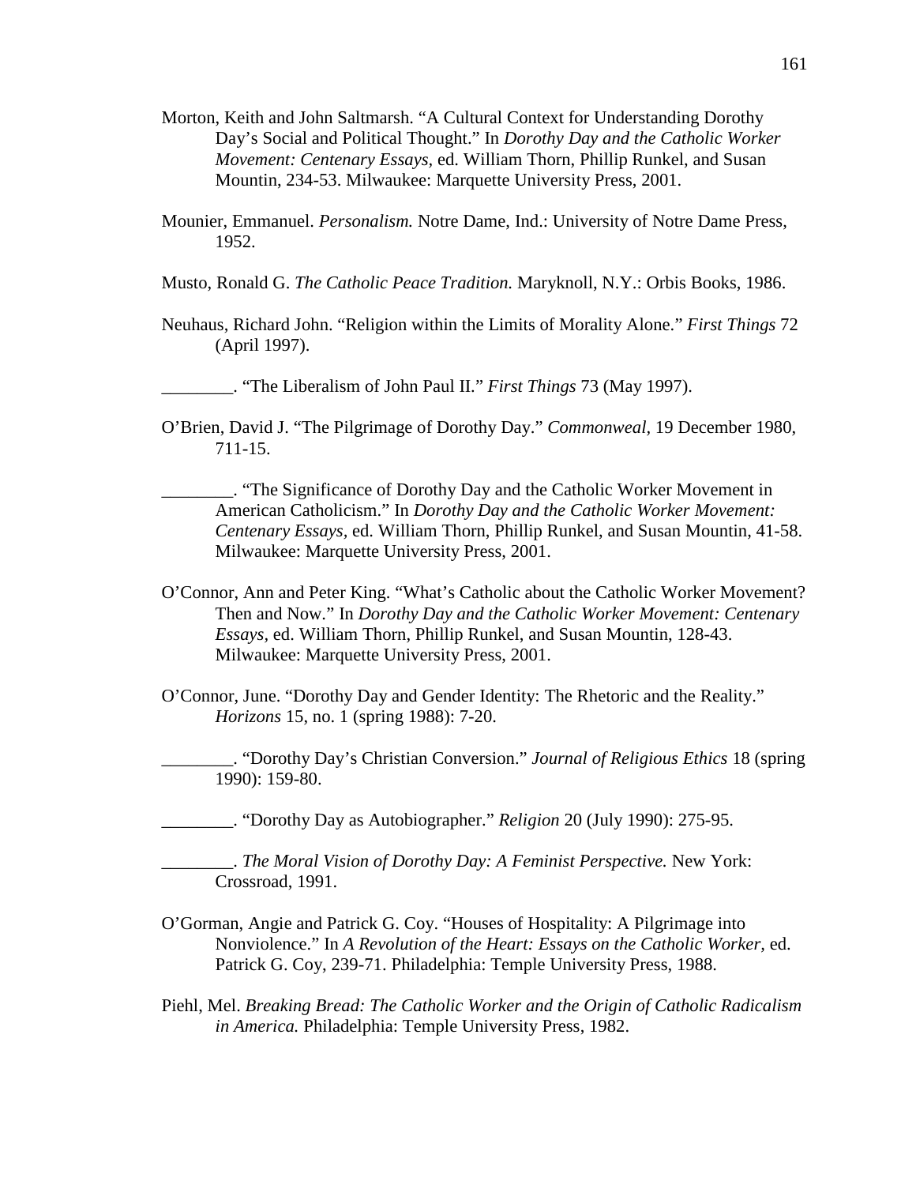Morton, Keith and John Saltmarsh. “A Cultural Context for Understanding Dorothy Day’s Social and Political Thought.” In *Dorothy Day and the Catholic Worker Movement: Centenary Essays,* ed. William Thorn, Phillip Runkel, and Susan Mountin, 234-53. Milwaukee: Marquette University Press, 2001.

Mounier, Emmanuel. *Personalism.* Notre Dame, Ind.: University of Notre Dame Press, 1952.

Musto, Ronald G. *The Catholic Peace Tradition.* Maryknoll, N.Y.: Orbis Books, 1986.

Neuhaus, Richard John. “Religion within the Limits of Morality Alone.” *First Things* 72 (April 1997).

________. “The Liberalism of John Paul II.” *First Things* 73 (May 1997).

O’Brien, David J. “The Pilgrimage of Dorothy Day.” *Commonweal,* 19 December 1980, 711-15.

________. “The Significance of Dorothy Day and the Catholic Worker Movement in American Catholicism.” In *Dorothy Day and the Catholic Worker Movement: Centenary Essays,* ed. William Thorn, Phillip Runkel, and Susan Mountin, 41-58. Milwaukee: Marquette University Press, 2001.

O’Connor, Ann and Peter King. “What’s Catholic about the Catholic Worker Movement? Then and Now.” In *Dorothy Day and the Catholic Worker Movement: Centenary Essays,* ed. William Thorn, Phillip Runkel, and Susan Mountin, 128-43. Milwaukee: Marquette University Press, 2001.

O’Connor, June. “Dorothy Day and Gender Identity: The Rhetoric and the Reality.” *Horizons* 15, no. 1 (spring 1988): 7-20.

________. “Dorothy Day’s Christian Conversion.” *Journal of Religious Ethics* 18 (spring 1990): 159-80.

________. “Dorothy Day as Autobiographer.” *Religion* 20 (July 1990): 275-95.

________. *The Moral Vision of Dorothy Day: A Feminist Perspective.* New York: Crossroad, 1991.

O’Gorman, Angie and Patrick G. Coy. “Houses of Hospitality: A Pilgrimage into Nonviolence.” In *A Revolution of the Heart: Essays on the Catholic Worker,* ed. Patrick G. Coy, 239-71. Philadelphia: Temple University Press, 1988.

Piehl, Mel. *Breaking Bread: The Catholic Worker and the Origin of Catholic Radicalism in America.* Philadelphia: Temple University Press, 1982.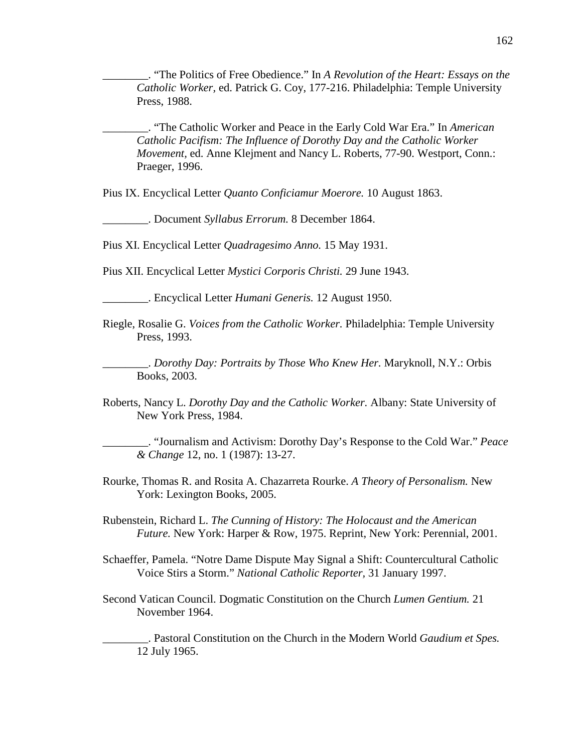________. "The Politics of Free Obedience." In *A Revolution of the Heart: Essays on the Catholic Worker,* ed. Patrick G. Coy, 177-216. Philadelphia: Temple University Press, 1988.

________. "The Catholic Worker and Peace in the Early Cold War Era." In *American Catholic Pacifism: The Influence of Dorothy Day and the Catholic Worker Movement,* ed. Anne Klejment and Nancy L. Roberts, 77-90. Westport, Conn.: Praeger, 1996.

Pius IX. Encyclical Letter *Quanto Conficiamur Moerore.* 10 August 1863.

________. Document *Syllabus Errorum.* 8 December 1864.

Pius XI. Encyclical Letter *Quadragesimo Anno.* 15 May 1931.

Pius XII. Encyclical Letter *Mystici Corporis Christi.* 29 June 1943.

________. Encyclical Letter *Humani Generis.* 12 August 1950.

Riegle, Rosalie G. *Voices from the Catholic Worker.* Philadelphia: Temple University Press, 1993.

________. *Dorothy Day: Portraits by Those Who Knew Her.* Maryknoll, N.Y.: Orbis Books, 2003.

Roberts, Nancy L. *Dorothy Day and the Catholic Worker.* Albany: State University of New York Press, 1984.

________. "Journalism and Activism: Dorothy Day's Response to the Cold War." *Peace & Change* 12, no. 1 (1987): 13-27.

Rourke, Thomas R. and Rosita A. Chazarreta Rourke. *A Theory of Personalism.* New York: Lexington Books, 2005.

Rubenstein, Richard L. *The Cunning of History: The Holocaust and the American Future.* New York: Harper & Row, 1975. Reprint, New York: Perennial, 2001.

Schaeffer, Pamela. "Notre Dame Dispute May Signal a Shift: Countercultural Catholic Voice Stirs a Storm." *National Catholic Reporter,* 31 January 1997.

Second Vatican Council. Dogmatic Constitution on the Church *Lumen Gentium.* 21 November 1964.

________. Pastoral Constitution on the Church in the Modern World *Gaudium et Spes.* 12 July 1965.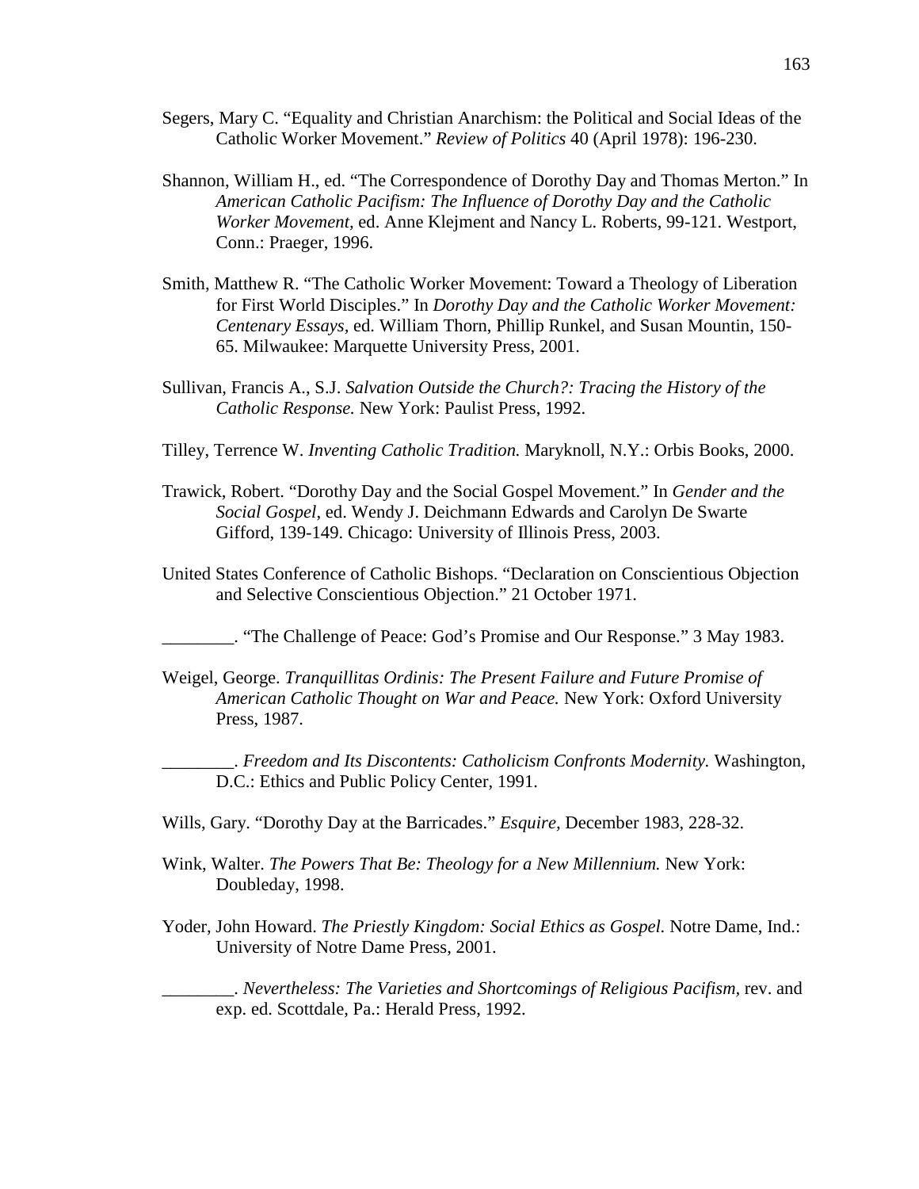Segers, Mary C. "Equality and Christian Anarchism: the Political and Social Ideas of the Catholic Worker Movement." *Review of Politics* 40 (April 1978): 196-230.

Shannon, William H., ed. "The Correspondence of Dorothy Day and Thomas Merton." In *American Catholic Pacifism: The Influence of Dorothy Day and the Catholic Worker Movement*, ed. Anne Klejment and Nancy L. Roberts, 99-121. Westport, Conn.: Praeger, 1996.

Smith, Matthew R. "The Catholic Worker Movement: Toward a Theology of Liberation for First World Disciples." In *Dorothy Day and the Catholic Worker Movement: Centenary Essays*, ed. William Thorn, Phillip Runkel, and Susan Mountin, 150-65. Milwaukee: Marquette University Press, 2001.

Sullivan, Francis A., S.J. *Salvation Outside the Church?: Tracing the History of the Catholic Response.* New York: Paulist Press, 1992.

Tilley, Terrence W. *Inventing Catholic Tradition.* Maryknoll, N.Y.: Orbis Books, 2000.

Trawick, Robert. "Dorothy Day and the Social Gospel Movement." In *Gender and the Social Gospel*, ed. Wendy J. Deichmann Edwards and Carolyn De Swarte Gifford, 139-149. Chicago: University of Illinois Press, 2003.

United States Conference of Catholic Bishops. "Declaration on Conscientious Objection and Selective Conscientious Objection." 21 October 1971.

________. "The Challenge of Peace: God's Promise and Our Response." 3 May 1983.

Weigel, George. *Tranquillitas Ordinis: The Present Failure and Future Promise of American Catholic Thought on War and Peace.* New York: Oxford University Press, 1987.

________. *Freedom and Its Discontents: Catholicism Confronts Modernity.* Washington, D.C.: Ethics and Public Policy Center, 1991.

Wills, Gary. "Dorothy Day at the Barricades." *Esquire,* December 1983, 228-32.

Wink, Walter. *The Powers That Be: Theology for a New Millennium.* New York: Doubleday, 1998.

Yoder, John Howard. *The Priestly Kingdom: Social Ethics as Gospel.* Notre Dame, Ind.: University of Notre Dame Press, 2001.

________. *Nevertheless: The Varieties and Shortcomings of Religious Pacifism,* rev. and exp. ed. Scottdale, Pa.: Herald Press, 1992.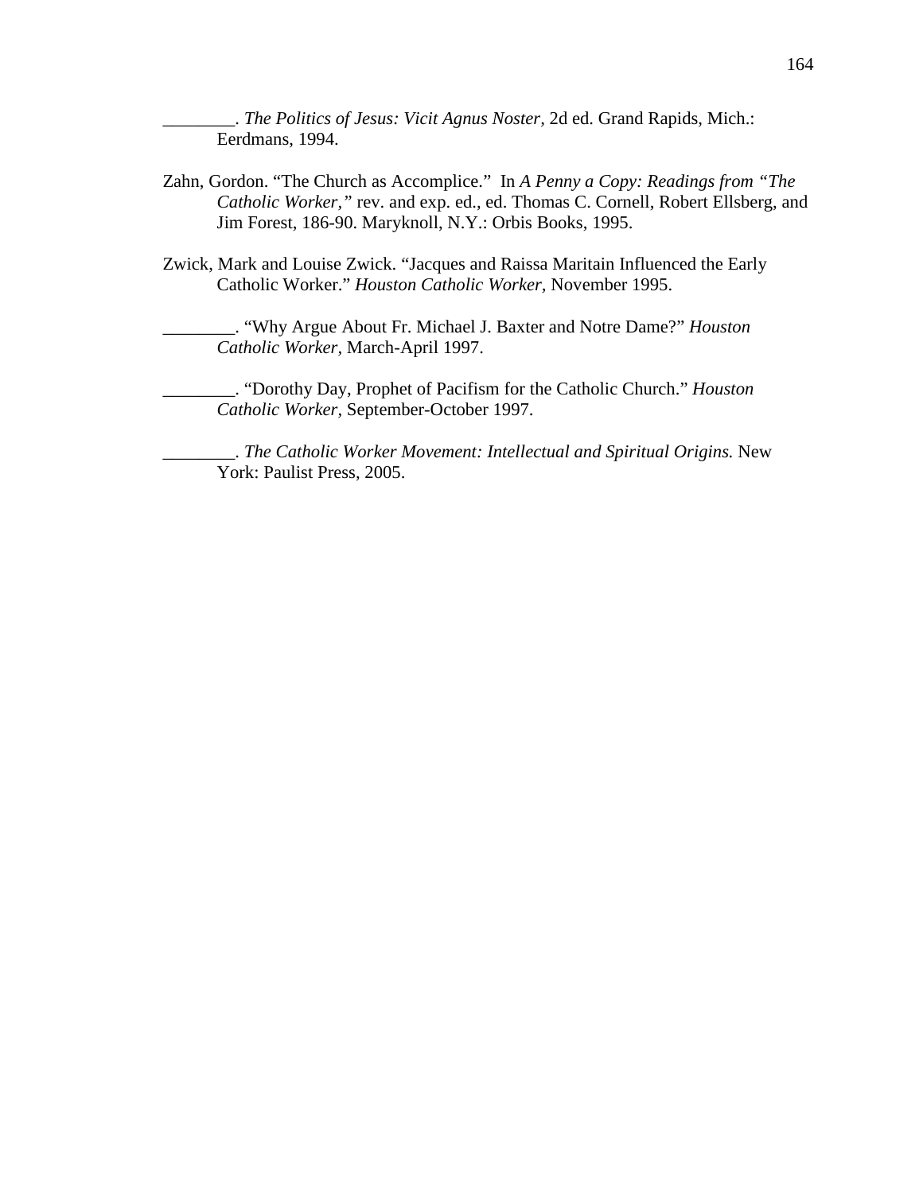________. *The Politics of Jesus: Vicit Agnus Noster,* 2d ed. Grand Rapids, Mich.: Eerdmans, 1994.

Zahn, Gordon. "The Church as Accomplice." In *A Penny a Copy: Readings from "The Catholic Worker,"* rev. and exp. ed., ed. Thomas C. Cornell, Robert Ellsberg, and Jim Forest, 186-90. Maryknoll, N.Y.: Orbis Books, 1995.

Zwick, Mark and Louise Zwick. "Jacques and Raissa Maritain Influenced the Early Catholic Worker." *Houston Catholic Worker,* November 1995.

________. "Why Argue About Fr. Michael J. Baxter and Notre Dame?" *Houston Catholic Worker,* March-April 1997.

________. "Dorothy Day, Prophet of Pacifism for the Catholic Church." *Houston Catholic Worker,* September-October 1997.

________. *The Catholic Worker Movement: Intellectual and Spiritual Origins.* New York: Paulist Press, 2005.